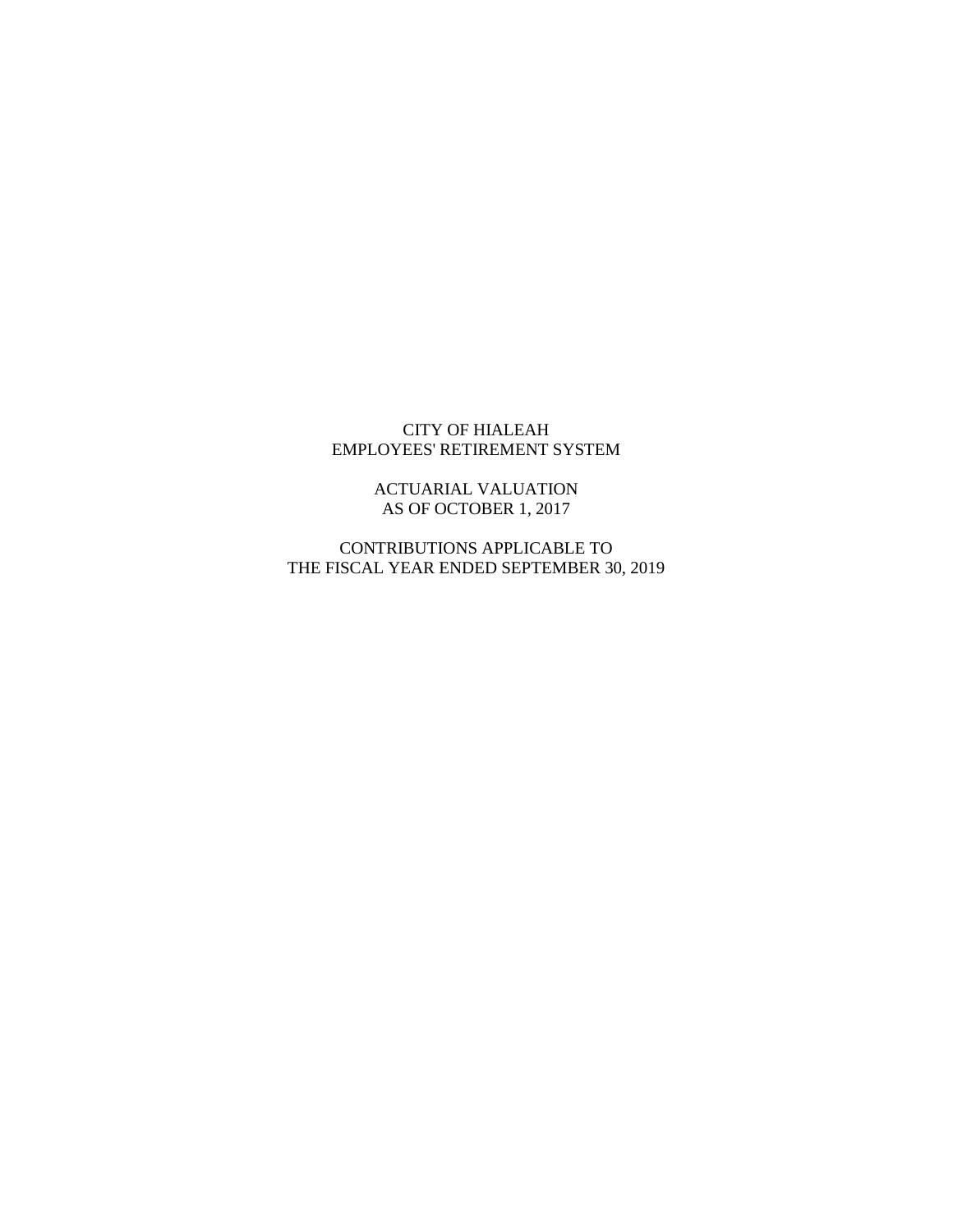# CITY OF HIALEAH
# EMPLOYEES' RETIREMENT SYSTEM

## ACTUARIAL VALUATION
## AS OF OCTOBER 1, 2017

## CONTRIBUTIONS APPLICABLE TO
## THE FISCAL YEAR ENDED SEPTEMBER 30, 2019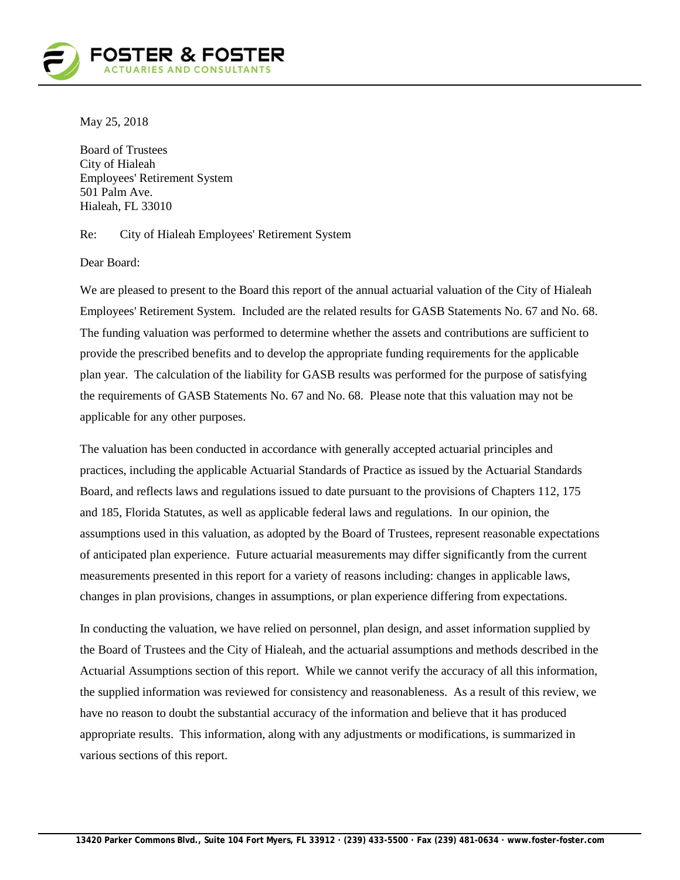May 25, 2018

Board of Trustees
City of Hialeah
Employees' Retirement System
501 Palm Ave.
Hialeah, FL 33010

Re: City of Hialeah Employees' Retirement System

Dear Board:

We are pleased to present to the Board this report of the annual actuarial valuation of the City of Hialeah Employees' Retirement System. Included are the related results for GASB Statements No. 67 and No. 68. The funding valuation was performed to determine whether the assets and contributions are sufficient to provide the prescribed benefits and to develop the appropriate funding requirements for the applicable plan year. The calculation of the liability for GASB results was performed for the purpose of satisfying the requirements of GASB Statements No. 67 and No. 68. Please note that this valuation may not be applicable for any other purposes.

The valuation has been conducted in accordance with generally accepted actuarial principles and practices, including the applicable Actuarial Standards of Practice as issued by the Actuarial Standards Board, and reflects laws and regulations issued to date pursuant to the provisions of Chapters 112, 175 and 185, Florida Statutes, as well as applicable federal laws and regulations. In our opinion, the assumptions used in this valuation, as adopted by the Board of Trustees, represent reasonable expectations of anticipated plan experience. Future actuarial measurements may differ significantly from the current measurements presented in this report for a variety of reasons including: changes in applicable laws, changes in plan provisions, changes in assumptions, or plan experience differing from expectations.

In conducting the valuation, we have relied on personnel, plan design, and asset information supplied by the Board of Trustees and the City of Hialeah, and the actuarial assumptions and methods described in the Actuarial Assumptions section of this report. While we cannot verify the accuracy of all this information, the supplied information was reviewed for consistency and reasonableness. As a result of this review, we have no reason to doubt the substantial accuracy of the information and believe that it has produced appropriate results. This information, along with any adjustments or modifications, is summarized in various sections of this report.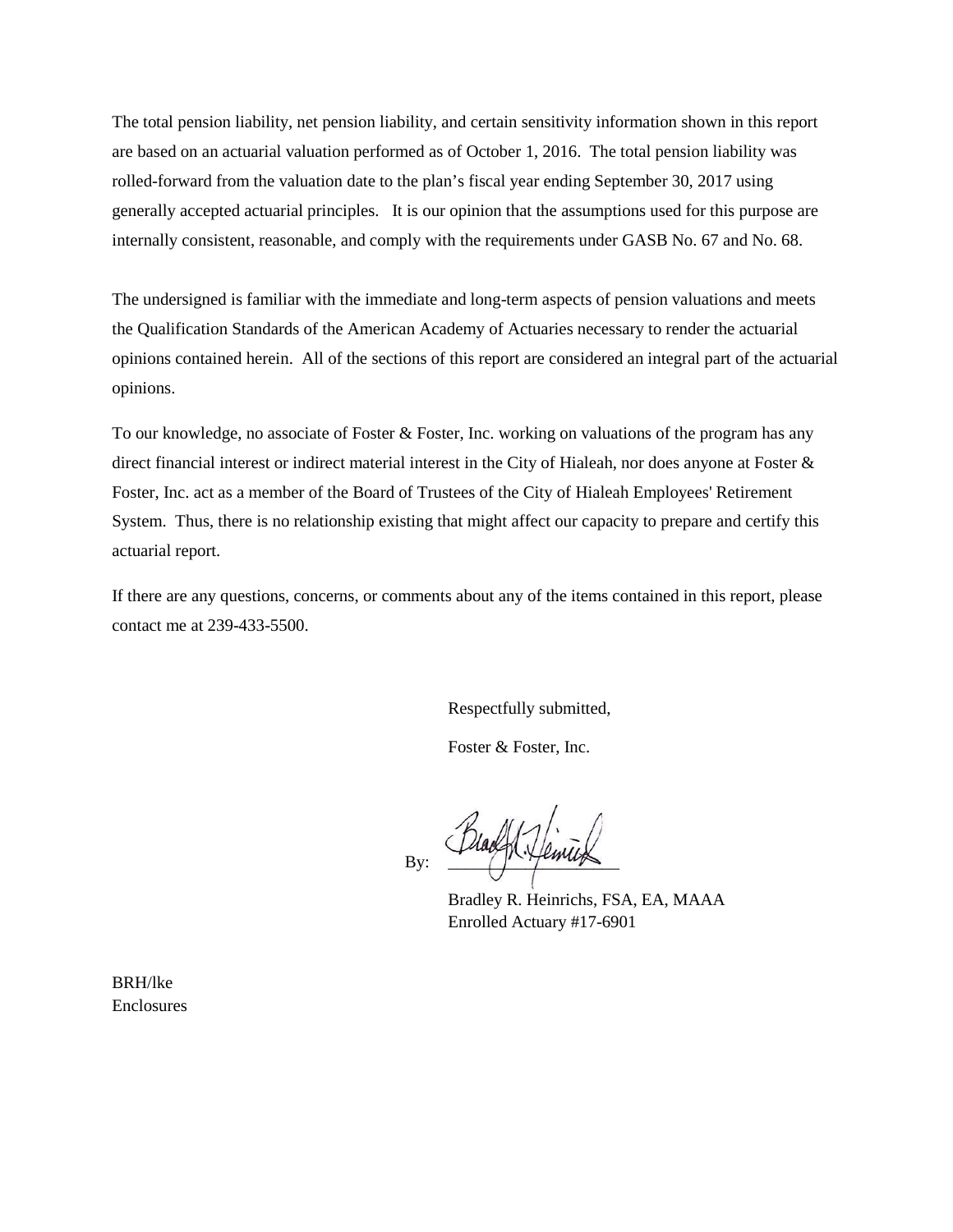The total pension liability, net pension liability, and certain sensitivity information shown in this report are based on an actuarial valuation performed as of October 1, 2016. The total pension liability was rolled-forward from the valuation date to the plan's fiscal year ending September 30, 2017 using generally accepted actuarial principles. It is our opinion that the assumptions used for this purpose are internally consistent, reasonable, and comply with the requirements under GASB No. 67 and No. 68.

The undersigned is familiar with the immediate and long-term aspects of pension valuations and meets the Qualification Standards of the American Academy of Actuaries necessary to render the actuarial opinions contained herein. All of the sections of this report are considered an integral part of the actuarial opinions.

To our knowledge, no associate of Foster & Foster, Inc. working on valuations of the program has any direct financial interest or indirect material interest in the City of Hialeah, nor does anyone at Foster & Foster, Inc. act as a member of the Board of Trustees of the City of Hialeah Employees' Retirement System. Thus, there is no relationship existing that might affect our capacity to prepare and certify this actuarial report.

If there are any questions, concerns, or comments about any of the items contained in this report, please contact me at 239-433-5500.

Respectfully submitted,

Foster & Foster, Inc.

By: ____________________

Bradley R. Heinrichs, FSA, EA, MAAA
Enrolled Actuary #17-6901

BRH/lke
Enclosures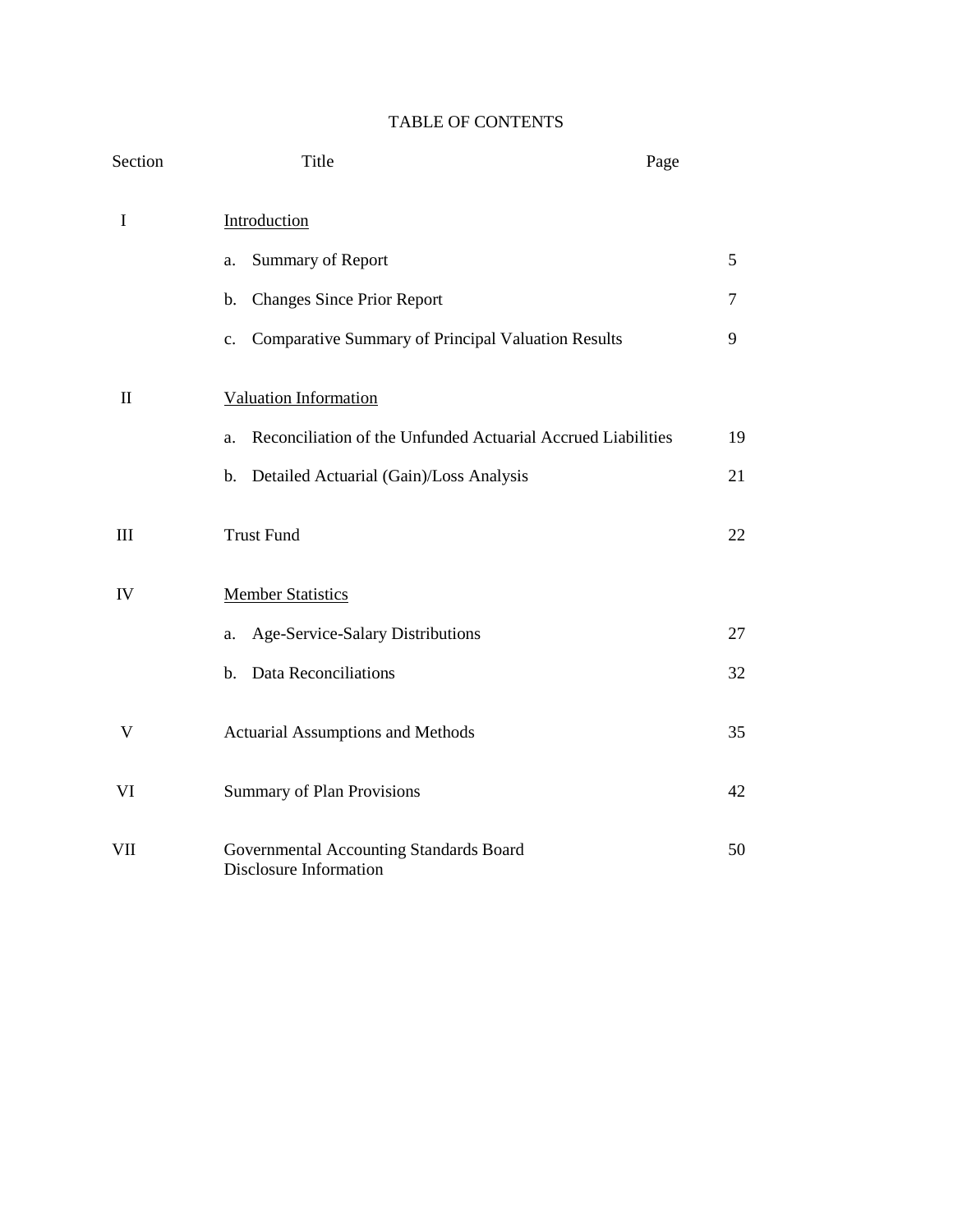# TABLE OF CONTENTS

| Section | Title | Page |
|---|---|---|
| I | Introduction | |
| | a. Summary of Report | 5 |
| | b. Changes Since Prior Report | 7 |
| | c. Comparative Summary of Principal Valuation Results | 9 |
| II | Valuation Information | |
| | a. Reconciliation of the Unfunded Actuarial Accrued Liabilities | 19 |
| | b. Detailed Actuarial (Gain)/Loss Analysis | 21 |
| III | Trust Fund | 22 |
| IV | Member Statistics | |
| | a. Age-Service-Salary Distributions | 27 |
| | b. Data Reconciliations | 32 |
| V | Actuarial Assumptions and Methods | 35 |
| VI | Summary of Plan Provisions | 42 |
| VII | Governmental Accounting Standards Board Disclosure Information | 50 |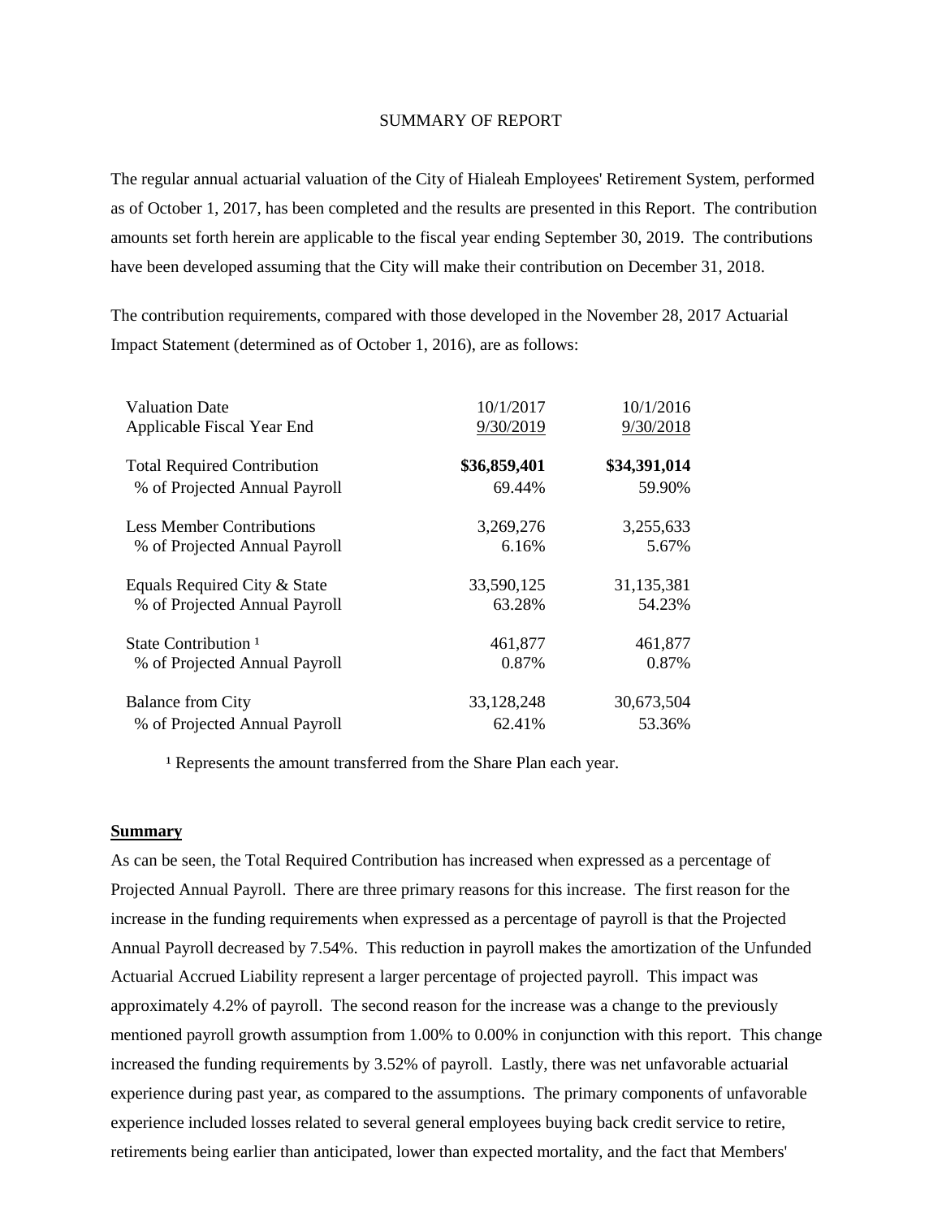## SUMMARY OF REPORT

The regular annual actuarial valuation of the City of Hialeah Employees' Retirement System, performed as of October 1, 2017, has been completed and the results are presented in this Report. The contribution amounts set forth herein are applicable to the fiscal year ending September 30, 2019. The contributions have been developed assuming that the City will make their contribution on December 31, 2018.

The contribution requirements, compared with those developed in the November 28, 2017 Actuarial Impact Statement (determined as of October 1, 2016), are as follows:

| | | |
|---|---|---|
| Valuation Date | 10/1/2017 | 10/1/2016 |
| Applicable Fiscal Year End | 9/30/2019 | 9/30/2018 |
| **Total Required Contribution** | **$36,859,401** | **$34,391,014** |
| % of Projected Annual Payroll | 69.44% | 59.90% |
| Less Member Contributions | 3,269,276 | 3,255,633 |
| % of Projected Annual Payroll | 6.16% | 5.67% |
| Equals Required City & State | 33,590,125 | 31,135,381 |
| % of Projected Annual Payroll | 63.28% | 54.23% |
| State Contribution [1] | 461,877 | 461,877 |
| % of Projected Annual Payroll | 0.87% | 0.87% |
| Balance from City | 33,128,248 | 30,673,504 |
| % of Projected Annual Payroll | 62.41% | 53.36% |

[1] Represents the amount transferred from the Share Plan each year.

**Summary**

As can be seen, the Total Required Contribution has increased when expressed as a percentage of Projected Annual Payroll. There are three primary reasons for this increase. The first reason for the increase in the funding requirements when expressed as a percentage of payroll is that the Projected Annual Payroll decreased by 7.54%. This reduction in payroll makes the amortization of the Unfunded Actuarial Accrued Liability represent a larger percentage of projected payroll. This impact was approximately 4.2% of payroll. The second reason for the increase was a change to the previously mentioned payroll growth assumption from 1.00% to 0.00% in conjunction with this report. This change increased the funding requirements by 3.52% of payroll. Lastly, there was net unfavorable actuarial experience during past year, as compared to the assumptions. The primary components of unfavorable experience included losses related to several general employees buying back credit service to retire, retirements being earlier than anticipated, lower than expected mortality, and the fact that Members'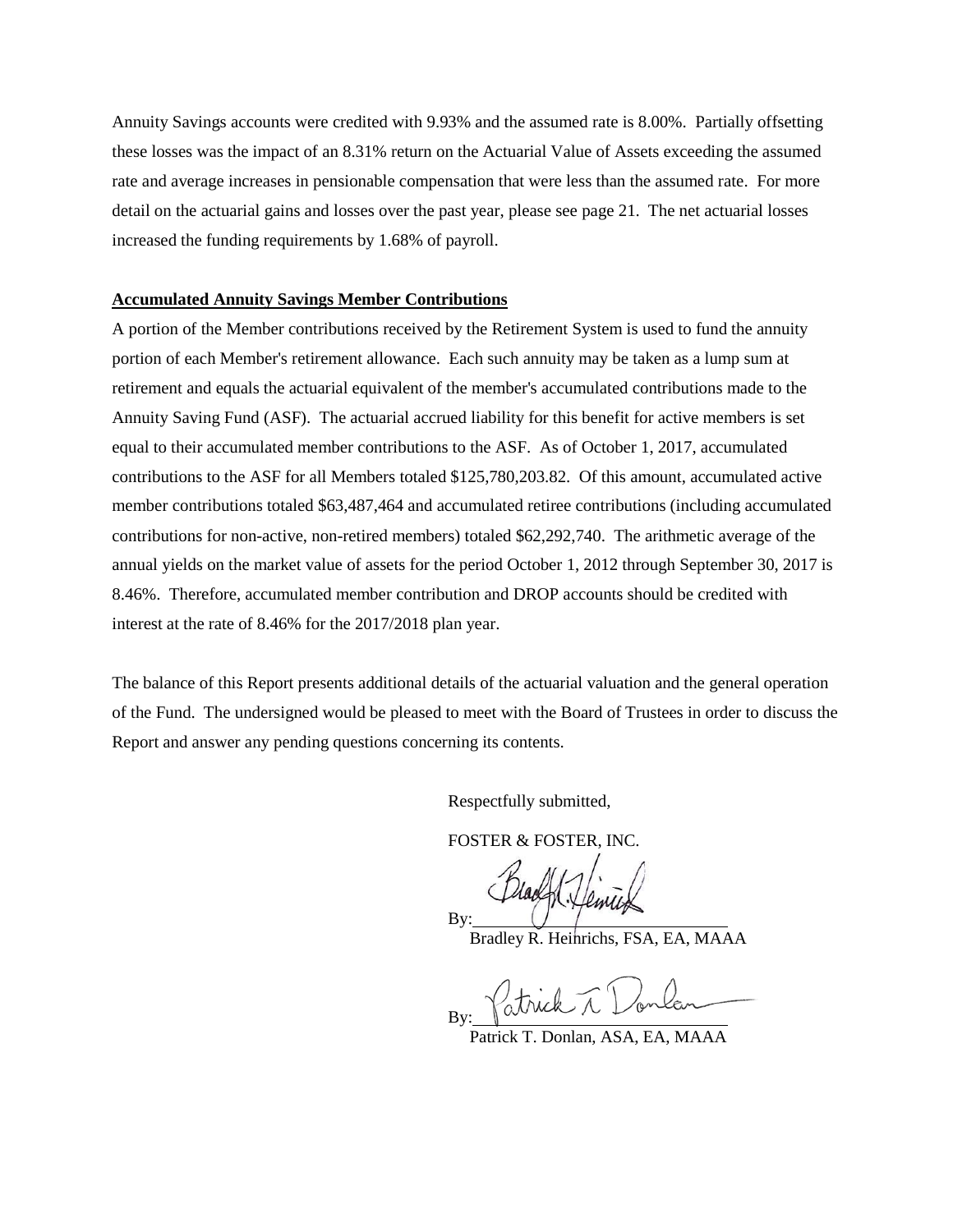Annuity Savings accounts were credited with 9.93% and the assumed rate is 8.00%. Partially offsetting these losses was the impact of an 8.31% return on the Actuarial Value of Assets exceeding the assumed rate and average increases in pensionable compensation that were less than the assumed rate. For more detail on the actuarial gains and losses over the past year, please see page 21. The net actuarial losses increased the funding requirements by 1.68% of payroll.

**Accumulated Annuity Savings Member Contributions**

A portion of the Member contributions received by the Retirement System is used to fund the annuity portion of each Member's retirement allowance. Each such annuity may be taken as a lump sum at retirement and equals the actuarial equivalent of the member's accumulated contributions made to the Annuity Saving Fund (ASF). The actuarial accrued liability for this benefit for active members is set equal to their accumulated member contributions to the ASF. As of October 1, 2017, accumulated contributions to the ASF for all Members totaled $125,780,203.82. Of this amount, accumulated active member contributions totaled $63,487,464 and accumulated retiree contributions (including accumulated contributions for non-active, non-retired members) totaled $62,292,740. The arithmetic average of the annual yields on the market value of assets for the period October 1, 2012 through September 30, 2017 is 8.46%. Therefore, accumulated member contribution and DROP accounts should be credited with interest at the rate of 8.46% for the 2017/2018 plan year.

The balance of this Report presents additional details of the actuarial valuation and the general operation of the Fund. The undersigned would be pleased to meet with the Board of Trustees in order to discuss the Report and answer any pending questions concerning its contents.

Respectfully submitted,

FOSTER & FOSTER, INC.

By:\_\_\_\_\_\_\_\_\_\_\_\_\_\_\_\_\_\_\_\_\_\_\_\_\_\_\_\_\_\_
Bradley R. Heinrichs, FSA, EA, MAAA

By:\_\_\_\_\_\_\_\_\_\_\_\_\_\_\_\_\_\_\_\_\_\_\_\_\_\_\_\_\_\_
Patrick T. Donlan, ASA, EA, MAAA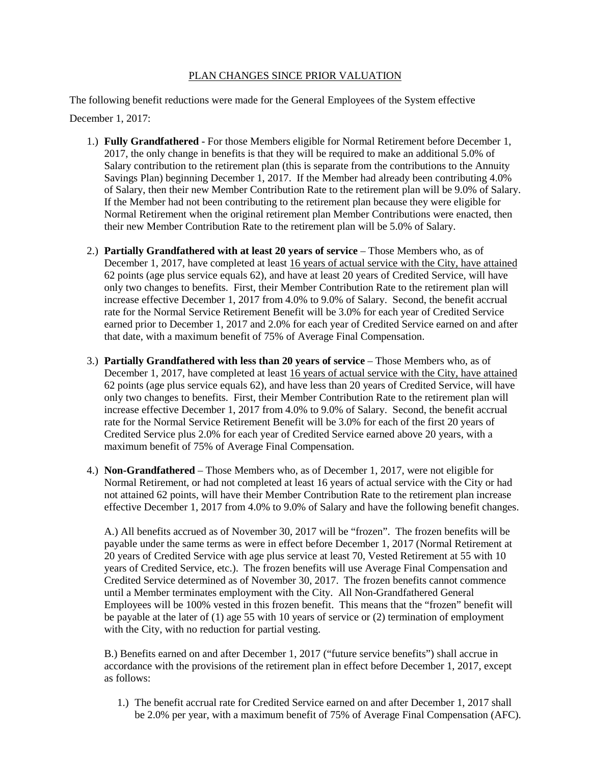## PLAN CHANGES SINCE PRIOR VALUATION

The following benefit reductions were made for the General Employees of the System effective December 1, 2017:

1.) **Fully Grandfathered** - For those Members eligible for Normal Retirement before December 1, 2017, the only change in benefits is that they will be required to make an additional 5.0% of Salary contribution to the retirement plan (this is separate from the contributions to the Annuity Savings Plan) beginning December 1, 2017. If the Member had already been contributing 4.0% of Salary, then their new Member Contribution Rate to the retirement plan will be 9.0% of Salary. If the Member had not been contributing to the retirement plan because they were eligible for Normal Retirement when the original retirement plan Member Contributions were enacted, then their new Member Contribution Rate to the retirement plan will be 5.0% of Salary.

2.) **Partially Grandfathered with at least 20 years of service** – Those Members who, as of December 1, 2017, have completed at least 16 years of actual service with the City, have attained 62 points (age plus service equals 62), and have at least 20 years of Credited Service, will have only two changes to benefits. First, their Member Contribution Rate to the retirement plan will increase effective December 1, 2017 from 4.0% to 9.0% of Salary. Second, the benefit accrual rate for the Normal Service Retirement Benefit will be 3.0% for each year of Credited Service earned prior to December 1, 2017 and 2.0% for each year of Credited Service earned on and after that date, with a maximum benefit of 75% of Average Final Compensation.

3.) **Partially Grandfathered with less than 20 years of service** – Those Members who, as of December 1, 2017, have completed at least 16 years of actual service with the City, have attained 62 points (age plus service equals 62), and have less than 20 years of Credited Service, will have only two changes to benefits. First, their Member Contribution Rate to the retirement plan will increase effective December 1, 2017 from 4.0% to 9.0% of Salary. Second, the benefit accrual rate for the Normal Service Retirement Benefit will be 3.0% for each of the first 20 years of Credited Service plus 2.0% for each year of Credited Service earned above 20 years, with a maximum benefit of 75% of Average Final Compensation.

4.) **Non-Grandfathered** – Those Members who, as of December 1, 2017, were not eligible for Normal Retirement, or had not completed at least 16 years of actual service with the City or had not attained 62 points, will have their Member Contribution Rate to the retirement plan increase effective December 1, 2017 from 4.0% to 9.0% of Salary and have the following benefit changes.

   A.) All benefits accrued as of November 30, 2017 will be "frozen". The frozen benefits will be payable under the same terms as were in effect before December 1, 2017 (Normal Retirement at 20 years of Credited Service with age plus service at least 70, Vested Retirement at 55 with 10 years of Credited Service, etc.). The frozen benefits will use Average Final Compensation and Credited Service determined as of November 30, 2017. The frozen benefits cannot commence until a Member terminates employment with the City. All Non-Grandfathered General Employees will be 100% vested in this frozen benefit. This means that the "frozen" benefit will be payable at the later of (1) age 55 with 10 years of service or (2) termination of employment with the City, with no reduction for partial vesting.

   B.) Benefits earned on and after December 1, 2017 ("future service benefits") shall accrue in accordance with the provisions of the retirement plan in effect before December 1, 2017, except as follows:

   1.) The benefit accrual rate for Credited Service earned on and after December 1, 2017 shall be 2.0% per year, with a maximum benefit of 75% of Average Final Compensation (AFC).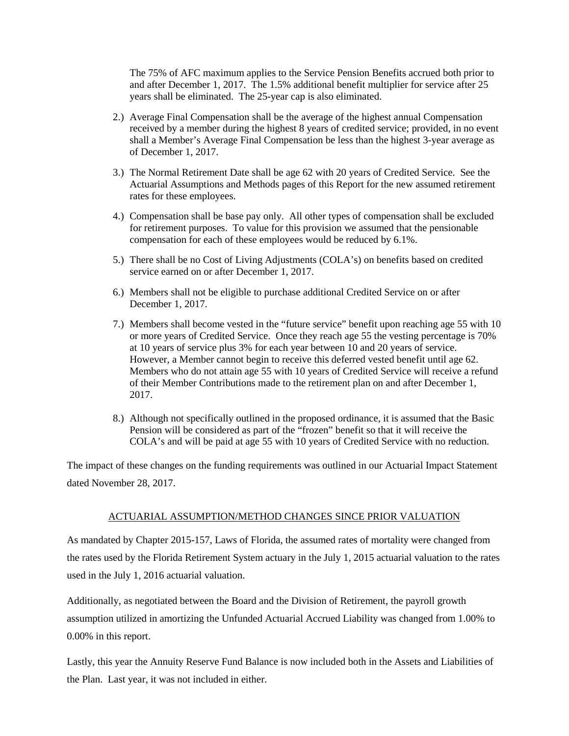The 75% of AFC maximum applies to the Service Pension Benefits accrued both prior to and after December 1, 2017. The 1.5% additional benefit multiplier for service after 25 years shall be eliminated. The 25-year cap is also eliminated.

2.) Average Final Compensation shall be the average of the highest annual Compensation received by a member during the highest 8 years of credited service; provided, in no event shall a Member's Average Final Compensation be less than the highest 3-year average as of December 1, 2017.

3.) The Normal Retirement Date shall be age 62 with 20 years of Credited Service. See the Actuarial Assumptions and Methods pages of this Report for the new assumed retirement rates for these employees.

4.) Compensation shall be base pay only. All other types of compensation shall be excluded for retirement purposes. To value for this provision we assumed that the pensionable compensation for each of these employees would be reduced by 6.1%.

5.) There shall be no Cost of Living Adjustments (COLA's) on benefits based on credited service earned on or after December 1, 2017.

6.) Members shall not be eligible to purchase additional Credited Service on or after December 1, 2017.

7.) Members shall become vested in the "future service" benefit upon reaching age 55 with 10 or more years of Credited Service. Once they reach age 55 the vesting percentage is 70% at 10 years of service plus 3% for each year between 10 and 20 years of service. However, a Member cannot begin to receive this deferred vested benefit until age 62. Members who do not attain age 55 with 10 years of Credited Service will receive a refund of their Member Contributions made to the retirement plan on and after December 1, 2017.

8.) Although not specifically outlined in the proposed ordinance, it is assumed that the Basic Pension will be considered as part of the "frozen" benefit so that it will receive the COLA's and will be paid at age 55 with 10 years of Credited Service with no reduction.

The impact of these changes on the funding requirements was outlined in our Actuarial Impact Statement dated November 28, 2017.

## ACTUARIAL ASSUMPTION/METHOD CHANGES SINCE PRIOR VALUATION

As mandated by Chapter 2015-157, Laws of Florida, the assumed rates of mortality were changed from the rates used by the Florida Retirement System actuary in the July 1, 2015 actuarial valuation to the rates used in the July 1, 2016 actuarial valuation.

Additionally, as negotiated between the Board and the Division of Retirement, the payroll growth assumption utilized in amortizing the Unfunded Actuarial Accrued Liability was changed from 1.00% to 0.00% in this report.

Lastly, this year the Annuity Reserve Fund Balance is now included both in the Assets and Liabilities of the Plan. Last year, it was not included in either.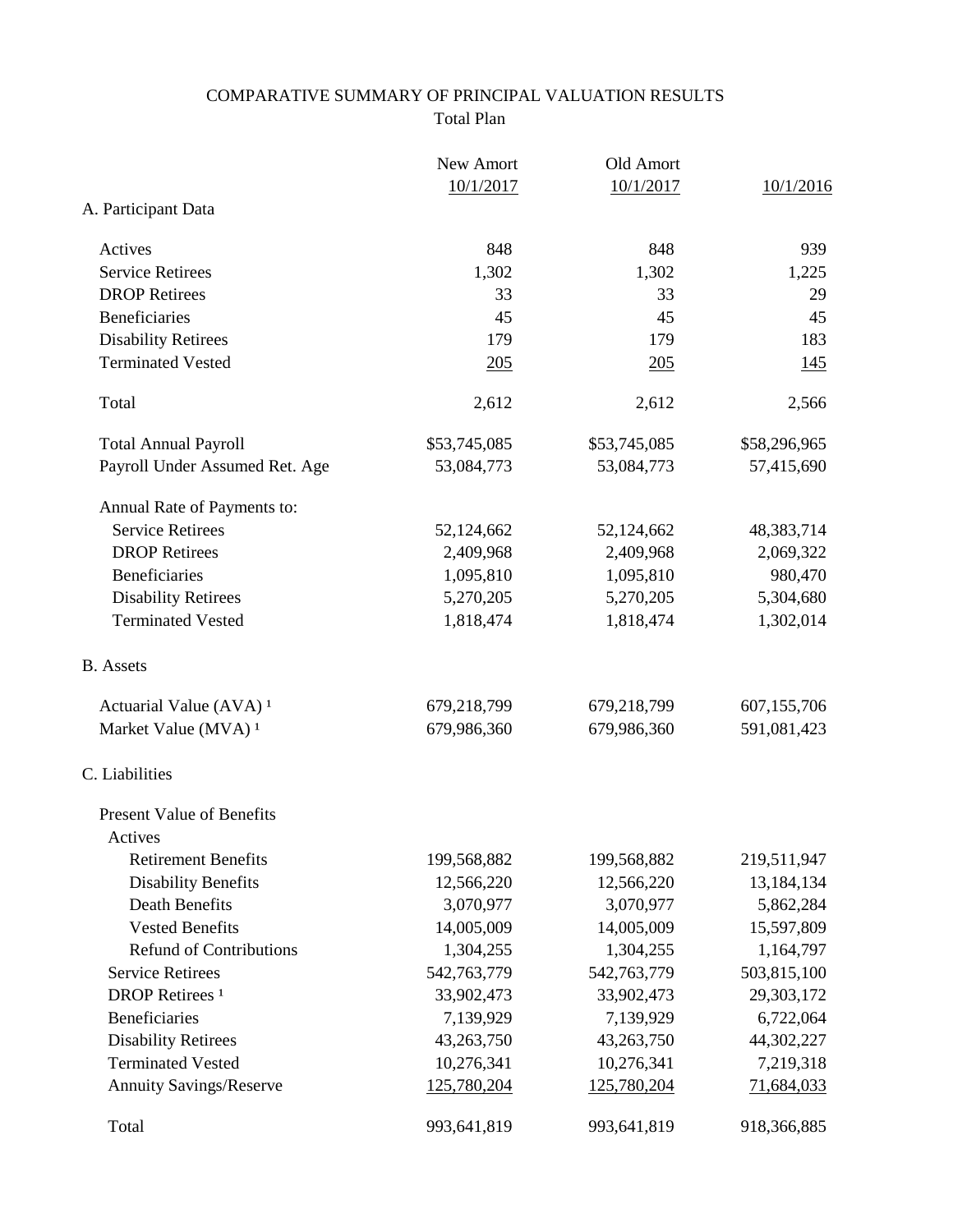# COMPARATIVE SUMMARY OF PRINCIPAL VALUATION RESULTS

Total Plan

| | New Amort 10/1/2017 | Old Amort 10/1/2017 | 10/1/2016 |
|---|---|---|---|
| **A. Participant Data** | | | |
| Actives | 848 | 848 | 939 |
| Service Retirees | 1,302 | 1,302 | 1,225 |
| DROP Retirees | 33 | 33 | 29 |
| Beneficiaries | 45 | 45 | 45 |
| Disability Retirees | 179 | 179 | 183 |
| Terminated Vested | 205 | 205 | 145 |
| Total | 2,612 | 2,612 | 2,566 |
| Total Annual Payroll | $53,745,085 | $53,745,085 | $58,296,965 |
| Payroll Under Assumed Ret. Age | 53,084,773 | 53,084,773 | 57,415,690 |
| Annual Rate of Payments to: | | | |
| Service Retirees | 52,124,662 | 52,124,662 | 48,383,714 |
| DROP Retirees | 2,409,968 | 2,409,968 | 2,069,322 |
| Beneficiaries | 1,095,810 | 1,095,810 | 980,470 |
| Disability Retirees | 5,270,205 | 5,270,205 | 5,304,680 |
| Terminated Vested | 1,818,474 | 1,818,474 | 1,302,014 |
| **B. Assets** | | | |
| Actuarial Value (AVA) [1] | 679,218,799 | 679,218,799 | 607,155,706 |
| Market Value (MVA) [1] | 679,986,360 | 679,986,360 | 591,081,423 |
| **C. Liabilities** | | | |
| Present Value of Benefits | | | |
| Actives | | | |
| Retirement Benefits | 199,568,882 | 199,568,882 | 219,511,947 |
| Disability Benefits | 12,566,220 | 12,566,220 | 13,184,134 |
| Death Benefits | 3,070,977 | 3,070,977 | 5,862,284 |
| Vested Benefits | 14,005,009 | 14,005,009 | 15,597,809 |
| Refund of Contributions | 1,304,255 | 1,304,255 | 1,164,797 |
| Service Retirees | 542,763,779 | 542,763,779 | 503,815,100 |
| DROP Retirees [1] | 33,902,473 | 33,902,473 | 29,303,172 |
| Beneficiaries | 7,139,929 | 7,139,929 | 6,722,064 |
| Disability Retirees | 43,263,750 | 43,263,750 | 44,302,227 |
| Terminated Vested | 10,276,341 | 10,276,341 | 7,219,318 |
| Annuity Savings/Reserve | 125,780,204 | 125,780,204 | 71,684,033 |
| Total | 993,641,819 | 993,641,819 | 918,366,885 |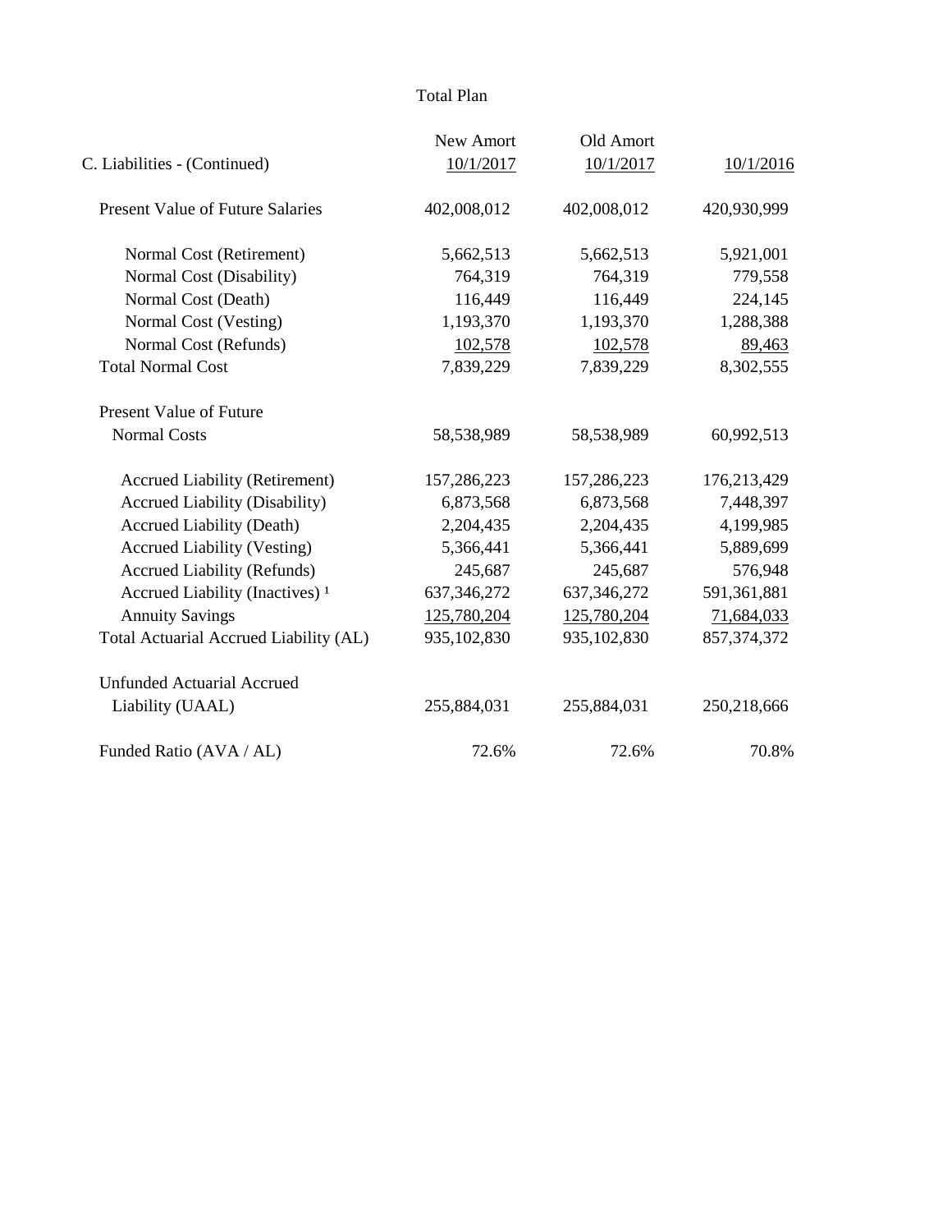Total Plan

| C. Liabilities - (Continued) | New Amort 10/1/2017 | Old Amort 10/1/2017 | 10/1/2016 |
|---|---|---|---|
| Present Value of Future Salaries | 402,008,012 | 402,008,012 | 420,930,999 |
| Normal Cost (Retirement) | 5,662,513 | 5,662,513 | 5,921,001 |
| Normal Cost (Disability) | 764,319 | 764,319 | 779,558 |
| Normal Cost (Death) | 116,449 | 116,449 | 224,145 |
| Normal Cost (Vesting) | 1,193,370 | 1,193,370 | 1,288,388 |
| Normal Cost (Refunds) | 102,578 | 102,578 | 89,463 |
| Total Normal Cost | 7,839,229 | 7,839,229 | 8,302,555 |
| Present Value of Future Normal Costs | 58,538,989 | 58,538,989 | 60,992,513 |
| Accrued Liability (Retirement) | 157,286,223 | 157,286,223 | 176,213,429 |
| Accrued Liability (Disability) | 6,873,568 | 6,873,568 | 7,448,397 |
| Accrued Liability (Death) | 2,204,435 | 2,204,435 | 4,199,985 |
| Accrued Liability (Vesting) | 5,366,441 | 5,366,441 | 5,889,699 |
| Accrued Liability (Refunds) | 245,687 | 245,687 | 576,948 |
| Accrued Liability (Inactives) [1] | 637,346,272 | 637,346,272 | 591,361,881 |
| Annuity Savings | 125,780,204 | 125,780,204 | 71,684,033 |
| Total Actuarial Accrued Liability (AL) | 935,102,830 | 935,102,830 | 857,374,372 |
| Unfunded Actuarial Accrued Liability (UAAL) | 255,884,031 | 255,884,031 | 250,218,666 |
| Funded Ratio (AVA / AL) | 72.6% | 72.6% | 70.8% |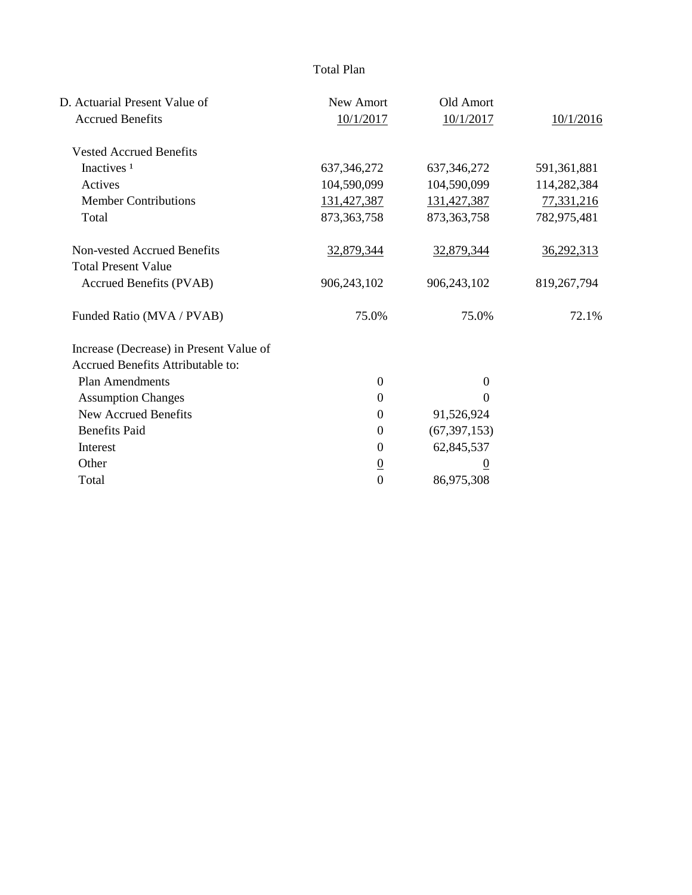Total Plan

| D. Actuarial Present Value of Accrued Benefits | New Amort 10/1/2017 | Old Amort 10/1/2017 | 10/1/2016 |
|---|---|---|---|
| Vested Accrued Benefits | | | |
| Inactives [1] | 637,346,272 | 637,346,272 | 591,361,881 |
| Actives | 104,590,099 | 104,590,099 | 114,282,384 |
| Member Contributions | 131,427,387 | 131,427,387 | 77,331,216 |
| Total | 873,363,758 | 873,363,758 | 782,975,481 |
| Non-vested Accrued Benefits | 32,879,344 | 32,879,344 | 36,292,313 |
| Total Present Value Accrued Benefits (PVAB) | 906,243,102 | 906,243,102 | 819,267,794 |
| Funded Ratio (MVA / PVAB) | 75.0% | 75.0% | 72.1% |
| Increase (Decrease) in Present Value of Accrued Benefits Attributable to: | | | |
| Plan Amendments | 0 | 0 | |
| Assumption Changes | 0 | 0 | |
| New Accrued Benefits | 0 | 91,526,924 | |
| Benefits Paid | 0 | (67,397,153) | |
| Interest | 0 | 62,845,537 | |
| Other | 0 | 0 | |
| Total | 0 | 86,975,308 | |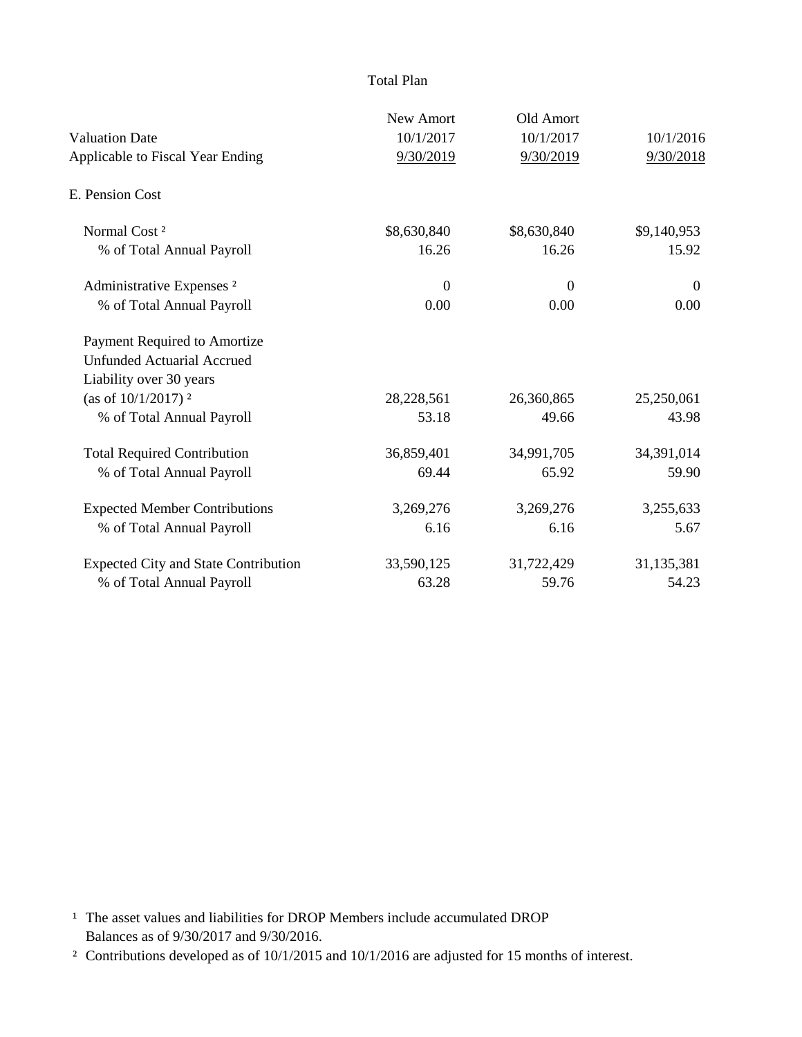Total Plan

| | New Amort | Old Amort | |
|---|---|---|---|
| Valuation Date | 10/1/2017 | 10/1/2017 | 10/1/2016 |
| Applicable to Fiscal Year Ending | 9/30/2019 | 9/30/2019 | 9/30/2018 |
| E. Pension Cost | | | |
| Normal Cost [2] | $8,630,840 | $8,630,840 | $9,140,953 |
| % of Total Annual Payroll | 16.26 | 16.26 | 15.92 |
| Administrative Expenses [2] | 0 | 0 | 0 |
| % of Total Annual Payroll | 0.00 | 0.00 | 0.00 |
| Payment Required to Amortize Unfunded Actuarial Accrued Liability over 30 years (as of 10/1/2017) [2] | 28,228,561 | 26,360,865 | 25,250,061 |
| % of Total Annual Payroll | 53.18 | 49.66 | 43.98 |
| Total Required Contribution | 36,859,401 | 34,991,705 | 34,391,014 |
| % of Total Annual Payroll | 69.44 | 65.92 | 59.90 |
| Expected Member Contributions | 3,269,276 | 3,269,276 | 3,255,633 |
| % of Total Annual Payroll | 6.16 | 6.16 | 5.67 |
| Expected City and State Contribution | 33,590,125 | 31,722,429 | 31,135,381 |
| % of Total Annual Payroll | 63.28 | 59.76 | 54.23 |

[1] The asset values and liabilities for DROP Members include accumulated DROP Balances as of 9/30/2017 and 9/30/2016.

[2] Contributions developed as of 10/1/2015 and 10/1/2016 are adjusted for 15 months of interest.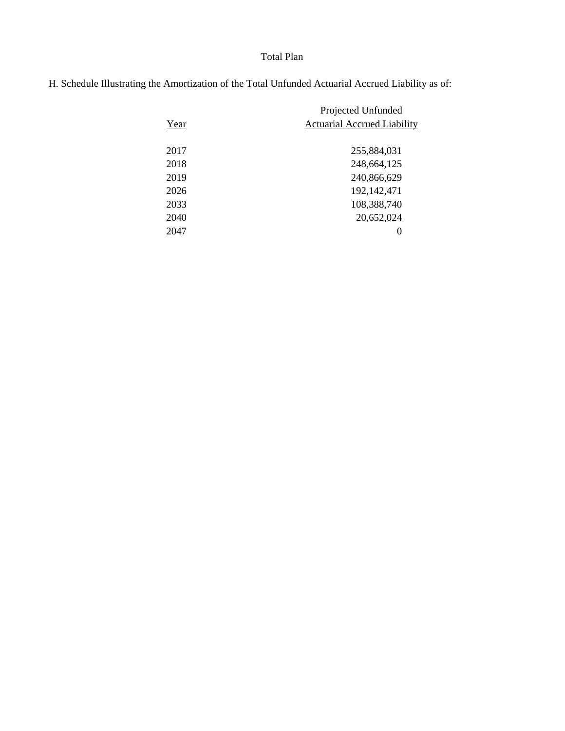Total Plan

H. Schedule Illustrating the Amortization of the Total Unfunded Actuarial Accrued Liability as of:

| Year | Projected Unfunded Actuarial Accrued Liability |
|---|---|
| 2017 | 255,884,031 |
| 2018 | 248,664,125 |
| 2019 | 240,866,629 |
| 2026 | 192,142,471 |
| 2033 | 108,388,740 |
| 2040 | 20,652,024 |
| 2047 | 0 |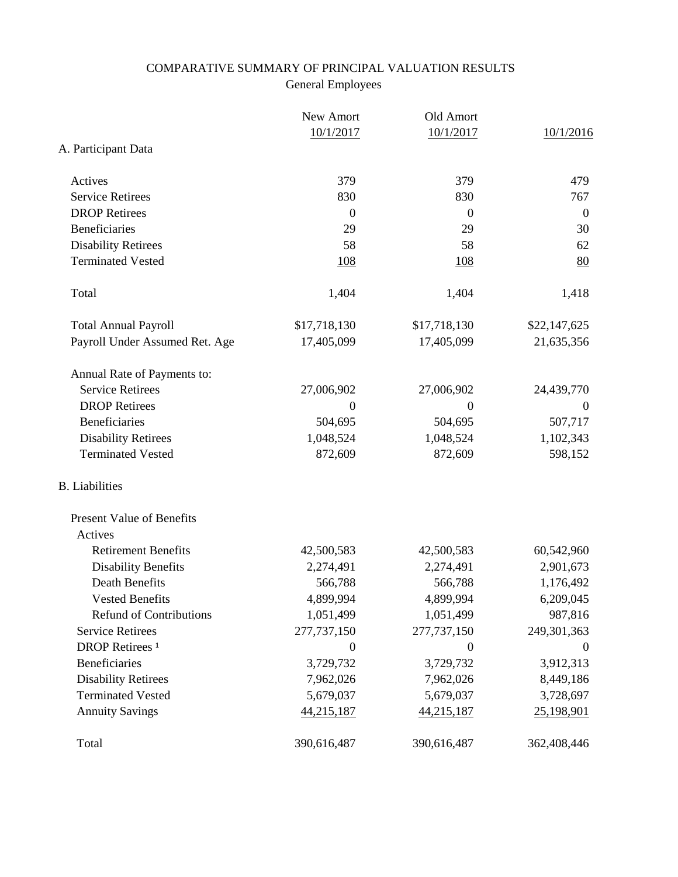# COMPARATIVE SUMMARY OF PRINCIPAL VALUATION RESULTS

## General Employees

| | New Amort 10/1/2017 | Old Amort 10/1/2017 | 10/1/2016 |
|---|---|---|---|
| **A. Participant Data** | | | |
| Actives | 379 | 379 | 479 |
| Service Retirees | 830 | 830 | 767 |
| DROP Retirees | 0 | 0 | 0 |
| Beneficiaries | 29 | 29 | 30 |
| Disability Retirees | 58 | 58 | 62 |
| Terminated Vested | 108 | 108 | 80 |
| Total | 1,404 | 1,404 | 1,418 |
| Total Annual Payroll | $17,718,130 | $17,718,130 | $22,147,625 |
| Payroll Under Assumed Ret. Age | 17,405,099 | 17,405,099 | 21,635,356 |
| Annual Rate of Payments to: | | | |
| Service Retirees | 27,006,902 | 27,006,902 | 24,439,770 |
| DROP Retirees | 0 | 0 | 0 |
| Beneficiaries | 504,695 | 504,695 | 507,717 |
| Disability Retirees | 1,048,524 | 1,048,524 | 1,102,343 |
| Terminated Vested | 872,609 | 872,609 | 598,152 |
| **B. Liabilities** | | | |
| Present Value of Benefits | | | |
| Actives | | | |
| Retirement Benefits | 42,500,583 | 42,500,583 | 60,542,960 |
| Disability Benefits | 2,274,491 | 2,274,491 | 2,901,673 |
| Death Benefits | 566,788 | 566,788 | 1,176,492 |
| Vested Benefits | 4,899,994 | 4,899,994 | 6,209,045 |
| Refund of Contributions | 1,051,499 | 1,051,499 | 987,816 |
| Service Retirees | 277,737,150 | 277,737,150 | 249,301,363 |
| DROP Retirees [1] | 0 | 0 | 0 |
| Beneficiaries | 3,729,732 | 3,729,732 | 3,912,313 |
| Disability Retirees | 7,962,026 | 7,962,026 | 8,449,186 |
| Terminated Vested | 5,679,037 | 5,679,037 | 3,728,697 |
| Annuity Savings | 44,215,187 | 44,215,187 | 25,198,901 |
| Total | 390,616,487 | 390,616,487 | 362,408,446 |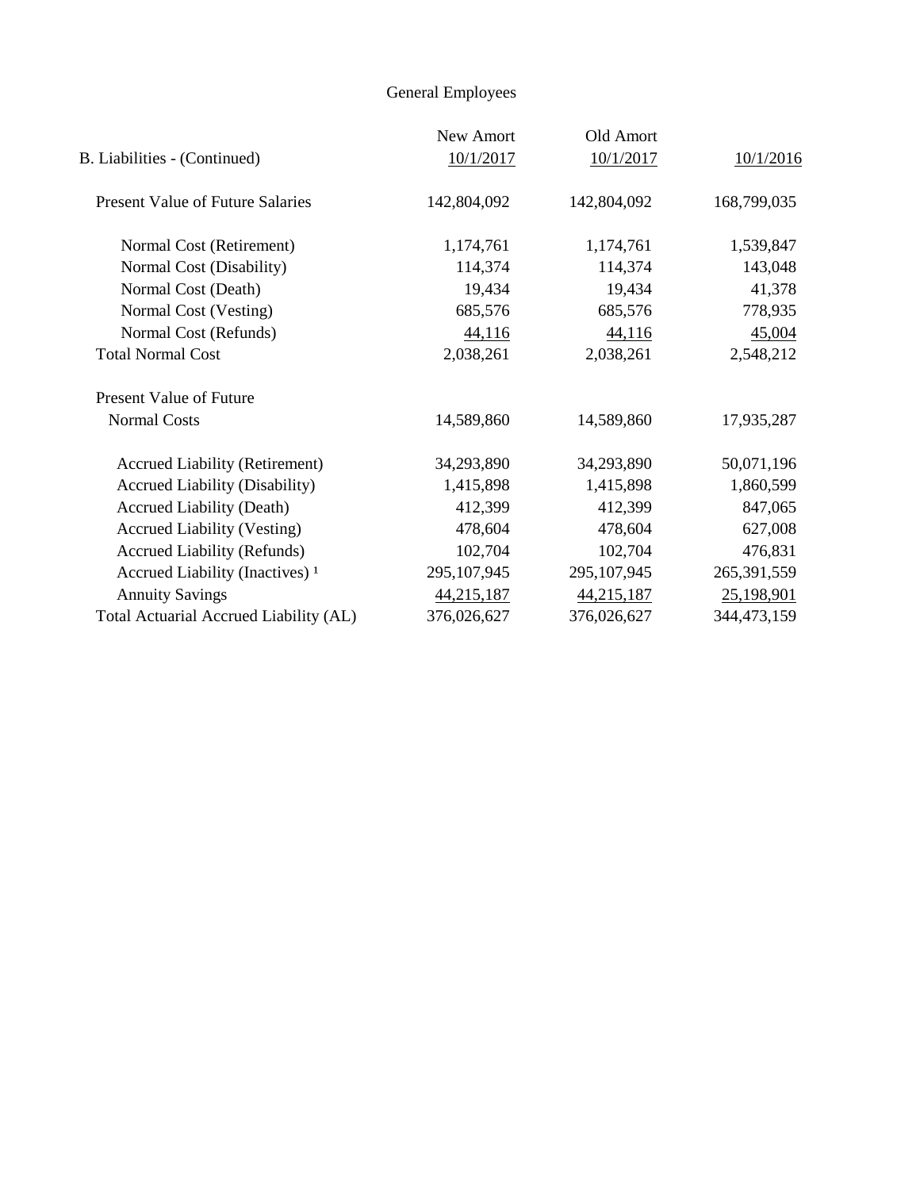General Employees

| B. Liabilities - (Continued) | New Amort 10/1/2017 | Old Amort 10/1/2017 | 10/1/2016 |
|---|---|---|---|
| Present Value of Future Salaries | 142,804,092 | 142,804,092 | 168,799,035 |
| Normal Cost (Retirement) | 1,174,761 | 1,174,761 | 1,539,847 |
| Normal Cost (Disability) | 114,374 | 114,374 | 143,048 |
| Normal Cost (Death) | 19,434 | 19,434 | 41,378 |
| Normal Cost (Vesting) | 685,576 | 685,576 | 778,935 |
| Normal Cost (Refunds) | 44,116 | 44,116 | 45,004 |
| Total Normal Cost | 2,038,261 | 2,038,261 | 2,548,212 |
| Present Value of Future Normal Costs | 14,589,860 | 14,589,860 | 17,935,287 |
| Accrued Liability (Retirement) | 34,293,890 | 34,293,890 | 50,071,196 |
| Accrued Liability (Disability) | 1,415,898 | 1,415,898 | 1,860,599 |
| Accrued Liability (Death) | 412,399 | 412,399 | 847,065 |
| Accrued Liability (Vesting) | 478,604 | 478,604 | 627,008 |
| Accrued Liability (Refunds) | 102,704 | 102,704 | 476,831 |
| Accrued Liability (Inactives) [1] | 295,107,945 | 295,107,945 | 265,391,559 |
| Annuity Savings | 44,215,187 | 44,215,187 | 25,198,901 |
| Total Actuarial Accrued Liability (AL) | 376,026,627 | 376,026,627 | 344,473,159 |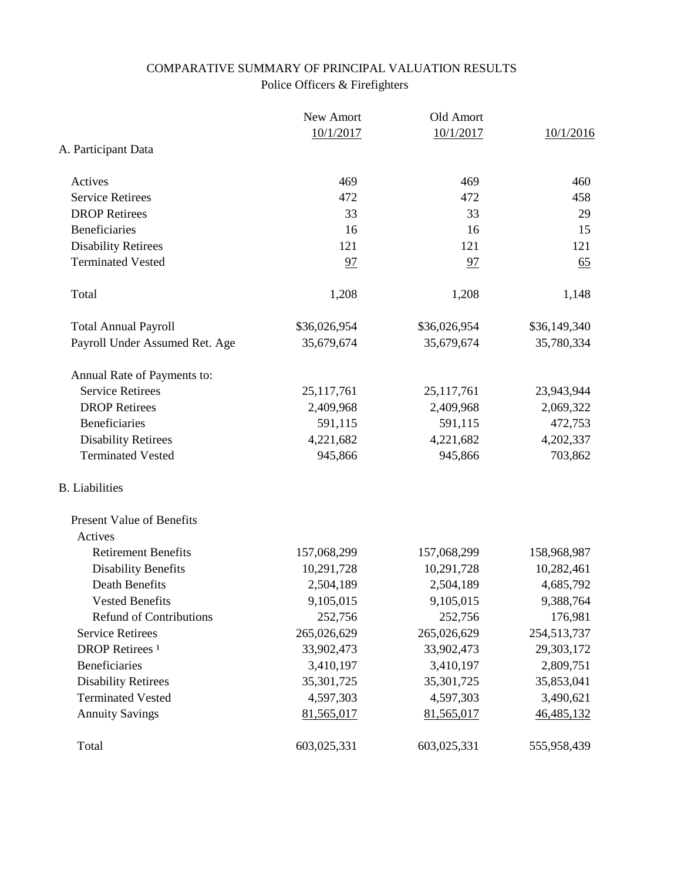# COMPARATIVE SUMMARY OF PRINCIPAL VALUATION RESULTS

## Police Officers & Firefighters

| | New Amort 10/1/2017 | Old Amort 10/1/2017 | 10/1/2016 |
|---|---|---|---|
| **A. Participant Data** | | | |
| Actives | 469 | 469 | 460 |
| Service Retirees | 472 | 472 | 458 |
| DROP Retirees | 33 | 33 | 29 |
| Beneficiaries | 16 | 16 | 15 |
| Disability Retirees | 121 | 121 | 121 |
| Terminated Vested | 97 | 97 | 65 |
| Total | 1,208 | 1,208 | 1,148 |
| Total Annual Payroll | $36,026,954 | $36,026,954 | $36,149,340 |
| Payroll Under Assumed Ret. Age | 35,679,674 | 35,679,674 | 35,780,334 |
| Annual Rate of Payments to: | | | |
| Service Retirees | 25,117,761 | 25,117,761 | 23,943,944 |
| DROP Retirees | 2,409,968 | 2,409,968 | 2,069,322 |
| Beneficiaries | 591,115 | 591,115 | 472,753 |
| Disability Retirees | 4,221,682 | 4,221,682 | 4,202,337 |
| Terminated Vested | 945,866 | 945,866 | 703,862 |
| **B. Liabilities** | | | |
| Present Value of Benefits | | | |
| Actives | | | |
| Retirement Benefits | 157,068,299 | 157,068,299 | 158,968,987 |
| Disability Benefits | 10,291,728 | 10,291,728 | 10,282,461 |
| Death Benefits | 2,504,189 | 2,504,189 | 4,685,792 |
| Vested Benefits | 9,105,015 | 9,105,015 | 9,388,764 |
| Refund of Contributions | 252,756 | 252,756 | 176,981 |
| Service Retirees | 265,026,629 | 265,026,629 | 254,513,737 |
| DROP Retirees [1] | 33,902,473 | 33,902,473 | 29,303,172 |
| Beneficiaries | 3,410,197 | 3,410,197 | 2,809,751 |
| Disability Retirees | 35,301,725 | 35,301,725 | 35,853,041 |
| Terminated Vested | 4,597,303 | 4,597,303 | 3,490,621 |
| Annuity Savings | 81,565,017 | 81,565,017 | 46,485,132 |
| Total | 603,025,331 | 603,025,331 | 555,958,439 |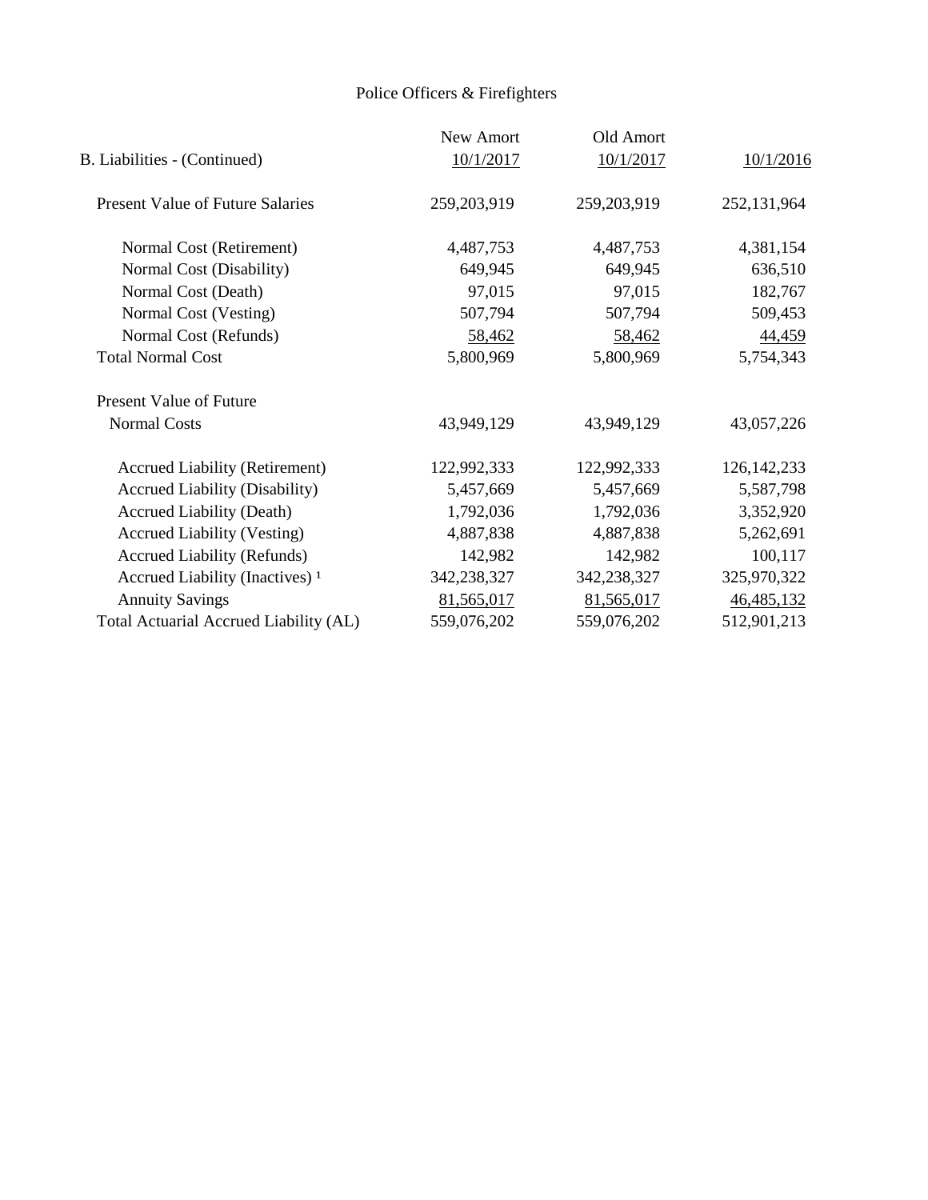Police Officers & Firefighters

| B. Liabilities - (Continued) | New Amort 10/1/2017 | Old Amort 10/1/2017 | 10/1/2016 |
|---|---|---|---|
| Present Value of Future Salaries | 259,203,919 | 259,203,919 | 252,131,964 |
| Normal Cost (Retirement) | 4,487,753 | 4,487,753 | 4,381,154 |
| Normal Cost (Disability) | 649,945 | 649,945 | 636,510 |
| Normal Cost (Death) | 97,015 | 97,015 | 182,767 |
| Normal Cost (Vesting) | 507,794 | 507,794 | 509,453 |
| Normal Cost (Refunds) | 58,462 | 58,462 | 44,459 |
| Total Normal Cost | 5,800,969 | 5,800,969 | 5,754,343 |
| Present Value of Future Normal Costs | 43,949,129 | 43,949,129 | 43,057,226 |
| Accrued Liability (Retirement) | 122,992,333 | 122,992,333 | 126,142,233 |
| Accrued Liability (Disability) | 5,457,669 | 5,457,669 | 5,587,798 |
| Accrued Liability (Death) | 1,792,036 | 1,792,036 | 3,352,920 |
| Accrued Liability (Vesting) | 4,887,838 | 4,887,838 | 5,262,691 |
| Accrued Liability (Refunds) | 142,982 | 142,982 | 100,117 |
| Accrued Liability (Inactives) [1] | 342,238,327 | 342,238,327 | 325,970,322 |
| Annuity Savings | 81,565,017 | 81,565,017 | 46,485,132 |
| Total Actuarial Accrued Liability (AL) | 559,076,202 | 559,076,202 | 512,901,213 |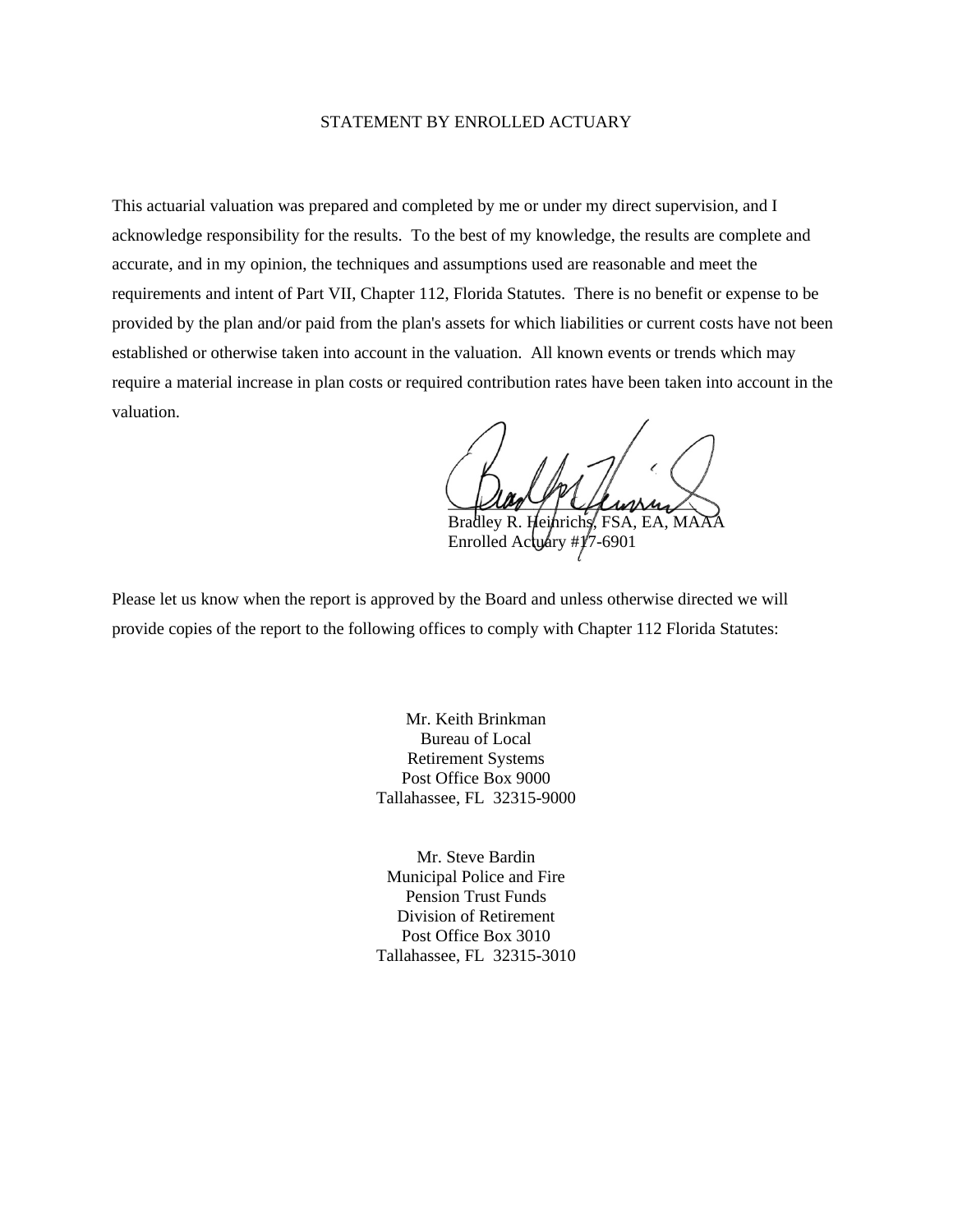STATEMENT BY ENROLLED ACTUARY

This actuarial valuation was prepared and completed by me or under my direct supervision, and I acknowledge responsibility for the results. To the best of my knowledge, the results are complete and accurate, and in my opinion, the techniques and assumptions used are reasonable and meet the requirements and intent of Part VII, Chapter 112, Florida Statutes. There is no benefit or expense to be provided by the plan and/or paid from the plan's assets for which liabilities or current costs have not been established or otherwise taken into account in the valuation. All known events or trends which may require a material increase in plan costs or required contribution rates have been taken into account in the valuation.

Bradley R. Heinrichs, FSA, EA, MAAA
Enrolled Actuary #17-6901

Please let us know when the report is approved by the Board and unless otherwise directed we will provide copies of the report to the following offices to comply with Chapter 112 Florida Statutes:

Mr. Keith Brinkman
Bureau of Local
Retirement Systems
Post Office Box 9000
Tallahassee, FL 32315-9000

Mr. Steve Bardin
Municipal Police and Fire
Pension Trust Funds
Division of Retirement
Post Office Box 3010
Tallahassee, FL 32315-3010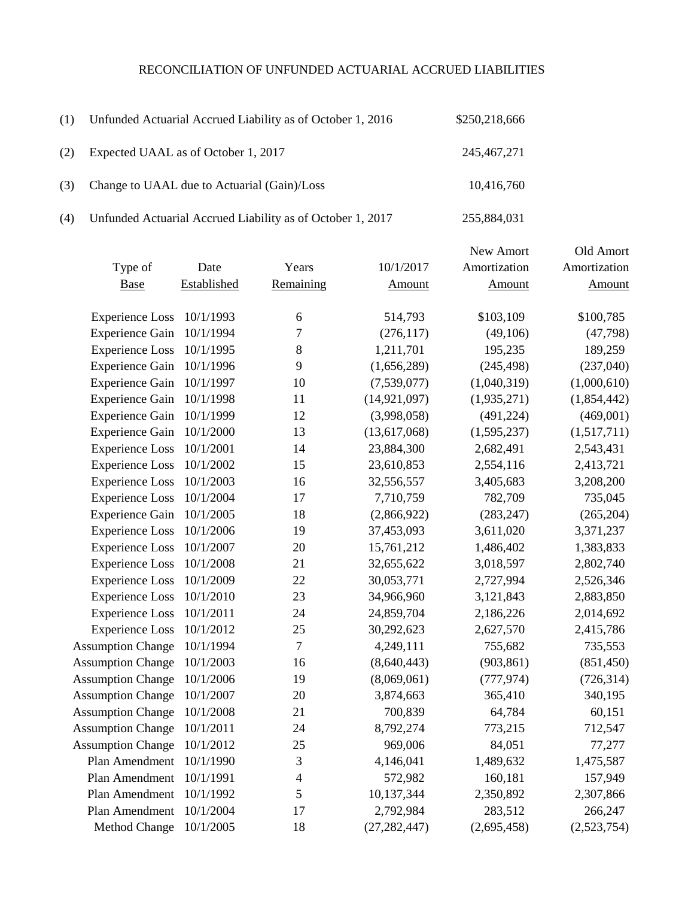# RECONCILIATION OF UNFUNDED ACTUARIAL ACCRUED LIABILITIES

| | | |
|---|---|---|
| (1) | Unfunded Actuarial Accrued Liability as of October 1, 2016 | $250,218,666 |
| (2) | Expected UAAL as of October 1, 2017 | 245,467,271 |
| (3) | Change to UAAL due to Actuarial (Gain)/Loss | 10,416,760 |
| (4) | Unfunded Actuarial Accrued Liability as of October 1, 2017 | 255,884,031 |

| Type of Base | Date Established | Years Remaining | 10/1/2017 Amount | New Amort Amortization Amount | Old Amort Amortization Amount |
|---|---|---|---|---|---|
| Experience Loss | 10/1/1993 | 6 | 514,793 | $103,109 | $100,785 |
| Experience Gain | 10/1/1994 | 7 | (276,117) | (49,106) | (47,798) |
| Experience Loss | 10/1/1995 | 8 | 1,211,701 | 195,235 | 189,259 |
| Experience Gain | 10/1/1996 | 9 | (1,656,289) | (245,498) | (237,040) |
| Experience Gain | 10/1/1997 | 10 | (7,539,077) | (1,040,319) | (1,000,610) |
| Experience Gain | 10/1/1998 | 11 | (14,921,097) | (1,935,271) | (1,854,442) |
| Experience Gain | 10/1/1999 | 12 | (3,998,058) | (491,224) | (469,001) |
| Experience Gain | 10/1/2000 | 13 | (13,617,068) | (1,595,237) | (1,517,711) |
| Experience Loss | 10/1/2001 | 14 | 23,884,300 | 2,682,491 | 2,543,431 |
| Experience Loss | 10/1/2002 | 15 | 23,610,853 | 2,554,116 | 2,413,721 |
| Experience Loss | 10/1/2003 | 16 | 32,556,557 | 3,405,683 | 3,208,200 |
| Experience Loss | 10/1/2004 | 17 | 7,710,759 | 782,709 | 735,045 |
| Experience Gain | 10/1/2005 | 18 | (2,866,922) | (283,247) | (265,204) |
| Experience Loss | 10/1/2006 | 19 | 37,453,093 | 3,611,020 | 3,371,237 |
| Experience Loss | 10/1/2007 | 20 | 15,761,212 | 1,486,402 | 1,383,833 |
| Experience Loss | 10/1/2008 | 21 | 32,655,622 | 3,018,597 | 2,802,740 |
| Experience Loss | 10/1/2009 | 22 | 30,053,771 | 2,727,994 | 2,526,346 |
| Experience Loss | 10/1/2010 | 23 | 34,966,960 | 3,121,843 | 2,883,850 |
| Experience Loss | 10/1/2011 | 24 | 24,859,704 | 2,186,226 | 2,014,692 |
| Experience Loss | 10/1/2012 | 25 | 30,292,623 | 2,627,570 | 2,415,786 |
| Assumption Change | 10/1/1994 | 7 | 4,249,111 | 755,682 | 735,553 |
| Assumption Change | 10/1/2003 | 16 | (8,640,443) | (903,861) | (851,450) |
| Assumption Change | 10/1/2006 | 19 | (8,069,061) | (777,974) | (726,314) |
| Assumption Change | 10/1/2007 | 20 | 3,874,663 | 365,410 | 340,195 |
| Assumption Change | 10/1/2008 | 21 | 700,839 | 64,784 | 60,151 |
| Assumption Change | 10/1/2011 | 24 | 8,792,274 | 773,215 | 712,547 |
| Assumption Change | 10/1/2012 | 25 | 969,006 | 84,051 | 77,277 |
| Plan Amendment | 10/1/1990 | 3 | 4,146,041 | 1,489,632 | 1,475,587 |
| Plan Amendment | 10/1/1991 | 4 | 572,982 | 160,181 | 157,949 |
| Plan Amendment | 10/1/1992 | 5 | 10,137,344 | 2,350,892 | 2,307,866 |
| Plan Amendment | 10/1/2004 | 17 | 2,792,984 | 283,512 | 266,247 |
| Method Change | 10/1/2005 | 18 | (27,282,447) | (2,695,458) | (2,523,754) |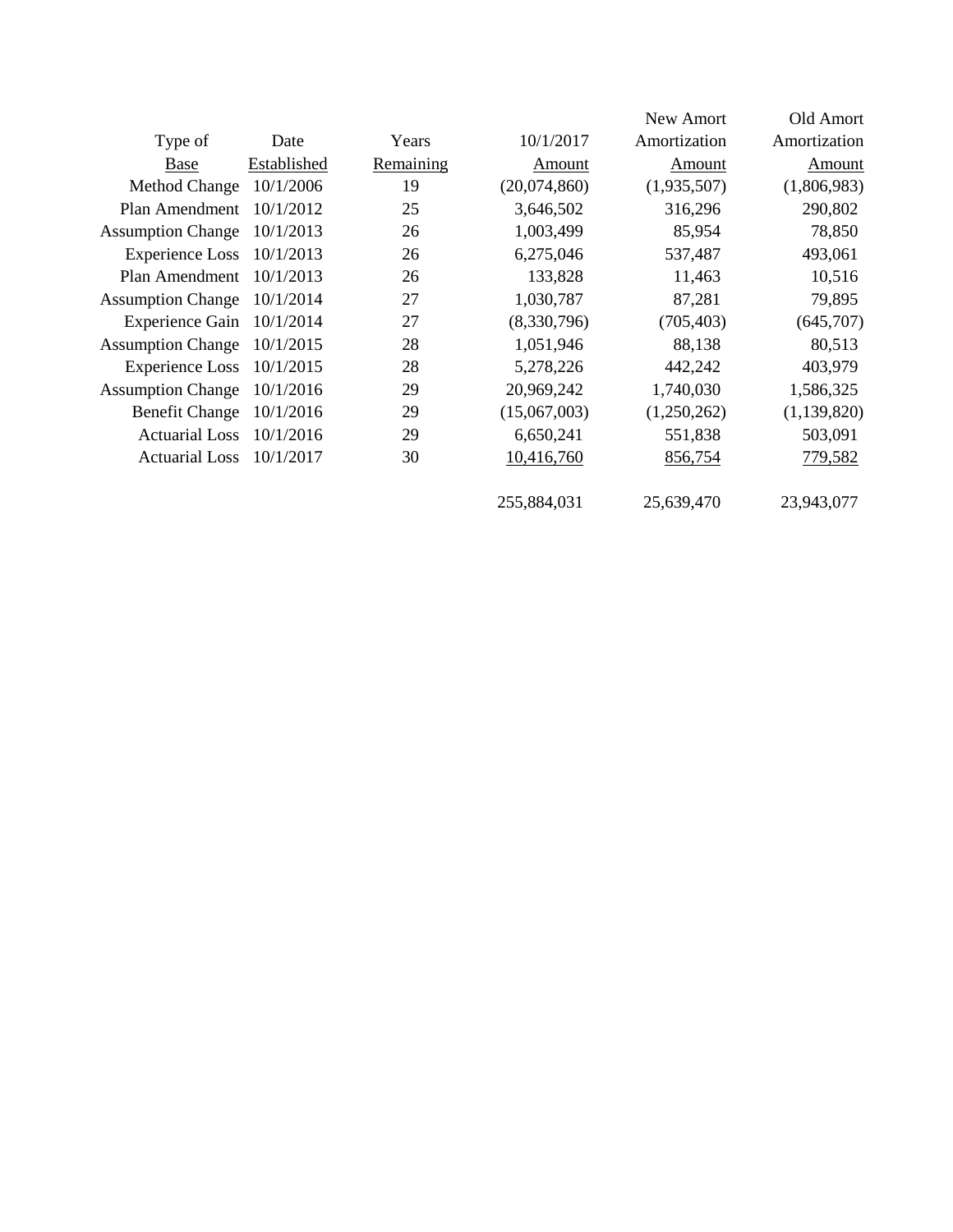| Type of Base | Date Established | Years Remaining | 10/1/2017 Amount | New Amort Amortization Amount | Old Amort Amortization Amount |
|---|---|---|---|---|---|
| Method Change | 10/1/2006 | 19 | (20,074,860) | (1,935,507) | (1,806,983) |
| Plan Amendment | 10/1/2012 | 25 | 3,646,502 | 316,296 | 290,802 |
| Assumption Change | 10/1/2013 | 26 | 1,003,499 | 85,954 | 78,850 |
| Experience Loss | 10/1/2013 | 26 | 6,275,046 | 537,487 | 493,061 |
| Plan Amendment | 10/1/2013 | 26 | 133,828 | 11,463 | 10,516 |
| Assumption Change | 10/1/2014 | 27 | 1,030,787 | 87,281 | 79,895 |
| Experience Gain | 10/1/2014 | 27 | (8,330,796) | (705,403) | (645,707) |
| Assumption Change | 10/1/2015 | 28 | 1,051,946 | 88,138 | 80,513 |
| Experience Loss | 10/1/2015 | 28 | 5,278,226 | 442,242 | 403,979 |
| Assumption Change | 10/1/2016 | 29 | 20,969,242 | 1,740,030 | 1,586,325 |
| Benefit Change | 10/1/2016 | 29 | (15,067,003) | (1,250,262) | (1,139,820) |
| Actuarial Loss | 10/1/2016 | 29 | 6,650,241 | 551,838 | 503,091 |
| Actuarial Loss | 10/1/2017 | 30 | 10,416,760 | 856,754 | 779,582 |
| | | | 255,884,031 | 25,639,470 | 23,943,077 |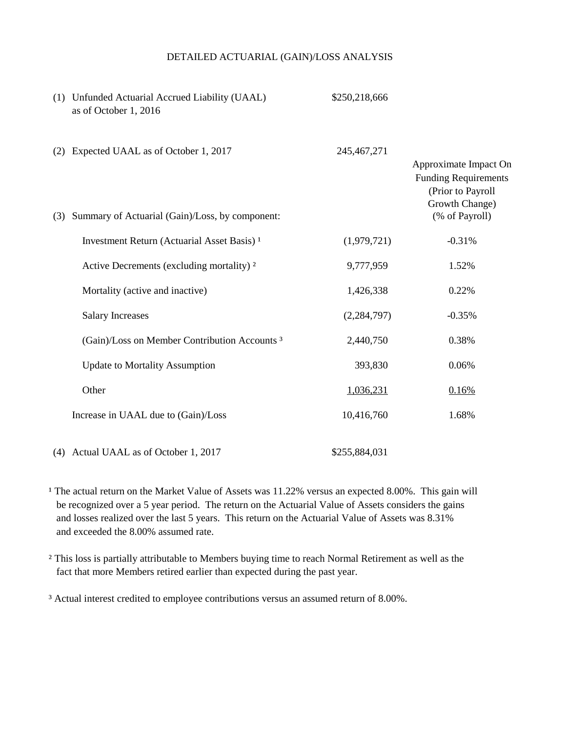# DETAILED ACTUARIAL (GAIN)/LOSS ANALYSIS

| | | | |
|---|---|---|---|
| (1) | Unfunded Actuarial Accrued Liability (UAAL) as of October 1, 2016 | $250,218,666 | |
| (2) | Expected UAAL as of October 1, 2017 | 245,467,271 | |
| (3) | Summary of Actuarial (Gain)/Loss, by component: | | Approximate Impact On Funding Requirements (Prior to Payroll Growth Change) (% of Payroll) |
| | Investment Return (Actuarial Asset Basis) [1] | (1,979,721) | -0.31% |
| | Active Decrements (excluding mortality) [2] | 9,777,959 | 1.52% |
| | Mortality (active and inactive) | 1,426,338 | 0.22% |
| | Salary Increases | (2,284,797) | -0.35% |
| | (Gain)/Loss on Member Contribution Accounts [3] | 2,440,750 | 0.38% |
| | Update to Mortality Assumption | 393,830 | 0.06% |
| | Other | 1,036,231 | 0.16% |
| | Increase in UAAL due to (Gain)/Loss | 10,416,760 | 1.68% |
| (4) | Actual UAAL as of October 1, 2017 | $255,884,031 | |

[1] The actual return on the Market Value of Assets was 11.22% versus an expected 8.00%. This gain will be recognized over a 5 year period. The return on the Actuarial Value of Assets considers the gains and losses realized over the last 5 years. This return on the Actuarial Value of Assets was 8.31% and exceeded the 8.00% assumed rate.

[2] This loss is partially attributable to Members buying time to reach Normal Retirement as well as the fact that more Members retired earlier than expected during the past year.

[3] Actual interest credited to employee contributions versus an assumed return of 8.00%.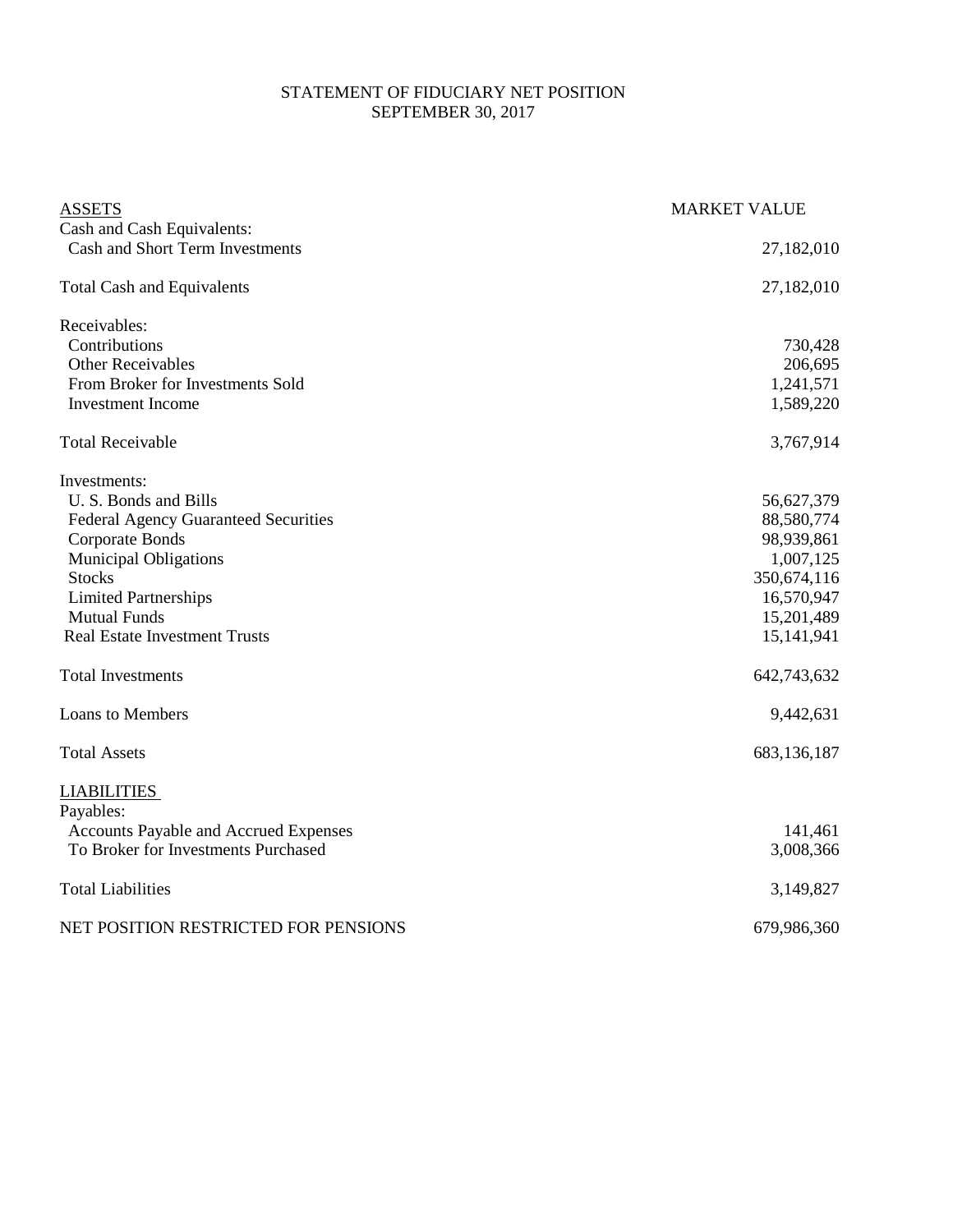# STATEMENT OF FIDUCIARY NET POSITION
## SEPTEMBER 30, 2017

| ASSETS | MARKET VALUE |
|---|---|
| Cash and Cash Equivalents: | |
| Cash and Short Term Investments | 27,182,010 |
| Total Cash and Equivalents | 27,182,010 |
| Receivables: | |
| Contributions | 730,428 |
| Other Receivables | 206,695 |
| From Broker for Investments Sold | 1,241,571 |
| Investment Income | 1,589,220 |
| Total Receivable | 3,767,914 |
| Investments: | |
| U. S. Bonds and Bills | 56,627,379 |
| Federal Agency Guaranteed Securities | 88,580,774 |
| Corporate Bonds | 98,939,861 |
| Municipal Obligations | 1,007,125 |
| Stocks | 350,674,116 |
| Limited Partnerships | 16,570,947 |
| Mutual Funds | 15,201,489 |
| Real Estate Investment Trusts | 15,141,941 |
| Total Investments | 642,743,632 |
| Loans to Members | 9,442,631 |
| Total Assets | 683,136,187 |
| LIABILITIES | |
| Payables: | |
| Accounts Payable and Accrued Expenses | 141,461 |
| To Broker for Investments Purchased | 3,008,366 |
| Total Liabilities | 3,149,827 |
| NET POSITION RESTRICTED FOR PENSIONS | 679,986,360 |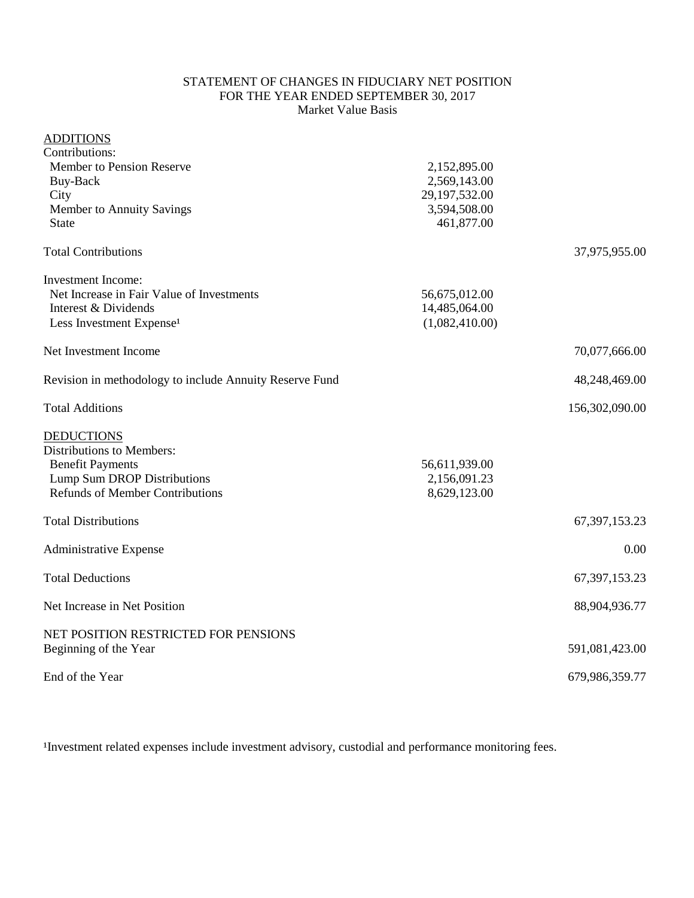# STATEMENT OF CHANGES IN FIDUCIARY NET POSITION
## FOR THE YEAR ENDED SEPTEMBER 30, 2017
### Market Value Basis

| | | |
|---|---|---|
| ADDITIONS | | |
| Contributions: | | |
| Member to Pension Reserve | 2,152,895.00 | |
| Buy-Back | 2,569,143.00 | |
| City | 29,197,532.00 | |
| Member to Annuity Savings | 3,594,508.00 | |
| State | 461,877.00 | |
| Total Contributions | | 37,975,955.00 |
| Investment Income: | | |
| Net Increase in Fair Value of Investments | 56,675,012.00 | |
| Interest & Dividends | 14,485,064.00 | |
| Less Investment Expense[1] | (1,082,410.00) | |
| Net Investment Income | | 70,077,666.00 |
| Revision in methodology to include Annuity Reserve Fund | | 48,248,469.00 |
| Total Additions | | 156,302,090.00 |
| DEDUCTIONS | | |
| Distributions to Members: | | |
| Benefit Payments | 56,611,939.00 | |
| Lump Sum DROP Distributions | 2,156,091.23 | |
| Refunds of Member Contributions | 8,629,123.00 | |
| Total Distributions | | 67,397,153.23 |
| Administrative Expense | | 0.00 |
| Total Deductions | | 67,397,153.23 |
| Net Increase in Net Position | | 88,904,936.77 |
| NET POSITION RESTRICTED FOR PENSIONS | | |
| Beginning of the Year | | 591,081,423.00 |
| End of the Year | | 679,986,359.77 |

[1]Investment related expenses include investment advisory, custodial and performance monitoring fees.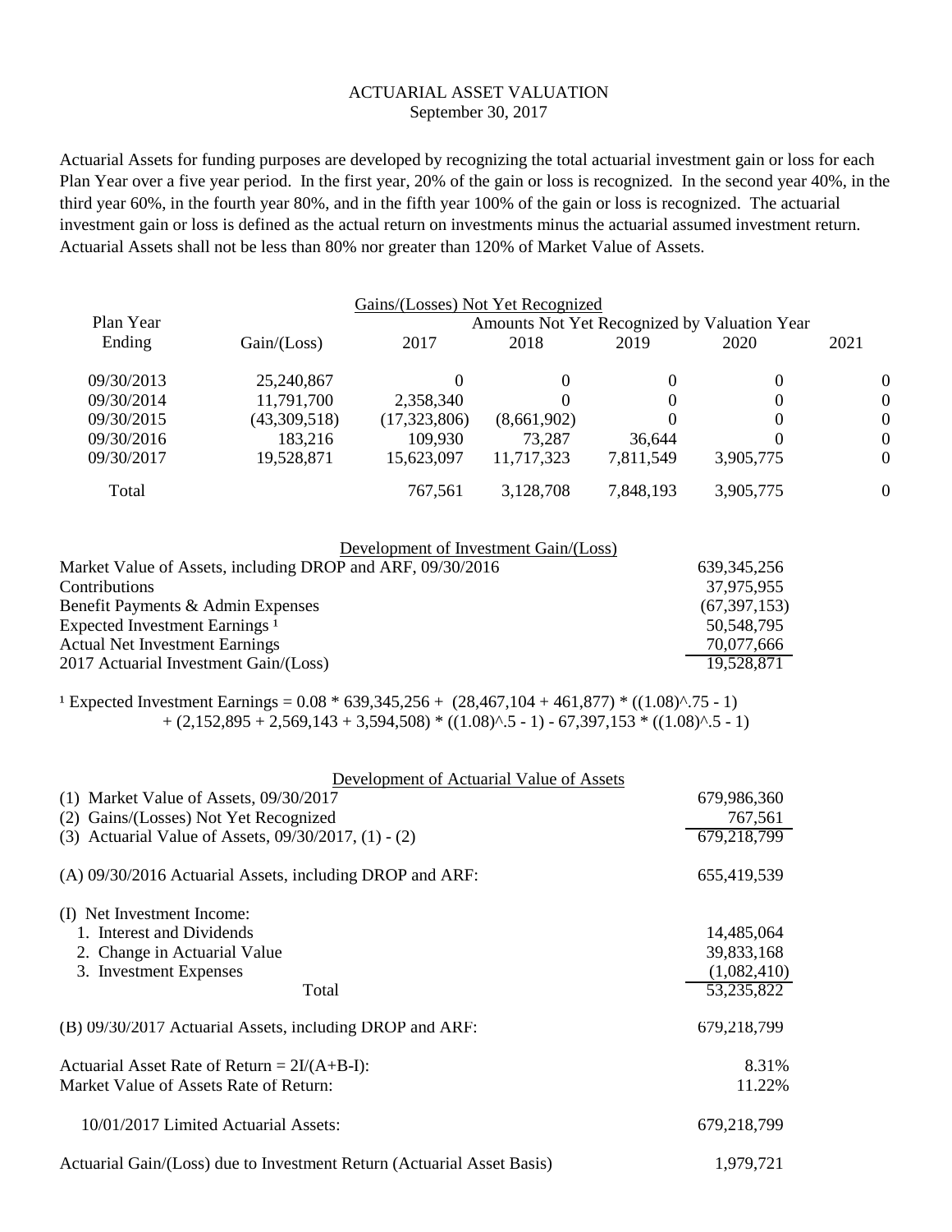# ACTUARIAL ASSET VALUATION

September 30, 2017

Actuarial Assets for funding purposes are developed by recognizing the total actuarial investment gain or loss for each Plan Year over a five year period. In the first year, 20% of the gain or loss is recognized. In the second year 40%, in the third year 60%, in the fourth year 80%, and in the fifth year 100% of the gain or loss is recognized. The actuarial investment gain or loss is defined as the actual return on investments minus the actuarial assumed investment return. Actuarial Assets shall not be less than 80% nor greater than 120% of Market Value of Assets.

Gains/(Losses) Not Yet Recognized

| Plan Year Ending | Gain/(Loss) | Amounts Not Yet Recognized by Valuation Year | | | | |
|---|---|---|---|---|---|---|
| | | 2017 | 2018 | 2019 | 2020 | 2021 |
| 09/30/2013 | 25,240,867 | 0 | 0 | 0 | 0 | 0 |
| 09/30/2014 | 11,791,700 | 2,358,340 | 0 | 0 | 0 | 0 |
| 09/30/2015 | (43,309,518) | (17,323,806) | (8,661,902) | 0 | 0 | 0 |
| 09/30/2016 | 183,216 | 109,930 | 73,287 | 36,644 | 0 | 0 |
| 09/30/2017 | 19,528,871 | 15,623,097 | 11,717,323 | 7,811,549 | 3,905,775 | 0 |
| Total | | 767,561 | 3,128,708 | 7,848,193 | 3,905,775 | 0 |

Development of Investment Gain/(Loss)

| | |
|---|---|
| Market Value of Assets, including DROP and ARF, 09/30/2016 | 639,345,256 |
| Contributions | 37,975,955 |
| Benefit Payments & Admin Expenses | (67,397,153) |
| Expected Investment Earnings [1] | 50,548,795 |
| Actual Net Investment Earnings | 70,077,666 |
| 2017 Actuarial Investment Gain/(Loss) | 19,528,871 |

[1] Expected Investment Earnings = 0.08 * 639,345,256 + (28,467,104 + 461,877) * ((1.08)^.75 - 1) + (2,152,895 + 2,569,143 + 3,594,508) * ((1.08)^.5 - 1) - 67,397,153 * ((1.08)^.5 - 1)

Development of Actuarial Value of Assets

| | |
|---|---|
| (1) Market Value of Assets, 09/30/2017 | 679,986,360 |
| (2) Gains/(Losses) Not Yet Recognized | 767,561 |
| (3) Actuarial Value of Assets, 09/30/2017, (1) - (2) | 679,218,799 |
| | |
| (A) 09/30/2016 Actuarial Assets, including DROP and ARF: | 655,419,539 |
| | |
| (I) Net Investment Income: | |
| 1. Interest and Dividends | 14,485,064 |
| 2. Change in Actuarial Value | 39,833,168 |
| 3. Investment Expenses | (1,082,410) |
| Total | 53,235,822 |
| | |
| (B) 09/30/2017 Actuarial Assets, including DROP and ARF: | 679,218,799 |
| | |
| Actuarial Asset Rate of Return = 2I/(A+B-I): | 8.31% |
| Market Value of Assets Rate of Return: | 11.22% |
| | |
| 10/01/2017 Limited Actuarial Assets: | 679,218,799 |
| | |
| Actuarial Gain/(Loss) due to Investment Return (Actuarial Asset Basis) | 1,979,721 |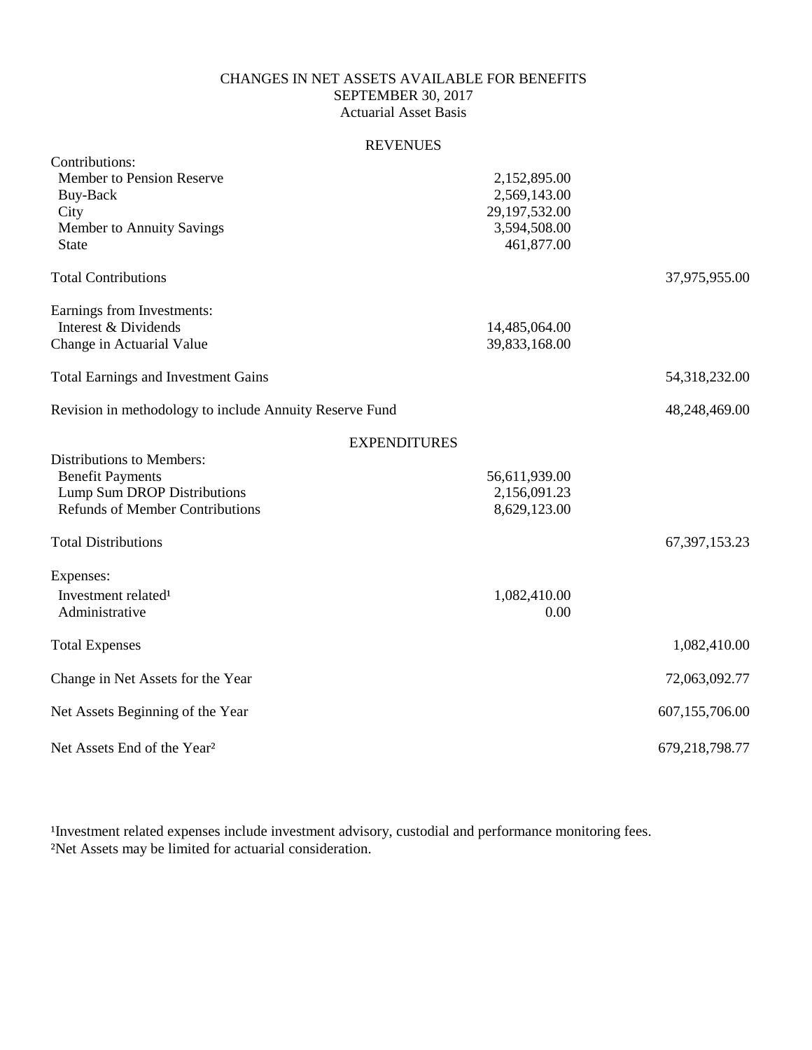# CHANGES IN NET ASSETS AVAILABLE FOR BENEFITS
## SEPTEMBER 30, 2017
### Actuarial Asset Basis

| | | |
|---|---|---|
| **REVENUES** | | |
| Contributions: | | |
| Member to Pension Reserve | 2,152,895.00 | |
| Buy-Back | 2,569,143.00 | |
| City | 29,197,532.00 | |
| Member to Annuity Savings | 3,594,508.00 | |
| State | 461,877.00 | |
| Total Contributions | | 37,975,955.00 |
| Earnings from Investments: | | |
| Interest & Dividends | 14,485,064.00 | |
| Change in Actuarial Value | 39,833,168.00 | |
| Total Earnings and Investment Gains | | 54,318,232.00 |
| Revision in methodology to include Annuity Reserve Fund | | 48,248,469.00 |
| **EXPENDITURES** | | |
| Distributions to Members: | | |
| Benefit Payments | 56,611,939.00 | |
| Lump Sum DROP Distributions | 2,156,091.23 | |
| Refunds of Member Contributions | 8,629,123.00 | |
| Total Distributions | | 67,397,153.23 |
| Expenses: | | |
| Investment related[1] | 1,082,410.00 | |
| Administrative | 0.00 | |
| Total Expenses | | 1,082,410.00 |
| Change in Net Assets for the Year | | 72,063,092.77 |
| Net Assets Beginning of the Year | | 607,155,706.00 |
| Net Assets End of the Year[2] | | 679,218,798.77 |

[1]Investment related expenses include investment advisory, custodial and performance monitoring fees.
[2]Net Assets may be limited for actuarial consideration.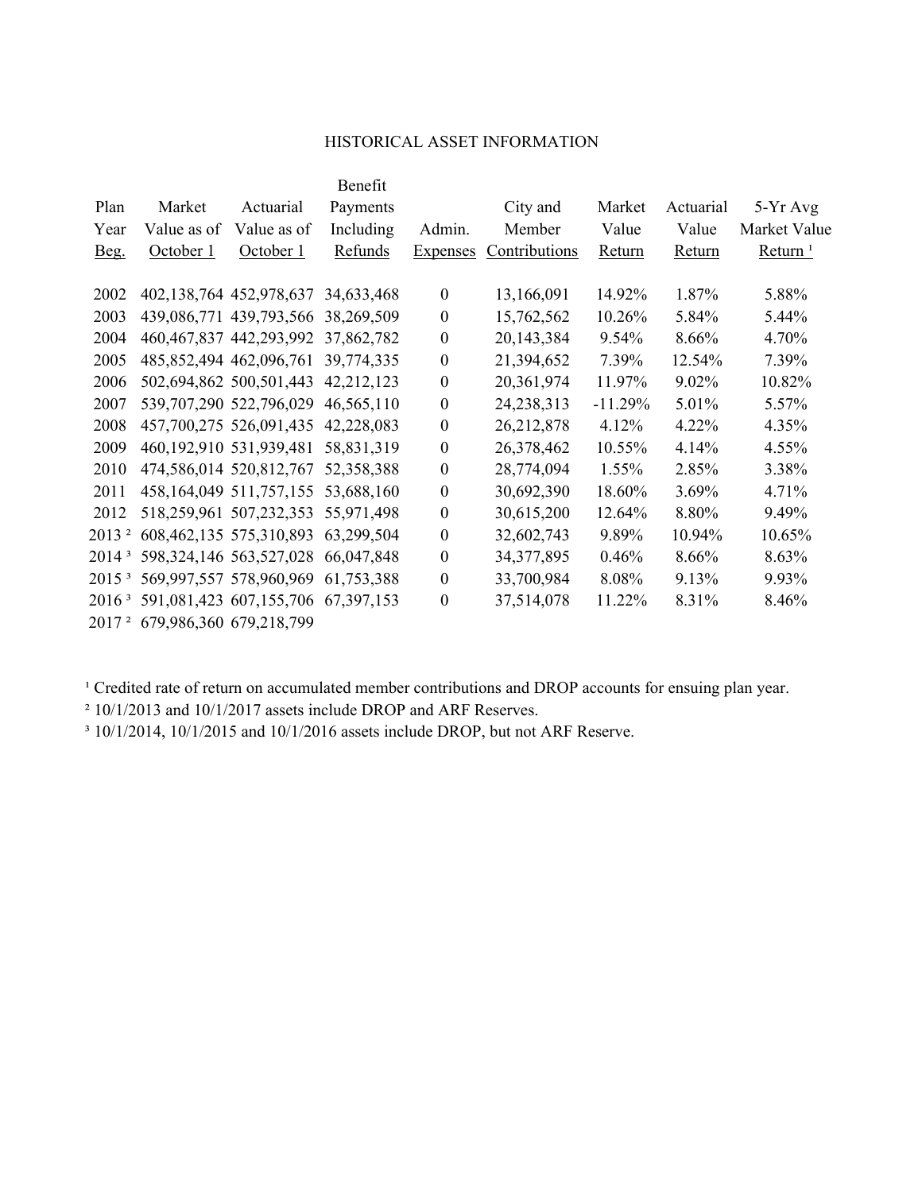# HISTORICAL ASSET INFORMATION

| Plan Year Beg. | Market Value as of October 1 | Actuarial Value as of October 1 | Benefit Payments Including Refunds | Admin. Expenses | City and Member Contributions | Market Value Return | Actuarial Value Return | 5-Yr Avg Market Value Return [1] |
|---|---|---|---|---|---|---|---|---|
| 2002 | 402,138,764 | 452,978,637 | 34,633,468 | 0 | 13,166,091 | 14.92% | 1.87% | 5.88% |
| 2003 | 439,086,771 | 439,793,566 | 38,269,509 | 0 | 15,762,562 | 10.26% | 5.84% | 5.44% |
| 2004 | 460,467,837 | 442,293,992 | 37,862,782 | 0 | 20,143,384 | 9.54% | 8.66% | 4.70% |
| 2005 | 485,852,494 | 462,096,761 | 39,774,335 | 0 | 21,394,652 | 7.39% | 12.54% | 7.39% |
| 2006 | 502,694,862 | 500,501,443 | 42,212,123 | 0 | 20,361,974 | 11.97% | 9.02% | 10.82% |
| 2007 | 539,707,290 | 522,796,029 | 46,565,110 | 0 | 24,238,313 | -11.29% | 5.01% | 5.57% |
| 2008 | 457,700,275 | 526,091,435 | 42,228,083 | 0 | 26,212,878 | 4.12% | 4.22% | 4.35% |
| 2009 | 460,192,910 | 531,939,481 | 58,831,319 | 0 | 26,378,462 | 10.55% | 4.14% | 4.55% |
| 2010 | 474,586,014 | 520,812,767 | 52,358,388 | 0 | 28,774,094 | 1.55% | 2.85% | 3.38% |
| 2011 | 458,164,049 | 511,757,155 | 53,688,160 | 0 | 30,692,390 | 18.60% | 3.69% | 4.71% |
| 2012 | 518,259,961 | 507,232,353 | 55,971,498 | 0 | 30,615,200 | 12.64% | 8.80% | 9.49% |
| 2013 [2] | 608,462,135 | 575,310,893 | 63,299,504 | 0 | 32,602,743 | 9.89% | 10.94% | 10.65% |
| 2014 [3] | 598,324,146 | 563,527,028 | 66,047,848 | 0 | 34,377,895 | 0.46% | 8.66% | 8.63% |
| 2015 [3] | 569,997,557 | 578,960,969 | 61,753,388 | 0 | 33,700,984 | 8.08% | 9.13% | 9.93% |
| 2016 [3] | 591,081,423 | 607,155,706 | 67,397,153 | 0 | 37,514,078 | 11.22% | 8.31% | 8.46% |
| 2017 [2] | 679,986,360 | 679,218,799 | | | | | | |

[1] Credited rate of return on accumulated member contributions and DROP accounts for ensuing plan year.

[2] 10/1/2013 and 10/1/2017 assets include DROP and ARF Reserves.

[3] 10/1/2014, 10/1/2015 and 10/1/2016 assets include DROP, but not ARF Reserve.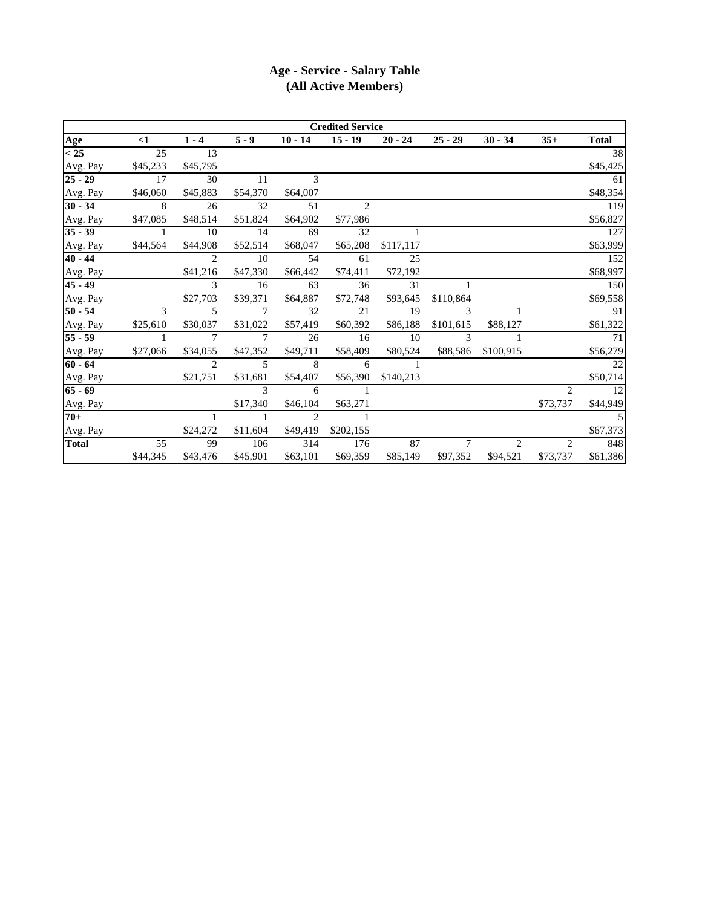# Age - Service - Salary Table
## (All Active Members)

| | Credited Service | | | | | | | | | |
|---|---|---|---|---|---|---|---|---|---|---|
| **Age** | **<1** | **1 - 4** | **5 - 9** | **10 - 14** | **15 - 19** | **20 - 24** | **25 - 29** | **30 - 34** | **35+** | **Total** |
| **< 25** | 25 | 13 | | | | | | | | 38 |
| Avg. Pay | $45,233 | $45,795 | | | | | | | | $45,425 |
| **25 - 29** | 17 | 30 | 11 | 3 | | | | | | 61 |
| Avg. Pay | $46,060 | $45,883 | $54,370 | $64,007 | | | | | | $48,354 |
| **30 - 34** | 8 | 26 | 32 | 51 | 2 | | | | | 119 |
| Avg. Pay | $47,085 | $48,514 | $51,824 | $64,902 | $77,986 | | | | | $56,827 |
| **35 - 39** | 1 | 10 | 14 | 69 | 32 | 1 | | | | 127 |
| Avg. Pay | $44,564 | $44,908 | $52,514 | $68,047 | $65,208 | $117,117 | | | | $63,999 |
| **40 - 44** | | 2 | 10 | 54 | 61 | 25 | | | | 152 |
| Avg. Pay | | $41,216 | $47,330 | $66,442 | $74,411 | $72,192 | | | | $68,997 |
| **45 - 49** | | 3 | 16 | 63 | 36 | 31 | 1 | | | 150 |
| Avg. Pay | | $27,703 | $39,371 | $64,887 | $72,748 | $93,645 | $110,864 | | | $69,558 |
| **50 - 54** | 3 | 5 | 7 | 32 | 21 | 19 | 3 | 1 | | 91 |
| Avg. Pay | $25,610 | $30,037 | $31,022 | $57,419 | $60,392 | $86,188 | $101,615 | $88,127 | | $61,322 |
| **55 - 59** | 1 | 7 | 7 | 26 | 16 | 10 | 3 | 1 | | 71 |
| Avg. Pay | $27,066 | $34,055 | $47,352 | $49,711 | $58,409 | $80,524 | $88,586 | $100,915 | | $56,279 |
| **60 - 64** | | 2 | 5 | 8 | 6 | 1 | | | | 22 |
| Avg. Pay | | $21,751 | $31,681 | $54,407 | $56,390 | $140,213 | | | | $50,714 |
| **65 - 69** | | | 3 | 6 | 1 | | | | 2 | 12 |
| Avg. Pay | | | $17,340 | $46,104 | $63,271 | | | | $73,737 | $44,949 |
| **70+** | | 1 | 1 | 2 | 1 | | | | | 5 |
| Avg. Pay | | $24,272 | $11,604 | $49,419 | $202,155 | | | | | $67,373 |
| **Total** | 55 | 99 | 106 | 314 | 176 | 87 | 7 | 2 | 2 | 848 |
| | $44,345 | $43,476 | $45,901 | $63,101 | $69,359 | $85,149 | $97,352 | $94,521 | $73,737 | $61,386 |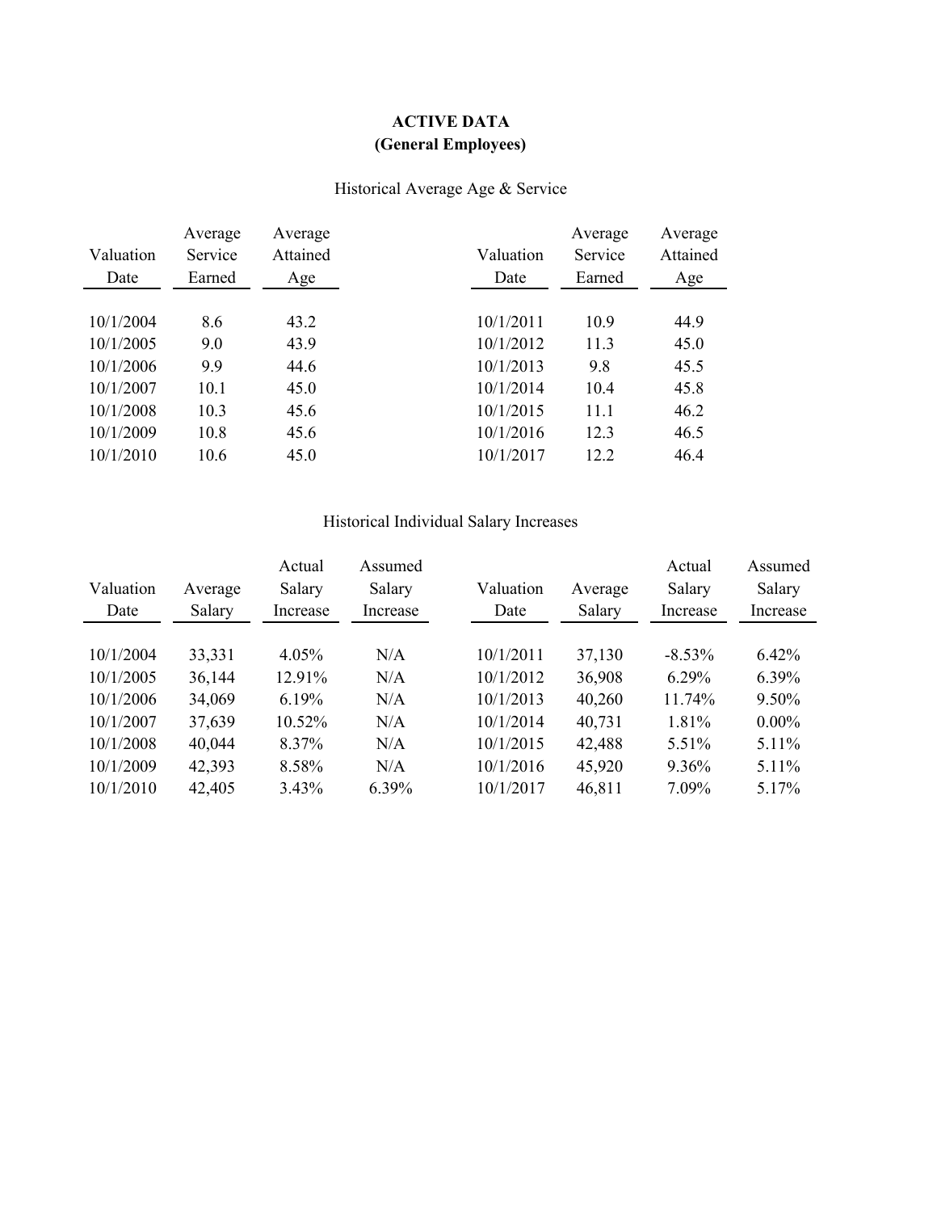# ACTIVE DATA
## (General Employees)

### Historical Average Age & Service

| Valuation Date | Average Service Earned | Average Attained Age | Valuation Date | Average Service Earned | Average Attained Age |
|---|---|---|---|---|---|
| 10/1/2004 | 8.6 | 43.2 | 10/1/2011 | 10.9 | 44.9 |
| 10/1/2005 | 9.0 | 43.9 | 10/1/2012 | 11.3 | 45.0 |
| 10/1/2006 | 9.9 | 44.6 | 10/1/2013 | 9.8 | 45.5 |
| 10/1/2007 | 10.1 | 45.0 | 10/1/2014 | 10.4 | 45.8 |
| 10/1/2008 | 10.3 | 45.6 | 10/1/2015 | 11.1 | 46.2 |
| 10/1/2009 | 10.8 | 45.6 | 10/1/2016 | 12.3 | 46.5 |
| 10/1/2010 | 10.6 | 45.0 | 10/1/2017 | 12.2 | 46.4 |

### Historical Individual Salary Increases

| Valuation Date | Average Salary | Actual Salary Increase | Assumed Salary Increase | Valuation Date | Average Salary | Actual Salary Increase | Assumed Salary Increase |
|---|---|---|---|---|---|---|---|
| 10/1/2004 | 33,331 | 4.05% | N/A | 10/1/2011 | 37,130 | -8.53% | 6.42% |
| 10/1/2005 | 36,144 | 12.91% | N/A | 10/1/2012 | 36,908 | 6.29% | 6.39% |
| 10/1/2006 | 34,069 | 6.19% | N/A | 10/1/2013 | 40,260 | 11.74% | 9.50% |
| 10/1/2007 | 37,639 | 10.52% | N/A | 10/1/2014 | 40,731 | 1.81% | 0.00% |
| 10/1/2008 | 40,044 | 8.37% | N/A | 10/1/2015 | 42,488 | 5.51% | 5.11% |
| 10/1/2009 | 42,393 | 8.58% | N/A | 10/1/2016 | 45,920 | 9.36% | 5.11% |
| 10/1/2010 | 42,405 | 3.43% | 6.39% | 10/1/2017 | 46,811 | 7.09% | 5.17% |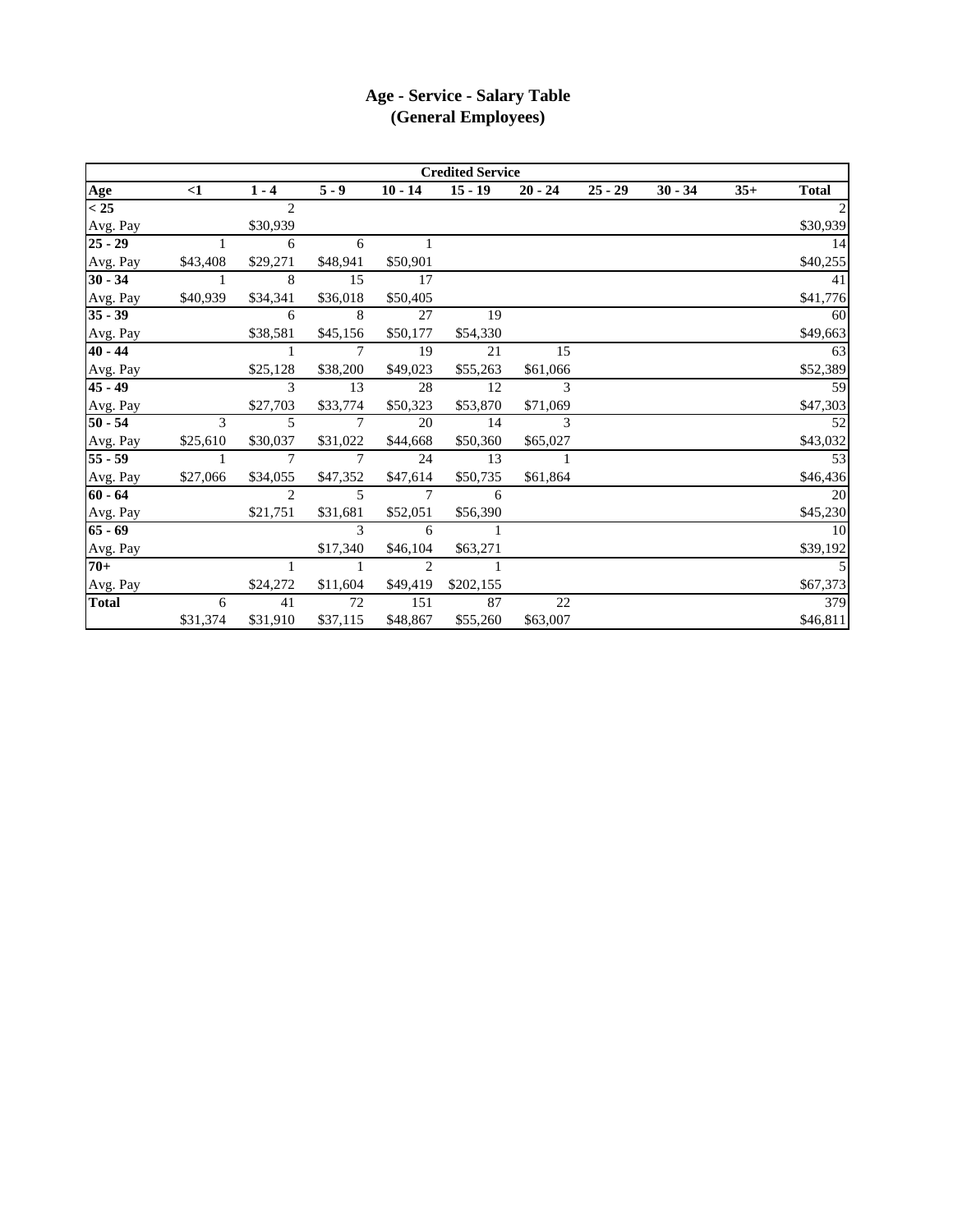# Age - Service - Salary Table
## (General Employees)

| | Credited Service | | | | | | | | | |
|---|---|---|---|---|---|---|---|---|---|---|
| **Age** | **<1** | **1 - 4** | **5 - 9** | **10 - 14** | **15 - 19** | **20 - 24** | **25 - 29** | **30 - 34** | **35+** | **Total** |
| **< 25** | | 2 | | | | | | | | 2 |
| Avg. Pay | | $30,939 | | | | | | | | $30,939 |
| **25 - 29** | 1 | 6 | 6 | 1 | | | | | | 14 |
| Avg. Pay | $43,408 | $29,271 | $48,941 | $50,901 | | | | | | $40,255 |
| **30 - 34** | 1 | 8 | 15 | 17 | | | | | | 41 |
| Avg. Pay | $40,939 | $34,341 | $36,018 | $50,405 | | | | | | $41,776 |
| **35 - 39** | | 6 | 8 | 27 | 19 | | | | | 60 |
| Avg. Pay | | $38,581 | $45,156 | $50,177 | $54,330 | | | | | $49,663 |
| **40 - 44** | | 1 | 7 | 19 | 21 | 15 | | | | 63 |
| Avg. Pay | | $25,128 | $38,200 | $49,023 | $55,263 | $61,066 | | | | $52,389 |
| **45 - 49** | | 3 | 13 | 28 | 12 | 3 | | | | 59 |
| Avg. Pay | | $27,703 | $33,774 | $50,323 | $53,870 | $71,069 | | | | $47,303 |
| **50 - 54** | 3 | 5 | 7 | 20 | 14 | 3 | | | | 52 |
| Avg. Pay | $25,610 | $30,037 | $31,022 | $44,668 | $50,360 | $65,027 | | | | $43,032 |
| **55 - 59** | 1 | 7 | 7 | 24 | 13 | 1 | | | | 53 |
| Avg. Pay | $27,066 | $34,055 | $47,352 | $47,614 | $50,735 | $61,864 | | | | $46,436 |
| **60 - 64** | | 2 | 5 | 7 | 6 | | | | | 20 |
| Avg. Pay | | $21,751 | $31,681 | $52,051 | $56,390 | | | | | $45,230 |
| **65 - 69** | | | 3 | 6 | 1 | | | | | 10 |
| Avg. Pay | | | $17,340 | $46,104 | $63,271 | | | | | $39,192 |
| **70+** | | 1 | 1 | 2 | 1 | | | | | 5 |
| Avg. Pay | | $24,272 | $11,604 | $49,419 | $202,155 | | | | | $67,373 |
| **Total** | 6 | 41 | 72 | 151 | 87 | 22 | | | | 379 |
| | $31,374 | $31,910 | $37,115 | $48,867 | $55,260 | $63,007 | | | | $46,811 |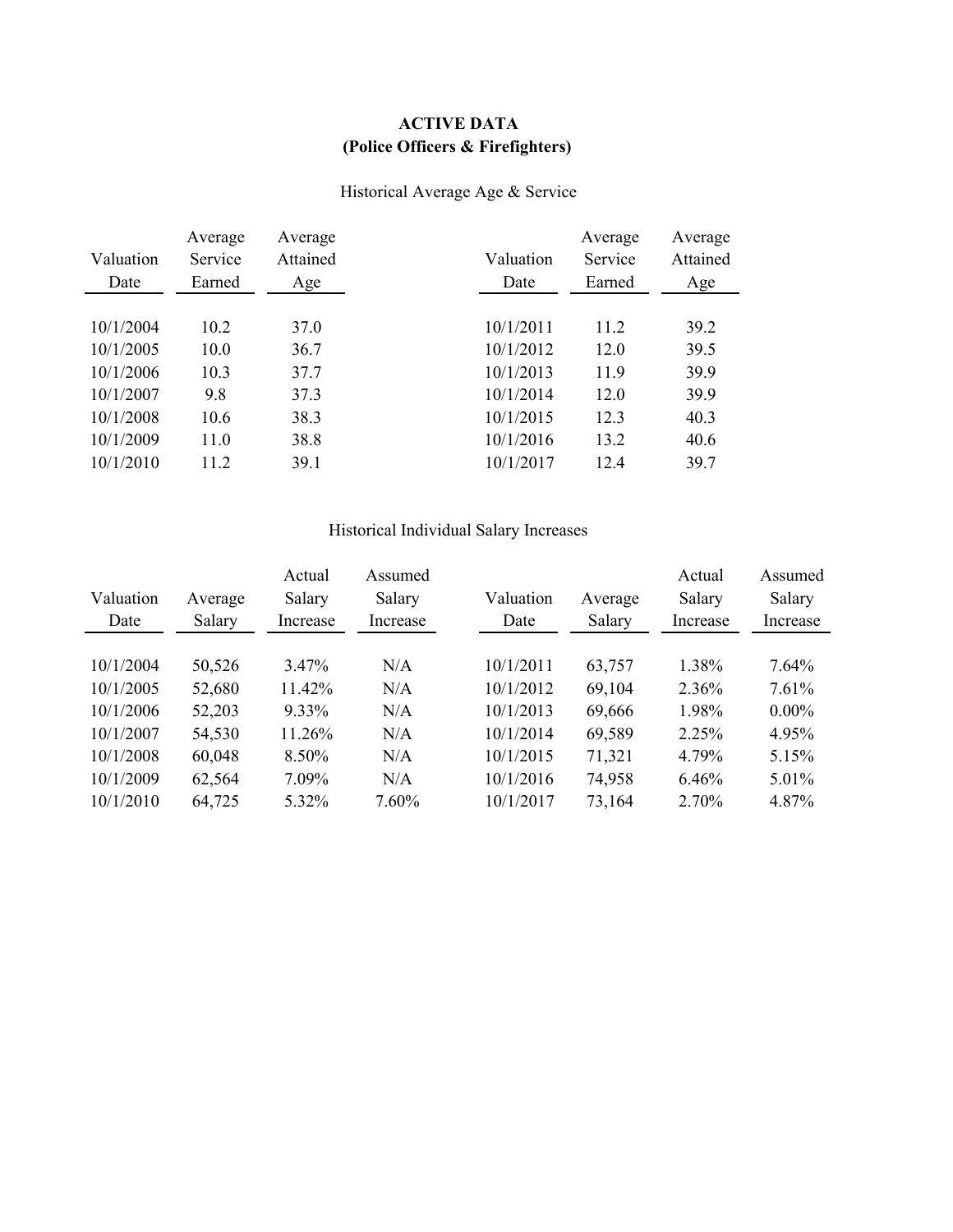## ACTIVE DATA
## (Police Officers & Firefighters)

### Historical Average Age & Service

| Valuation Date | Average Service Earned | Average Attained Age | Valuation Date | Average Service Earned | Average Attained Age |
|---|---|---|---|---|---|
| 10/1/2004 | 10.2 | 37.0 | 10/1/2011 | 11.2 | 39.2 |
| 10/1/2005 | 10.0 | 36.7 | 10/1/2012 | 12.0 | 39.5 |
| 10/1/2006 | 10.3 | 37.7 | 10/1/2013 | 11.9 | 39.9 |
| 10/1/2007 | 9.8 | 37.3 | 10/1/2014 | 12.0 | 39.9 |
| 10/1/2008 | 10.6 | 38.3 | 10/1/2015 | 12.3 | 40.3 |
| 10/1/2009 | 11.0 | 38.8 | 10/1/2016 | 13.2 | 40.6 |
| 10/1/2010 | 11.2 | 39.1 | 10/1/2017 | 12.4 | 39.7 |

### Historical Individual Salary Increases

| Valuation Date | Average Salary | Actual Salary Increase | Assumed Salary Increase | Valuation Date | Average Salary | Actual Salary Increase | Assumed Salary Increase |
|---|---|---|---|---|---|---|---|
| 10/1/2004 | 50,526 | 3.47% | N/A | 10/1/2011 | 63,757 | 1.38% | 7.64% |
| 10/1/2005 | 52,680 | 11.42% | N/A | 10/1/2012 | 69,104 | 2.36% | 7.61% |
| 10/1/2006 | 52,203 | 9.33% | N/A | 10/1/2013 | 69,666 | 1.98% | 0.00% |
| 10/1/2007 | 54,530 | 11.26% | N/A | 10/1/2014 | 69,589 | 2.25% | 4.95% |
| 10/1/2008 | 60,048 | 8.50% | N/A | 10/1/2015 | 71,321 | 4.79% | 5.15% |
| 10/1/2009 | 62,564 | 7.09% | N/A | 10/1/2016 | 74,958 | 6.46% | 5.01% |
| 10/1/2010 | 64,725 | 5.32% | 7.60% | 10/1/2017 | 73,164 | 2.70% | 4.87% |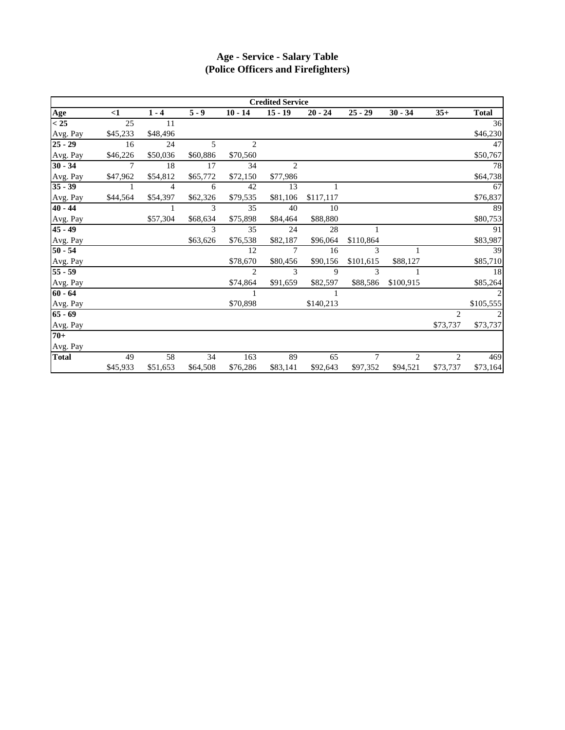# Age - Service - Salary Table
## (Police Officers and Firefighters)

| | Credited Service | | | | | | | | | |
|---|---|---|---|---|---|---|---|---|---|---|
| **Age** | **<1** | **1 - 4** | **5 - 9** | **10 - 14** | **15 - 19** | **20 - 24** | **25 - 29** | **30 - 34** | **35+** | **Total** |
| **< 25** | 25 | 11 | | | | | | | | 36 |
| Avg. Pay | $45,233 | $48,496 | | | | | | | | $46,230 |
| **25 - 29** | 16 | 24 | 5 | 2 | | | | | | 47 |
| Avg. Pay | $46,226 | $50,036 | $60,886 | $70,560 | | | | | | $50,767 |
| **30 - 34** | 7 | 18 | 17 | 34 | 2 | | | | | 78 |
| Avg. Pay | $47,962 | $54,812 | $65,772 | $72,150 | $77,986 | | | | | $64,738 |
| **35 - 39** | 1 | 4 | 6 | 42 | 13 | 1 | | | | 67 |
| Avg. Pay | $44,564 | $54,397 | $62,326 | $79,535 | $81,106 | $117,117 | | | | $76,837 |
| **40 - 44** | | 1 | 3 | 35 | 40 | 10 | | | | 89 |
| Avg. Pay | | $57,304 | $68,634 | $75,898 | $84,464 | $88,880 | | | | $80,753 |
| **45 - 49** | | | 3 | 35 | 24 | 28 | 1 | | | 91 |
| Avg. Pay | | | $63,626 | $76,538 | $82,187 | $96,064 | $110,864 | | | $83,987 |
| **50 - 54** | | | | 12 | 7 | 16 | 3 | 1 | | 39 |
| Avg. Pay | | | | $78,670 | $80,456 | $90,156 | $101,615 | $88,127 | | $85,710 |
| **55 - 59** | | | | 2 | 3 | 9 | 3 | 1 | | 18 |
| Avg. Pay | | | | $74,864 | $91,659 | $82,597 | $88,586 | $100,915 | | $85,264 |
| **60 - 64** | | | | 1 | | 1 | | | | 2 |
| Avg. Pay | | | | $70,898 | | $140,213 | | | | $105,555 |
| **65 - 69** | | | | | | | | | 2 | 2 |
| Avg. Pay | | | | | | | | | $73,737 | $73,737 |
| **70+** | | | | | | | | | | |
| Avg. Pay | | | | | | | | | | |
| **Total** | 49 | 58 | 34 | 163 | 89 | 65 | 7 | 2 | 2 | 469 |
| | $45,933 | $51,653 | $64,508 | $76,286 | $83,141 | $92,643 | $97,352 | $94,521 | $73,737 | $73,164 |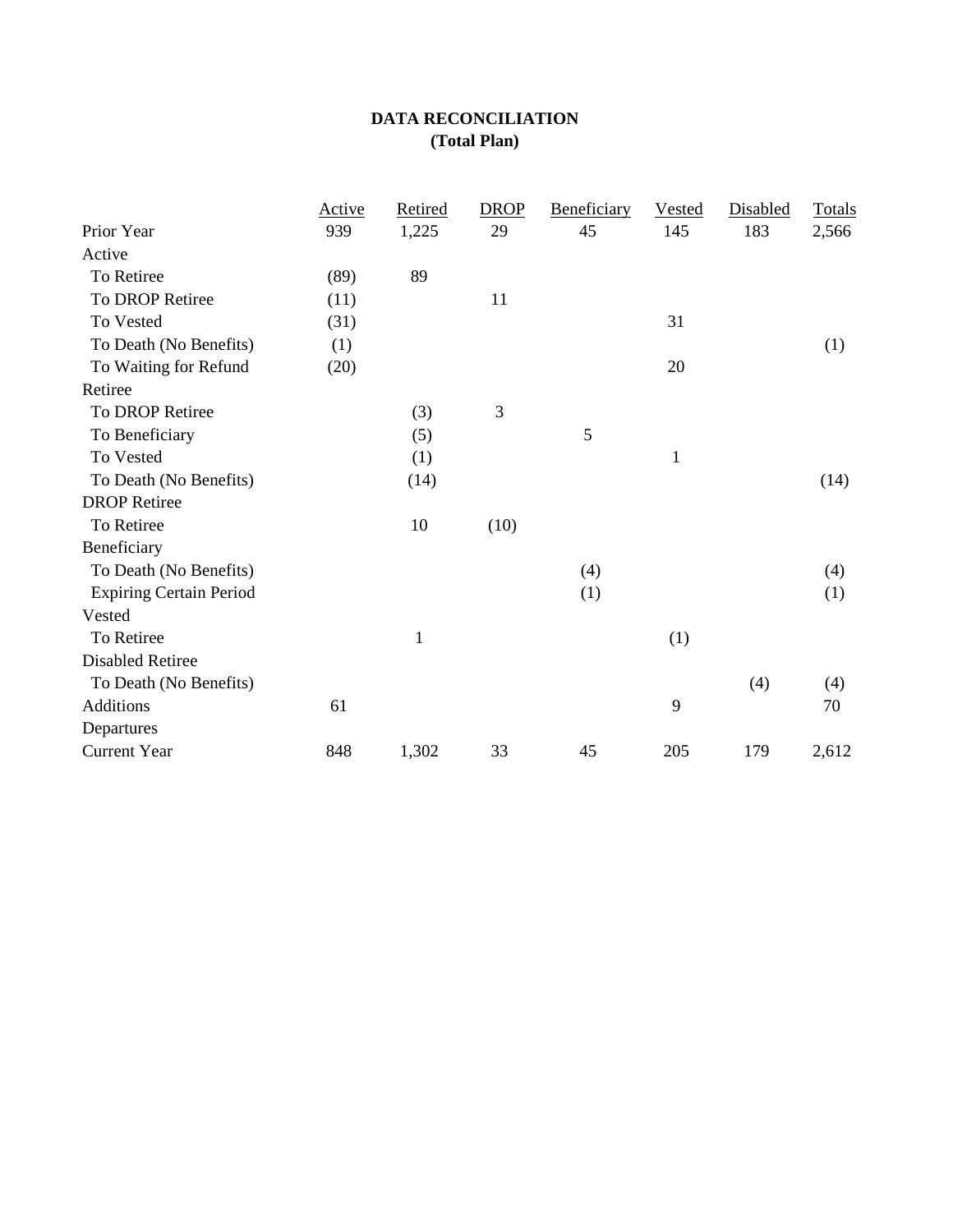**DATA RECONCILIATION**
**(Total Plan)**

| | Active | Retired | DROP | Beneficiary | Vested | Disabled | Totals |
|---|---|---|---|---|---|---|---|
| Prior Year | 939 | 1,225 | 29 | 45 | 145 | 183 | 2,566 |
| Active | | | | | | | |
| To Retiree | (89) | 89 | | | | | |
| To DROP Retiree | (11) | | 11 | | | | |
| To Vested | (31) | | | | 31 | | |
| To Death (No Benefits) | (1) | | | | | | (1) |
| To Waiting for Refund | (20) | | | | 20 | | |
| Retiree | | | | | | | |
| To DROP Retiree | | (3) | 3 | | | | |
| To Beneficiary | | (5) | | 5 | | | |
| To Vested | | (1) | | | 1 | | |
| To Death (No Benefits) | | (14) | | | | | (14) |
| DROP Retiree | | | | | | | |
| To Retiree | | 10 | (10) | | | | |
| Beneficiary | | | | | | | |
| To Death (No Benefits) | | | | (4) | | | (4) |
| Expiring Certain Period | | | | (1) | | | (1) |
| Vested | | | | | | | |
| To Retiree | | 1 | | | (1) | | |
| Disabled Retiree | | | | | | | |
| To Death (No Benefits) | | | | | | (4) | (4) |
| Additions | 61 | | | | 9 | | 70 |
| Departures | | | | | | | |
| Current Year | 848 | 1,302 | 33 | 45 | 205 | 179 | 2,612 |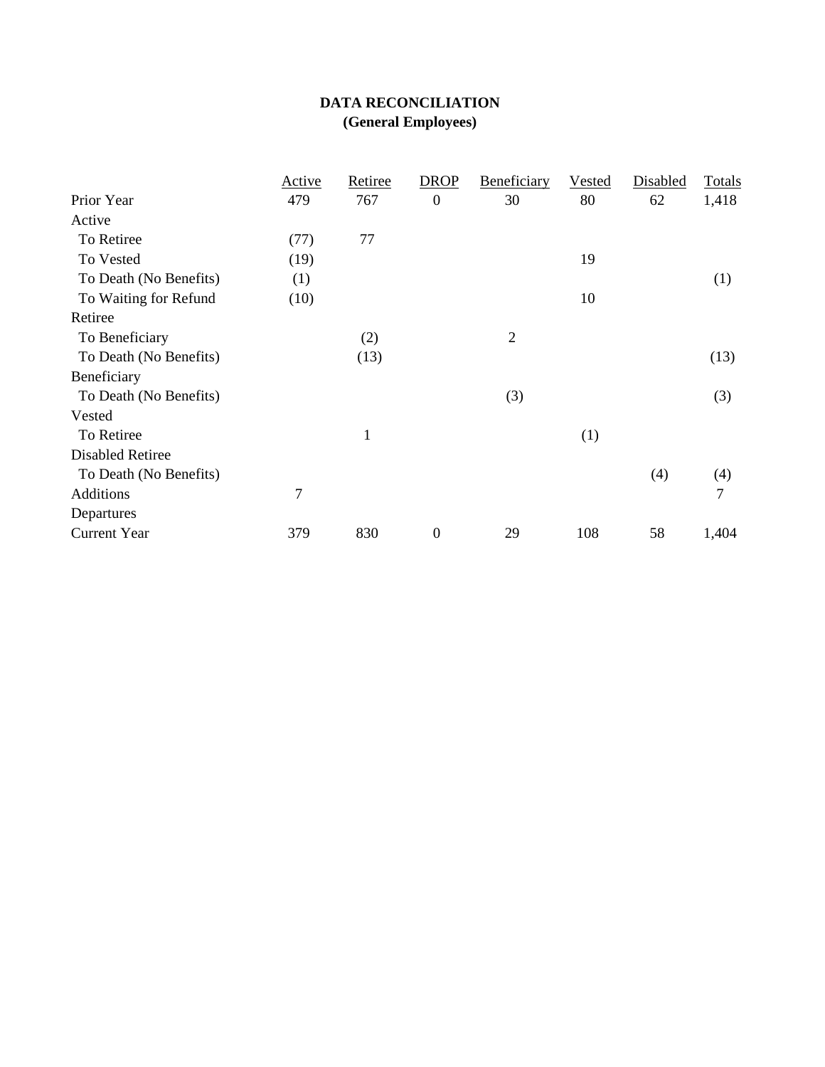**DATA RECONCILIATION**
**(General Employees)**

| | Active | Retiree | DROP | Beneficiary | Vested | Disabled | Totals |
|---|---|---|---|---|---|---|---|
| Prior Year | 479 | 767 | 0 | 30 | 80 | 62 | 1,418 |
| Active | | | | | | | |
| To Retiree | (77) | 77 | | | | | |
| To Vested | (19) | | | | 19 | | |
| To Death (No Benefits) | (1) | | | | | | (1) |
| To Waiting for Refund | (10) | | | | 10 | | |
| Retiree | | | | | | | |
| To Beneficiary | | (2) | | 2 | | | |
| To Death (No Benefits) | | (13) | | | | | (13) |
| Beneficiary | | | | | | | |
| To Death (No Benefits) | | | | (3) | | | (3) |
| Vested | | | | | | | |
| To Retiree | | 1 | | | (1) | | |
| Disabled Retiree | | | | | | | |
| To Death (No Benefits) | | | | | | (4) | (4) |
| Additions | 7 | | | | | | 7 |
| Departures | | | | | | | |
| Current Year | 379 | 830 | 0 | 29 | 108 | 58 | 1,404 |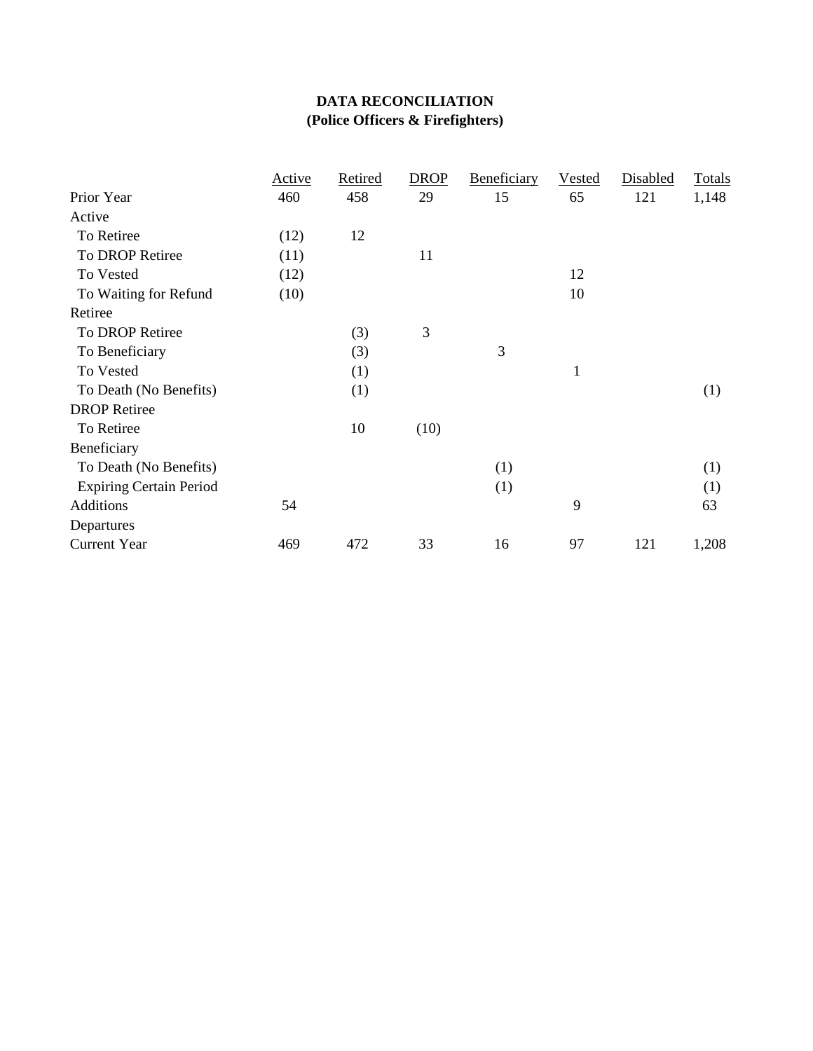**DATA RECONCILIATION**
**(Police Officers & Firefighters)**

| | Active | Retired | DROP | Beneficiary | Vested | Disabled | Totals |
|---|---|---|---|---|---|---|---|
| Prior Year | 460 | 458 | 29 | 15 | 65 | 121 | 1,148 |
| Active | | | | | | | |
| To Retiree | (12) | 12 | | | | | |
| To DROP Retiree | (11) | | 11 | | | | |
| To Vested | (12) | | | | 12 | | |
| To Waiting for Refund | (10) | | | | 10 | | |
| Retiree | | | | | | | |
| To DROP Retiree | | (3) | 3 | | | | |
| To Beneficiary | | (3) | | 3 | | | |
| To Vested | | (1) | | | 1 | | |
| To Death (No Benefits) | | (1) | | | | | (1) |
| DROP Retiree | | | | | | | |
| To Retiree | | 10 | (10) | | | | |
| Beneficiary | | | | | | | |
| To Death (No Benefits) | | | | (1) | | | (1) |
| Expiring Certain Period | | | | (1) | | | (1) |
| Additions | 54 | | | | 9 | | 63 |
| Departures | | | | | | | |
| Current Year | 469 | 472 | 33 | 16 | 97 | 121 | 1,208 |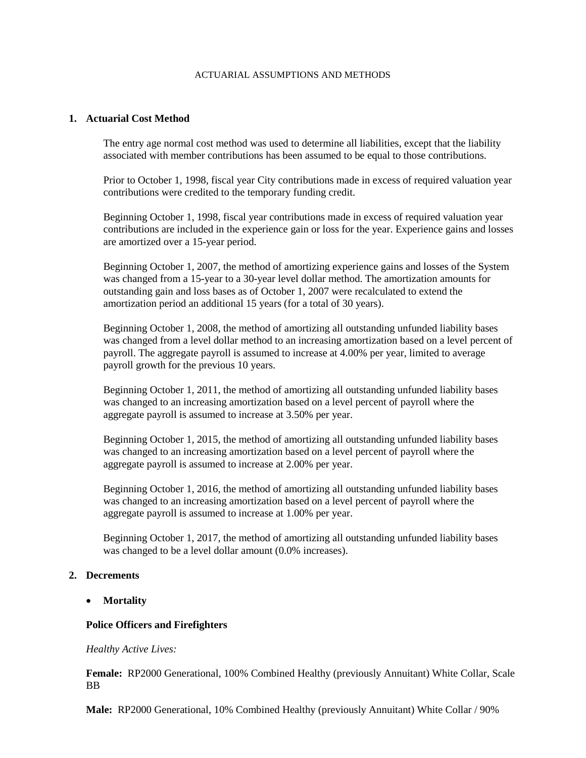ACTUARIAL ASSUMPTIONS AND METHODS

## 1. Actuarial Cost Method

The entry age normal cost method was used to determine all liabilities, except that the liability associated with member contributions has been assumed to be equal to those contributions.

Prior to October 1, 1998, fiscal year City contributions made in excess of required valuation year contributions were credited to the temporary funding credit.

Beginning October 1, 1998, fiscal year contributions made in excess of required valuation year contributions are included in the experience gain or loss for the year. Experience gains and losses are amortized over a 15-year period.

Beginning October 1, 2007, the method of amortizing experience gains and losses of the System was changed from a 15-year to a 30-year level dollar method. The amortization amounts for outstanding gain and loss bases as of October 1, 2007 were recalculated to extend the amortization period an additional 15 years (for a total of 30 years).

Beginning October 1, 2008, the method of amortizing all outstanding unfunded liability bases was changed from a level dollar method to an increasing amortization based on a level percent of payroll. The aggregate payroll is assumed to increase at 4.00% per year, limited to average payroll growth for the previous 10 years.

Beginning October 1, 2011, the method of amortizing all outstanding unfunded liability bases was changed to an increasing amortization based on a level percent of payroll where the aggregate payroll is assumed to increase at 3.50% per year.

Beginning October 1, 2015, the method of amortizing all outstanding unfunded liability bases was changed to an increasing amortization based on a level percent of payroll where the aggregate payroll is assumed to increase at 2.00% per year.

Beginning October 1, 2016, the method of amortizing all outstanding unfunded liability bases was changed to an increasing amortization based on a level percent of payroll where the aggregate payroll is assumed to increase at 1.00% per year.

Beginning October 1, 2017, the method of amortizing all outstanding unfunded liability bases was changed to be a level dollar amount (0.0% increases).

## 2. Decrements

- **Mortality**

**Police Officers and Firefighters**

*Healthy Active Lives:*

**Female:** RP2000 Generational, 100% Combined Healthy (previously Annuitant) White Collar, Scale BB

**Male:** RP2000 Generational, 10% Combined Healthy (previously Annuitant) White Collar / 90%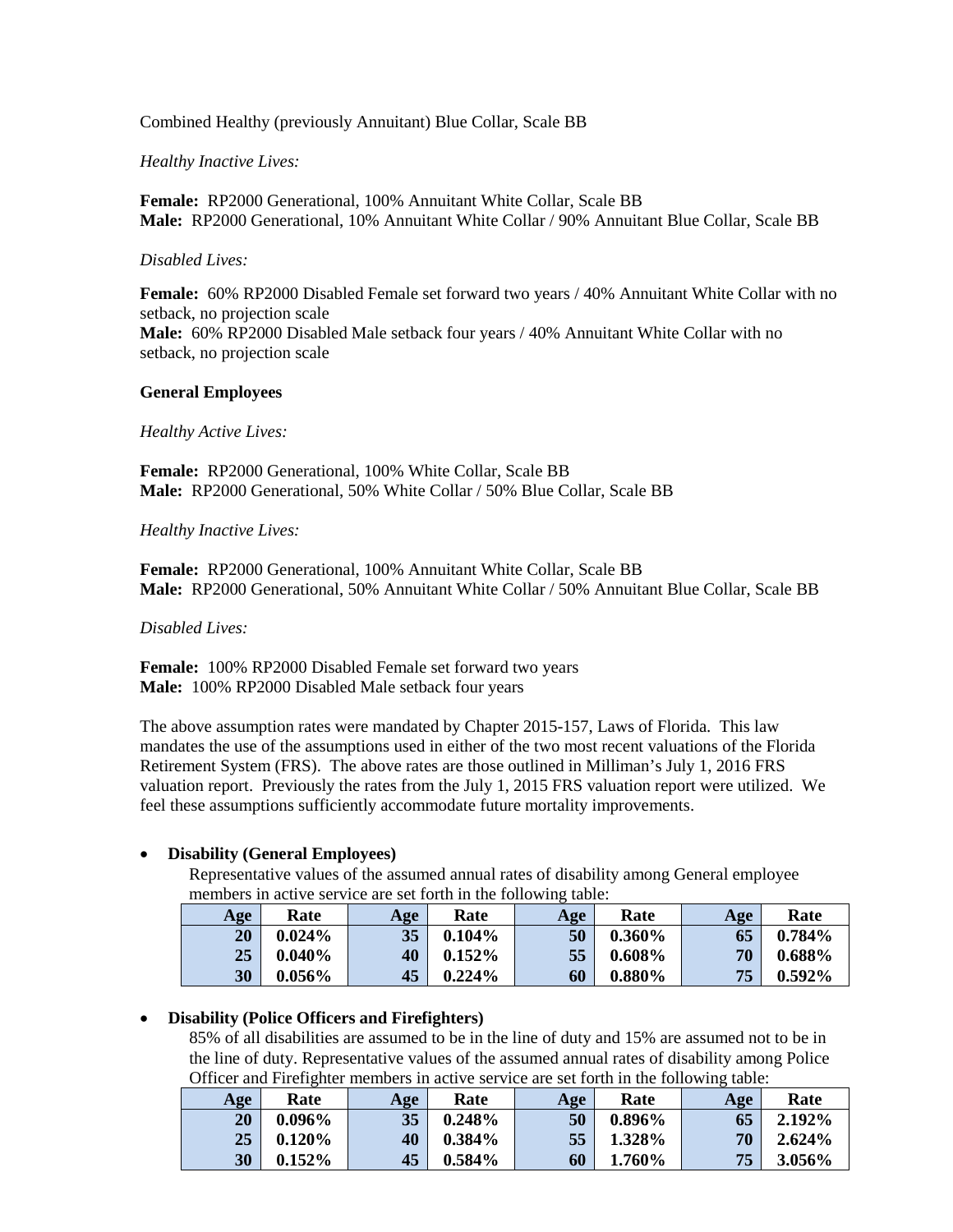Combined Healthy (previously Annuitant) Blue Collar, Scale BB

*Healthy Inactive Lives:*

**Female:** RP2000 Generational, 100% Annuitant White Collar, Scale BB
**Male:** RP2000 Generational, 10% Annuitant White Collar / 90% Annuitant Blue Collar, Scale BB

*Disabled Lives:*

**Female:** 60% RP2000 Disabled Female set forward two years / 40% Annuitant White Collar with no setback, no projection scale
**Male:** 60% RP2000 Disabled Male setback four years / 40% Annuitant White Collar with no setback, no projection scale

**General Employees**

*Healthy Active Lives:*

**Female:** RP2000 Generational, 100% White Collar, Scale BB
**Male:** RP2000 Generational, 50% White Collar / 50% Blue Collar, Scale BB

*Healthy Inactive Lives:*

**Female:** RP2000 Generational, 100% Annuitant White Collar, Scale BB
**Male:** RP2000 Generational, 50% Annuitant White Collar / 50% Annuitant Blue Collar, Scale BB

*Disabled Lives:*

**Female:** 100% RP2000 Disabled Female set forward two years
**Male:** 100% RP2000 Disabled Male setback four years

The above assumption rates were mandated by Chapter 2015-157, Laws of Florida. This law mandates the use of the assumptions used in either of the two most recent valuations of the Florida Retirement System (FRS). The above rates are those outlined in Milliman's July 1, 2016 FRS valuation report. Previously the rates from the July 1, 2015 FRS valuation report were utilized. We feel these assumptions sufficiently accommodate future mortality improvements.

- **Disability (General Employees)**
  Representative values of the assumed annual rates of disability among General employee members in active service are set forth in the following table:

| Age | Rate | Age | Rate | Age | Rate | Age | Rate |
|---|---|---|---|---|---|---|---|
| 20 | 0.024% | 35 | 0.104% | 50 | 0.360% | 65 | 0.784% |
| 25 | 0.040% | 40 | 0.152% | 55 | 0.608% | 70 | 0.688% |
| 30 | 0.056% | 45 | 0.224% | 60 | 0.880% | 75 | 0.592% |

- **Disability (Police Officers and Firefighters)**
  85% of all disabilities are assumed to be in the line of duty and 15% are assumed not to be in the line of duty. Representative values of the assumed annual rates of disability among Police Officer and Firefighter members in active service are set forth in the following table:

| Age | Rate | Age | Rate | Age | Rate | Age | Rate |
|---|---|---|---|---|---|---|---|
| 20 | 0.096% | 35 | 0.248% | 50 | 0.896% | 65 | 2.192% |
| 25 | 0.120% | 40 | 0.384% | 55 | 1.328% | 70 | 2.624% |
| 30 | 0.152% | 45 | 0.584% | 60 | 1.760% | 75 | 3.056% |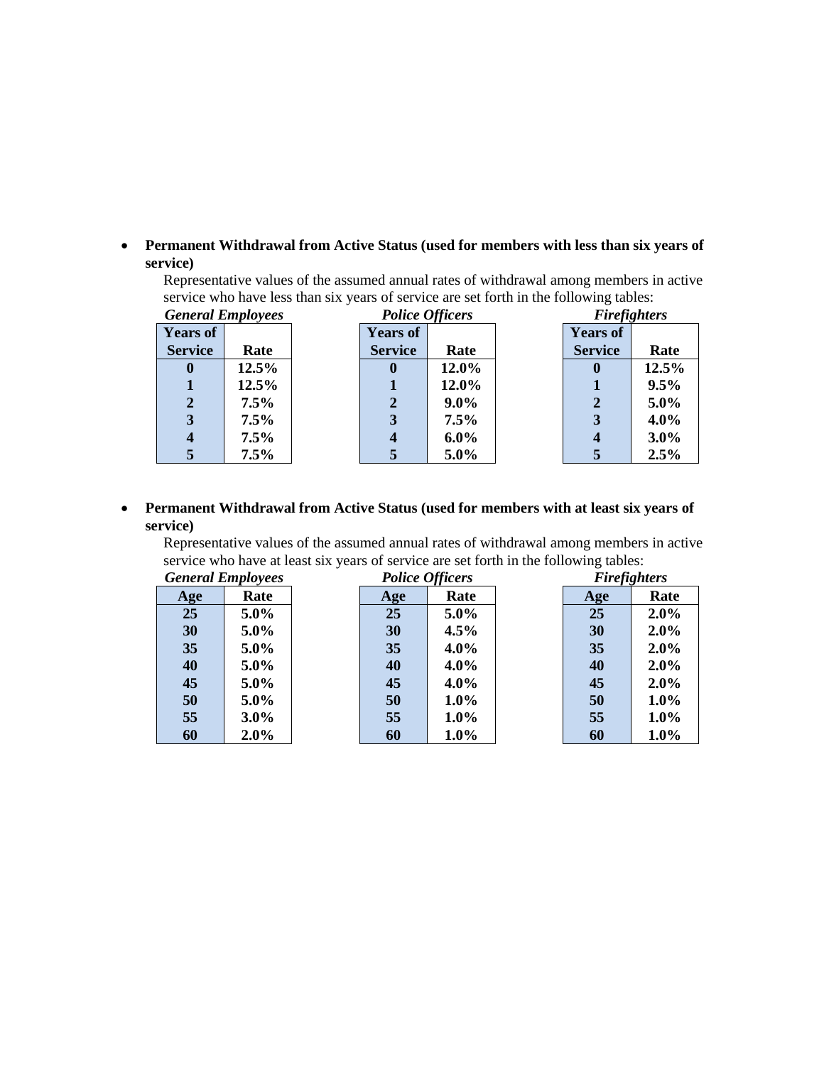- **Permanent Withdrawal from Active Status (used for members with less than six years of service)**

  Representative values of the assumed annual rates of withdrawal among members in active service who have less than six years of service are set forth in the following tables:

*General Employees*

| Years of Service | Rate |
|---|---|
| 0 | 12.5% |
| 1 | 12.5% |
| 2 | 7.5% |
| 3 | 7.5% |
| 4 | 7.5% |
| 5 | 7.5% |

*Police Officers*

| Years of Service | Rate |
|---|---|
| 0 | 12.0% |
| 1 | 12.0% |
| 2 | 9.0% |
| 3 | 7.5% |
| 4 | 6.0% |
| 5 | 5.0% |

*Firefighters*

| Years of Service | Rate |
|---|---|
| 0 | 12.5% |
| 1 | 9.5% |
| 2 | 5.0% |
| 3 | 4.0% |
| 4 | 3.0% |
| 5 | 2.5% |

- **Permanent Withdrawal from Active Status (used for members with at least six years of service)**

  Representative values of the assumed annual rates of withdrawal among members in active service who have at least six years of service are set forth in the following tables:

*General Employees*

| Age | Rate |
|---|---|
| 25 | 5.0% |
| 30 | 5.0% |
| 35 | 5.0% |
| 40 | 5.0% |
| 45 | 5.0% |
| 50 | 5.0% |
| 55 | 3.0% |
| 60 | 2.0% |

*Police Officers*

| Age | Rate |
|---|---|
| 25 | 5.0% |
| 30 | 4.5% |
| 35 | 4.0% |
| 40 | 4.0% |
| 45 | 4.0% |
| 50 | 1.0% |
| 55 | 1.0% |
| 60 | 1.0% |

*Firefighters*

| Age | Rate |
|---|---|
| 25 | 2.0% |
| 30 | 2.0% |
| 35 | 2.0% |
| 40 | 2.0% |
| 45 | 2.0% |
| 50 | 1.0% |
| 55 | 1.0% |
| 60 | 1.0% |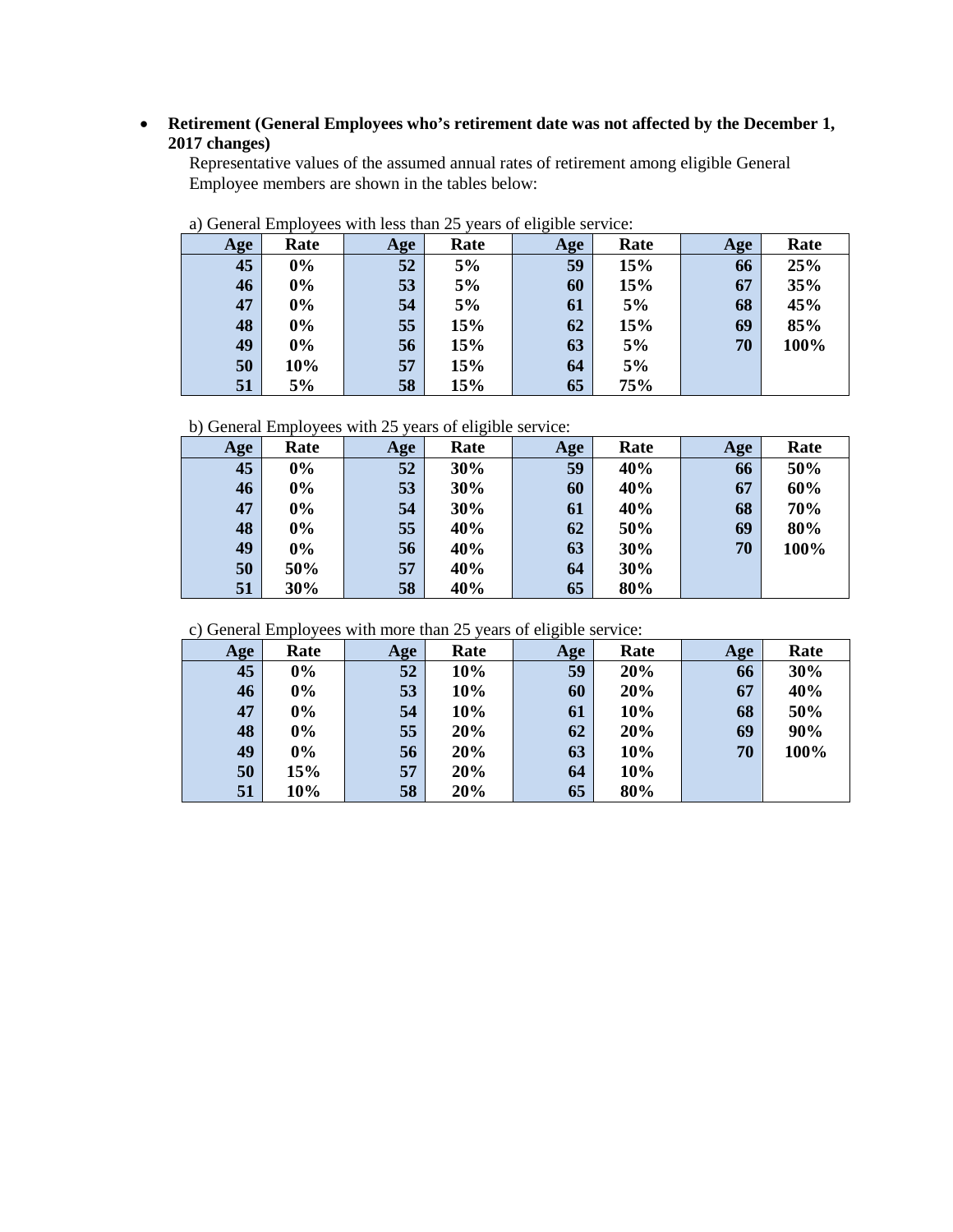- **Retirement (General Employees who's retirement date was not affected by the December 1, 2017 changes)**

  Representative values of the assumed annual rates of retirement among eligible General Employee members are shown in the tables below:

a) General Employees with less than 25 years of eligible service:

| Age | Rate | Age | Rate | Age | Rate | Age | Rate |
|---|---|---|---|---|---|---|---|
| 45 | 0% | 52 | 5% | 59 | 15% | 66 | 25% |
| 46 | 0% | 53 | 5% | 60 | 15% | 67 | 35% |
| 47 | 0% | 54 | 5% | 61 | 5% | 68 | 45% |
| 48 | 0% | 55 | 15% | 62 | 15% | 69 | 85% |
| 49 | 0% | 56 | 15% | 63 | 5% | 70 | 100% |
| 50 | 10% | 57 | 15% | 64 | 5% | | |
| 51 | 5% | 58 | 15% | 65 | 75% | | |

b) General Employees with 25 years of eligible service:

| Age | Rate | Age | Rate | Age | Rate | Age | Rate |
|---|---|---|---|---|---|---|---|
| 45 | 0% | 52 | 30% | 59 | 40% | 66 | 50% |
| 46 | 0% | 53 | 30% | 60 | 40% | 67 | 60% |
| 47 | 0% | 54 | 30% | 61 | 40% | 68 | 70% |
| 48 | 0% | 55 | 40% | 62 | 50% | 69 | 80% |
| 49 | 0% | 56 | 40% | 63 | 30% | 70 | 100% |
| 50 | 50% | 57 | 40% | 64 | 30% | | |
| 51 | 30% | 58 | 40% | 65 | 80% | | |

c) General Employees with more than 25 years of eligible service:

| Age | Rate | Age | Rate | Age | Rate | Age | Rate |
|---|---|---|---|---|---|---|---|
| 45 | 0% | 52 | 10% | 59 | 20% | 66 | 30% |
| 46 | 0% | 53 | 10% | 60 | 20% | 67 | 40% |
| 47 | 0% | 54 | 10% | 61 | 10% | 68 | 50% |
| 48 | 0% | 55 | 20% | 62 | 20% | 69 | 90% |
| 49 | 0% | 56 | 20% | 63 | 10% | 70 | 100% |
| 50 | 15% | 57 | 20% | 64 | 10% | | |
| 51 | 10% | 58 | 20% | 65 | 80% | | |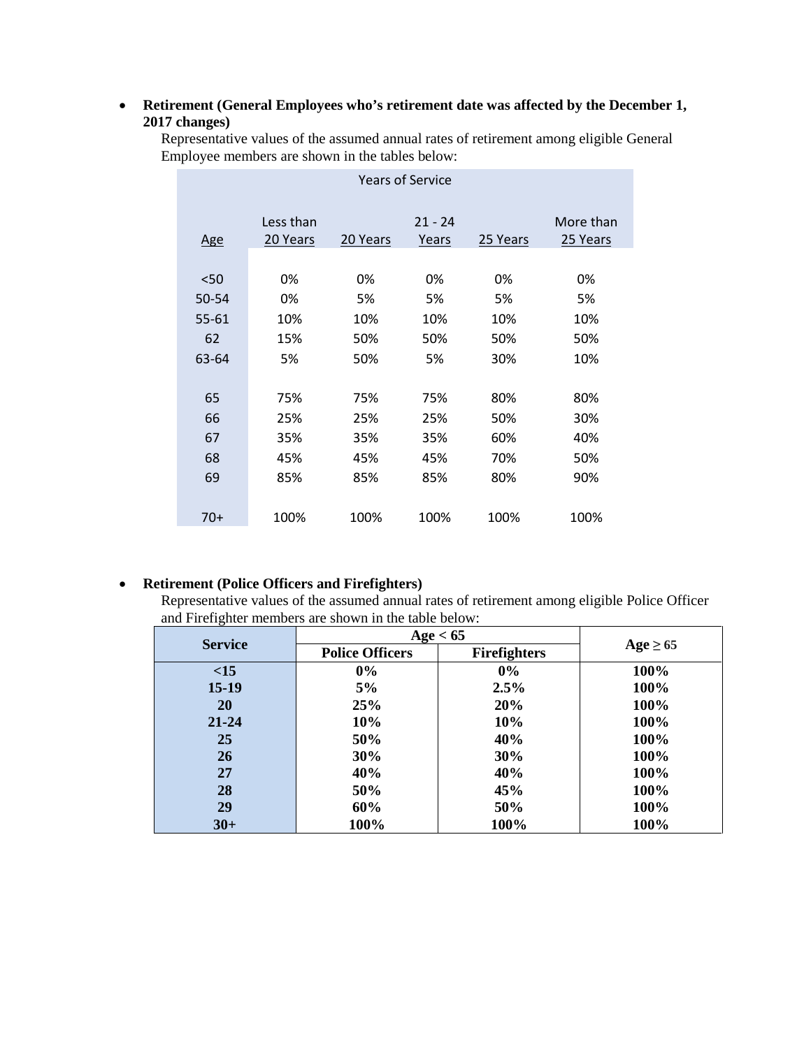- **Retirement (General Employees who's retirement date was affected by the December 1, 2017 changes)**

  Representative values of the assumed annual rates of retirement among eligible General Employee members are shown in the tables below:

| | Years of Service | | | | |
|---|---|---|---|---|---|
| Age | Less than 20 Years | 20 Years | 21 - 24 Years | 25 Years | More than 25 Years |
| <50 | 0% | 0% | 0% | 0% | 0% |
| 50-54 | 0% | 5% | 5% | 5% | 5% |
| 55-61 | 10% | 10% | 10% | 10% | 10% |
| 62 | 15% | 50% | 50% | 50% | 50% |
| 63-64 | 5% | 50% | 5% | 30% | 10% |
| 65 | 75% | 75% | 75% | 80% | 80% |
| 66 | 25% | 25% | 25% | 50% | 30% |
| 67 | 35% | 35% | 35% | 60% | 40% |
| 68 | 45% | 45% | 45% | 70% | 50% |
| 69 | 85% | 85% | 85% | 80% | 90% |
| 70+ | 100% | 100% | 100% | 100% | 100% |

- **Retirement (Police Officers and Firefighters)**

  Representative values of the assumed annual rates of retirement among eligible Police Officer and Firefighter members are shown in the table below:

| **Service** | **Age < 65** | | **Age ≥ 65** |
|---|---|---|---|
| | **Police Officers** | **Firefighters** | |
| **<15** | **0%** | **0%** | **100%** |
| **15-19** | **5%** | **2.5%** | **100%** |
| **20** | **25%** | **20%** | **100%** |
| **21-24** | **10%** | **10%** | **100%** |
| **25** | **50%** | **40%** | **100%** |
| **26** | **30%** | **30%** | **100%** |
| **27** | **40%** | **40%** | **100%** |
| **28** | **50%** | **45%** | **100%** |
| **29** | **60%** | **50%** | **100%** |
| **30+** | **100%** | **100%** | **100%** |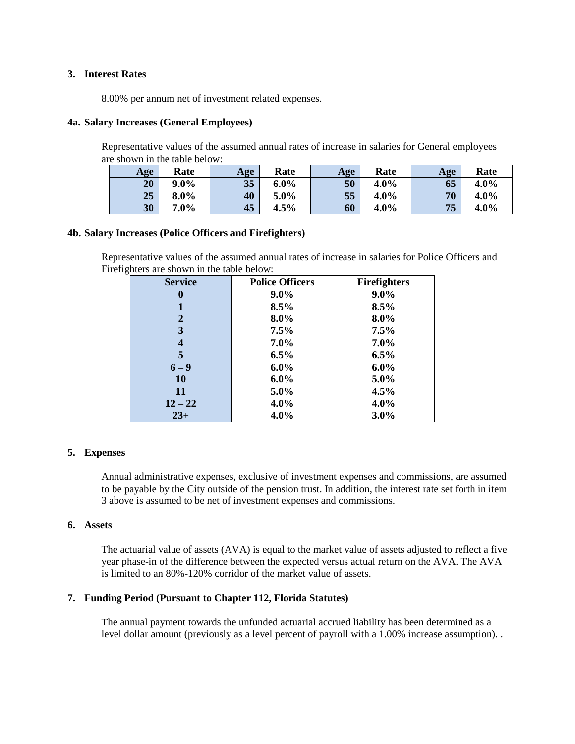**3. Interest Rates**

8.00% per annum net of investment related expenses.

**4a. Salary Increases (General Employees)**

Representative values of the assumed annual rates of increase in salaries for General employees are shown in the table below:

| Age | Rate | Age | Rate | Age | Rate | Age | Rate |
|---|---|---|---|---|---|---|---|
| 20 | 9.0% | 35 | 6.0% | 50 | 4.0% | 65 | 4.0% |
| 25 | 8.0% | 40 | 5.0% | 55 | 4.0% | 70 | 4.0% |
| 30 | 7.0% | 45 | 4.5% | 60 | 4.0% | 75 | 4.0% |

**4b. Salary Increases (Police Officers and Firefighters)**

Representative values of the assumed annual rates of increase in salaries for Police Officers and Firefighters are shown in the table below:

| Service | Police Officers | Firefighters |
|---|---|---|
| 0 | 9.0% | 9.0% |
| 1 | 8.5% | 8.5% |
| 2 | 8.0% | 8.0% |
| 3 | 7.5% | 7.5% |
| 4 | 7.0% | 7.0% |
| 5 | 6.5% | 6.5% |
| 6 – 9 | 6.0% | 6.0% |
| 10 | 6.0% | 5.0% |
| 11 | 5.0% | 4.5% |
| 12 – 22 | 4.0% | 4.0% |
| 23+ | 4.0% | 3.0% |

**5. Expenses**

Annual administrative expenses, exclusive of investment expenses and commissions, are assumed to be payable by the City outside of the pension trust. In addition, the interest rate set forth in item 3 above is assumed to be net of investment expenses and commissions.

**6. Assets**

The actuarial value of assets (AVA) is equal to the market value of assets adjusted to reflect a five year phase-in of the difference between the expected versus actual return on the AVA. The AVA is limited to an 80%-120% corridor of the market value of assets.

**7. Funding Period (Pursuant to Chapter 112, Florida Statutes)**

The annual payment towards the unfunded actuarial accrued liability has been determined as a level dollar amount (previously as a level percent of payroll with a 1.00% increase assumption). .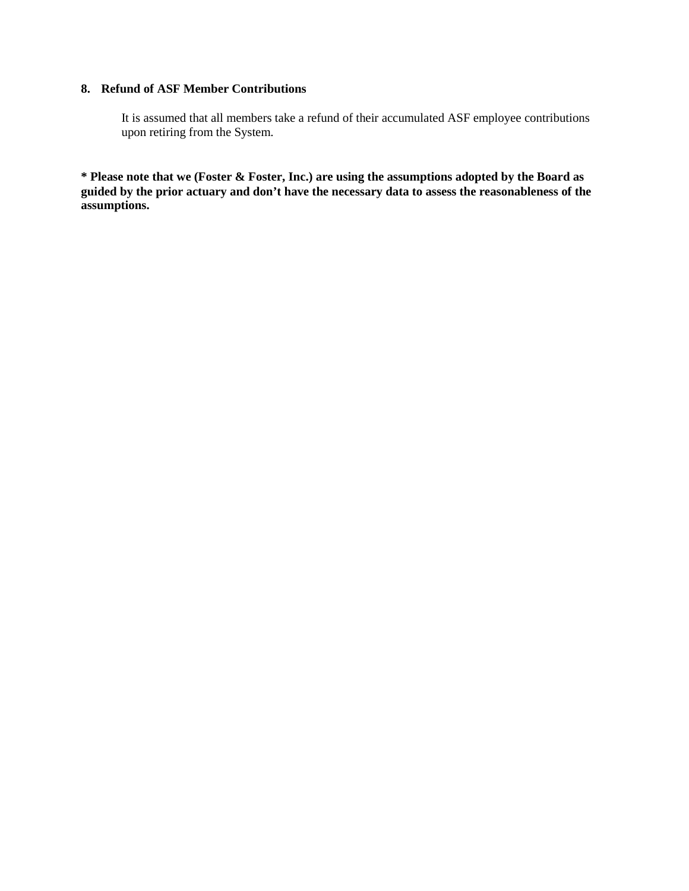**8. Refund of ASF Member Contributions**

It is assumed that all members take a refund of their accumulated ASF employee contributions upon retiring from the System.

**\* Please note that we (Foster & Foster, Inc.) are using the assumptions adopted by the Board as guided by the prior actuary and don't have the necessary data to assess the reasonableness of the assumptions.**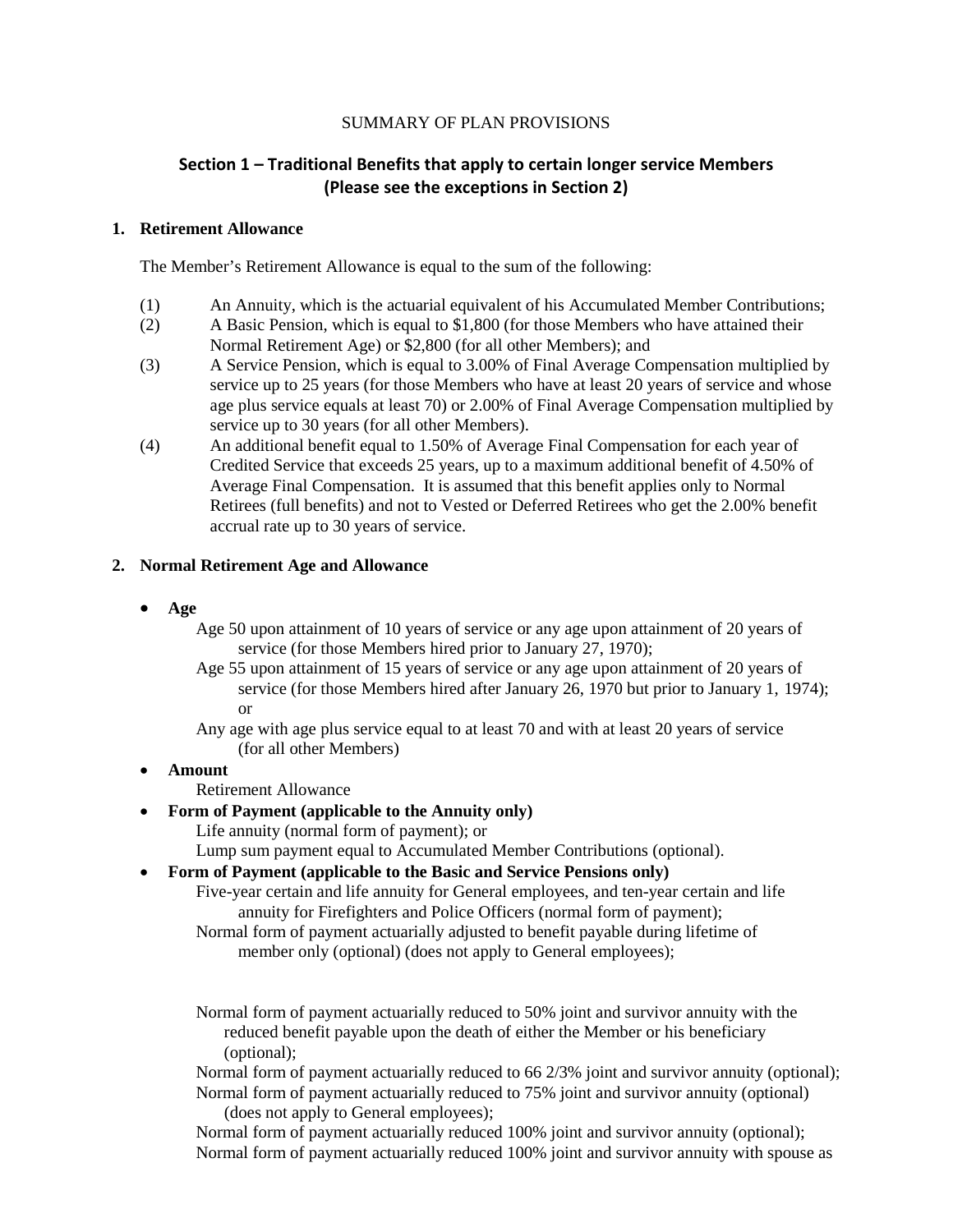SUMMARY OF PLAN PROVISIONS

## Section 1 – Traditional Benefits that apply to certain longer service Members (Please see the exceptions in Section 2)

### 1. Retirement Allowance

The Member's Retirement Allowance is equal to the sum of the following:

(1) An Annuity, which is the actuarial equivalent of his Accumulated Member Contributions;
(2) A Basic Pension, which is equal to $1,800 (for those Members who have attained their Normal Retirement Age) or $2,800 (for all other Members); and
(3) A Service Pension, which is equal to 3.00% of Final Average Compensation multiplied by service up to 25 years (for those Members who have at least 20 years of service and whose age plus service equals at least 70) or 2.00% of Final Average Compensation multiplied by service up to 30 years (for all other Members).
(4) An additional benefit equal to 1.50% of Average Final Compensation for each year of Credited Service that exceeds 25 years, up to a maximum additional benefit of 4.50% of Average Final Compensation. It is assumed that this benefit applies only to Normal Retirees (full benefits) and not to Vested or Deferred Retirees who get the 2.00% benefit accrual rate up to 30 years of service.

### 2. Normal Retirement Age and Allowance

- **Age**
  - Age 50 upon attainment of 10 years of service or any age upon attainment of 20 years of service (for those Members hired prior to January 27, 1970);
  - Age 55 upon attainment of 15 years of service or any age upon attainment of 20 years of service (for those Members hired after January 26, 1970 but prior to January 1, 1974); or
  - Any age with age plus service equal to at least 70 and with at least 20 years of service (for all other Members)
- **Amount**
  - Retirement Allowance
- **Form of Payment (applicable to the Annuity only)**
  - Life annuity (normal form of payment); or
  - Lump sum payment equal to Accumulated Member Contributions (optional).
- **Form of Payment (applicable to the Basic and Service Pensions only)**
  - Five-year certain and life annuity for General employees, and ten-year certain and life annuity for Firefighters and Police Officers (normal form of payment);
  - Normal form of payment actuarially adjusted to benefit payable during lifetime of member only (optional) (does not apply to General employees);
  - Normal form of payment actuarially reduced to 50% joint and survivor annuity with the reduced benefit payable upon the death of either the Member or his beneficiary (optional);
  - Normal form of payment actuarially reduced to 66 2/3% joint and survivor annuity (optional);
  - Normal form of payment actuarially reduced to 75% joint and survivor annuity (optional) (does not apply to General employees);
  - Normal form of payment actuarially reduced 100% joint and survivor annuity (optional);
  - Normal form of payment actuarially reduced 100% joint and survivor annuity with spouse as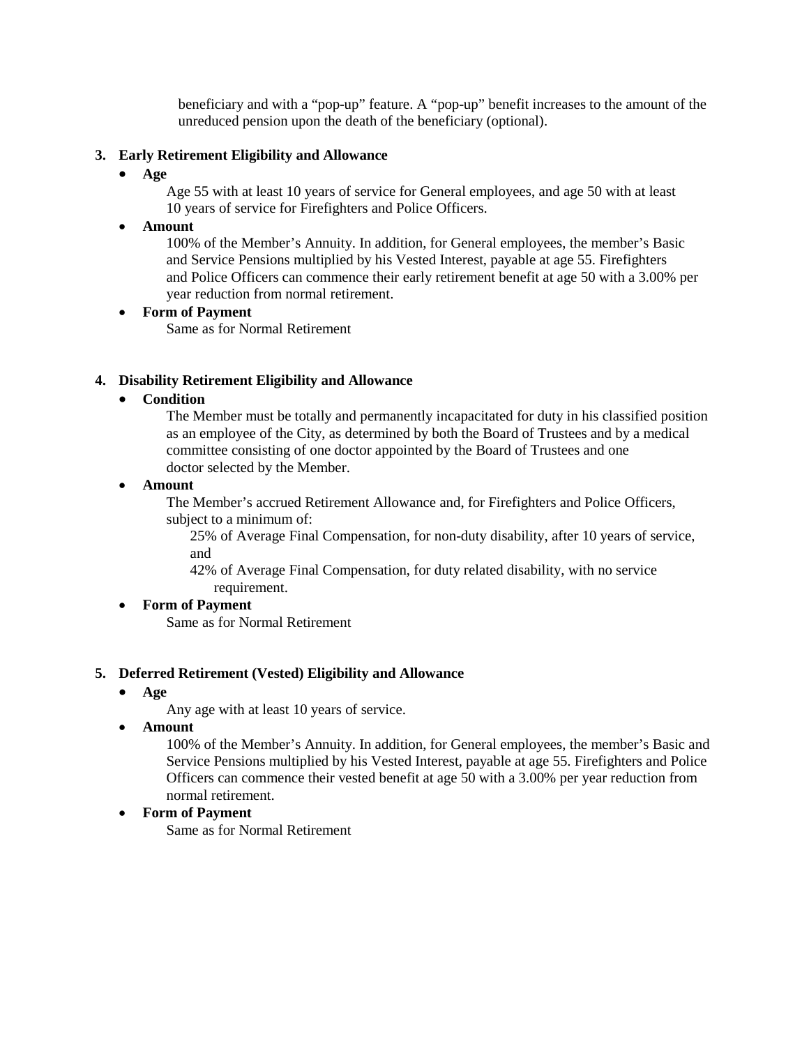beneficiary and with a "pop-up" feature. A "pop-up" benefit increases to the amount of the unreduced pension upon the death of the beneficiary (optional).

**3. Early Retirement Eligibility and Allowance**

- **Age**

  Age 55 with at least 10 years of service for General employees, and age 50 with at least 10 years of service for Firefighters and Police Officers.

- **Amount**

  100% of the Member's Annuity. In addition, for General employees, the member's Basic and Service Pensions multiplied by his Vested Interest, payable at age 55. Firefighters and Police Officers can commence their early retirement benefit at age 50 with a 3.00% per year reduction from normal retirement.

- **Form of Payment**

  Same as for Normal Retirement

**4. Disability Retirement Eligibility and Allowance**

- **Condition**

  The Member must be totally and permanently incapacitated for duty in his classified position as an employee of the City, as determined by both the Board of Trustees and by a medical committee consisting of one doctor appointed by the Board of Trustees and one doctor selected by the Member.

- **Amount**

  The Member's accrued Retirement Allowance and, for Firefighters and Police Officers, subject to a minimum of:

  25% of Average Final Compensation, for non-duty disability, after 10 years of service, and

  42% of Average Final Compensation, for duty related disability, with no service requirement.

- **Form of Payment**

  Same as for Normal Retirement

**5. Deferred Retirement (Vested) Eligibility and Allowance**

- **Age**

  Any age with at least 10 years of service.

- **Amount**

  100% of the Member's Annuity. In addition, for General employees, the member's Basic and Service Pensions multiplied by his Vested Interest, payable at age 55. Firefighters and Police Officers can commence their vested benefit at age 50 with a 3.00% per year reduction from normal retirement.

- **Form of Payment**

  Same as for Normal Retirement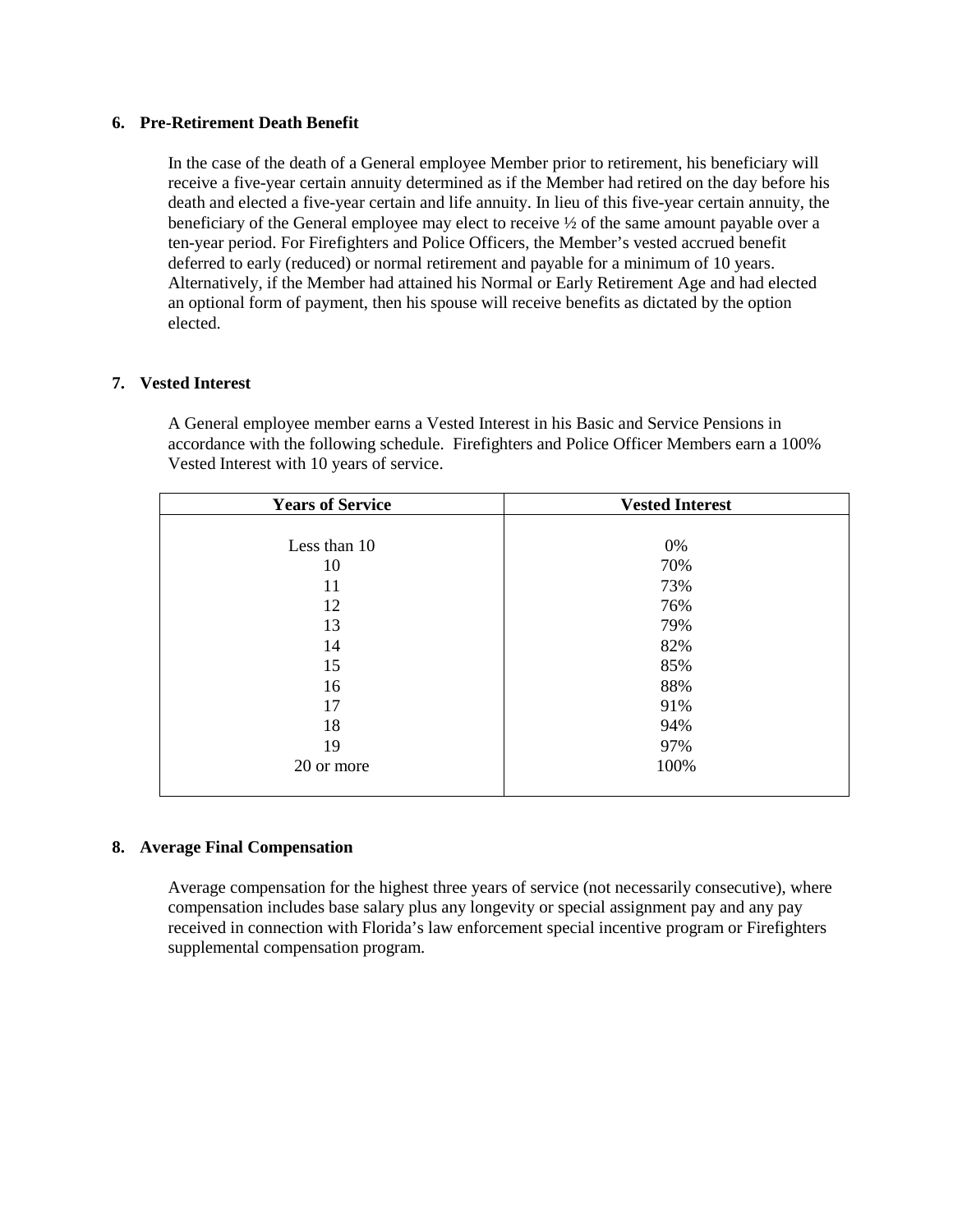### 6. Pre-Retirement Death Benefit

In the case of the death of a General employee Member prior to retirement, his beneficiary will receive a five-year certain annuity determined as if the Member had retired on the day before his death and elected a five-year certain and life annuity. In lieu of this five-year certain annuity, the beneficiary of the General employee may elect to receive ½ of the same amount payable over a ten-year period. For Firefighters and Police Officers, the Member's vested accrued benefit deferred to early (reduced) or normal retirement and payable for a minimum of 10 years. Alternatively, if the Member had attained his Normal or Early Retirement Age and had elected an optional form of payment, then his spouse will receive benefits as dictated by the option elected.

### 7. Vested Interest

A General employee member earns a Vested Interest in his Basic and Service Pensions in accordance with the following schedule. Firefighters and Police Officer Members earn a 100% Vested Interest with 10 years of service.

| Years of Service | Vested Interest |
|---|---|
| Less than 10 | 0% |
| 10 | 70% |
| 11 | 73% |
| 12 | 76% |
| 13 | 79% |
| 14 | 82% |
| 15 | 85% |
| 16 | 88% |
| 17 | 91% |
| 18 | 94% |
| 19 | 97% |
| 20 or more | 100% |

### 8. Average Final Compensation

Average compensation for the highest three years of service (not necessarily consecutive), where compensation includes base salary plus any longevity or special assignment pay and any pay received in connection with Florida's law enforcement special incentive program or Firefighters supplemental compensation program.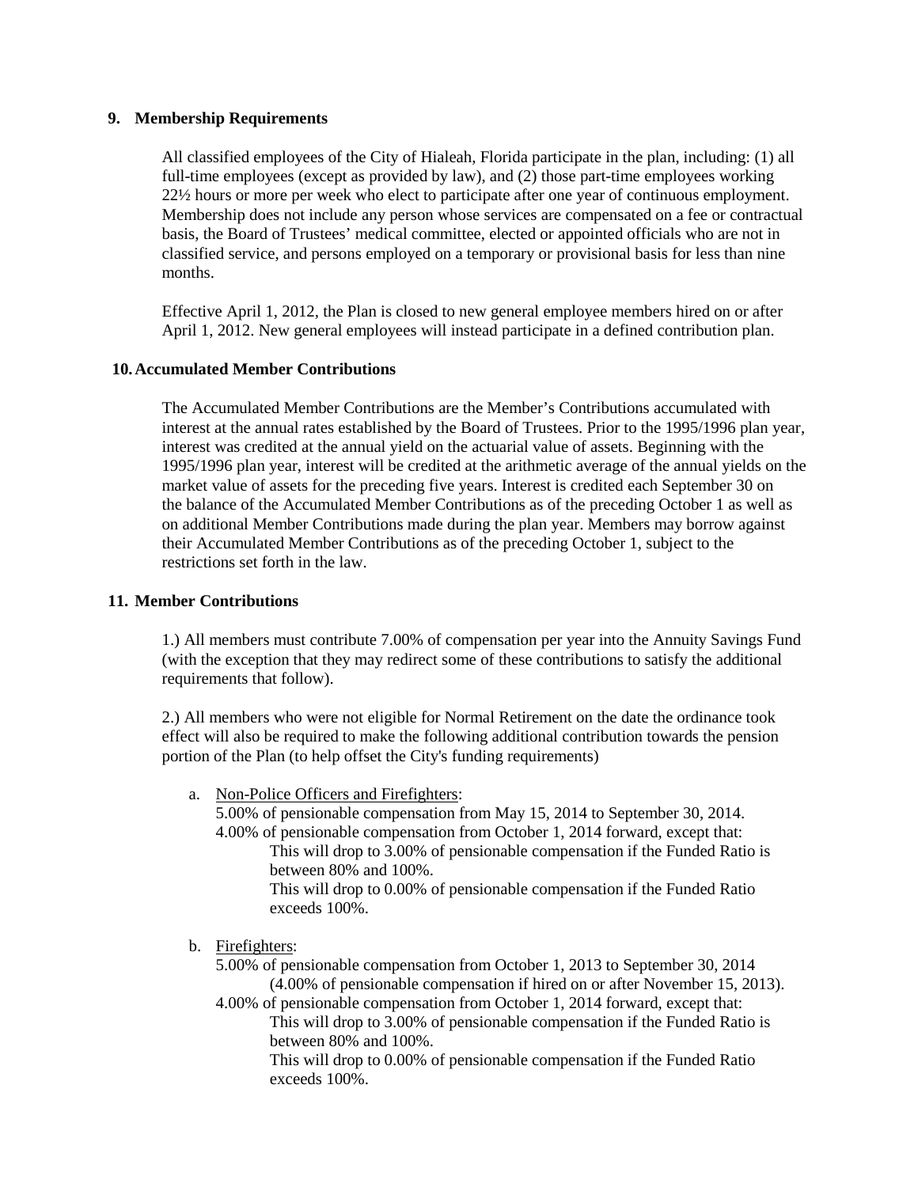## 9. Membership Requirements

All classified employees of the City of Hialeah, Florida participate in the plan, including: (1) all full-time employees (except as provided by law), and (2) those part-time employees working 22½ hours or more per week who elect to participate after one year of continuous employment. Membership does not include any person whose services are compensated on a fee or contractual basis, the Board of Trustees' medical committee, elected or appointed officials who are not in classified service, and persons employed on a temporary or provisional basis for less than nine months.

Effective April 1, 2012, the Plan is closed to new general employee members hired on or after April 1, 2012. New general employees will instead participate in a defined contribution plan.

## 10. Accumulated Member Contributions

The Accumulated Member Contributions are the Member's Contributions accumulated with interest at the annual rates established by the Board of Trustees. Prior to the 1995/1996 plan year, interest was credited at the annual yield on the actuarial value of assets. Beginning with the 1995/1996 plan year, interest will be credited at the arithmetic average of the annual yields on the market value of assets for the preceding five years. Interest is credited each September 30 on the balance of the Accumulated Member Contributions as of the preceding October 1 as well as on additional Member Contributions made during the plan year. Members may borrow against their Accumulated Member Contributions as of the preceding October 1, subject to the restrictions set forth in the law.

## 11. Member Contributions

1.) All members must contribute 7.00% of compensation per year into the Annuity Savings Fund (with the exception that they may redirect some of these contributions to satisfy the additional requirements that follow).

2.) All members who were not eligible for Normal Retirement on the date the ordinance took effect will also be required to make the following additional contribution towards the pension portion of the Plan (to help offset the City's funding requirements)

a. Non-Police Officers and Firefighters:
   5.00% of pensionable compensation from May 15, 2014 to September 30, 2014.
   4.00% of pensionable compensation from October 1, 2014 forward, except that:
      This will drop to 3.00% of pensionable compensation if the Funded Ratio is between 80% and 100%.
      This will drop to 0.00% of pensionable compensation if the Funded Ratio exceeds 100%.

b. Firefighters:
   5.00% of pensionable compensation from October 1, 2013 to September 30, 2014 (4.00% of pensionable compensation if hired on or after November 15, 2013).
   4.00% of pensionable compensation from October 1, 2014 forward, except that:
      This will drop to 3.00% of pensionable compensation if the Funded Ratio is between 80% and 100%.
      This will drop to 0.00% of pensionable compensation if the Funded Ratio exceeds 100%.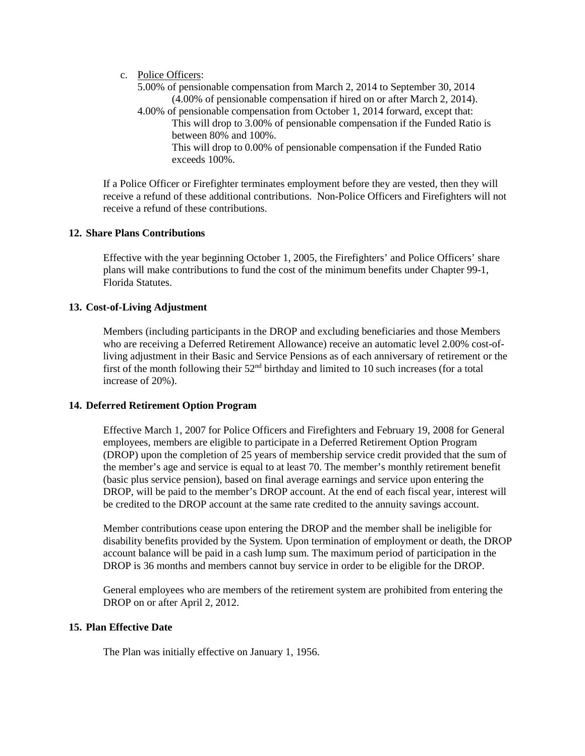c. Police Officers:

   5.00% of pensionable compensation from March 2, 2014 to September 30, 2014
      (4.00% of pensionable compensation if hired on or after March 2, 2014).

   4.00% of pensionable compensation from October 1, 2014 forward, except that:
      This will drop to 3.00% of pensionable compensation if the Funded Ratio is between 80% and 100%.
      This will drop to 0.00% of pensionable compensation if the Funded Ratio exceeds 100%.

If a Police Officer or Firefighter terminates employment before they are vested, then they will receive a refund of these additional contributions. Non-Police Officers and Firefighters will not receive a refund of these contributions.

**12. Share Plans Contributions**

Effective with the year beginning October 1, 2005, the Firefighters' and Police Officers' share plans will make contributions to fund the cost of the minimum benefits under Chapter 99-1, Florida Statutes.

**13. Cost-of-Living Adjustment**

Members (including participants in the DROP and excluding beneficiaries and those Members who are receiving a Deferred Retirement Allowance) receive an automatic level 2.00% cost-of-living adjustment in their Basic and Service Pensions as of each anniversary of retirement or the first of the month following their 52nd birthday and limited to 10 such increases (for a total increase of 20%).

**14. Deferred Retirement Option Program**

Effective March 1, 2007 for Police Officers and Firefighters and February 19, 2008 for General employees, members are eligible to participate in a Deferred Retirement Option Program (DROP) upon the completion of 25 years of membership service credit provided that the sum of the member's age and service is equal to at least 70. The member's monthly retirement benefit (basic plus service pension), based on final average earnings and service upon entering the DROP, will be paid to the member's DROP account. At the end of each fiscal year, interest will be credited to the DROP account at the same rate credited to the annuity savings account.

Member contributions cease upon entering the DROP and the member shall be ineligible for disability benefits provided by the System. Upon termination of employment or death, the DROP account balance will be paid in a cash lump sum. The maximum period of participation in the DROP is 36 months and members cannot buy service in order to be eligible for the DROP.

General employees who are members of the retirement system are prohibited from entering the DROP on or after April 2, 2012.

**15. Plan Effective Date**

The Plan was initially effective on January 1, 1956.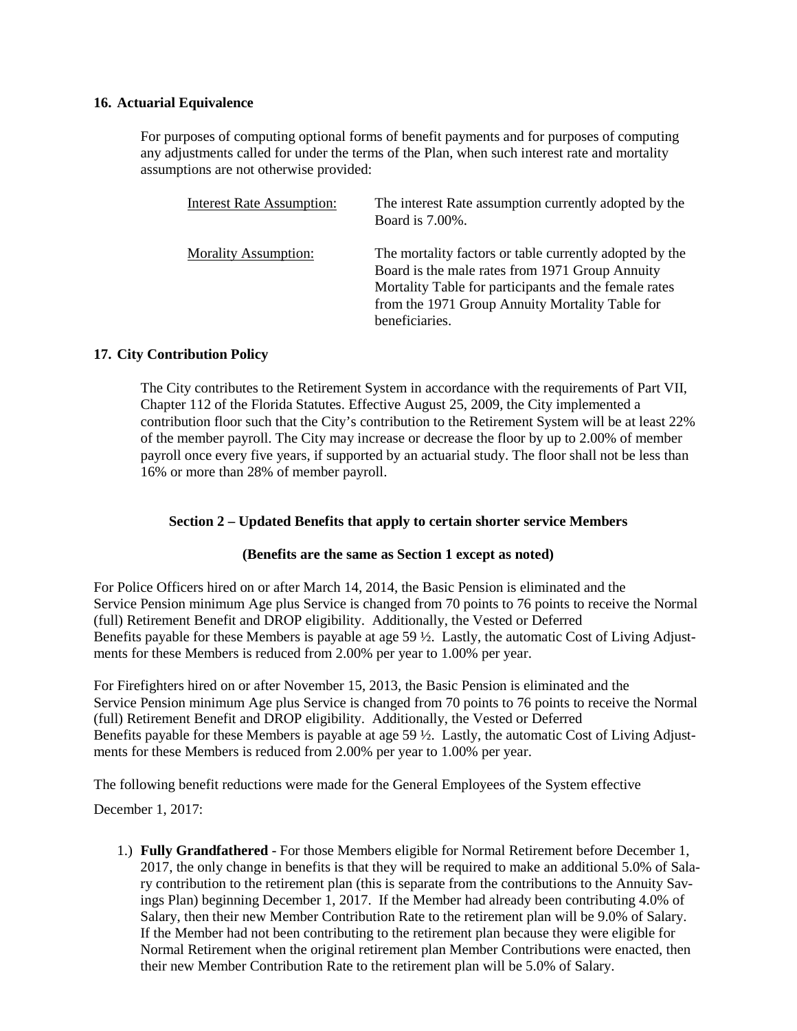### 16. Actuarial Equivalence

For purposes of computing optional forms of benefit payments and for purposes of computing any adjustments called for under the terms of the Plan, when such interest rate and mortality assumptions are not otherwise provided:

| | |
|---|---|
| Interest Rate Assumption: | The interest Rate assumption currently adopted by the Board is 7.00%. |
| Morality Assumption: | The mortality factors or table currently adopted by the Board is the male rates from 1971 Group Annuity Mortality Table for participants and the female rates from the 1971 Group Annuity Mortality Table for beneficiaries. |

### 17. City Contribution Policy

The City contributes to the Retirement System in accordance with the requirements of Part VII, Chapter 112 of the Florida Statutes. Effective August 25, 2009, the City implemented a contribution floor such that the City's contribution to the Retirement System will be at least 22% of the member payroll. The City may increase or decrease the floor by up to 2.00% of member payroll once every five years, if supported by an actuarial study. The floor shall not be less than 16% or more than 28% of member payroll.

## Section 2 – Updated Benefits that apply to certain shorter service Members

**(Benefits are the same as Section 1 except as noted)**

For Police Officers hired on or after March 14, 2014, the Basic Pension is eliminated and the Service Pension minimum Age plus Service is changed from 70 points to 76 points to receive the Normal (full) Retirement Benefit and DROP eligibility. Additionally, the Vested or Deferred Benefits payable for these Members is payable at age 59 ½. Lastly, the automatic Cost of Living Adjustments for these Members is reduced from 2.00% per year to 1.00% per year.

For Firefighters hired on or after November 15, 2013, the Basic Pension is eliminated and the Service Pension minimum Age plus Service is changed from 70 points to 76 points to receive the Normal (full) Retirement Benefit and DROP eligibility. Additionally, the Vested or Deferred Benefits payable for these Members is payable at age 59 ½. Lastly, the automatic Cost of Living Adjustments for these Members is reduced from 2.00% per year to 1.00% per year.

The following benefit reductions were made for the General Employees of the System effective December 1, 2017:

1.) **Fully Grandfathered** - For those Members eligible for Normal Retirement before December 1, 2017, the only change in benefits is that they will be required to make an additional 5.0% of Salary contribution to the retirement plan (this is separate from the contributions to the Annuity Savings Plan) beginning December 1, 2017. If the Member had already been contributing 4.0% of Salary, then their new Member Contribution Rate to the retirement plan will be 9.0% of Salary. If the Member had not been contributing to the retirement plan because they were eligible for Normal Retirement when the original retirement plan Member Contributions were enacted, then their new Member Contribution Rate to the retirement plan will be 5.0% of Salary.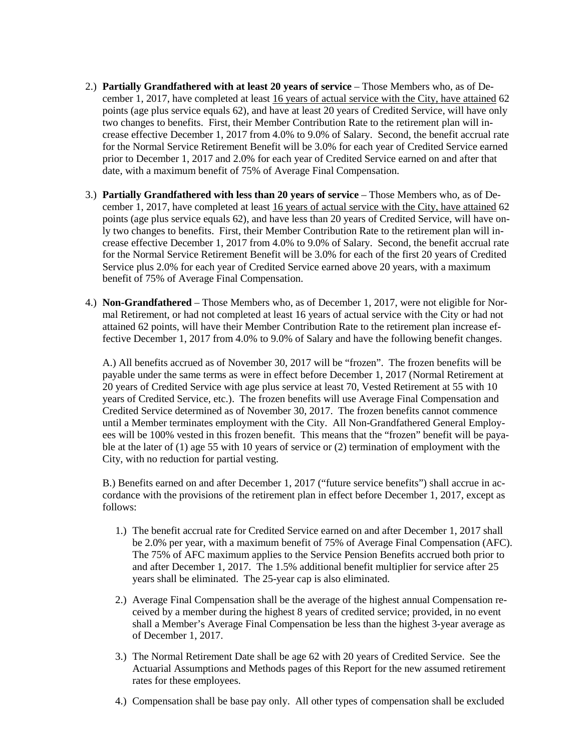2.) **Partially Grandfathered with at least 20 years of service** – Those Members who, as of December 1, 2017, have completed at least 16 years of actual service with the City, have attained 62 points (age plus service equals 62), and have at least 20 years of Credited Service, will have only two changes to benefits. First, their Member Contribution Rate to the retirement plan will increase effective December 1, 2017 from 4.0% to 9.0% of Salary. Second, the benefit accrual rate for the Normal Service Retirement Benefit will be 3.0% for each year of Credited Service earned prior to December 1, 2017 and 2.0% for each year of Credited Service earned on and after that date, with a maximum benefit of 75% of Average Final Compensation.

3.) **Partially Grandfathered with less than 20 years of service** – Those Members who, as of December 1, 2017, have completed at least 16 years of actual service with the City, have attained 62 points (age plus service equals 62), and have less than 20 years of Credited Service, will have only two changes to benefits. First, their Member Contribution Rate to the retirement plan will increase effective December 1, 2017 from 4.0% to 9.0% of Salary. Second, the benefit accrual rate for the Normal Service Retirement Benefit will be 3.0% for each of the first 20 years of Credited Service plus 2.0% for each year of Credited Service earned above 20 years, with a maximum benefit of 75% of Average Final Compensation.

4.) **Non-Grandfathered** – Those Members who, as of December 1, 2017, were not eligible for Normal Retirement, or had not completed at least 16 years of actual service with the City or had not attained 62 points, will have their Member Contribution Rate to the retirement plan increase effective December 1, 2017 from 4.0% to 9.0% of Salary and have the following benefit changes.

A.) All benefits accrued as of November 30, 2017 will be "frozen". The frozen benefits will be payable under the same terms as were in effect before December 1, 2017 (Normal Retirement at 20 years of Credited Service with age plus service at least 70, Vested Retirement at 55 with 10 years of Credited Service, etc.). The frozen benefits will use Average Final Compensation and Credited Service determined as of November 30, 2017. The frozen benefits cannot commence until a Member terminates employment with the City. All Non-Grandfathered General Employees will be 100% vested in this frozen benefit. This means that the "frozen" benefit will be payable at the later of (1) age 55 with 10 years of service or (2) termination of employment with the City, with no reduction for partial vesting.

B.) Benefits earned on and after December 1, 2017 ("future service benefits") shall accrue in accordance with the provisions of the retirement plan in effect before December 1, 2017, except as follows:

1.) The benefit accrual rate for Credited Service earned on and after December 1, 2017 shall be 2.0% per year, with a maximum benefit of 75% of Average Final Compensation (AFC). The 75% of AFC maximum applies to the Service Pension Benefits accrued both prior to and after December 1, 2017. The 1.5% additional benefit multiplier for service after 25 years shall be eliminated. The 25-year cap is also eliminated.

2.) Average Final Compensation shall be the average of the highest annual Compensation received by a member during the highest 8 years of credited service; provided, in no event shall a Member's Average Final Compensation be less than the highest 3-year average as of December 1, 2017.

3.) The Normal Retirement Date shall be age 62 with 20 years of Credited Service. See the Actuarial Assumptions and Methods pages of this Report for the new assumed retirement rates for these employees.

4.) Compensation shall be base pay only. All other types of compensation shall be excluded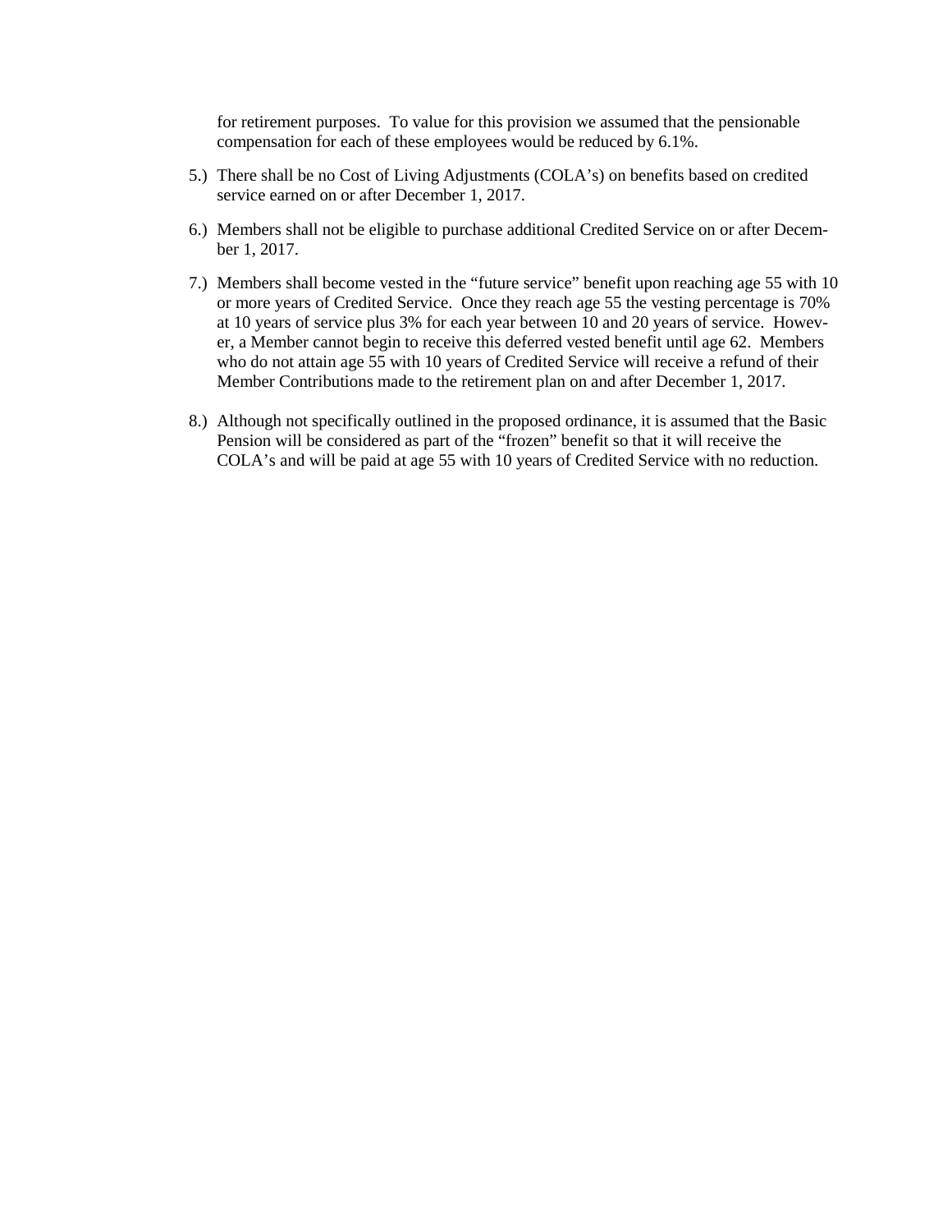for retirement purposes. To value for this provision we assumed that the pensionable compensation for each of these employees would be reduced by 6.1%.

5.) There shall be no Cost of Living Adjustments (COLA's) on benefits based on credited service earned on or after December 1, 2017.

6.) Members shall not be eligible to purchase additional Credited Service on or after December 1, 2017.

7.) Members shall become vested in the "future service" benefit upon reaching age 55 with 10 or more years of Credited Service. Once they reach age 55 the vesting percentage is 70% at 10 years of service plus 3% for each year between 10 and 20 years of service. However, a Member cannot begin to receive this deferred vested benefit until age 62. Members who do not attain age 55 with 10 years of Credited Service will receive a refund of their Member Contributions made to the retirement plan on and after December 1, 2017.

8.) Although not specifically outlined in the proposed ordinance, it is assumed that the Basic Pension will be considered as part of the "frozen" benefit so that it will receive the COLA's and will be paid at age 55 with 10 years of Credited Service with no reduction.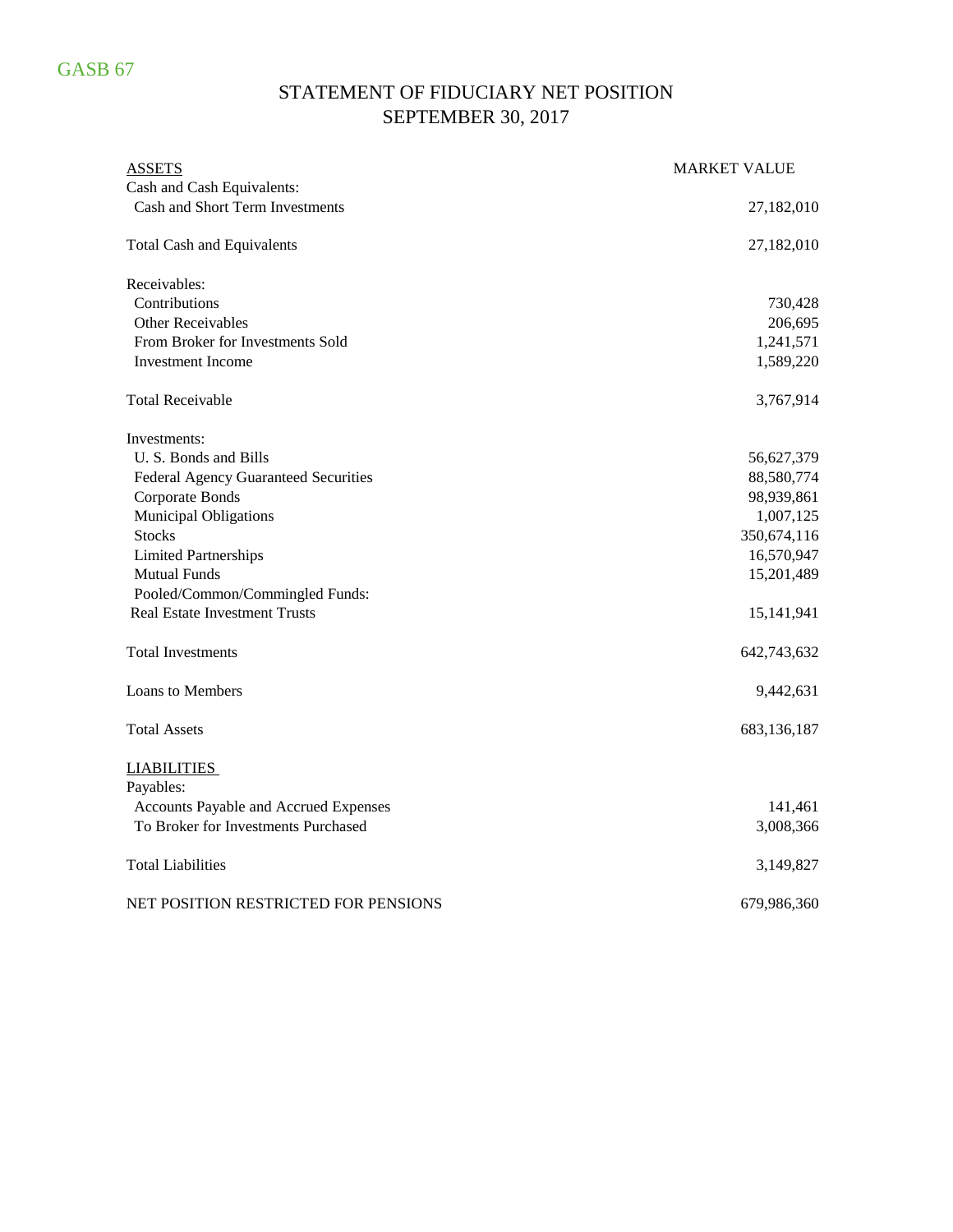GASB 67

# STATEMENT OF FIDUCIARY NET POSITION
## SEPTEMBER 30, 2017

| ASSETS | MARKET VALUE |
| --- | --- |
| Cash and Cash Equivalents: | |
| Cash and Short Term Investments | 27,182,010 |
| Total Cash and Equivalents | 27,182,010 |
| Receivables: | |
| Contributions | 730,428 |
| Other Receivables | 206,695 |
| From Broker for Investments Sold | 1,241,571 |
| Investment Income | 1,589,220 |
| Total Receivable | 3,767,914 |
| Investments: | |
| U. S. Bonds and Bills | 56,627,379 |
| Federal Agency Guaranteed Securities | 88,580,774 |
| Corporate Bonds | 98,939,861 |
| Municipal Obligations | 1,007,125 |
| Stocks | 350,674,116 |
| Limited Partnerships | 16,570,947 |
| Mutual Funds | 15,201,489 |
| Pooled/Common/Commingled Funds: | |
| Real Estate Investment Trusts | 15,141,941 |
| Total Investments | 642,743,632 |
| Loans to Members | 9,442,631 |
| Total Assets | 683,136,187 |
| LIABILITIES | |
| Payables: | |
| Accounts Payable and Accrued Expenses | 141,461 |
| To Broker for Investments Purchased | 3,008,366 |
| Total Liabilities | 3,149,827 |
| NET POSITION RESTRICTED FOR PENSIONS | 679,986,360 |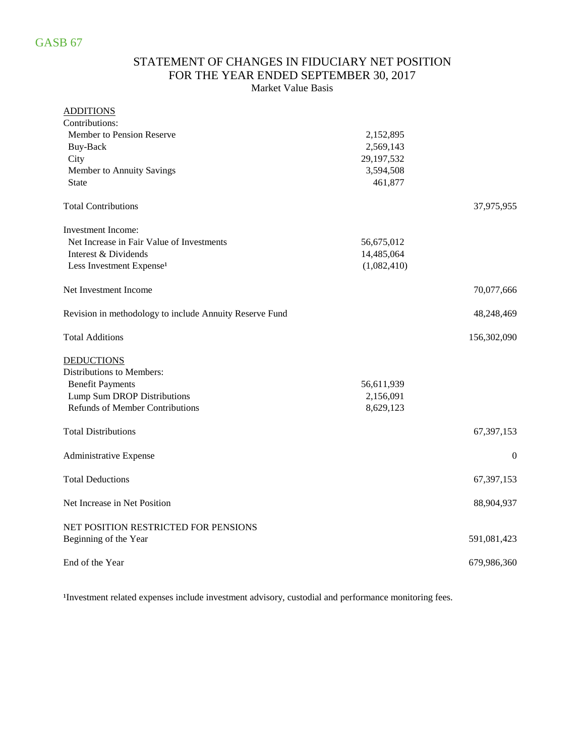GASB 67

# STATEMENT OF CHANGES IN FIDUCIARY NET POSITION
## FOR THE YEAR ENDED SEPTEMBER 30, 2017
Market Value Basis

| | | |
|---|---|---|
| ADDITIONS | | |
| Contributions: | | |
| Member to Pension Reserve | 2,152,895 | |
| Buy-Back | 2,569,143 | |
| City | 29,197,532 | |
| Member to Annuity Savings | 3,594,508 | |
| State | 461,877 | |
| Total Contributions | | 37,975,955 |
| Investment Income: | | |
| Net Increase in Fair Value of Investments | 56,675,012 | |
| Interest & Dividends | 14,485,064 | |
| Less Investment Expense[1] | (1,082,410) | |
| Net Investment Income | | 70,077,666 |
| Revision in methodology to include Annuity Reserve Fund | | 48,248,469 |
| Total Additions | | 156,302,090 |
| DEDUCTIONS | | |
| Distributions to Members: | | |
| Benefit Payments | 56,611,939 | |
| Lump Sum DROP Distributions | 2,156,091 | |
| Refunds of Member Contributions | 8,629,123 | |
| Total Distributions | | 67,397,153 |
| Administrative Expense | | 0 |
| Total Deductions | | 67,397,153 |
| Net Increase in Net Position | | 88,904,937 |
| NET POSITION RESTRICTED FOR PENSIONS | | |
| Beginning of the Year | | 591,081,423 |
| End of the Year | | 679,986,360 |

[1]Investment related expenses include investment advisory, custodial and performance monitoring fees.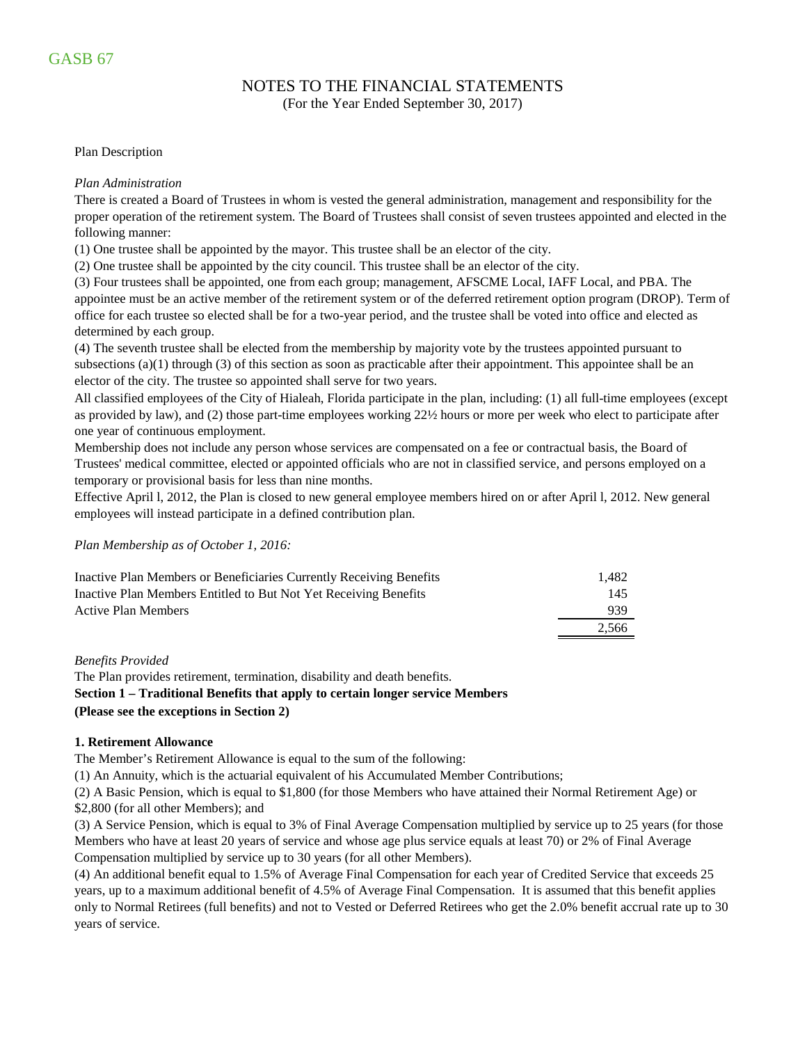GASB 67

# NOTES TO THE FINANCIAL STATEMENTS

(For the Year Ended September 30, 2017)

Plan Description

*Plan Administration*

There is created a Board of Trustees in whom is vested the general administration, management and responsibility for the proper operation of the retirement system. The Board of Trustees shall consist of seven trustees appointed and elected in the following manner:

(1) One trustee shall be appointed by the mayor. This trustee shall be an elector of the city.

(2) One trustee shall be appointed by the city council. This trustee shall be an elector of the city.

(3) Four trustees shall be appointed, one from each group; management, AFSCME Local, IAFF Local, and PBA. The appointee must be an active member of the retirement system or of the deferred retirement option program (DROP). Term of office for each trustee so elected shall be for a two-year period, and the trustee shall be voted into office and elected as determined by each group.

(4) The seventh trustee shall be elected from the membership by majority vote by the trustees appointed pursuant to subsections (a)(1) through (3) of this section as soon as practicable after their appointment. This appointee shall be an elector of the city. The trustee so appointed shall serve for two years.

All classified employees of the City of Hialeah, Florida participate in the plan, including: (1) all full-time employees (except as provided by law), and (2) those part-time employees working 22½ hours or more per week who elect to participate after one year of continuous employment.

Membership does not include any person whose services are compensated on a fee or contractual basis, the Board of Trustees' medical committee, elected or appointed officials who are not in classified service, and persons employed on a temporary or provisional basis for less than nine months.

Effective April l, 2012, the Plan is closed to new general employee members hired on or after April l, 2012. New general employees will instead participate in a defined contribution plan.

*Plan Membership as of October 1, 2016:*

| | |
|---|---|
| Inactive Plan Members or Beneficiaries Currently Receiving Benefits | 1,482 |
| Inactive Plan Members Entitled to But Not Yet Receiving Benefits | 145 |
| Active Plan Members | 939 |
| | 2,566 |

*Benefits Provided*

The Plan provides retirement, termination, disability and death benefits.

**Section 1 – Traditional Benefits that apply to certain longer service Members**
**(Please see the exceptions in Section 2)**

**1. Retirement Allowance**

The Member's Retirement Allowance is equal to the sum of the following:

(1) An Annuity, which is the actuarial equivalent of his Accumulated Member Contributions;

(2) A Basic Pension, which is equal to $1,800 (for those Members who have attained their Normal Retirement Age) or $2,800 (for all other Members); and

(3) A Service Pension, which is equal to 3% of Final Average Compensation multiplied by service up to 25 years (for those Members who have at least 20 years of service and whose age plus service equals at least 70) or 2% of Final Average Compensation multiplied by service up to 30 years (for all other Members).

(4) An additional benefit equal to 1.5% of Average Final Compensation for each year of Credited Service that exceeds 25 years, up to a maximum additional benefit of 4.5% of Average Final Compensation. It is assumed that this benefit applies only to Normal Retirees (full benefits) and not to Vested or Deferred Retirees who get the 2.0% benefit accrual rate up to 30 years of service.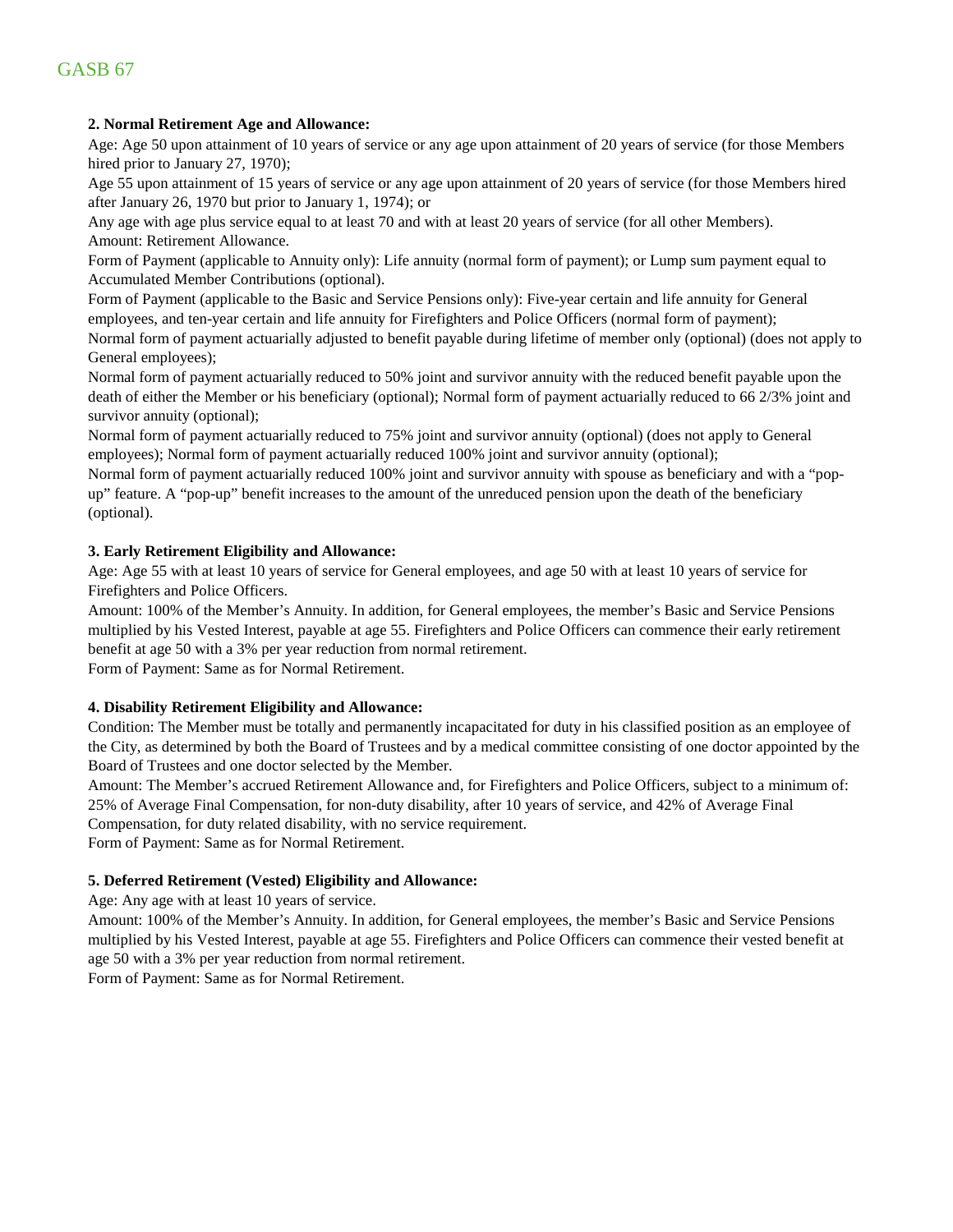**2. Normal Retirement Age and Allowance:**

Age: Age 50 upon attainment of 10 years of service or any age upon attainment of 20 years of service (for those Members hired prior to January 27, 1970);

Age 55 upon attainment of 15 years of service or any age upon attainment of 20 years of service (for those Members hired after January 26, 1970 but prior to January 1, 1974); or

Any age with age plus service equal to at least 70 and with at least 20 years of service (for all other Members).

Amount: Retirement Allowance.

Form of Payment (applicable to Annuity only): Life annuity (normal form of payment); or Lump sum payment equal to Accumulated Member Contributions (optional).

Form of Payment (applicable to the Basic and Service Pensions only): Five-year certain and life annuity for General employees, and ten-year certain and life annuity for Firefighters and Police Officers (normal form of payment);

Normal form of payment actuarially adjusted to benefit payable during lifetime of member only (optional) (does not apply to General employees);

Normal form of payment actuarially reduced to 50% joint and survivor annuity with the reduced benefit payable upon the death of either the Member or his beneficiary (optional); Normal form of payment actuarially reduced to 66 2/3% joint and survivor annuity (optional);

Normal form of payment actuarially reduced to 75% joint and survivor annuity (optional) (does not apply to General employees); Normal form of payment actuarially reduced 100% joint and survivor annuity (optional);

Normal form of payment actuarially reduced 100% joint and survivor annuity with spouse as beneficiary and with a "pop-up" feature. A "pop-up" benefit increases to the amount of the unreduced pension upon the death of the beneficiary (optional).

**3. Early Retirement Eligibility and Allowance:**

Age: Age 55 with at least 10 years of service for General employees, and age 50 with at least 10 years of service for Firefighters and Police Officers.

Amount: 100% of the Member's Annuity. In addition, for General employees, the member's Basic and Service Pensions multiplied by his Vested Interest, payable at age 55. Firefighters and Police Officers can commence their early retirement benefit at age 50 with a 3% per year reduction from normal retirement.

Form of Payment: Same as for Normal Retirement.

**4. Disability Retirement Eligibility and Allowance:**

Condition: The Member must be totally and permanently incapacitated for duty in his classified position as an employee of the City, as determined by both the Board of Trustees and by a medical committee consisting of one doctor appointed by the Board of Trustees and one doctor selected by the Member.

Amount: The Member's accrued Retirement Allowance and, for Firefighters and Police Officers, subject to a minimum of: 25% of Average Final Compensation, for non-duty disability, after 10 years of service, and 42% of Average Final Compensation, for duty related disability, with no service requirement.

Form of Payment: Same as for Normal Retirement.

**5. Deferred Retirement (Vested) Eligibility and Allowance:**

Age: Any age with at least 10 years of service.

Amount: 100% of the Member's Annuity. In addition, for General employees, the member's Basic and Service Pensions multiplied by his Vested Interest, payable at age 55. Firefighters and Police Officers can commence their vested benefit at age 50 with a 3% per year reduction from normal retirement.

Form of Payment: Same as for Normal Retirement.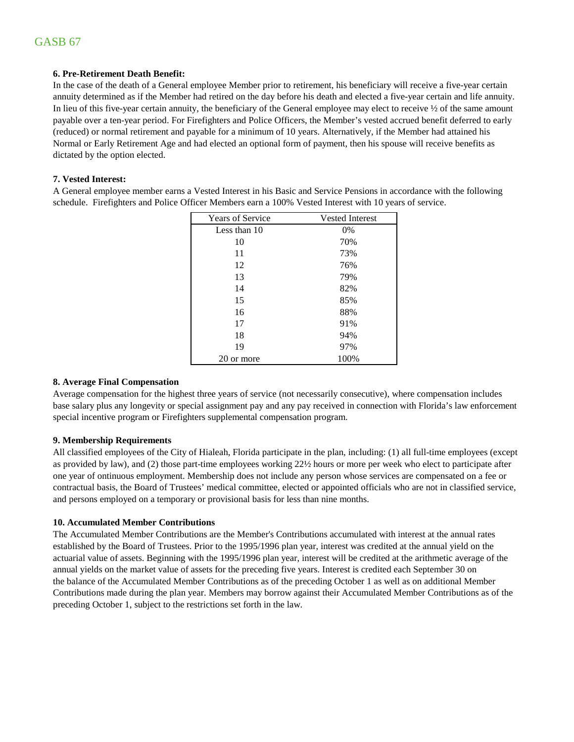**6. Pre-Retirement Death Benefit:**
In the case of the death of a General employee Member prior to retirement, his beneficiary will receive a five-year certain annuity determined as if the Member had retired on the day before his death and elected a five-year certain and life annuity. In lieu of this five-year certain annuity, the beneficiary of the General employee may elect to receive ½ of the same amount payable over a ten-year period. For Firefighters and Police Officers, the Member's vested accrued benefit deferred to early (reduced) or normal retirement and payable for a minimum of 10 years. Alternatively, if the Member had attained his Normal or Early Retirement Age and had elected an optional form of payment, then his spouse will receive benefits as dictated by the option elected.

**7. Vested Interest:**
A General employee member earns a Vested Interest in his Basic and Service Pensions in accordance with the following schedule. Firefighters and Police Officer Members earn a 100% Vested Interest with 10 years of service.

| Years of Service | Vested Interest |
|---|---|
| Less than 10 | 0% |
| 10 | 70% |
| 11 | 73% |
| 12 | 76% |
| 13 | 79% |
| 14 | 82% |
| 15 | 85% |
| 16 | 88% |
| 17 | 91% |
| 18 | 94% |
| 19 | 97% |
| 20 or more | 100% |

**8. Average Final Compensation**
Average compensation for the highest three years of service (not necessarily consecutive), where compensation includes base salary plus any longevity or special assignment pay and any pay received in connection with Florida's law enforcement special incentive program or Firefighters supplemental compensation program.

**9. Membership Requirements**
All classified employees of the City of Hialeah, Florida participate in the plan, including: (1) all full-time employees (except as provided by law), and (2) those part-time employees working 22½ hours or more per week who elect to participate after one year of ontinuous employment. Membership does not include any person whose services are compensated on a fee or contractual basis, the Board of Trustees' medical committee, elected or appointed officials who are not in classified service, and persons employed on a temporary or provisional basis for less than nine months.

**10. Accumulated Member Contributions**
The Accumulated Member Contributions are the Member's Contributions accumulated with interest at the annual rates established by the Board of Trustees. Prior to the 1995/1996 plan year, interest was credited at the annual yield on the actuarial value of assets. Beginning with the 1995/1996 plan year, interest will be credited at the arithmetic average of the annual yields on the market value of assets for the preceding five years. Interest is credited each September 30 on the balance of the Accumulated Member Contributions as of the preceding October 1 as well as on additional Member Contributions made during the plan year. Members may borrow against their Accumulated Member Contributions as of the preceding October 1, subject to the restrictions set forth in the law.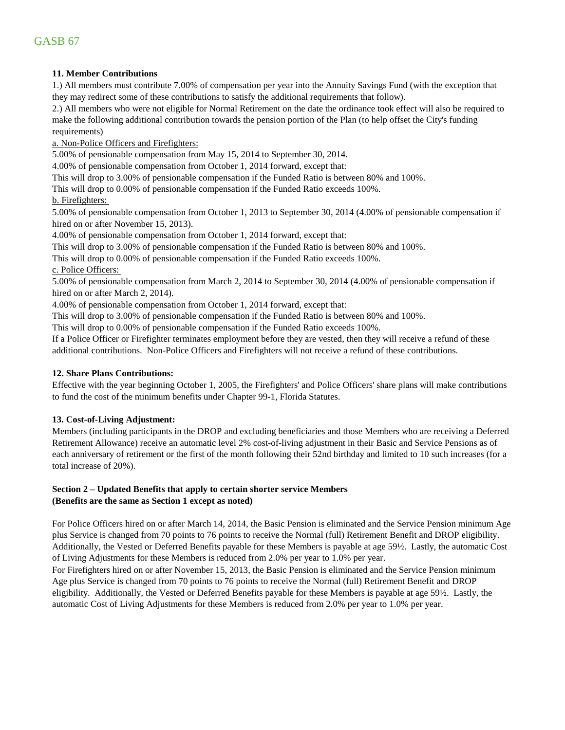**11. Member Contributions**

1.) All members must contribute 7.00% of compensation per year into the Annuity Savings Fund (with the exception that they may redirect some of these contributions to satisfy the additional requirements that follow).

2.) All members who were not eligible for Normal Retirement on the date the ordinance took effect will also be required to make the following additional contribution towards the pension portion of the Plan (to help offset the City's funding requirements)

a. Non-Police Officers and Firefighters:

5.00% of pensionable compensation from May 15, 2014 to September 30, 2014.

4.00% of pensionable compensation from October 1, 2014 forward, except that:

This will drop to 3.00% of pensionable compensation if the Funded Ratio is between 80% and 100%.

This will drop to 0.00% of pensionable compensation if the Funded Ratio exceeds 100%.

b. Firefighters:

5.00% of pensionable compensation from October 1, 2013 to September 30, 2014 (4.00% of pensionable compensation if hired on or after November 15, 2013).

4.00% of pensionable compensation from October 1, 2014 forward, except that:

This will drop to 3.00% of pensionable compensation if the Funded Ratio is between 80% and 100%.

This will drop to 0.00% of pensionable compensation if the Funded Ratio exceeds 100%.

c. Police Officers:

5.00% of pensionable compensation from March 2, 2014 to September 30, 2014 (4.00% of pensionable compensation if hired on or after March 2, 2014).

4.00% of pensionable compensation from October 1, 2014 forward, except that:

This will drop to 3.00% of pensionable compensation if the Funded Ratio is between 80% and 100%.

This will drop to 0.00% of pensionable compensation if the Funded Ratio exceeds 100%.

If a Police Officer or Firefighter terminates employment before they are vested, then they will receive a refund of these additional contributions. Non-Police Officers and Firefighters will not receive a refund of these contributions.

**12. Share Plans Contributions:**

Effective with the year beginning October 1, 2005, the Firefighters' and Police Officers' share plans will make contributions to fund the cost of the minimum benefits under Chapter 99-1, Florida Statutes.

**13. Cost-of-Living Adjustment:**

Members (including participants in the DROP and excluding beneficiaries and those Members who are receiving a Deferred Retirement Allowance) receive an automatic level 2% cost-of-living adjustment in their Basic and Service Pensions as of each anniversary of retirement or the first of the month following their 52nd birthday and limited to 10 such increases (for a total increase of 20%).

**Section 2 – Updated Benefits that apply to certain shorter service Members**
**(Benefits are the same as Section 1 except as noted)**

For Police Officers hired on or after March 14, 2014, the Basic Pension is eliminated and the Service Pension minimum Age plus Service is changed from 70 points to 76 points to receive the Normal (full) Retirement Benefit and DROP eligibility. Additionally, the Vested or Deferred Benefits payable for these Members is payable at age 59½. Lastly, the automatic Cost of Living Adjustments for these Members is reduced from 2.0% per year to 1.0% per year.

For Firefighters hired on or after November 15, 2013, the Basic Pension is eliminated and the Service Pension minimum Age plus Service is changed from 70 points to 76 points to receive the Normal (full) Retirement Benefit and DROP eligibility. Additionally, the Vested or Deferred Benefits payable for these Members is payable at age 59½. Lastly, the automatic Cost of Living Adjustments for these Members is reduced from 2.0% per year to 1.0% per year.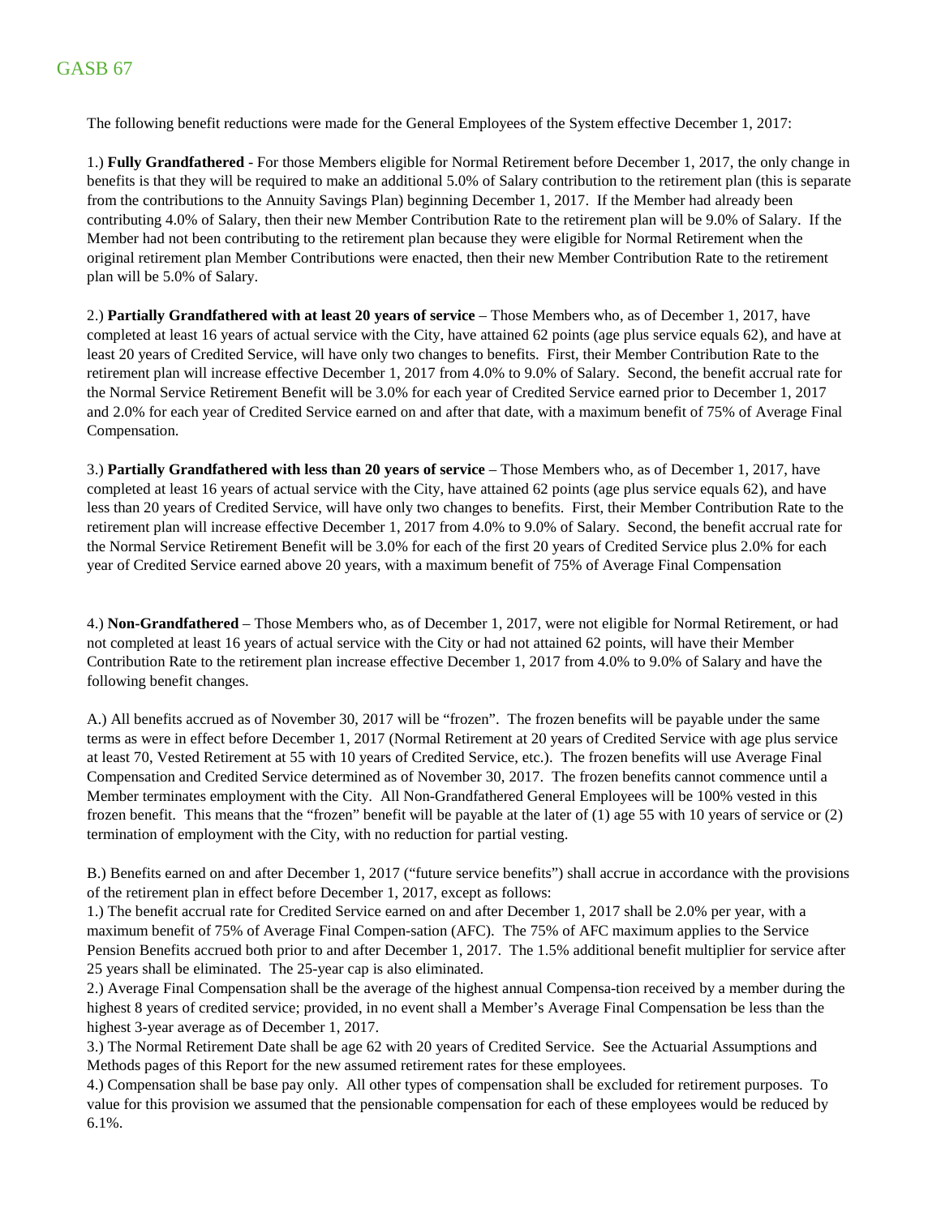The following benefit reductions were made for the General Employees of the System effective December 1, 2017:

1.) **Fully Grandfathered** - For those Members eligible for Normal Retirement before December 1, 2017, the only change in benefits is that they will be required to make an additional 5.0% of Salary contribution to the retirement plan (this is separate from the contributions to the Annuity Savings Plan) beginning December 1, 2017. If the Member had already been contributing 4.0% of Salary, then their new Member Contribution Rate to the retirement plan will be 9.0% of Salary. If the Member had not been contributing to the retirement plan because they were eligible for Normal Retirement when the original retirement plan Member Contributions were enacted, then their new Member Contribution Rate to the retirement plan will be 5.0% of Salary.

2.) **Partially Grandfathered with at least 20 years of service** – Those Members who, as of December 1, 2017, have completed at least 16 years of actual service with the City, have attained 62 points (age plus service equals 62), and have at least 20 years of Credited Service, will have only two changes to benefits. First, their Member Contribution Rate to the retirement plan will increase effective December 1, 2017 from 4.0% to 9.0% of Salary. Second, the benefit accrual rate for the Normal Service Retirement Benefit will be 3.0% for each year of Credited Service earned prior to December 1, 2017 and 2.0% for each year of Credited Service earned on and after that date, with a maximum benefit of 75% of Average Final Compensation.

3.) **Partially Grandfathered with less than 20 years of service** – Those Members who, as of December 1, 2017, have completed at least 16 years of actual service with the City, have attained 62 points (age plus service equals 62), and have less than 20 years of Credited Service, will have only two changes to benefits. First, their Member Contribution Rate to the retirement plan will increase effective December 1, 2017 from 4.0% to 9.0% of Salary. Second, the benefit accrual rate for the Normal Service Retirement Benefit will be 3.0% for each of the first 20 years of Credited Service plus 2.0% for each year of Credited Service earned above 20 years, with a maximum benefit of 75% of Average Final Compensation

4.) **Non-Grandfathered** – Those Members who, as of December 1, 2017, were not eligible for Normal Retirement, or had not completed at least 16 years of actual service with the City or had not attained 62 points, will have their Member Contribution Rate to the retirement plan increase effective December 1, 2017 from 4.0% to 9.0% of Salary and have the following benefit changes.

A.) All benefits accrued as of November 30, 2017 will be "frozen". The frozen benefits will be payable under the same terms as were in effect before December 1, 2017 (Normal Retirement at 20 years of Credited Service with age plus service at least 70, Vested Retirement at 55 with 10 years of Credited Service, etc.). The frozen benefits will use Average Final Compensation and Credited Service determined as of November 30, 2017. The frozen benefits cannot commence until a Member terminates employment with the City. All Non-Grandfathered General Employees will be 100% vested in this frozen benefit. This means that the "frozen" benefit will be payable at the later of (1) age 55 with 10 years of service or (2) termination of employment with the City, with no reduction for partial vesting.

B.) Benefits earned on and after December 1, 2017 ("future service benefits") shall accrue in accordance with the provisions of the retirement plan in effect before December 1, 2017, except as follows:
1.) The benefit accrual rate for Credited Service earned on and after December 1, 2017 shall be 2.0% per year, with a maximum benefit of 75% of Average Final Compen-sation (AFC). The 75% of AFC maximum applies to the Service Pension Benefits accrued both prior to and after December 1, 2017. The 1.5% additional benefit multiplier for service after 25 years shall be eliminated. The 25-year cap is also eliminated.
2.) Average Final Compensation shall be the average of the highest annual Compensa-tion received by a member during the highest 8 years of credited service; provided, in no event shall a Member's Average Final Compensation be less than the highest 3-year average as of December 1, 2017.
3.) The Normal Retirement Date shall be age 62 with 20 years of Credited Service. See the Actuarial Assumptions and Methods pages of this Report for the new assumed retirement rates for these employees.
4.) Compensation shall be base pay only. All other types of compensation shall be excluded for retirement purposes. To value for this provision we assumed that the pensionable compensation for each of these employees would be reduced by 6.1%.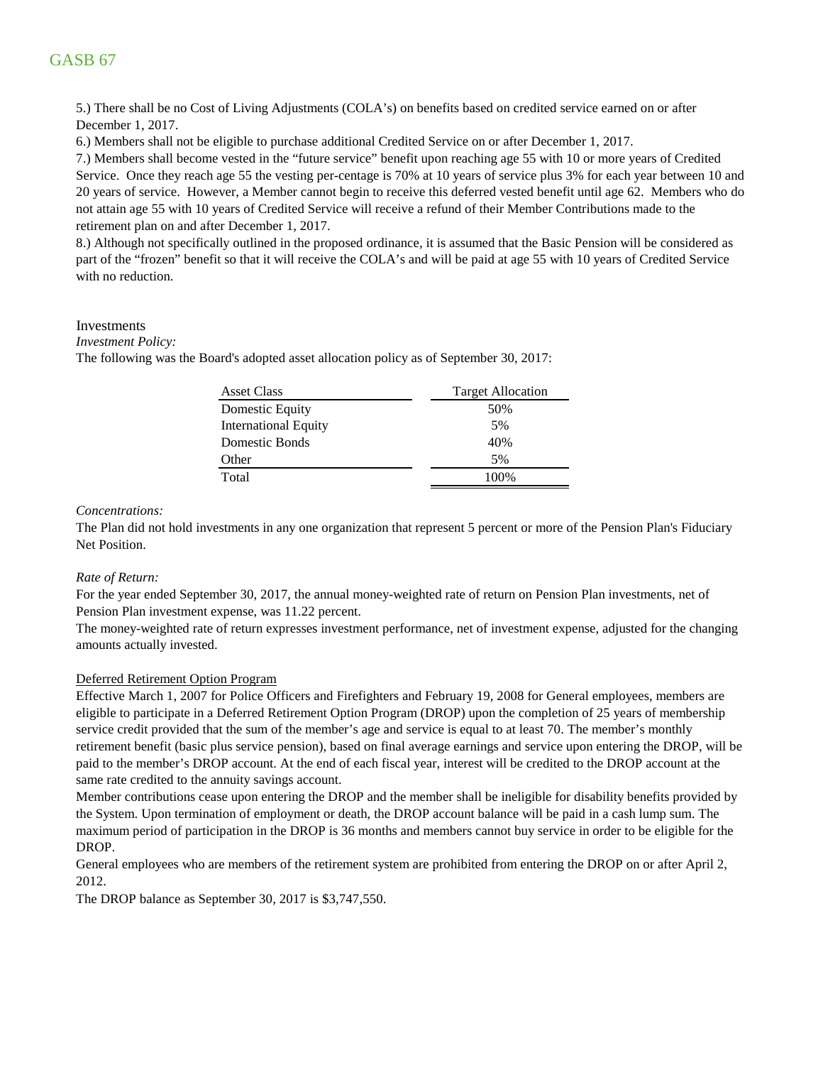5.) There shall be no Cost of Living Adjustments (COLA's) on benefits based on credited service earned on or after December 1, 2017.

6.) Members shall not be eligible to purchase additional Credited Service on or after December 1, 2017.

7.) Members shall become vested in the "future service" benefit upon reaching age 55 with 10 or more years of Credited Service. Once they reach age 55 the vesting per-centage is 70% at 10 years of service plus 3% for each year between 10 and 20 years of service. However, a Member cannot begin to receive this deferred vested benefit until age 62. Members who do not attain age 55 with 10 years of Credited Service will receive a refund of their Member Contributions made to the retirement plan on and after December 1, 2017.

8.) Although not specifically outlined in the proposed ordinance, it is assumed that the Basic Pension will be considered as part of the "frozen" benefit so that it will receive the COLA's and will be paid at age 55 with 10 years of Credited Service with no reduction.

## Investments

*Investment Policy:*

The following was the Board's adopted asset allocation policy as of September 30, 2017:

| Asset Class | Target Allocation |
|---|---|
| Domestic Equity | 50% |
| International Equity | 5% |
| Domestic Bonds | 40% |
| Other | 5% |
| Total | 100% |

*Concentrations:*

The Plan did not hold investments in any one organization that represent 5 percent or more of the Pension Plan's Fiduciary Net Position.

*Rate of Return:*

For the year ended September 30, 2017, the annual money-weighted rate of return on Pension Plan investments, net of Pension Plan investment expense, was 11.22 percent.

The money-weighted rate of return expresses investment performance, net of investment expense, adjusted for the changing amounts actually invested.

## Deferred Retirement Option Program

Effective March 1, 2007 for Police Officers and Firefighters and February 19, 2008 for General employees, members are eligible to participate in a Deferred Retirement Option Program (DROP) upon the completion of 25 years of membership service credit provided that the sum of the member's age and service is equal to at least 70. The member's monthly retirement benefit (basic plus service pension), based on final average earnings and service upon entering the DROP, will be paid to the member's DROP account. At the end of each fiscal year, interest will be credited to the DROP account at the same rate credited to the annuity savings account.

Member contributions cease upon entering the DROP and the member shall be ineligible for disability benefits provided by the System. Upon termination of employment or death, the DROP account balance will be paid in a cash lump sum. The maximum period of participation in the DROP is 36 months and members cannot buy service in order to be eligible for the DROP.

General employees who are members of the retirement system are prohibited from entering the DROP on or after April 2, 2012.

The DROP balance as September 30, 2017 is $3,747,550.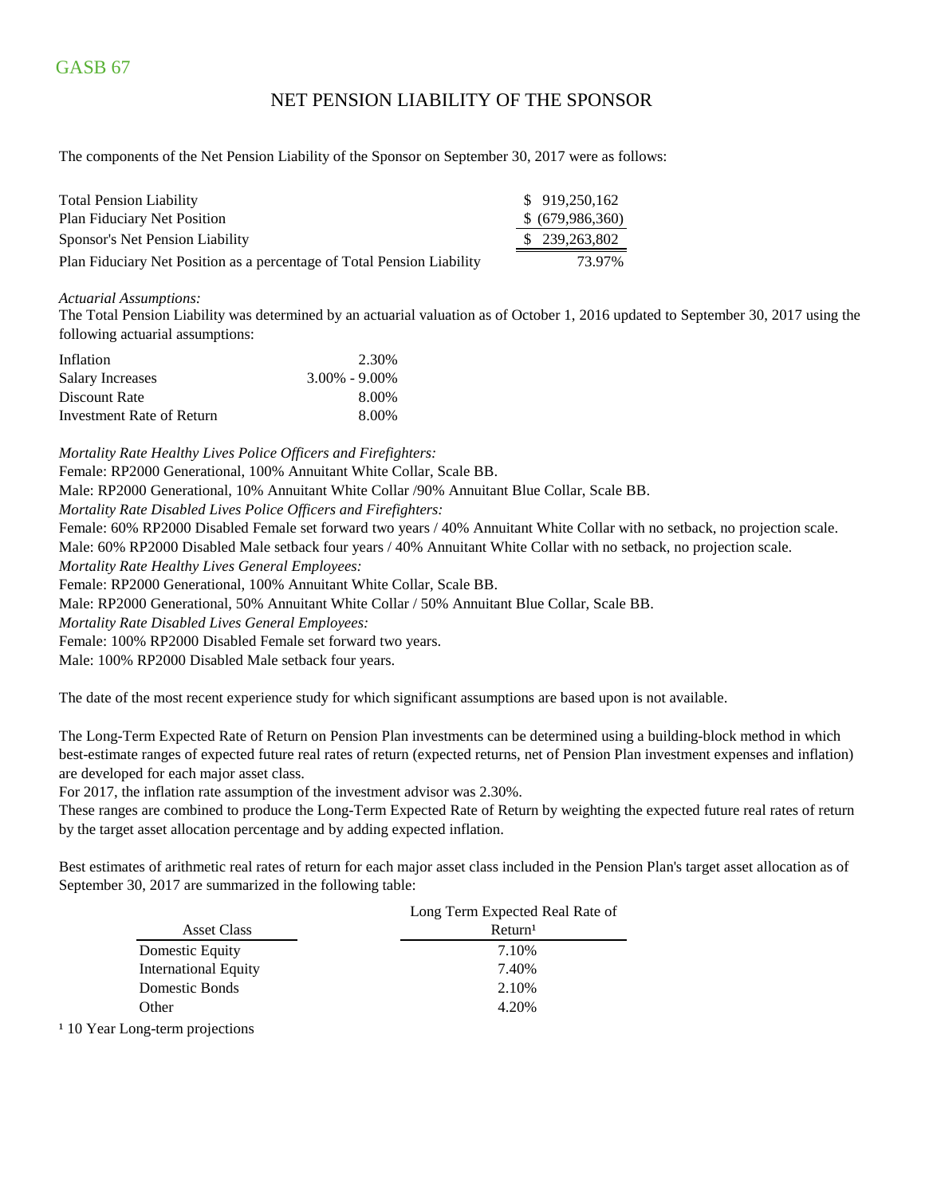GASB 67

## NET PENSION LIABILITY OF THE SPONSOR

The components of the Net Pension Liability of the Sponsor on September 30, 2017 were as follows:

| | |
|---|---|
| Total Pension Liability | $ 919,250,162 |
| Plan Fiduciary Net Position | $ (679,986,360) |
| Sponsor's Net Pension Liability | $ 239,263,802 |
| Plan Fiduciary Net Position as a percentage of Total Pension Liability | 73.97% |

*Actuarial Assumptions:*

The Total Pension Liability was determined by an actuarial valuation as of October 1, 2016 updated to September 30, 2017 using the following actuarial assumptions:

| | |
|---|---|
| Inflation | 2.30% |
| Salary Increases | 3.00% - 9.00% |
| Discount Rate | 8.00% |
| Investment Rate of Return | 8.00% |

*Mortality Rate Healthy Lives Police Officers and Firefighters:*

Female: RP2000 Generational, 100% Annuitant White Collar, Scale BB.

Male: RP2000 Generational, 10% Annuitant White Collar /90% Annuitant Blue Collar, Scale BB.

*Mortality Rate Disabled Lives Police Officers and Firefighters:*

Female: 60% RP2000 Disabled Female set forward two years / 40% Annuitant White Collar with no setback, no projection scale.

Male: 60% RP2000 Disabled Male setback four years / 40% Annuitant White Collar with no setback, no projection scale.

*Mortality Rate Healthy Lives General Employees:*

Female: RP2000 Generational, 100% Annuitant White Collar, Scale BB.

Male: RP2000 Generational, 50% Annuitant White Collar / 50% Annuitant Blue Collar, Scale BB.

*Mortality Rate Disabled Lives General Employees:*

Female: 100% RP2000 Disabled Female set forward two years.

Male: 100% RP2000 Disabled Male setback four years.

The date of the most recent experience study for which significant assumptions are based upon is not available.

The Long-Term Expected Rate of Return on Pension Plan investments can be determined using a building-block method in which best-estimate ranges of expected future real rates of return (expected returns, net of Pension Plan investment expenses and inflation) are developed for each major asset class.

For 2017, the inflation rate assumption of the investment advisor was 2.30%.

These ranges are combined to produce the Long-Term Expected Rate of Return by weighting the expected future real rates of return by the target asset allocation percentage and by adding expected inflation.

Best estimates of arithmetic real rates of return for each major asset class included in the Pension Plan's target asset allocation as of September 30, 2017 are summarized in the following table:

| Asset Class | Long Term Expected Real Rate of Return[1] |
|---|---|
| Domestic Equity | 7.10% |
| International Equity | 7.40% |
| Domestic Bonds | 2.10% |
| Other | 4.20% |

[1] 10 Year Long-term projections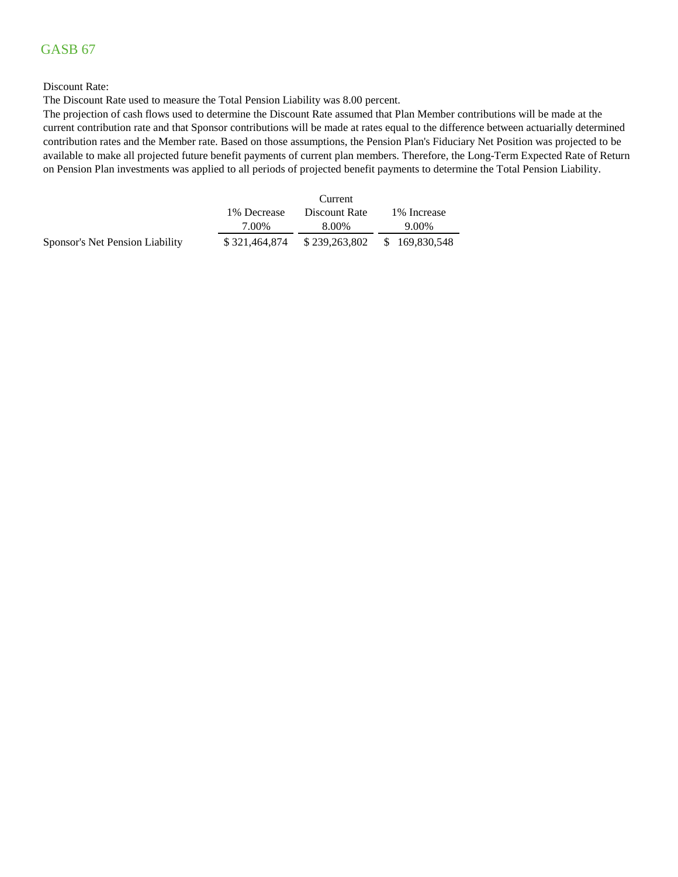## GASB 67

Discount Rate:

The Discount Rate used to measure the Total Pension Liability was 8.00 percent.

The projection of cash flows used to determine the Discount Rate assumed that Plan Member contributions will be made at the current contribution rate and that Sponsor contributions will be made at rates equal to the difference between actuarially determined contribution rates and the Member rate. Based on those assumptions, the Pension Plan's Fiduciary Net Position was projected to be available to make all projected future benefit payments of current plan members. Therefore, the Long-Term Expected Rate of Return on Pension Plan investments was applied to all periods of projected benefit payments to determine the Total Pension Liability.

| | 1% Decrease 7.00% | Current Discount Rate 8.00% | 1% Increase 9.00% |
|---|---|---|---|
| Sponsor's Net Pension Liability | $ 321,464,874 | $ 239,263,802 | $ 169,830,548 |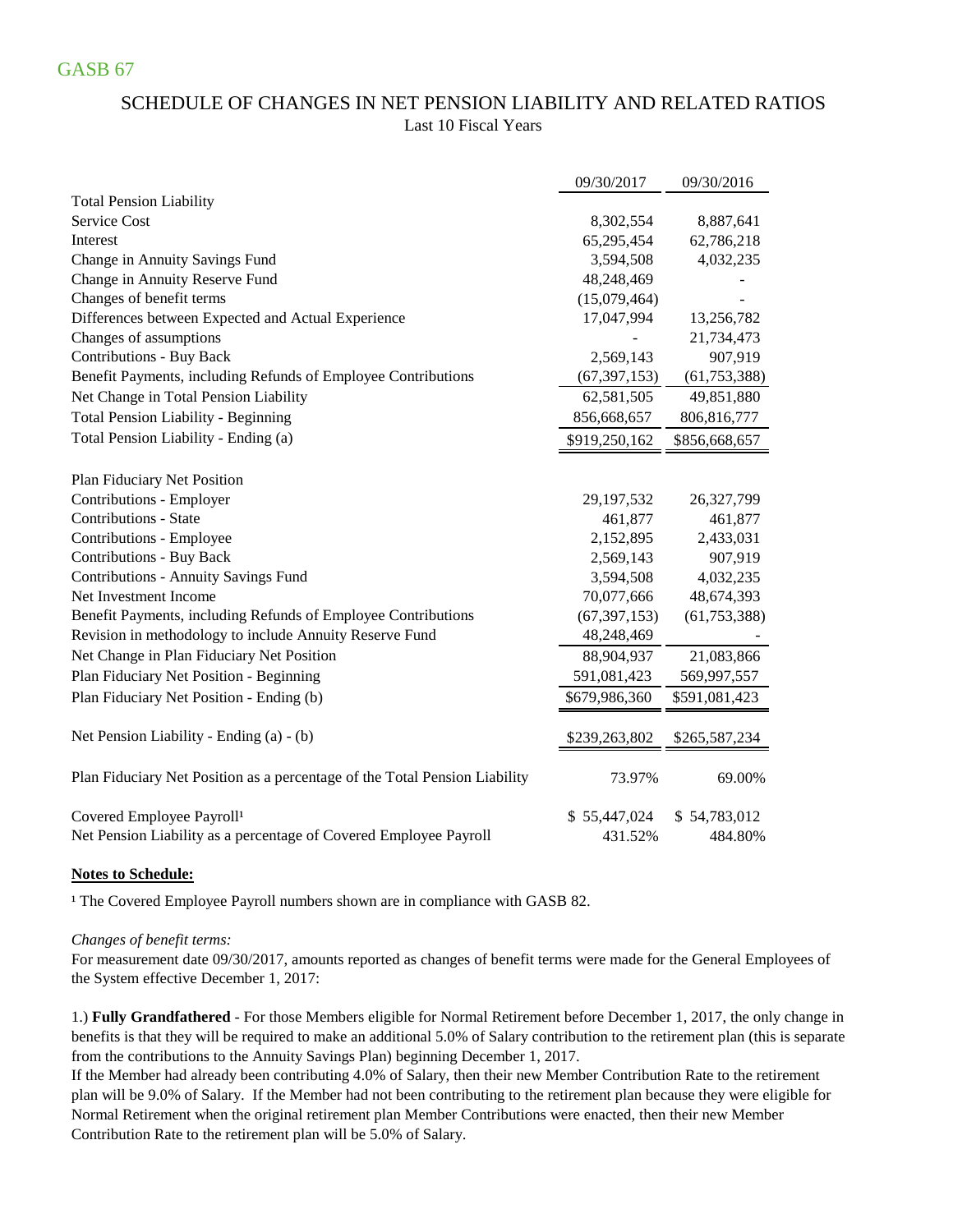GASB 67

## SCHEDULE OF CHANGES IN NET PENSION LIABILITY AND RELATED RATIOS

Last 10 Fiscal Years

| | 09/30/2017 | 09/30/2016 |
|---|---|---|
| Total Pension Liability | | |
| Service Cost | 8,302,554 | 8,887,641 |
| Interest | 65,295,454 | 62,786,218 |
| Change in Annuity Savings Fund | 3,594,508 | 4,032,235 |
| Change in Annuity Reserve Fund | 48,248,469 | - |
| Changes of benefit terms | (15,079,464) | - |
| Differences between Expected and Actual Experience | 17,047,994 | 13,256,782 |
| Changes of assumptions | - | 21,734,473 |
| Contributions - Buy Back | 2,569,143 | 907,919 |
| Benefit Payments, including Refunds of Employee Contributions | (67,397,153) | (61,753,388) |
| Net Change in Total Pension Liability | 62,581,505 | 49,851,880 |
| Total Pension Liability - Beginning | 856,668,657 | 806,816,777 |
| Total Pension Liability - Ending (a) | $919,250,162 | $856,668,657 |
| | | |
| Plan Fiduciary Net Position | | |
| Contributions - Employer | 29,197,532 | 26,327,799 |
| Contributions - State | 461,877 | 461,877 |
| Contributions - Employee | 2,152,895 | 2,433,031 |
| Contributions - Buy Back | 2,569,143 | 907,919 |
| Contributions - Annuity Savings Fund | 3,594,508 | 4,032,235 |
| Net Investment Income | 70,077,666 | 48,674,393 |
| Benefit Payments, including Refunds of Employee Contributions | (67,397,153) | (61,753,388) |
| Revision in methodology to include Annuity Reserve Fund | 48,248,469 | - |
| Net Change in Plan Fiduciary Net Position | 88,904,937 | 21,083,866 |
| Plan Fiduciary Net Position - Beginning | 591,081,423 | 569,997,557 |
| Plan Fiduciary Net Position - Ending (b) | $679,986,360 | $591,081,423 |
| | | |
| Net Pension Liability - Ending (a) - (b) | $239,263,802 | $265,587,234 |
| | | |
| Plan Fiduciary Net Position as a percentage of the Total Pension Liability | 73.97% | 69.00% |
| | | |
| Covered Employee Payroll[1] | $ 55,447,024 | $ 54,783,012 |
| Net Pension Liability as a percentage of Covered Employee Payroll | 431.52% | 484.80% |

**Notes to Schedule:**

[1] The Covered Employee Payroll numbers shown are in compliance with GASB 82.

*Changes of benefit terms:*

For measurement date 09/30/2017, amounts reported as changes of benefit terms were made for the General Employees of the System effective December 1, 2017:

1.) **Fully Grandfathered** - For those Members eligible for Normal Retirement before December 1, 2017, the only change in benefits is that they will be required to make an additional 5.0% of Salary contribution to the retirement plan (this is separate from the contributions to the Annuity Savings Plan) beginning December 1, 2017.

If the Member had already been contributing 4.0% of Salary, then their new Member Contribution Rate to the retirement plan will be 9.0% of Salary. If the Member had not been contributing to the retirement plan because they were eligible for Normal Retirement when the original retirement plan Member Contributions were enacted, then their new Member Contribution Rate to the retirement plan will be 5.0% of Salary.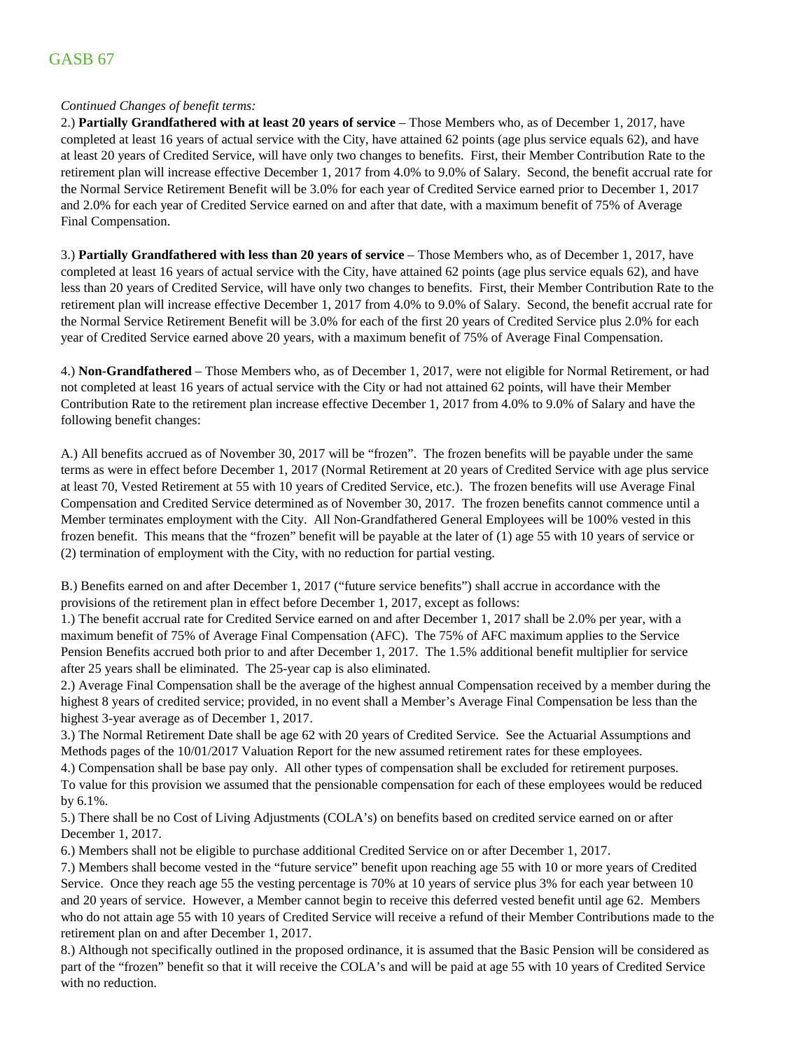*Continued Changes of benefit terms:*

2.) **Partially Grandfathered with at least 20 years of service** – Those Members who, as of December 1, 2017, have completed at least 16 years of actual service with the City, have attained 62 points (age plus service equals 62), and have at least 20 years of Credited Service, will have only two changes to benefits. First, their Member Contribution Rate to the retirement plan will increase effective December 1, 2017 from 4.0% to 9.0% of Salary. Second, the benefit accrual rate for the Normal Service Retirement Benefit will be 3.0% for each year of Credited Service earned prior to December 1, 2017 and 2.0% for each year of Credited Service earned on and after that date, with a maximum benefit of 75% of Average Final Compensation.

3.) **Partially Grandfathered with less than 20 years of service** – Those Members who, as of December 1, 2017, have completed at least 16 years of actual service with the City, have attained 62 points (age plus service equals 62), and have less than 20 years of Credited Service, will have only two changes to benefits. First, their Member Contribution Rate to the retirement plan will increase effective December 1, 2017 from 4.0% to 9.0% of Salary. Second, the benefit accrual rate for the Normal Service Retirement Benefit will be 3.0% for each of the first 20 years of Credited Service plus 2.0% for each year of Credited Service earned above 20 years, with a maximum benefit of 75% of Average Final Compensation.

4.) **Non-Grandfathered** – Those Members who, as of December 1, 2017, were not eligible for Normal Retirement, or had not completed at least 16 years of actual service with the City or had not attained 62 points, will have their Member Contribution Rate to the retirement plan increase effective December 1, 2017 from 4.0% to 9.0% of Salary and have the following benefit changes:

A.) All benefits accrued as of November 30, 2017 will be "frozen". The frozen benefits will be payable under the same terms as were in effect before December 1, 2017 (Normal Retirement at 20 years of Credited Service with age plus service at least 70, Vested Retirement at 55 with 10 years of Credited Service, etc.). The frozen benefits will use Average Final Compensation and Credited Service determined as of November 30, 2017. The frozen benefits cannot commence until a Member terminates employment with the City. All Non-Grandfathered General Employees will be 100% vested in this frozen benefit. This means that the "frozen" benefit will be payable at the later of (1) age 55 with 10 years of service or (2) termination of employment with the City, with no reduction for partial vesting.

B.) Benefits earned on and after December 1, 2017 ("future service benefits") shall accrue in accordance with the provisions of the retirement plan in effect before December 1, 2017, except as follows:

1.) The benefit accrual rate for Credited Service earned on and after December 1, 2017 shall be 2.0% per year, with a maximum benefit of 75% of Average Final Compensation (AFC). The 75% of AFC maximum applies to the Service Pension Benefits accrued both prior to and after December 1, 2017. The 1.5% additional benefit multiplier for service after 25 years shall be eliminated. The 25-year cap is also eliminated.

2.) Average Final Compensation shall be the average of the highest annual Compensation received by a member during the highest 8 years of credited service; provided, in no event shall a Member's Average Final Compensation be less than the highest 3-year average as of December 1, 2017.

3.) The Normal Retirement Date shall be age 62 with 20 years of Credited Service. See the Actuarial Assumptions and Methods pages of the 10/01/2017 Valuation Report for the new assumed retirement rates for these employees.

4.) Compensation shall be base pay only. All other types of compensation shall be excluded for retirement purposes. To value for this provision we assumed that the pensionable compensation for each of these employees would be reduced by 6.1%.

5.) There shall be no Cost of Living Adjustments (COLA's) on benefits based on credited service earned on or after December 1, 2017.

6.) Members shall not be eligible to purchase additional Credited Service on or after December 1, 2017.

7.) Members shall become vested in the "future service" benefit upon reaching age 55 with 10 or more years of Credited Service. Once they reach age 55 the vesting percentage is 70% at 10 years of service plus 3% for each year between 10 and 20 years of service. However, a Member cannot begin to receive this deferred vested benefit until age 62. Members who do not attain age 55 with 10 years of Credited Service will receive a refund of their Member Contributions made to the retirement plan on and after December 1, 2017.

8.) Although not specifically outlined in the proposed ordinance, it is assumed that the Basic Pension will be considered as part of the "frozen" benefit so that it will receive the COLA's and will be paid at age 55 with 10 years of Credited Service with no reduction.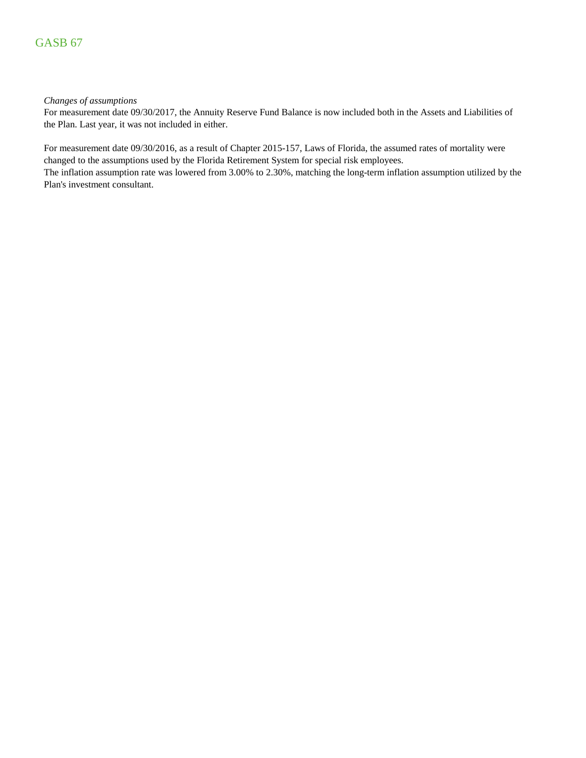GASB 67

*Changes of assumptions*
For measurement date 09/30/2017, the Annuity Reserve Fund Balance is now included both in the Assets and Liabilities of the Plan. Last year, it was not included in either.

For measurement date 09/30/2016, as a result of Chapter 2015-157, Laws of Florida, the assumed rates of mortality were changed to the assumptions used by the Florida Retirement System for special risk employees.
The inflation assumption rate was lowered from 3.00% to 2.30%, matching the long-term inflation assumption utilized by the Plan's investment consultant.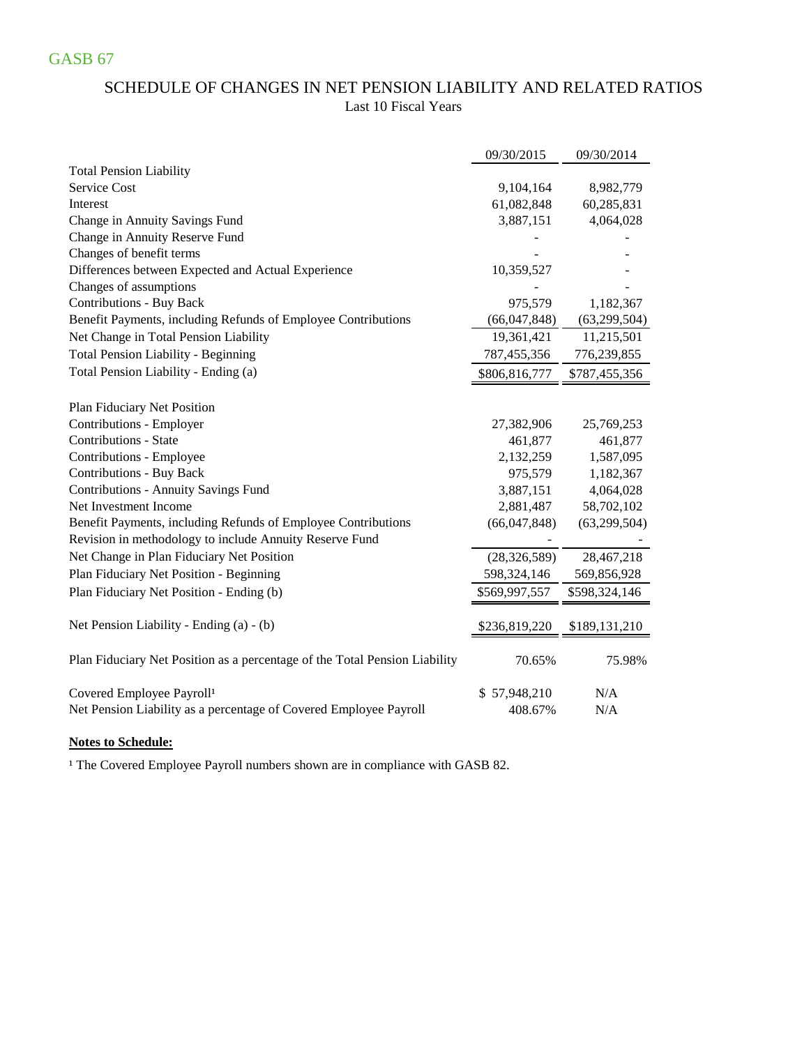GASB 67

## SCHEDULE OF CHANGES IN NET PENSION LIABILITY AND RELATED RATIOS

Last 10 Fiscal Years

| | 09/30/2015 | 09/30/2014 |
|---|---|---|
| Total Pension Liability | | |
| Service Cost | 9,104,164 | 8,982,779 |
| Interest | 61,082,848 | 60,285,831 |
| Change in Annuity Savings Fund | 3,887,151 | 4,064,028 |
| Change in Annuity Reserve Fund | - | - |
| Changes of benefit terms | - | - |
| Differences between Expected and Actual Experience | 10,359,527 | - |
| Changes of assumptions | - | - |
| Contributions - Buy Back | 975,579 | 1,182,367 |
| Benefit Payments, including Refunds of Employee Contributions | (66,047,848) | (63,299,504) |
| Net Change in Total Pension Liability | 19,361,421 | 11,215,501 |
| Total Pension Liability - Beginning | 787,455,356 | 776,239,855 |
| Total Pension Liability - Ending (a) | \$806,816,777 | \$787,455,356 |
| | | |
| Plan Fiduciary Net Position | | |
| Contributions - Employer | 27,382,906 | 25,769,253 |
| Contributions - State | 461,877 | 461,877 |
| Contributions - Employee | 2,132,259 | 1,587,095 |
| Contributions - Buy Back | 975,579 | 1,182,367 |
| Contributions - Annuity Savings Fund | 3,887,151 | 4,064,028 |
| Net Investment Income | 2,881,487 | 58,702,102 |
| Benefit Payments, including Refunds of Employee Contributions | (66,047,848) | (63,299,504) |
| Revision in methodology to include Annuity Reserve Fund | - | - |
| Net Change in Plan Fiduciary Net Position | (28,326,589) | 28,467,218 |
| Plan Fiduciary Net Position - Beginning | 598,324,146 | 569,856,928 |
| Plan Fiduciary Net Position - Ending (b) | \$569,997,557 | \$598,324,146 |
| | | |
| Net Pension Liability - Ending (a) - (b) | \$236,819,220 | \$189,131,210 |
| | | |
| Plan Fiduciary Net Position as a percentage of the Total Pension Liability | 70.65% | 75.98% |
| | | |
| Covered Employee Payroll[1] | \$ 57,948,210 | N/A |
| Net Pension Liability as a percentage of Covered Employee Payroll | 408.67% | N/A |

**Notes to Schedule:**

[1] The Covered Employee Payroll numbers shown are in compliance with GASB 82.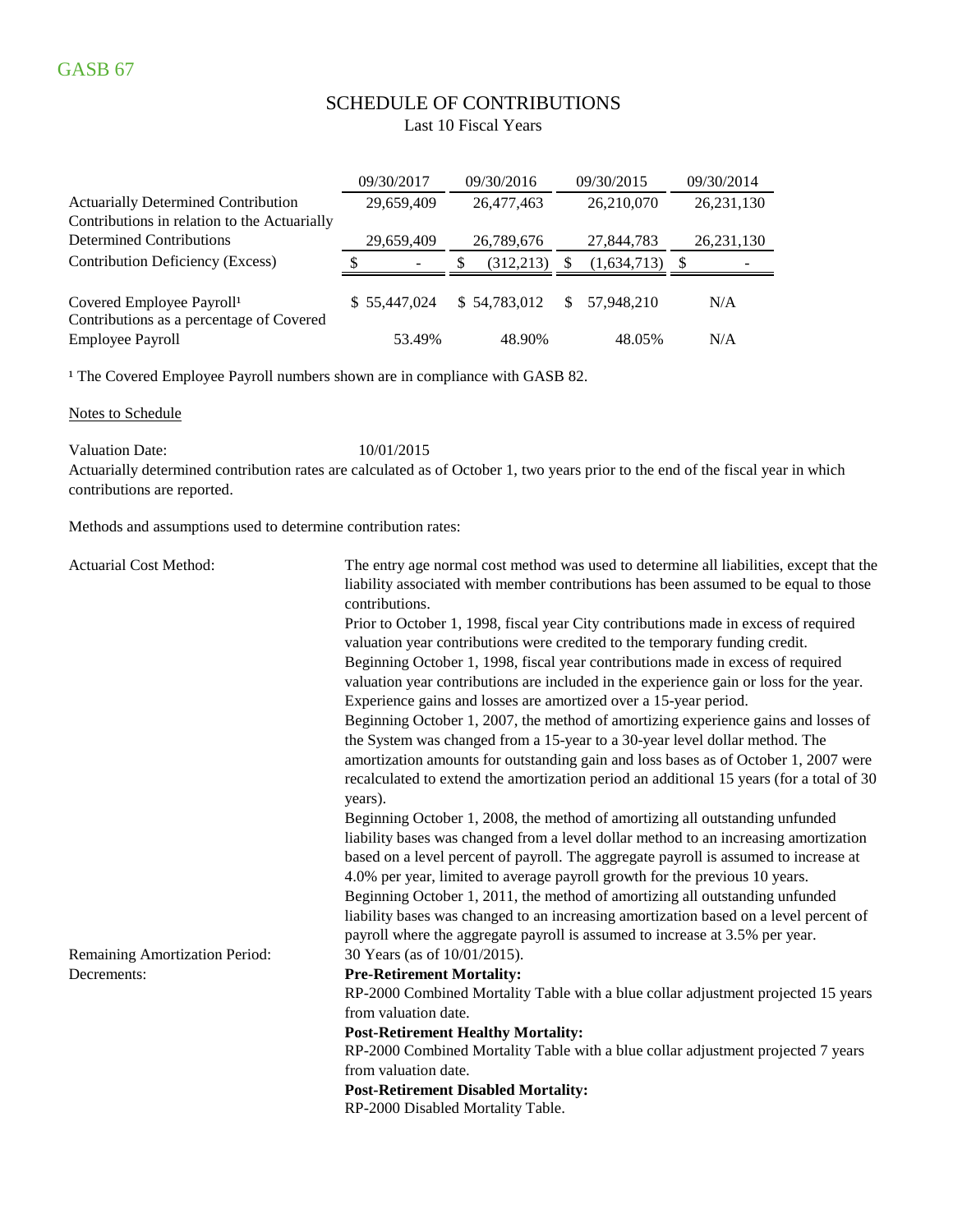GASB 67

# SCHEDULE OF CONTRIBUTIONS

Last 10 Fiscal Years

| | 09/30/2017 | 09/30/2016 | 09/30/2015 | 09/30/2014 |
|---|---|---|---|---|
| Actuarially Determined Contribution | 29,659,409 | 26,477,463 | 26,210,070 | 26,231,130 |
| Contributions in relation to the Actuarially Determined Contributions | 29,659,409 | 26,789,676 | 27,844,783 | 26,231,130 |
| Contribution Deficiency (Excess) | $ - | $ (312,213) | $ (1,634,713) | $ - |
| Covered Employee Payroll[1] | $ 55,447,024 | $ 54,783,012 | $ 57,948,210 | N/A |
| Contributions as a percentage of Covered Employee Payroll | 53.49% | 48.90% | 48.05% | N/A |

[1] The Covered Employee Payroll numbers shown are in compliance with GASB 82.

Notes to Schedule

Valuation Date: 10/01/2015

Actuarially determined contribution rates are calculated as of October 1, two years prior to the end of the fiscal year in which contributions are reported.

Methods and assumptions used to determine contribution rates:

Actuarial Cost Method: The entry age normal cost method was used to determine all liabilities, except that the liability associated with member contributions has been assumed to be equal to those contributions.

Prior to October 1, 1998, fiscal year City contributions made in excess of required valuation year contributions were credited to the temporary funding credit.

Beginning October 1, 1998, fiscal year contributions made in excess of required valuation year contributions are included in the experience gain or loss for the year. Experience gains and losses are amortized over a 15-year period.

Beginning October 1, 2007, the method of amortizing experience gains and losses of the System was changed from a 15-year to a 30-year level dollar method. The amortization amounts for outstanding gain and loss bases as of October 1, 2007 were recalculated to extend the amortization period an additional 15 years (for a total of 30 years).

Beginning October 1, 2008, the method of amortizing all outstanding unfunded liability bases was changed from a level dollar method to an increasing amortization based on a level percent of payroll. The aggregate payroll is assumed to increase at 4.0% per year, limited to average payroll growth for the previous 10 years.

Beginning October 1, 2011, the method of amortizing all outstanding unfunded liability bases was changed to an increasing amortization based on a level percent of payroll where the aggregate payroll is assumed to increase at 3.5% per year.

Remaining Amortization Period: 30 Years (as of 10/01/2015).

Decrements:

**Pre-Retirement Mortality:**
RP-2000 Combined Mortality Table with a blue collar adjustment projected 15 years from valuation date.

**Post-Retirement Healthy Mortality:**
RP-2000 Combined Mortality Table with a blue collar adjustment projected 7 years from valuation date.

**Post-Retirement Disabled Mortality:**
RP-2000 Disabled Mortality Table.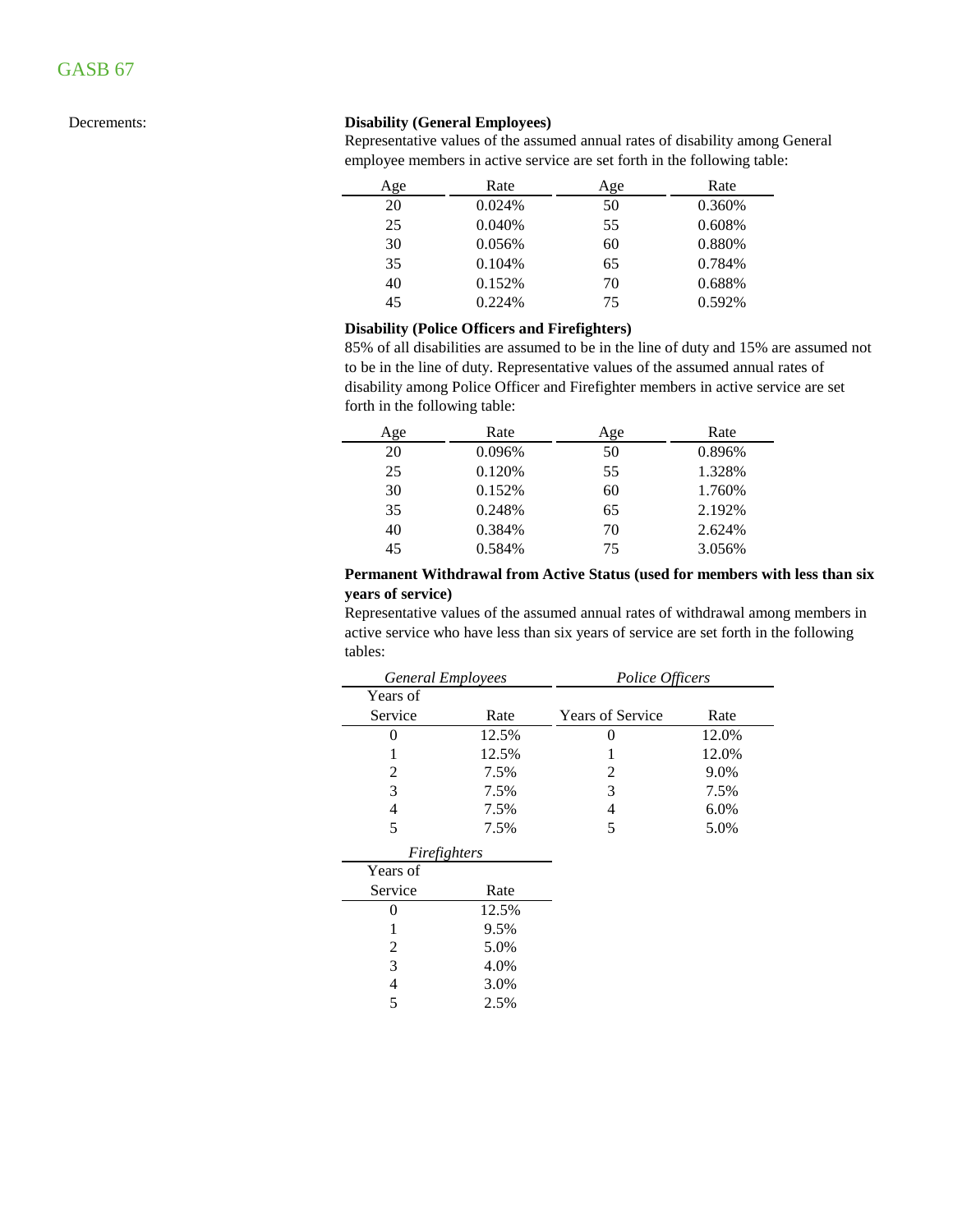Decrements:

**Disability (General Employees)**

Representative values of the assumed annual rates of disability among General employee members in active service are set forth in the following table:

| Age | Rate | Age | Rate |
|---|---|---|---|
| 20 | 0.024% | 50 | 0.360% |
| 25 | 0.040% | 55 | 0.608% |
| 30 | 0.056% | 60 | 0.880% |
| 35 | 0.104% | 65 | 0.784% |
| 40 | 0.152% | 70 | 0.688% |
| 45 | 0.224% | 75 | 0.592% |

**Disability (Police Officers and Firefighters)**

85% of all disabilities are assumed to be in the line of duty and 15% are assumed not to be in the line of duty. Representative values of the assumed annual rates of disability among Police Officer and Firefighter members in active service are set forth in the following table:

| Age | Rate | Age | Rate |
|---|---|---|---|
| 20 | 0.096% | 50 | 0.896% |
| 25 | 0.120% | 55 | 1.328% |
| 30 | 0.152% | 60 | 1.760% |
| 35 | 0.248% | 65 | 2.192% |
| 40 | 0.384% | 70 | 2.624% |
| 45 | 0.584% | 75 | 3.056% |

**Permanent Withdrawal from Active Status (used for members with less than six years of service)**

Representative values of the assumed annual rates of withdrawal among members in active service who have less than six years of service are set forth in the following tables:

| *General Employees* | | *Police Officers* | |
|---|---|---|---|
| Years of Service | Rate | Years of Service | Rate |
| 0 | 12.5% | 0 | 12.0% |
| 1 | 12.5% | 1 | 12.0% |
| 2 | 7.5% | 2 | 9.0% |
| 3 | 7.5% | 3 | 7.5% |
| 4 | 7.5% | 4 | 6.0% |
| 5 | 7.5% | 5 | 5.0% |

| *Firefighters* | |
|---|---|
| Years of Service | Rate |
| 0 | 12.5% |
| 1 | 9.5% |
| 2 | 5.0% |
| 3 | 4.0% |
| 4 | 3.0% |
| 5 | 2.5% |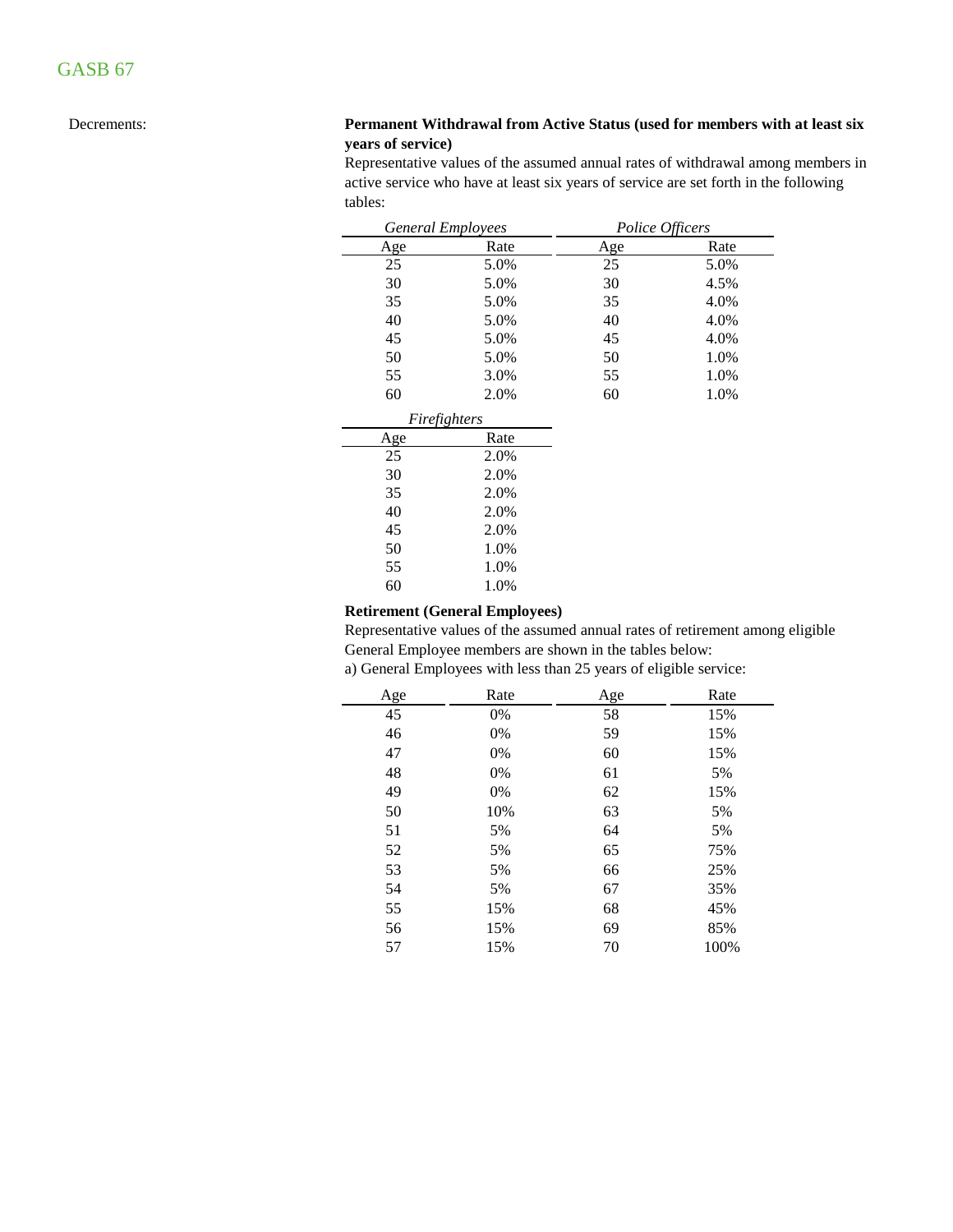Decrements:

**Permanent Withdrawal from Active Status (used for members with at least six years of service)**

Representative values of the assumed annual rates of withdrawal among members in active service who have at least six years of service are set forth in the following tables:

| *General Employees* | | *Police Officers* | |
|---|---|---|---|
| Age | Rate | Age | Rate |
| 25 | 5.0% | 25 | 5.0% |
| 30 | 5.0% | 30 | 4.5% |
| 35 | 5.0% | 35 | 4.0% |
| 40 | 5.0% | 40 | 4.0% |
| 45 | 5.0% | 45 | 4.0% |
| 50 | 5.0% | 50 | 1.0% |
| 55 | 3.0% | 55 | 1.0% |
| 60 | 2.0% | 60 | 1.0% |

| *Firefighters* | |
|---|---|
| Age | Rate |
| 25 | 2.0% |
| 30 | 2.0% |
| 35 | 2.0% |
| 40 | 2.0% |
| 45 | 2.0% |
| 50 | 1.0% |
| 55 | 1.0% |
| 60 | 1.0% |

**Retirement (General Employees)**

Representative values of the assumed annual rates of retirement among eligible General Employee members are shown in the tables below:

a) General Employees with less than 25 years of eligible service:

| Age | Rate | Age | Rate |
|---|---|---|---|
| 45 | 0% | 58 | 15% |
| 46 | 0% | 59 | 15% |
| 47 | 0% | 60 | 15% |
| 48 | 0% | 61 | 5% |
| 49 | 0% | 62 | 15% |
| 50 | 10% | 63 | 5% |
| 51 | 5% | 64 | 5% |
| 52 | 5% | 65 | 75% |
| 53 | 5% | 66 | 25% |
| 54 | 5% | 67 | 35% |
| 55 | 15% | 68 | 45% |
| 56 | 15% | 69 | 85% |
| 57 | 15% | 70 | 100% |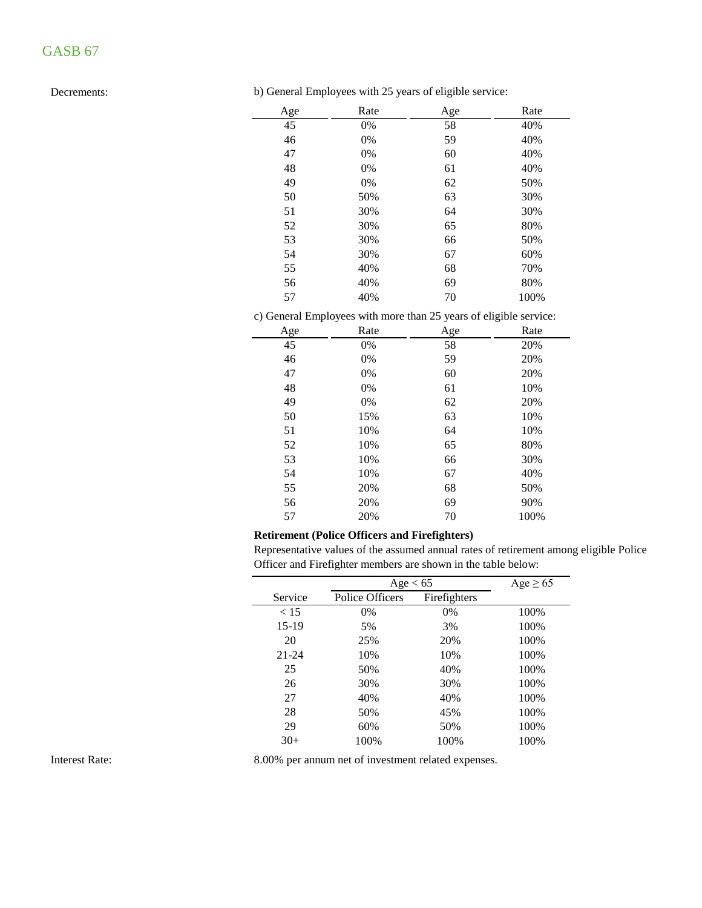Decrements:

b) General Employees with 25 years of eligible service:

| Age | Rate | Age | Rate |
|---|---|---|---|
| 45 | 0% | 58 | 40% |
| 46 | 0% | 59 | 40% |
| 47 | 0% | 60 | 40% |
| 48 | 0% | 61 | 40% |
| 49 | 0% | 62 | 50% |
| 50 | 50% | 63 | 30% |
| 51 | 30% | 64 | 30% |
| 52 | 30% | 65 | 80% |
| 53 | 30% | 66 | 50% |
| 54 | 30% | 67 | 60% |
| 55 | 40% | 68 | 70% |
| 56 | 40% | 69 | 80% |
| 57 | 40% | 70 | 100% |

c) General Employees with more than 25 years of eligible service:

| Age | Rate | Age | Rate |
|---|---|---|---|
| 45 | 0% | 58 | 20% |
| 46 | 0% | 59 | 20% |
| 47 | 0% | 60 | 20% |
| 48 | 0% | 61 | 10% |
| 49 | 0% | 62 | 20% |
| 50 | 15% | 63 | 10% |
| 51 | 10% | 64 | 10% |
| 52 | 10% | 65 | 80% |
| 53 | 10% | 66 | 30% |
| 54 | 10% | 67 | 40% |
| 55 | 20% | 68 | 50% |
| 56 | 20% | 69 | 90% |
| 57 | 20% | 70 | 100% |

**Retirement (Police Officers and Firefighters)**

Representative values of the assumed annual rates of retirement among eligible Police Officer and Firefighter members are shown in the table below:

| | Age < 65 | | Age ≥ 65 |
|---|---|---|---|
| Service | Police Officers | Firefighters | |
| < 15 | 0% | 0% | 100% |
| 15-19 | 5% | 3% | 100% |
| 20 | 25% | 20% | 100% |
| 21-24 | 10% | 10% | 100% |
| 25 | 50% | 40% | 100% |
| 26 | 30% | 30% | 100% |
| 27 | 40% | 40% | 100% |
| 28 | 50% | 45% | 100% |
| 29 | 60% | 50% | 100% |
| 30+ | 100% | 100% | 100% |

Interest Rate: 8.00% per annum net of investment related expenses.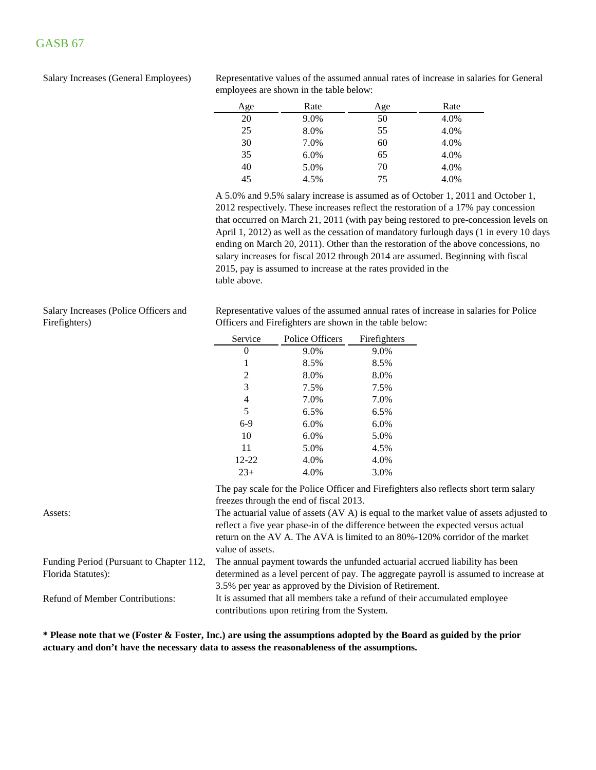Salary Increases (General Employees)

Representative values of the assumed annual rates of increase in salaries for General employees are shown in the table below:

| Age | Rate | Age | Rate |
|---|---|---|---|
| 20 | 9.0% | 50 | 4.0% |
| 25 | 8.0% | 55 | 4.0% |
| 30 | 7.0% | 60 | 4.0% |
| 35 | 6.0% | 65 | 4.0% |
| 40 | 5.0% | 70 | 4.0% |
| 45 | 4.5% | 75 | 4.0% |

A 5.0% and 9.5% salary increase is assumed as of October 1, 2011 and October 1, 2012 respectively. These increases reflect the restoration of a 17% pay concession that occurred on March 21, 2011 (with pay being restored to pre-concession levels on April 1, 2012) as well as the cessation of mandatory furlough days (1 in every 10 days ending on March 20, 2011). Other than the restoration of the above concessions, no salary increases for fiscal 2012 through 2014 are assumed. Beginning with fiscal 2015, pay is assumed to increase at the rates provided in the table above.

Salary Increases (Police Officers and Firefighters)

Representative values of the assumed annual rates of increase in salaries for Police Officers and Firefighters are shown in the table below:

| Service | Police Officers | Firefighters |
|---|---|---|
| 0 | 9.0% | 9.0% |
| 1 | 8.5% | 8.5% |
| 2 | 8.0% | 8.0% |
| 3 | 7.5% | 7.5% |
| 4 | 7.0% | 7.0% |
| 5 | 6.5% | 6.5% |
| 6-9 | 6.0% | 6.0% |
| 10 | 6.0% | 5.0% |
| 11 | 5.0% | 4.5% |
| 12-22 | 4.0% | 4.0% |
| 23+ | 4.0% | 3.0% |

The pay scale for the Police Officer and Firefighters also reflects short term salary freezes through the end of fiscal 2013.

Assets: The actuarial value of assets (AV A) is equal to the market value of assets adjusted to reflect a five year phase-in of the difference between the expected versus actual return on the AV A. The AVA is limited to an 80%-120% corridor of the market value of assets.

Funding Period (Pursuant to Chapter 112, Florida Statutes): The annual payment towards the unfunded actuarial accrued liability has been determined as a level percent of pay. The aggregate payroll is assumed to increase at 3.5% per year as approved by the Division of Retirement.

Refund of Member Contributions: It is assumed that all members take a refund of their accumulated employee contributions upon retiring from the System.

**\* Please note that we (Foster & Foster, Inc.) are using the assumptions adopted by the Board as guided by the prior actuary and don't have the necessary data to assess the reasonableness of the assumptions.**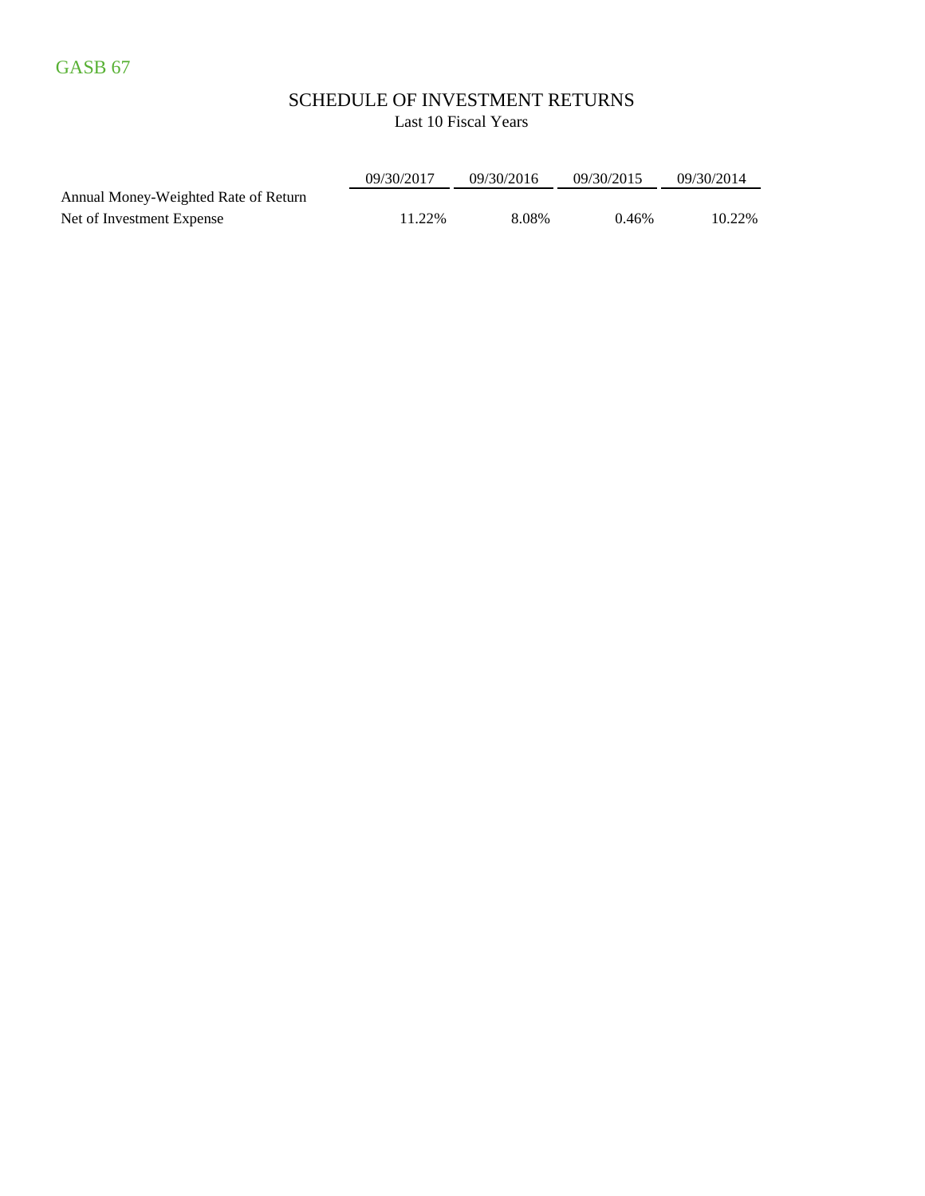GASB 67

## SCHEDULE OF INVESTMENT RETURNS

Last 10 Fiscal Years

| | 09/30/2017 | 09/30/2016 | 09/30/2015 | 09/30/2014 |
|---|---|---|---|---|
| Annual Money-Weighted Rate of Return | | | | |
| Net of Investment Expense | 11.22% | 8.08% | 0.46% | 10.22% |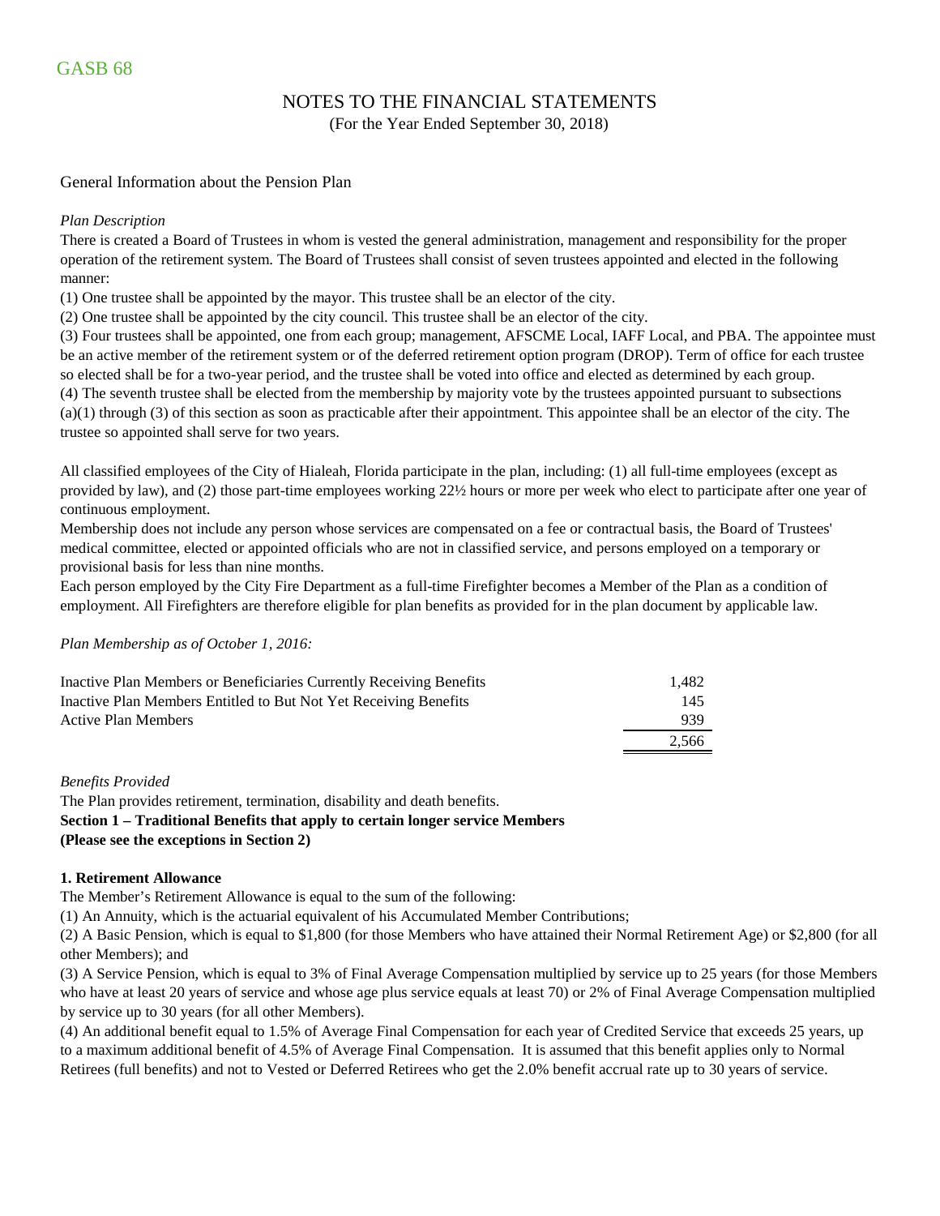GASB 68

# NOTES TO THE FINANCIAL STATEMENTS

(For the Year Ended September 30, 2018)

## General Information about the Pension Plan

*Plan Description*

There is created a Board of Trustees in whom is vested the general administration, management and responsibility for the proper operation of the retirement system. The Board of Trustees shall consist of seven trustees appointed and elected in the following manner:

(1) One trustee shall be appointed by the mayor. This trustee shall be an elector of the city.

(2) One trustee shall be appointed by the city council. This trustee shall be an elector of the city.

(3) Four trustees shall be appointed, one from each group; management, AFSCME Local, IAFF Local, and PBA. The appointee must be an active member of the retirement system or of the deferred retirement option program (DROP). Term of office for each trustee so elected shall be for a two-year period, and the trustee shall be voted into office and elected as determined by each group.

(4) The seventh trustee shall be elected from the membership by majority vote by the trustees appointed pursuant to subsections (a)(1) through (3) of this section as soon as practicable after their appointment. This appointee shall be an elector of the city. The trustee so appointed shall serve for two years.

All classified employees of the City of Hialeah, Florida participate in the plan, including: (1) all full-time employees (except as provided by law), and (2) those part-time employees working 22½ hours or more per week who elect to participate after one year of continuous employment.

Membership does not include any person whose services are compensated on a fee or contractual basis, the Board of Trustees' medical committee, elected or appointed officials who are not in classified service, and persons employed on a temporary or provisional basis for less than nine months.

Each person employed by the City Fire Department as a full-time Firefighter becomes a Member of the Plan as a condition of employment. All Firefighters are therefore eligible for plan benefits as provided for in the plan document by applicable law.

*Plan Membership as of October 1, 2016:*

| | |
|---|---|
| Inactive Plan Members or Beneficiaries Currently Receiving Benefits | 1,482 |
| Inactive Plan Members Entitled to But Not Yet Receiving Benefits | 145 |
| Active Plan Members | 939 |
| | 2,566 |

*Benefits Provided*

The Plan provides retirement, termination, disability and death benefits.

**Section 1 – Traditional Benefits that apply to certain longer service Members**
**(Please see the exceptions in Section 2)**

**1. Retirement Allowance**

The Member's Retirement Allowance is equal to the sum of the following:

(1) An Annuity, which is the actuarial equivalent of his Accumulated Member Contributions;

(2) A Basic Pension, which is equal to $1,800 (for those Members who have attained their Normal Retirement Age) or $2,800 (for all other Members); and

(3) A Service Pension, which is equal to 3% of Final Average Compensation multiplied by service up to 25 years (for those Members who have at least 20 years of service and whose age plus service equals at least 70) or 2% of Final Average Compensation multiplied by service up to 30 years (for all other Members).

(4) An additional benefit equal to 1.5% of Average Final Compensation for each year of Credited Service that exceeds 25 years, up to a maximum additional benefit of 4.5% of Average Final Compensation. It is assumed that this benefit applies only to Normal Retirees (full benefits) and not to Vested or Deferred Retirees who get the 2.0% benefit accrual rate up to 30 years of service.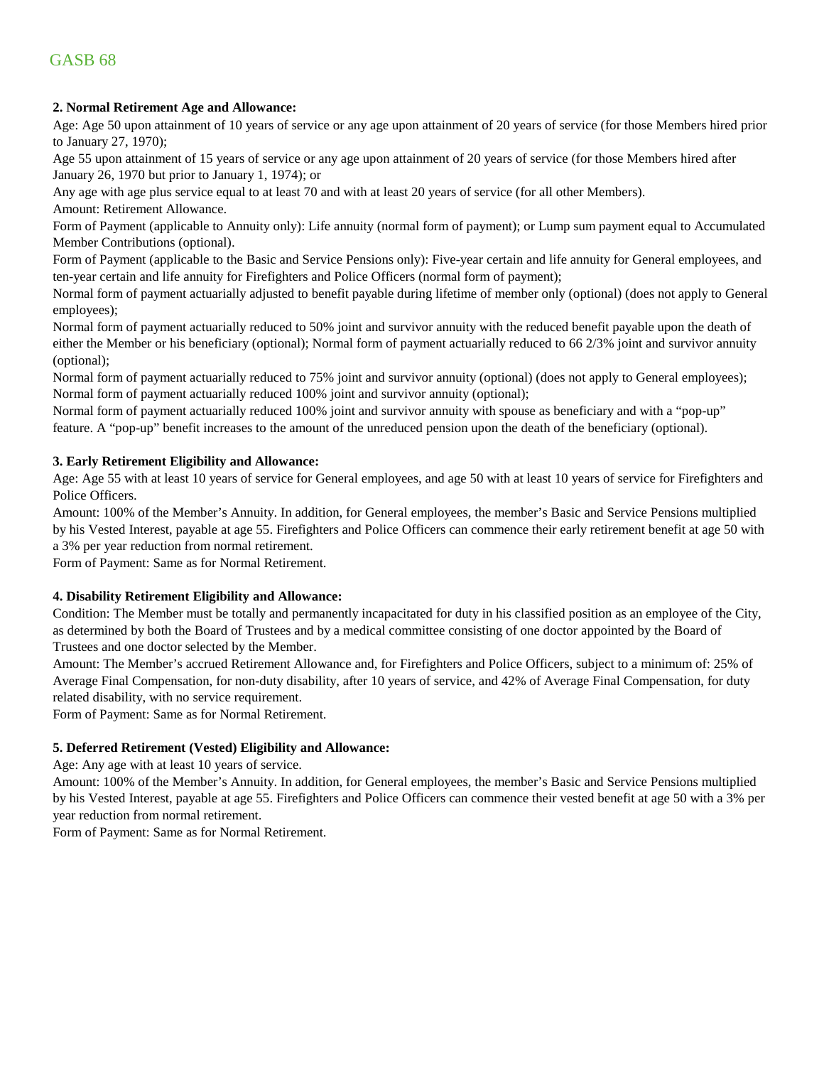**2. Normal Retirement Age and Allowance:**

Age: Age 50 upon attainment of 10 years of service or any age upon attainment of 20 years of service (for those Members hired prior to January 27, 1970);

Age 55 upon attainment of 15 years of service or any age upon attainment of 20 years of service (for those Members hired after January 26, 1970 but prior to January 1, 1974); or

Any age with age plus service equal to at least 70 and with at least 20 years of service (for all other Members).

Amount: Retirement Allowance.

Form of Payment (applicable to Annuity only): Life annuity (normal form of payment); or Lump sum payment equal to Accumulated Member Contributions (optional).

Form of Payment (applicable to the Basic and Service Pensions only): Five-year certain and life annuity for General employees, and ten-year certain and life annuity for Firefighters and Police Officers (normal form of payment);

Normal form of payment actuarially adjusted to benefit payable during lifetime of member only (optional) (does not apply to General employees);

Normal form of payment actuarially reduced to 50% joint and survivor annuity with the reduced benefit payable upon the death of either the Member or his beneficiary (optional); Normal form of payment actuarially reduced to 66 2/3% joint and survivor annuity (optional);

Normal form of payment actuarially reduced to 75% joint and survivor annuity (optional) (does not apply to General employees); Normal form of payment actuarially reduced 100% joint and survivor annuity (optional);

Normal form of payment actuarially reduced 100% joint and survivor annuity with spouse as beneficiary and with a "pop-up" feature. A "pop-up" benefit increases to the amount of the unreduced pension upon the death of the beneficiary (optional).

**3. Early Retirement Eligibility and Allowance:**

Age: Age 55 with at least 10 years of service for General employees, and age 50 with at least 10 years of service for Firefighters and Police Officers.

Amount: 100% of the Member's Annuity. In addition, for General employees, the member's Basic and Service Pensions multiplied by his Vested Interest, payable at age 55. Firefighters and Police Officers can commence their early retirement benefit at age 50 with a 3% per year reduction from normal retirement.

Form of Payment: Same as for Normal Retirement.

**4. Disability Retirement Eligibility and Allowance:**

Condition: The Member must be totally and permanently incapacitated for duty in his classified position as an employee of the City, as determined by both the Board of Trustees and by a medical committee consisting of one doctor appointed by the Board of Trustees and one doctor selected by the Member.

Amount: The Member's accrued Retirement Allowance and, for Firefighters and Police Officers, subject to a minimum of: 25% of Average Final Compensation, for non-duty disability, after 10 years of service, and 42% of Average Final Compensation, for duty related disability, with no service requirement.

Form of Payment: Same as for Normal Retirement.

**5. Deferred Retirement (Vested) Eligibility and Allowance:**

Age: Any age with at least 10 years of service.

Amount: 100% of the Member's Annuity. In addition, for General employees, the member's Basic and Service Pensions multiplied by his Vested Interest, payable at age 55. Firefighters and Police Officers can commence their vested benefit at age 50 with a 3% per year reduction from normal retirement.

Form of Payment: Same as for Normal Retirement.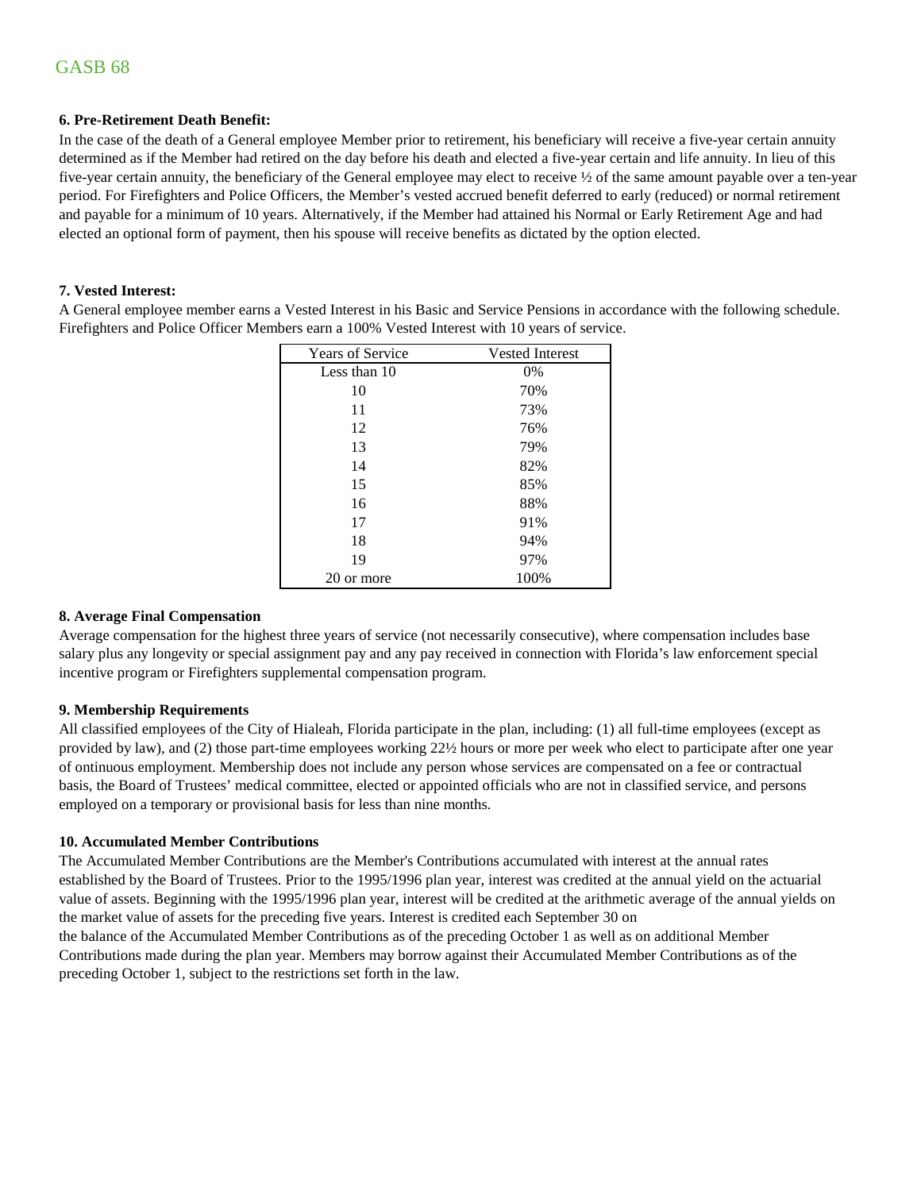**6. Pre-Retirement Death Benefit:**

In the case of the death of a General employee Member prior to retirement, his beneficiary will receive a five-year certain annuity determined as if the Member had retired on the day before his death and elected a five-year certain and life annuity. In lieu of this five-year certain annuity, the beneficiary of the General employee may elect to receive ½ of the same amount payable over a ten-year period. For Firefighters and Police Officers, the Member's vested accrued benefit deferred to early (reduced) or normal retirement and payable for a minimum of 10 years. Alternatively, if the Member had attained his Normal or Early Retirement Age and had elected an optional form of payment, then his spouse will receive benefits as dictated by the option elected.

**7. Vested Interest:**

A General employee member earns a Vested Interest in his Basic and Service Pensions in accordance with the following schedule. Firefighters and Police Officer Members earn a 100% Vested Interest with 10 years of service.

| Years of Service | Vested Interest |
|---|---|
| Less than 10 | 0% |
| 10 | 70% |
| 11 | 73% |
| 12 | 76% |
| 13 | 79% |
| 14 | 82% |
| 15 | 85% |
| 16 | 88% |
| 17 | 91% |
| 18 | 94% |
| 19 | 97% |
| 20 or more | 100% |

**8. Average Final Compensation**

Average compensation for the highest three years of service (not necessarily consecutive), where compensation includes base salary plus any longevity or special assignment pay and any pay received in connection with Florida's law enforcement special incentive program or Firefighters supplemental compensation program.

**9. Membership Requirements**

All classified employees of the City of Hialeah, Florida participate in the plan, including: (1) all full-time employees (except as provided by law), and (2) those part-time employees working 22½ hours or more per week who elect to participate after one year of ontinuous employment. Membership does not include any person whose services are compensated on a fee or contractual basis, the Board of Trustees' medical committee, elected or appointed officials who are not in classified service, and persons employed on a temporary or provisional basis for less than nine months.

**10. Accumulated Member Contributions**

The Accumulated Member Contributions are the Member's Contributions accumulated with interest at the annual rates established by the Board of Trustees. Prior to the 1995/1996 plan year, interest was credited at the annual yield on the actuarial value of assets. Beginning with the 1995/1996 plan year, interest will be credited at the arithmetic average of the annual yields on the market value of assets for the preceding five years. Interest is credited each September 30 on the balance of the Accumulated Member Contributions as of the preceding October 1 as well as on additional Member Contributions made during the plan year. Members may borrow against their Accumulated Member Contributions as of the preceding October 1, subject to the restrictions set forth in the law.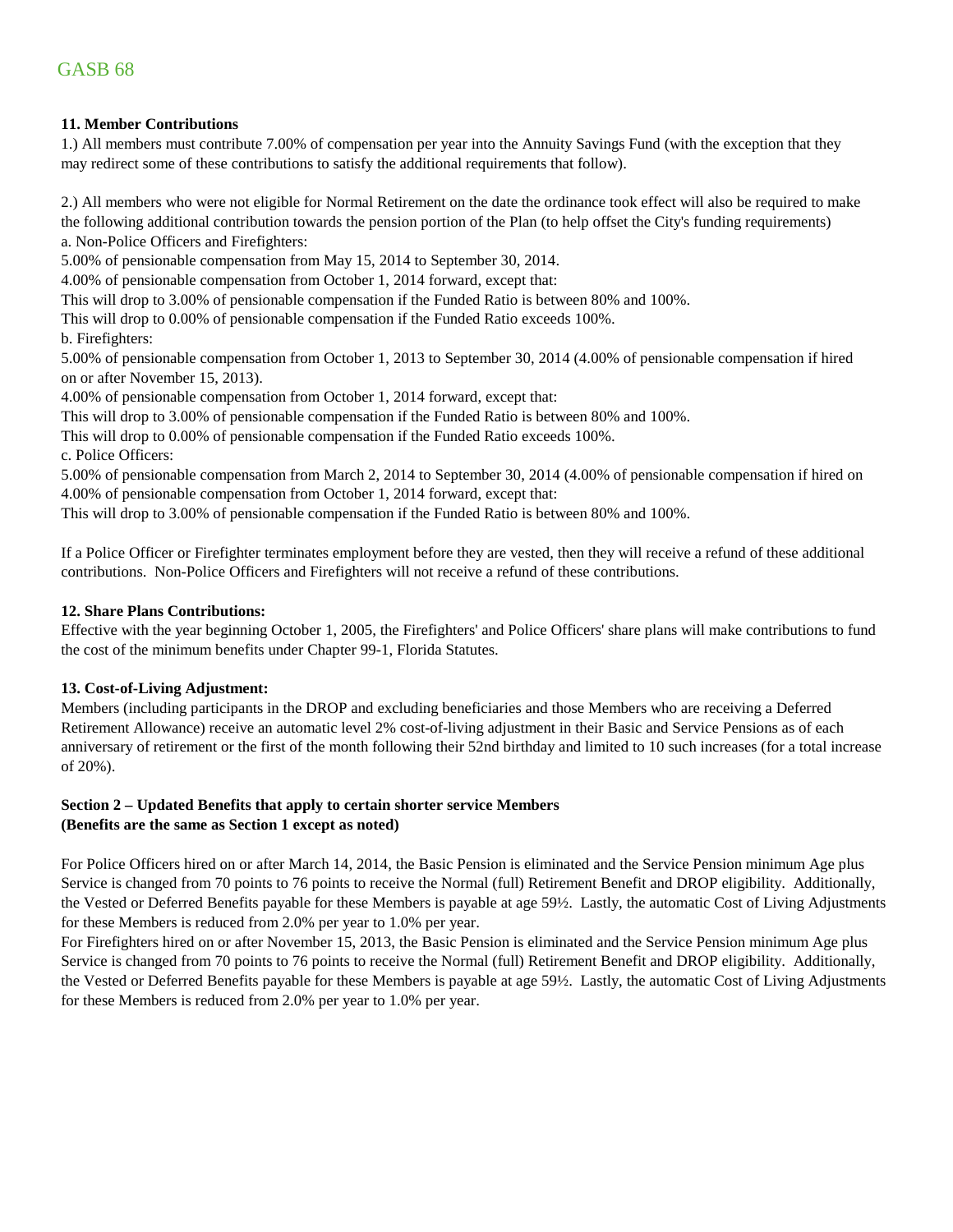**11. Member Contributions**

1.) All members must contribute 7.00% of compensation per year into the Annuity Savings Fund (with the exception that they may redirect some of these contributions to satisfy the additional requirements that follow).

2.) All members who were not eligible for Normal Retirement on the date the ordinance took effect will also be required to make the following additional contribution towards the pension portion of the Plan (to help offset the City's funding requirements)

a. Non-Police Officers and Firefighters:

5.00% of pensionable compensation from May 15, 2014 to September 30, 2014.

4.00% of pensionable compensation from October 1, 2014 forward, except that:

This will drop to 3.00% of pensionable compensation if the Funded Ratio is between 80% and 100%.

This will drop to 0.00% of pensionable compensation if the Funded Ratio exceeds 100%.

b. Firefighters:

5.00% of pensionable compensation from October 1, 2013 to September 30, 2014 (4.00% of pensionable compensation if hired on or after November 15, 2013).

4.00% of pensionable compensation from October 1, 2014 forward, except that:

This will drop to 3.00% of pensionable compensation if the Funded Ratio is between 80% and 100%.

This will drop to 0.00% of pensionable compensation if the Funded Ratio exceeds 100%.

c. Police Officers:

5.00% of pensionable compensation from March 2, 2014 to September 30, 2014 (4.00% of pensionable compensation if hired on

4.00% of pensionable compensation from October 1, 2014 forward, except that:

This will drop to 3.00% of pensionable compensation if the Funded Ratio is between 80% and 100%.

If a Police Officer or Firefighter terminates employment before they are vested, then they will receive a refund of these additional contributions. Non-Police Officers and Firefighters will not receive a refund of these contributions.

**12. Share Plans Contributions:**

Effective with the year beginning October 1, 2005, the Firefighters' and Police Officers' share plans will make contributions to fund the cost of the minimum benefits under Chapter 99-1, Florida Statutes.

**13. Cost-of-Living Adjustment:**

Members (including participants in the DROP and excluding beneficiaries and those Members who are receiving a Deferred Retirement Allowance) receive an automatic level 2% cost-of-living adjustment in their Basic and Service Pensions as of each anniversary of retirement or the first of the month following their 52nd birthday and limited to 10 such increases (for a total increase of 20%).

**Section 2 – Updated Benefits that apply to certain shorter service Members**
**(Benefits are the same as Section 1 except as noted)**

For Police Officers hired on or after March 14, 2014, the Basic Pension is eliminated and the Service Pension minimum Age plus Service is changed from 70 points to 76 points to receive the Normal (full) Retirement Benefit and DROP eligibility. Additionally, the Vested or Deferred Benefits payable for these Members is payable at age 59½. Lastly, the automatic Cost of Living Adjustments for these Members is reduced from 2.0% per year to 1.0% per year.

For Firefighters hired on or after November 15, 2013, the Basic Pension is eliminated and the Service Pension minimum Age plus Service is changed from 70 points to 76 points to receive the Normal (full) Retirement Benefit and DROP eligibility. Additionally, the Vested or Deferred Benefits payable for these Members is payable at age 59½. Lastly, the automatic Cost of Living Adjustments for these Members is reduced from 2.0% per year to 1.0% per year.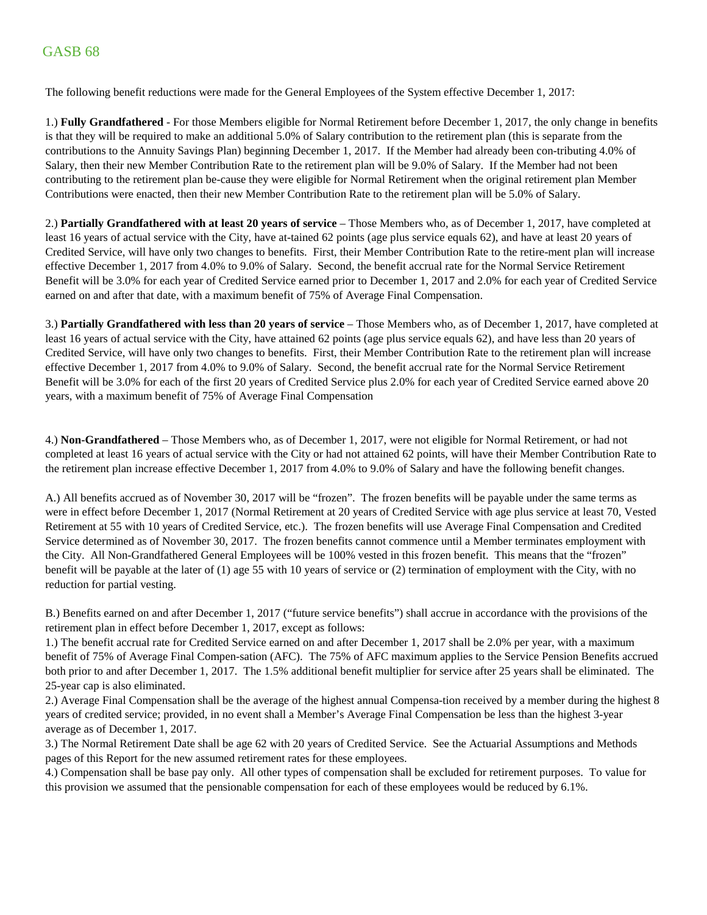# GASB 68

The following benefit reductions were made for the General Employees of the System effective December 1, 2017:

1.) **Fully Grandfathered** - For those Members eligible for Normal Retirement before December 1, 2017, the only change in benefits is that they will be required to make an additional 5.0% of Salary contribution to the retirement plan (this is separate from the contributions to the Annuity Savings Plan) beginning December 1, 2017. If the Member had already been con-tributing 4.0% of Salary, then their new Member Contribution Rate to the retirement plan will be 9.0% of Salary. If the Member had not been contributing to the retirement plan be-cause they were eligible for Normal Retirement when the original retirement plan Member Contributions were enacted, then their new Member Contribution Rate to the retirement plan will be 5.0% of Salary.

2.) **Partially Grandfathered with at least 20 years of service** – Those Members who, as of December 1, 2017, have completed at least 16 years of actual service with the City, have at-tained 62 points (age plus service equals 62), and have at least 20 years of Credited Service, will have only two changes to benefits. First, their Member Contribution Rate to the retire-ment plan will increase effective December 1, 2017 from 4.0% to 9.0% of Salary. Second, the benefit accrual rate for the Normal Service Retirement Benefit will be 3.0% for each year of Credited Service earned prior to December 1, 2017 and 2.0% for each year of Credited Service earned on and after that date, with a maximum benefit of 75% of Average Final Compensation.

3.) **Partially Grandfathered with less than 20 years of service** – Those Members who, as of December 1, 2017, have completed at least 16 years of actual service with the City, have attained 62 points (age plus service equals 62), and have less than 20 years of Credited Service, will have only two changes to benefits. First, their Member Contribution Rate to the retirement plan will increase effective December 1, 2017 from 4.0% to 9.0% of Salary. Second, the benefit accrual rate for the Normal Service Retirement Benefit will be 3.0% for each of the first 20 years of Credited Service plus 2.0% for each year of Credited Service earned above 20 years, with a maximum benefit of 75% of Average Final Compensation

4.) **Non-Grandfathered** – Those Members who, as of December 1, 2017, were not eligible for Normal Retirement, or had not completed at least 16 years of actual service with the City or had not attained 62 points, will have their Member Contribution Rate to the retirement plan increase effective December 1, 2017 from 4.0% to 9.0% of Salary and have the following benefit changes.

A.) All benefits accrued as of November 30, 2017 will be "frozen". The frozen benefits will be payable under the same terms as were in effect before December 1, 2017 (Normal Retirement at 20 years of Credited Service with age plus service at least 70, Vested Retirement at 55 with 10 years of Credited Service, etc.). The frozen benefits will use Average Final Compensation and Credited Service determined as of November 30, 2017. The frozen benefits cannot commence until a Member terminates employment with the City. All Non-Grandfathered General Employees will be 100% vested in this frozen benefit. This means that the "frozen" benefit will be payable at the later of (1) age 55 with 10 years of service or (2) termination of employment with the City, with no reduction for partial vesting.

B.) Benefits earned on and after December 1, 2017 ("future service benefits") shall accrue in accordance with the provisions of the retirement plan in effect before December 1, 2017, except as follows:

1.) The benefit accrual rate for Credited Service earned on and after December 1, 2017 shall be 2.0% per year, with a maximum benefit of 75% of Average Final Compen-sation (AFC). The 75% of AFC maximum applies to the Service Pension Benefits accrued both prior to and after December 1, 2017. The 1.5% additional benefit multiplier for service after 25 years shall be eliminated. The 25-year cap is also eliminated.

2.) Average Final Compensation shall be the average of the highest annual Compensa-tion received by a member during the highest 8 years of credited service; provided, in no event shall a Member's Average Final Compensation be less than the highest 3-year average as of December 1, 2017.

3.) The Normal Retirement Date shall be age 62 with 20 years of Credited Service. See the Actuarial Assumptions and Methods pages of this Report for the new assumed retirement rates for these employees.

4.) Compensation shall be base pay only. All other types of compensation shall be excluded for retirement purposes. To value for this provision we assumed that the pensionable compensation for each of these employees would be reduced by 6.1%.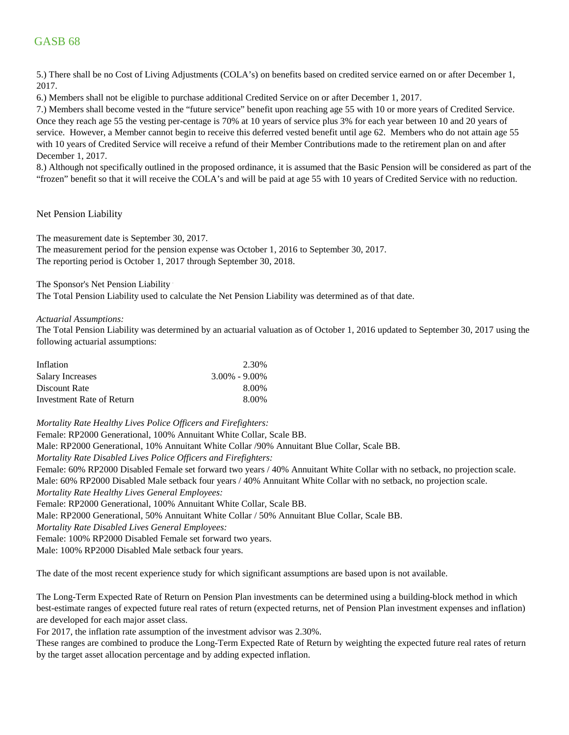5.) There shall be no Cost of Living Adjustments (COLA's) on benefits based on credited service earned on or after December 1, 2017.
6.) Members shall not be eligible to purchase additional Credited Service on or after December 1, 2017.
7.) Members shall become vested in the "future service" benefit upon reaching age 55 with 10 or more years of Credited Service. Once they reach age 55 the vesting per-centage is 70% at 10 years of service plus 3% for each year between 10 and 20 years of service. However, a Member cannot begin to receive this deferred vested benefit until age 62. Members who do not attain age 55 with 10 years of Credited Service will receive a refund of their Member Contributions made to the retirement plan on and after December 1, 2017.
8.) Although not specifically outlined in the proposed ordinance, it is assumed that the Basic Pension will be considered as part of the "frozen" benefit so that it will receive the COLA's and will be paid at age 55 with 10 years of Credited Service with no reduction.

## Net Pension Liability

The measurement date is September 30, 2017.
The measurement period for the pension expense was October 1, 2016 to September 30, 2017.
The reporting period is October 1, 2017 through September 30, 2018.

The Sponsor's Net Pension Liability
The Total Pension Liability used to calculate the Net Pension Liability was determined as of that date.

*Actuarial Assumptions:*
The Total Pension Liability was determined by an actuarial valuation as of October 1, 2016 updated to September 30, 2017 using the following actuarial assumptions:

| | |
|---|---|
| Inflation | 2.30% |
| Salary Increases | 3.00% - 9.00% |
| Discount Rate | 8.00% |
| Investment Rate of Return | 8.00% |

*Mortality Rate Healthy Lives Police Officers and Firefighters:*
Female: RP2000 Generational, 100% Annuitant White Collar, Scale BB.
Male: RP2000 Generational, 10% Annuitant White Collar /90% Annuitant Blue Collar, Scale BB.
*Mortality Rate Disabled Lives Police Officers and Firefighters:*
Female: 60% RP2000 Disabled Female set forward two years / 40% Annuitant White Collar with no setback, no projection scale.
Male: 60% RP2000 Disabled Male setback four years / 40% Annuitant White Collar with no setback, no projection scale.
*Mortality Rate Healthy Lives General Employees:*
Female: RP2000 Generational, 100% Annuitant White Collar, Scale BB.
Male: RP2000 Generational, 50% Annuitant White Collar / 50% Annuitant Blue Collar, Scale BB.
*Mortality Rate Disabled Lives General Employees:*
Female: 100% RP2000 Disabled Female set forward two years.
Male: 100% RP2000 Disabled Male setback four years.

The date of the most recent experience study for which significant assumptions are based upon is not available.

The Long-Term Expected Rate of Return on Pension Plan investments can be determined using a building-block method in which best-estimate ranges of expected future real rates of return (expected returns, net of Pension Plan investment expenses and inflation) are developed for each major asset class.
For 2017, the inflation rate assumption of the investment advisor was 2.30%.
These ranges are combined to produce the Long-Term Expected Rate of Return by weighting the expected future real rates of return by the target asset allocation percentage and by adding expected inflation.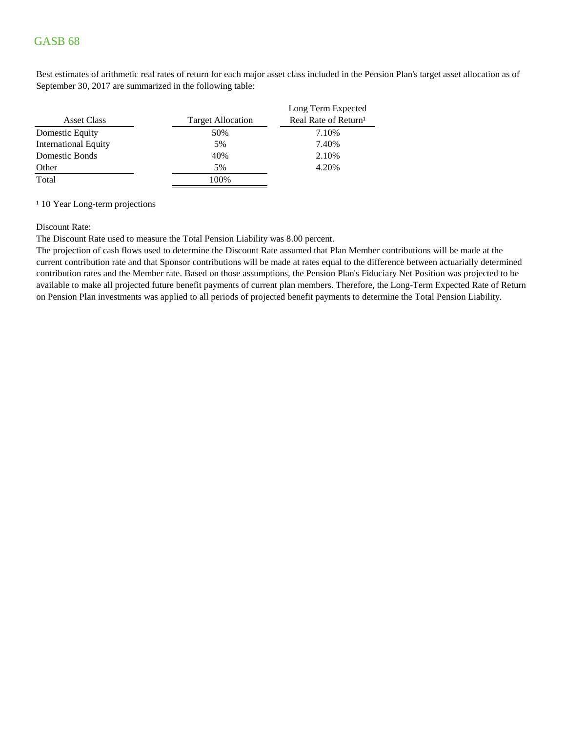# GASB 68

Best estimates of arithmetic real rates of return for each major asset class included in the Pension Plan's target asset allocation as of September 30, 2017 are summarized in the following table:

| Asset Class | Target Allocation | Long Term Expected Real Rate of Return[1] |
|---|---|---|
| Domestic Equity | 50% | 7.10% |
| International Equity | 5% | 7.40% |
| Domestic Bonds | 40% | 2.10% |
| Other | 5% | 4.20% |
| Total | 100% | |

[1] 10 Year Long-term projections

Discount Rate:

The Discount Rate used to measure the Total Pension Liability was 8.00 percent.

The projection of cash flows used to determine the Discount Rate assumed that Plan Member contributions will be made at the current contribution rate and that Sponsor contributions will be made at rates equal to the difference between actuarially determined contribution rates and the Member rate. Based on those assumptions, the Pension Plan's Fiduciary Net Position was projected to be available to make all projected future benefit payments of current plan members. Therefore, the Long-Term Expected Rate of Return on Pension Plan investments was applied to all periods of projected benefit payments to determine the Total Pension Liability.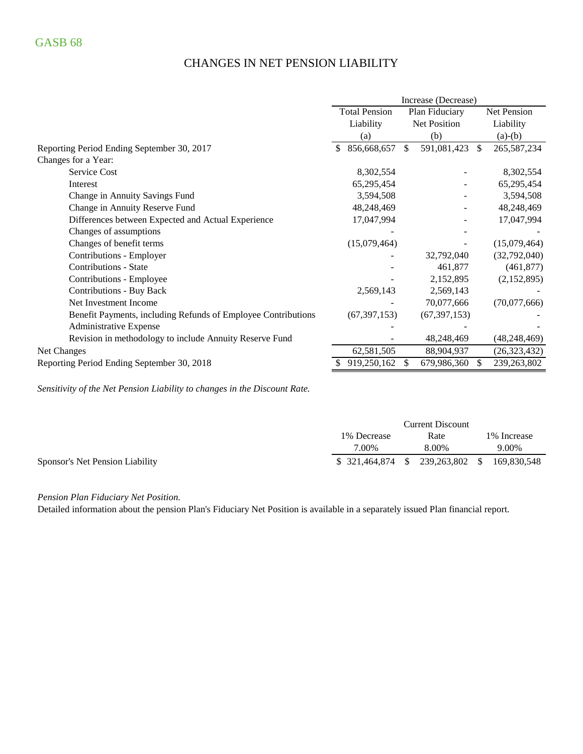GASB 68

## CHANGES IN NET PENSION LIABILITY

| | Increase (Decrease) | | |
|---|---|---|---|
| | Total Pension Liability (a) | Plan Fiduciary Net Position (b) | Net Pension Liability (a)-(b) |
| Reporting Period Ending September 30, 2017 | $ 856,668,657 | $ 591,081,423 | $ 265,587,234 |
| Changes for a Year: | | | |
| Service Cost | 8,302,554 | - | 8,302,554 |
| Interest | 65,295,454 | - | 65,295,454 |
| Change in Annuity Savings Fund | 3,594,508 | - | 3,594,508 |
| Change in Annuity Reserve Fund | 48,248,469 | - | 48,248,469 |
| Differences between Expected and Actual Experience | 17,047,994 | - | 17,047,994 |
| Changes of assumptions | - | - | - |
| Changes of benefit terms | (15,079,464) | - | (15,079,464) |
| Contributions - Employer | - | 32,792,040 | (32,792,040) |
| Contributions - State | - | 461,877 | (461,877) |
| Contributions - Employee | - | 2,152,895 | (2,152,895) |
| Contributions - Buy Back | 2,569,143 | 2,569,143 | - |
| Net Investment Income | - | 70,077,666 | (70,077,666) |
| Benefit Payments, including Refunds of Employee Contributions | (67,397,153) | (67,397,153) | - |
| Administrative Expense | - | - | - |
| Revision in methodology to include Annuity Reserve Fund | - | 48,248,469 | (48,248,469) |
| Net Changes | 62,581,505 | 88,904,937 | (26,323,432) |
| Reporting Period Ending September 30, 2018 | $ 919,250,162 | $ 679,986,360 | $ 239,263,802 |

*Sensitivity of the Net Pension Liability to changes in the Discount Rate.*

| | 1% Decrease 7.00% | Current Discount Rate 8.00% | 1% Increase 9.00% |
|---|---|---|---|
| Sponsor's Net Pension Liability | $ 321,464,874 | $ 239,263,802 | $ 169,830,548 |

*Pension Plan Fiduciary Net Position.*

Detailed information about the pension Plan's Fiduciary Net Position is available in a separately issued Plan financial report.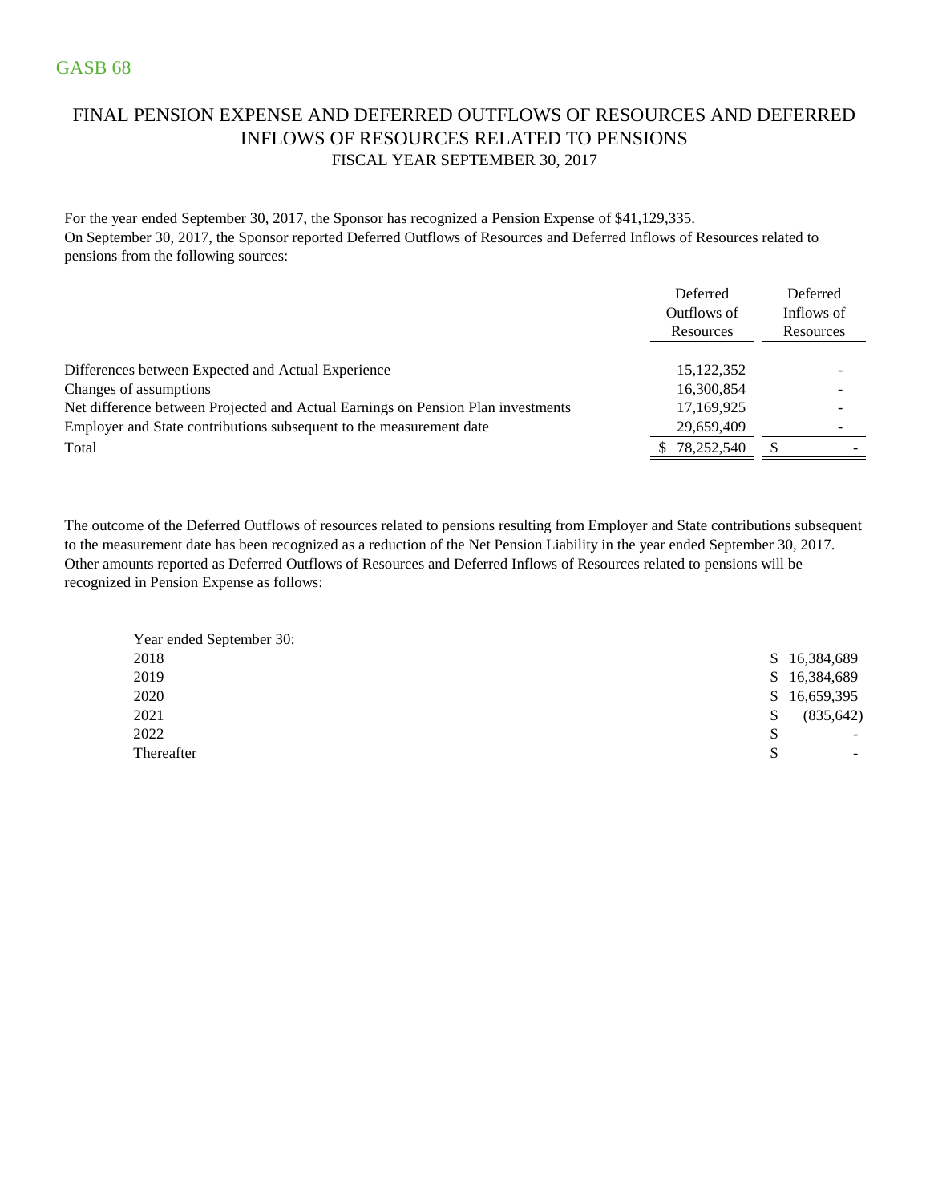GASB 68

# FINAL PENSION EXPENSE AND DEFERRED OUTFLOWS OF RESOURCES AND DEFERRED INFLOWS OF RESOURCES RELATED TO PENSIONS

FISCAL YEAR SEPTEMBER 30, 2017

For the year ended September 30, 2017, the Sponsor has recognized a Pension Expense of $41,129,335.
On September 30, 2017, the Sponsor reported Deferred Outflows of Resources and Deferred Inflows of Resources related to pensions from the following sources:

| | Deferred Outflows of Resources | Deferred Inflows of Resources |
|---|---|---|
| Differences between Expected and Actual Experience | 15,122,352 | - |
| Changes of assumptions | 16,300,854 | - |
| Net difference between Projected and Actual Earnings on Pension Plan investments | 17,169,925 | - |
| Employer and State contributions subsequent to the measurement date | 29,659,409 | - |
| Total | $ 78,252,540 | $ - |

The outcome of the Deferred Outflows of resources related to pensions resulting from Employer and State contributions subsequent to the measurement date has been recognized as a reduction of the Net Pension Liability in the year ended September 30, 2017. Other amounts reported as Deferred Outflows of Resources and Deferred Inflows of Resources related to pensions will be recognized in Pension Expense as follows:

| Year ended September 30: | |
|---|---|
| 2018 | $ 16,384,689 |
| 2019 | $ 16,384,689 |
| 2020 | $ 16,659,395 |
| 2021 | $ (835,642) |
| 2022 | $ - |
| Thereafter | $ - |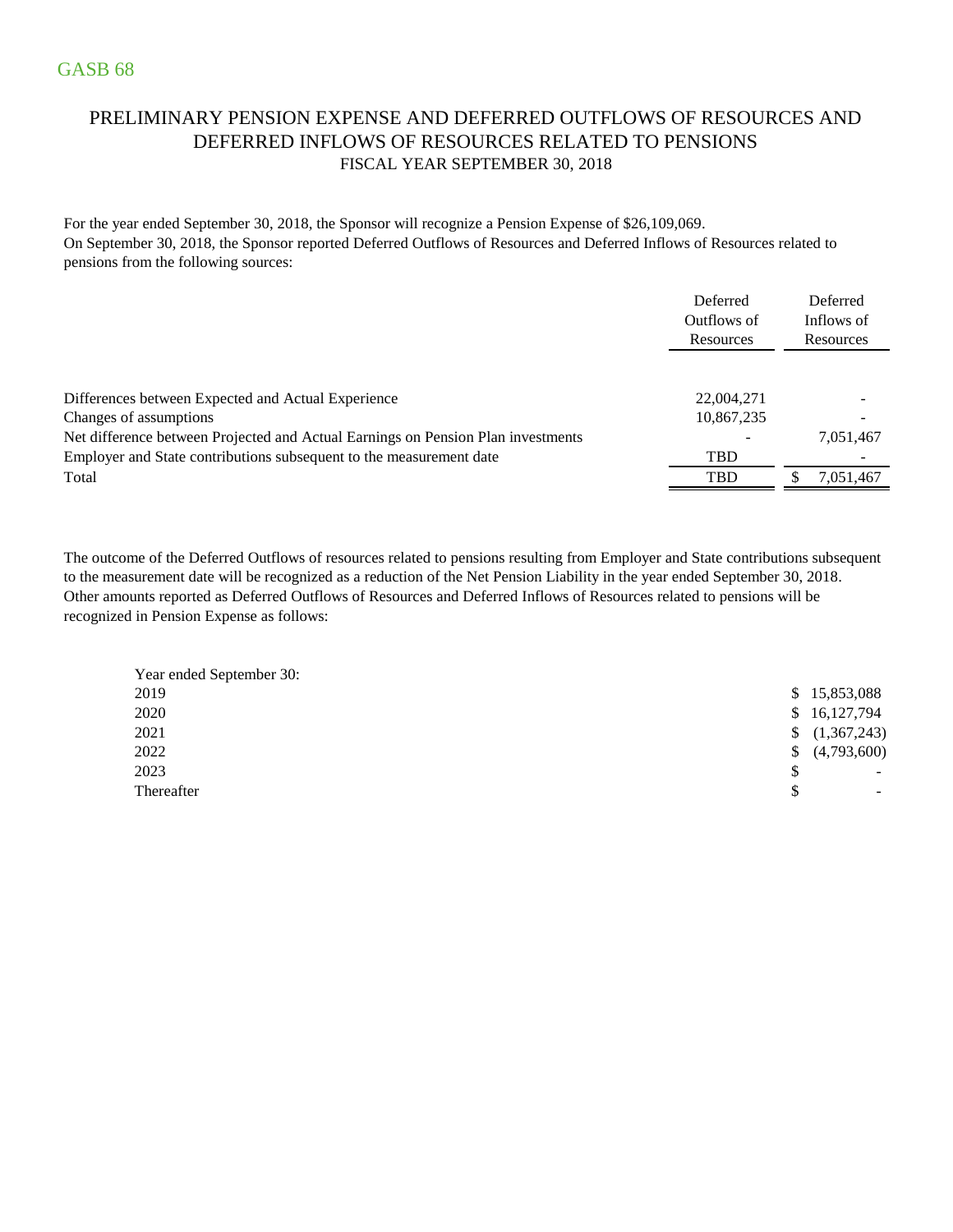GASB 68

## PRELIMINARY PENSION EXPENSE AND DEFERRED OUTFLOWS OF RESOURCES AND DEFERRED INFLOWS OF RESOURCES RELATED TO PENSIONS

FISCAL YEAR SEPTEMBER 30, 2018

For the year ended September 30, 2018, the Sponsor will recognize a Pension Expense of $26,109,069.
On September 30, 2018, the Sponsor reported Deferred Outflows of Resources and Deferred Inflows of Resources related to pensions from the following sources:

| | Deferred Outflows of Resources | Deferred Inflows of Resources |
|---|---|---|
| Differences between Expected and Actual Experience | 22,004,271 | - |
| Changes of assumptions | 10,867,235 | - |
| Net difference between Projected and Actual Earnings on Pension Plan investments | - | 7,051,467 |
| Employer and State contributions subsequent to the measurement date | TBD | - |
| Total | TBD | $ 7,051,467 |

The outcome of the Deferred Outflows of resources related to pensions resulting from Employer and State contributions subsequent to the measurement date will be recognized as a reduction of the Net Pension Liability in the year ended September 30, 2018. Other amounts reported as Deferred Outflows of Resources and Deferred Inflows of Resources related to pensions will be recognized in Pension Expense as follows:

| Year ended September 30: | |
|---|---|
| 2019 | $ 15,853,088 |
| 2020 | $ 16,127,794 |
| 2021 | $ (1,367,243) |
| 2022 | $ (4,793,600) |
| 2023 | $ - |
| Thereafter | $ - |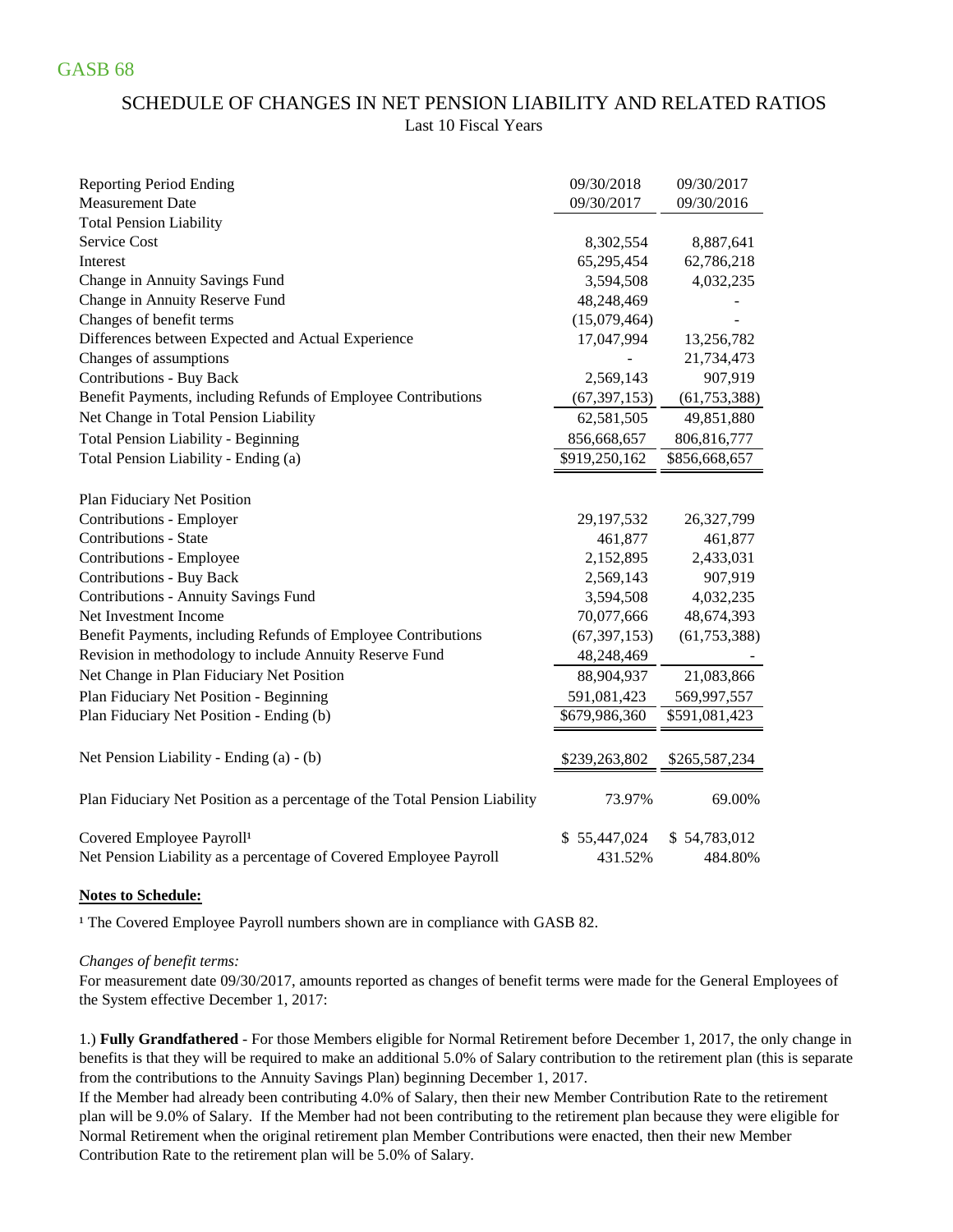GASB 68

# SCHEDULE OF CHANGES IN NET PENSION LIABILITY AND RELATED RATIOS

Last 10 Fiscal Years

| Reporting Period Ending | 09/30/2018 | 09/30/2017 |
|---|---|---|
| Measurement Date | 09/30/2017 | 09/30/2016 |
| **Total Pension Liability** | | |
| Service Cost | 8,302,554 | 8,887,641 |
| Interest | 65,295,454 | 62,786,218 |
| Change in Annuity Savings Fund | 3,594,508 | 4,032,235 |
| Change in Annuity Reserve Fund | 48,248,469 | - |
| Changes of benefit terms | (15,079,464) | - |
| Differences between Expected and Actual Experience | 17,047,994 | 13,256,782 |
| Changes of assumptions | - | 21,734,473 |
| Contributions - Buy Back | 2,569,143 | 907,919 |
| Benefit Payments, including Refunds of Employee Contributions | (67,397,153) | (61,753,388) |
| Net Change in Total Pension Liability | 62,581,505 | 49,851,880 |
| Total Pension Liability - Beginning | 856,668,657 | 806,816,777 |
| Total Pension Liability - Ending (a) | $919,250,162 | $856,668,657 |
| **Plan Fiduciary Net Position** | | |
| Contributions - Employer | 29,197,532 | 26,327,799 |
| Contributions - State | 461,877 | 461,877 |
| Contributions - Employee | 2,152,895 | 2,433,031 |
| Contributions - Buy Back | 2,569,143 | 907,919 |
| Contributions - Annuity Savings Fund | 3,594,508 | 4,032,235 |
| Net Investment Income | 70,077,666 | 48,674,393 |
| Benefit Payments, including Refunds of Employee Contributions | (67,397,153) | (61,753,388) |
| Revision in methodology to include Annuity Reserve Fund | 48,248,469 | - |
| Net Change in Plan Fiduciary Net Position | 88,904,937 | 21,083,866 |
| Plan Fiduciary Net Position - Beginning | 591,081,423 | 569,997,557 |
| Plan Fiduciary Net Position - Ending (b) | $679,986,360 | $591,081,423 |
| Net Pension Liability - Ending (a) - (b) | $239,263,802 | $265,587,234 |
| Plan Fiduciary Net Position as a percentage of the Total Pension Liability | 73.97% | 69.00% |
| Covered Employee Payroll[1] | $ 55,447,024 | $ 54,783,012 |
| Net Pension Liability as a percentage of Covered Employee Payroll | 431.52% | 484.80% |

**Notes to Schedule:**

[1] The Covered Employee Payroll numbers shown are in compliance with GASB 82.

*Changes of benefit terms:*

For measurement date 09/30/2017, amounts reported as changes of benefit terms were made for the General Employees of the System effective December 1, 2017:

1.) **Fully Grandfathered** - For those Members eligible for Normal Retirement before December 1, 2017, the only change in benefits is that they will be required to make an additional 5.0% of Salary contribution to the retirement plan (this is separate from the contributions to the Annuity Savings Plan) beginning December 1, 2017.

If the Member had already been contributing 4.0% of Salary, then their new Member Contribution Rate to the retirement plan will be 9.0% of Salary. If the Member had not been contributing to the retirement plan because they were eligible for Normal Retirement when the original retirement plan Member Contributions were enacted, then their new Member Contribution Rate to the retirement plan will be 5.0% of Salary.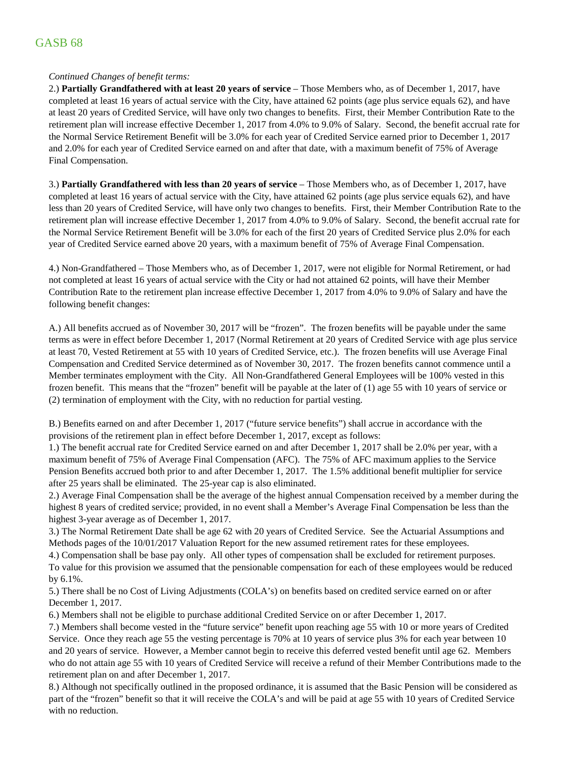*Continued Changes of benefit terms:*

2.) **Partially Grandfathered with at least 20 years of service** – Those Members who, as of December 1, 2017, have completed at least 16 years of actual service with the City, have attained 62 points (age plus service equals 62), and have at least 20 years of Credited Service, will have only two changes to benefits. First, their Member Contribution Rate to the retirement plan will increase effective December 1, 2017 from 4.0% to 9.0% of Salary. Second, the benefit accrual rate for the Normal Service Retirement Benefit will be 3.0% for each year of Credited Service earned prior to December 1, 2017 and 2.0% for each year of Credited Service earned on and after that date, with a maximum benefit of 75% of Average Final Compensation.

3.) **Partially Grandfathered with less than 20 years of service** – Those Members who, as of December 1, 2017, have completed at least 16 years of actual service with the City, have attained 62 points (age plus service equals 62), and have less than 20 years of Credited Service, will have only two changes to benefits. First, their Member Contribution Rate to the retirement plan will increase effective December 1, 2017 from 4.0% to 9.0% of Salary. Second, the benefit accrual rate for the Normal Service Retirement Benefit will be 3.0% for each of the first 20 years of Credited Service plus 2.0% for each year of Credited Service earned above 20 years, with a maximum benefit of 75% of Average Final Compensation.

4.) Non-Grandfathered – Those Members who, as of December 1, 2017, were not eligible for Normal Retirement, or had not completed at least 16 years of actual service with the City or had not attained 62 points, will have their Member Contribution Rate to the retirement plan increase effective December 1, 2017 from 4.0% to 9.0% of Salary and have the following benefit changes:

A.) All benefits accrued as of November 30, 2017 will be "frozen". The frozen benefits will be payable under the same terms as were in effect before December 1, 2017 (Normal Retirement at 20 years of Credited Service with age plus service at least 70, Vested Retirement at 55 with 10 years of Credited Service, etc.). The frozen benefits will use Average Final Compensation and Credited Service determined as of November 30, 2017. The frozen benefits cannot commence until a Member terminates employment with the City. All Non-Grandfathered General Employees will be 100% vested in this frozen benefit. This means that the "frozen" benefit will be payable at the later of (1) age 55 with 10 years of service or (2) termination of employment with the City, with no reduction for partial vesting.

B.) Benefits earned on and after December 1, 2017 ("future service benefits") shall accrue in accordance with the provisions of the retirement plan in effect before December 1, 2017, except as follows:

1.) The benefit accrual rate for Credited Service earned on and after December 1, 2017 shall be 2.0% per year, with a maximum benefit of 75% of Average Final Compensation (AFC). The 75% of AFC maximum applies to the Service Pension Benefits accrued both prior to and after December 1, 2017. The 1.5% additional benefit multiplier for service after 25 years shall be eliminated. The 25-year cap is also eliminated.

2.) Average Final Compensation shall be the average of the highest annual Compensation received by a member during the highest 8 years of credited service; provided, in no event shall a Member's Average Final Compensation be less than the highest 3-year average as of December 1, 2017.

3.) The Normal Retirement Date shall be age 62 with 20 years of Credited Service. See the Actuarial Assumptions and Methods pages of the 10/01/2017 Valuation Report for the new assumed retirement rates for these employees.

4.) Compensation shall be base pay only. All other types of compensation shall be excluded for retirement purposes. To value for this provision we assumed that the pensionable compensation for each of these employees would be reduced by 6.1%.

5.) There shall be no Cost of Living Adjustments (COLA's) on benefits based on credited service earned on or after December 1, 2017.

6.) Members shall not be eligible to purchase additional Credited Service on or after December 1, 2017.

7.) Members shall become vested in the "future service" benefit upon reaching age 55 with 10 or more years of Credited Service. Once they reach age 55 the vesting percentage is 70% at 10 years of service plus 3% for each year between 10 and 20 years of service. However, a Member cannot begin to receive this deferred vested benefit until age 62. Members who do not attain age 55 with 10 years of Credited Service will receive a refund of their Member Contributions made to the retirement plan on and after December 1, 2017.

8.) Although not specifically outlined in the proposed ordinance, it is assumed that the Basic Pension will be considered as part of the "frozen" benefit so that it will receive the COLA's and will be paid at age 55 with 10 years of Credited Service with no reduction.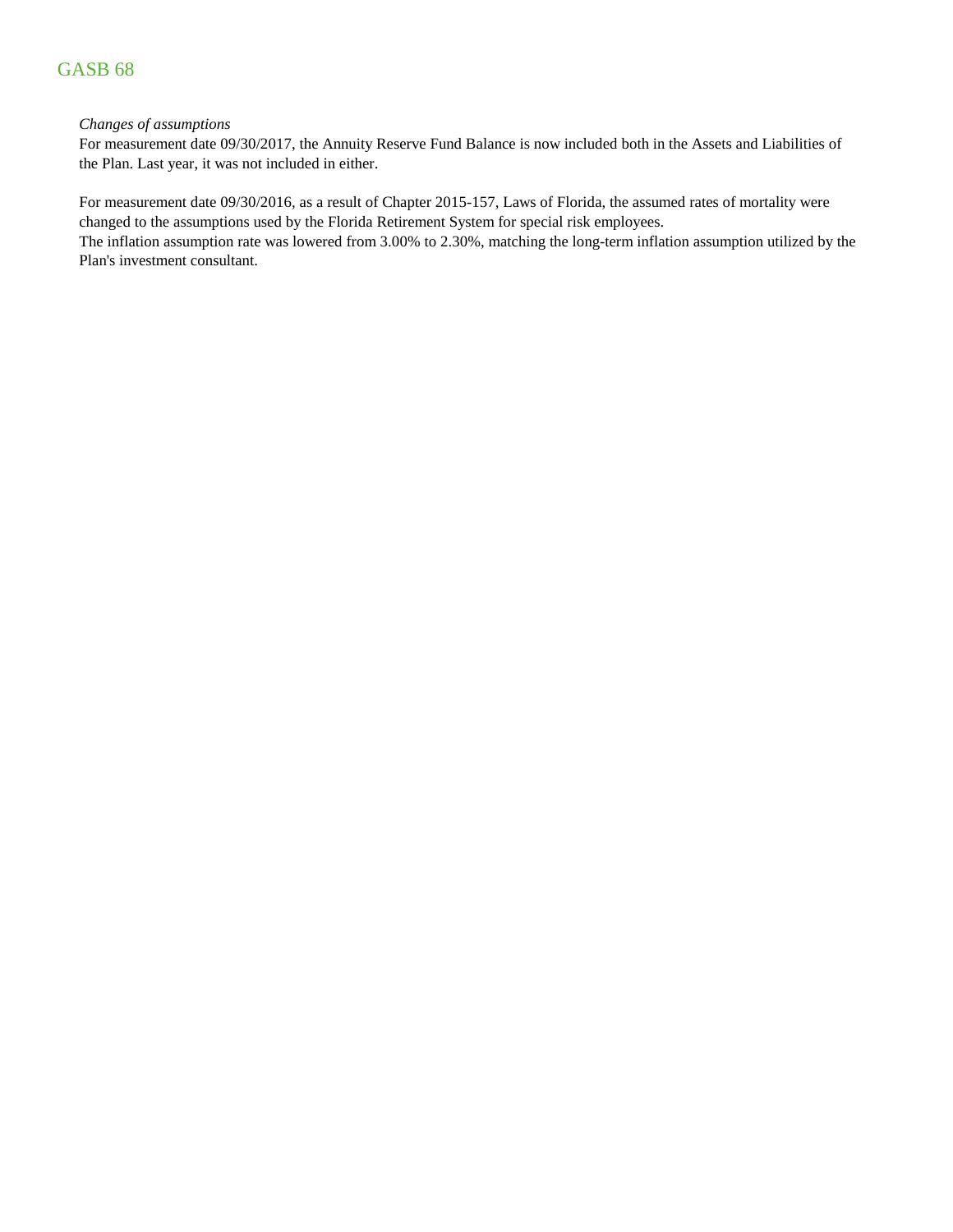GASB 68

*Changes of assumptions*

For measurement date 09/30/2017, the Annuity Reserve Fund Balance is now included both in the Assets and Liabilities of the Plan. Last year, it was not included in either.

For measurement date 09/30/2016, as a result of Chapter 2015-157, Laws of Florida, the assumed rates of mortality were changed to the assumptions used by the Florida Retirement System for special risk employees.
The inflation assumption rate was lowered from 3.00% to 2.30%, matching the long-term inflation assumption utilized by the Plan's investment consultant.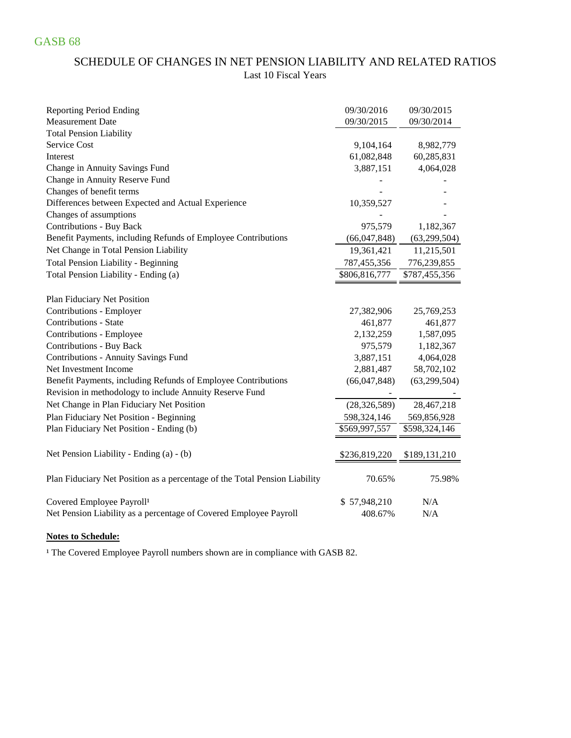GASB 68

# SCHEDULE OF CHANGES IN NET PENSION LIABILITY AND RELATED RATIOS

Last 10 Fiscal Years

| | | |
|---|---|---|
| Reporting Period Ending | 09/30/2016 | 09/30/2015 |
| Measurement Date | 09/30/2015 | 09/30/2014 |
| Total Pension Liability | | |
| Service Cost | 9,104,164 | 8,982,779 |
| Interest | 61,082,848 | 60,285,831 |
| Change in Annuity Savings Fund | 3,887,151 | 4,064,028 |
| Change in Annuity Reserve Fund | - | - |
| Changes of benefit terms | - | - |
| Differences between Expected and Actual Experience | 10,359,527 | - |
| Changes of assumptions | - | - |
| Contributions - Buy Back | 975,579 | 1,182,367 |
| Benefit Payments, including Refunds of Employee Contributions | (66,047,848) | (63,299,504) |
| Net Change in Total Pension Liability | 19,361,421 | 11,215,501 |
| Total Pension Liability - Beginning | 787,455,356 | 776,239,855 |
| Total Pension Liability - Ending (a) | $806,816,777 | $787,455,356 |
| | | |
| Plan Fiduciary Net Position | | |
| Contributions - Employer | 27,382,906 | 25,769,253 |
| Contributions - State | 461,877 | 461,877 |
| Contributions - Employee | 2,132,259 | 1,587,095 |
| Contributions - Buy Back | 975,579 | 1,182,367 |
| Contributions - Annuity Savings Fund | 3,887,151 | 4,064,028 |
| Net Investment Income | 2,881,487 | 58,702,102 |
| Benefit Payments, including Refunds of Employee Contributions | (66,047,848) | (63,299,504) |
| Revision in methodology to include Annuity Reserve Fund | - | - |
| Net Change in Plan Fiduciary Net Position | (28,326,589) | 28,467,218 |
| Plan Fiduciary Net Position - Beginning | 598,324,146 | 569,856,928 |
| Plan Fiduciary Net Position - Ending (b) | $569,997,557 | $598,324,146 |
| | | |
| Net Pension Liability - Ending (a) - (b) | $236,819,220 | $189,131,210 |
| | | |
| Plan Fiduciary Net Position as a percentage of the Total Pension Liability | 70.65% | 75.98% |
| | | |
| Covered Employee Payroll[1] | $ 57,948,210 | N/A |
| Net Pension Liability as a percentage of Covered Employee Payroll | 408.67% | N/A |

**Notes to Schedule:**

[1] The Covered Employee Payroll numbers shown are in compliance with GASB 82.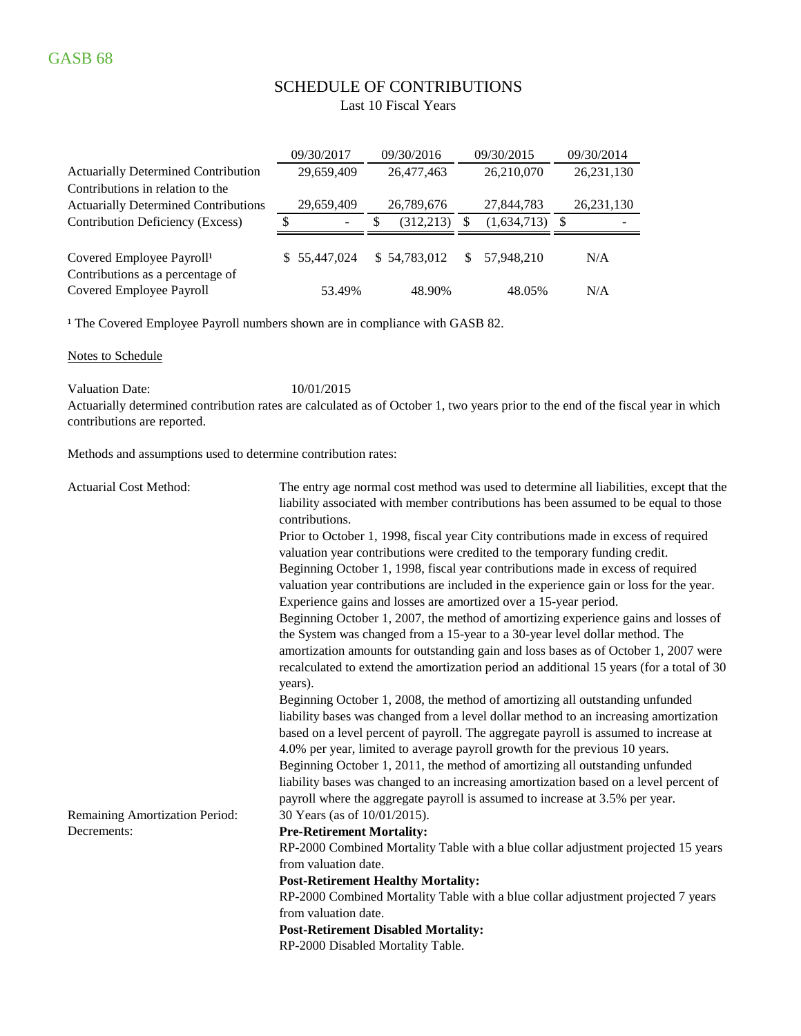GASB 68

## SCHEDULE OF CONTRIBUTIONS

Last 10 Fiscal Years

| | 09/30/2017 | 09/30/2016 | 09/30/2015 | 09/30/2014 |
|---|---|---|---|---|
| Actuarially Determined Contribution | 29,659,409 | 26,477,463 | 26,210,070 | 26,231,130 |
| Contributions in relation to the Actuarially Determined Contributions | 29,659,409 | 26,789,676 | 27,844,783 | 26,231,130 |
| Contribution Deficiency (Excess) | $ - | $ (312,213) | $ (1,634,713) | $ - |
| Covered Employee Payroll[1] | $ 55,447,024 | $ 54,783,012 | $ 57,948,210 | N/A |
| Contributions as a percentage of Covered Employee Payroll | 53.49% | 48.90% | 48.05% | N/A |

[1] The Covered Employee Payroll numbers shown are in compliance with GASB 82.

Notes to Schedule

Valuation Date: 10/01/2015

Actuarially determined contribution rates are calculated as of October 1, two years prior to the end of the fiscal year in which contributions are reported.

Methods and assumptions used to determine contribution rates:

Actuarial Cost Method: The entry age normal cost method was used to determine all liabilities, except that the liability associated with member contributions has been assumed to be equal to those contributions.

Prior to October 1, 1998, fiscal year City contributions made in excess of required valuation year contributions were credited to the temporary funding credit.

Beginning October 1, 1998, fiscal year contributions made in excess of required valuation year contributions are included in the experience gain or loss for the year. Experience gains and losses are amortized over a 15-year period.

Beginning October 1, 2007, the method of amortizing experience gains and losses of the System was changed from a 15-year to a 30-year level dollar method. The amortization amounts for outstanding gain and loss bases as of October 1, 2007 were recalculated to extend the amortization period an additional 15 years (for a total of 30 years).

Beginning October 1, 2008, the method of amortizing all outstanding unfunded liability bases was changed from a level dollar method to an increasing amortization based on a level percent of payroll. The aggregate payroll is assumed to increase at 4.0% per year, limited to average payroll growth for the previous 10 years.

Beginning October 1, 2011, the method of amortizing all outstanding unfunded liability bases was changed to an increasing amortization based on a level percent of payroll where the aggregate payroll is assumed to increase at 3.5% per year.

Remaining Amortization Period: 30 Years (as of 10/01/2015).

Decrements:

**Pre-Retirement Mortality:**

RP-2000 Combined Mortality Table with a blue collar adjustment projected 15 years from valuation date.

**Post-Retirement Healthy Mortality:**

RP-2000 Combined Mortality Table with a blue collar adjustment projected 7 years from valuation date.

**Post-Retirement Disabled Mortality:**

RP-2000 Disabled Mortality Table.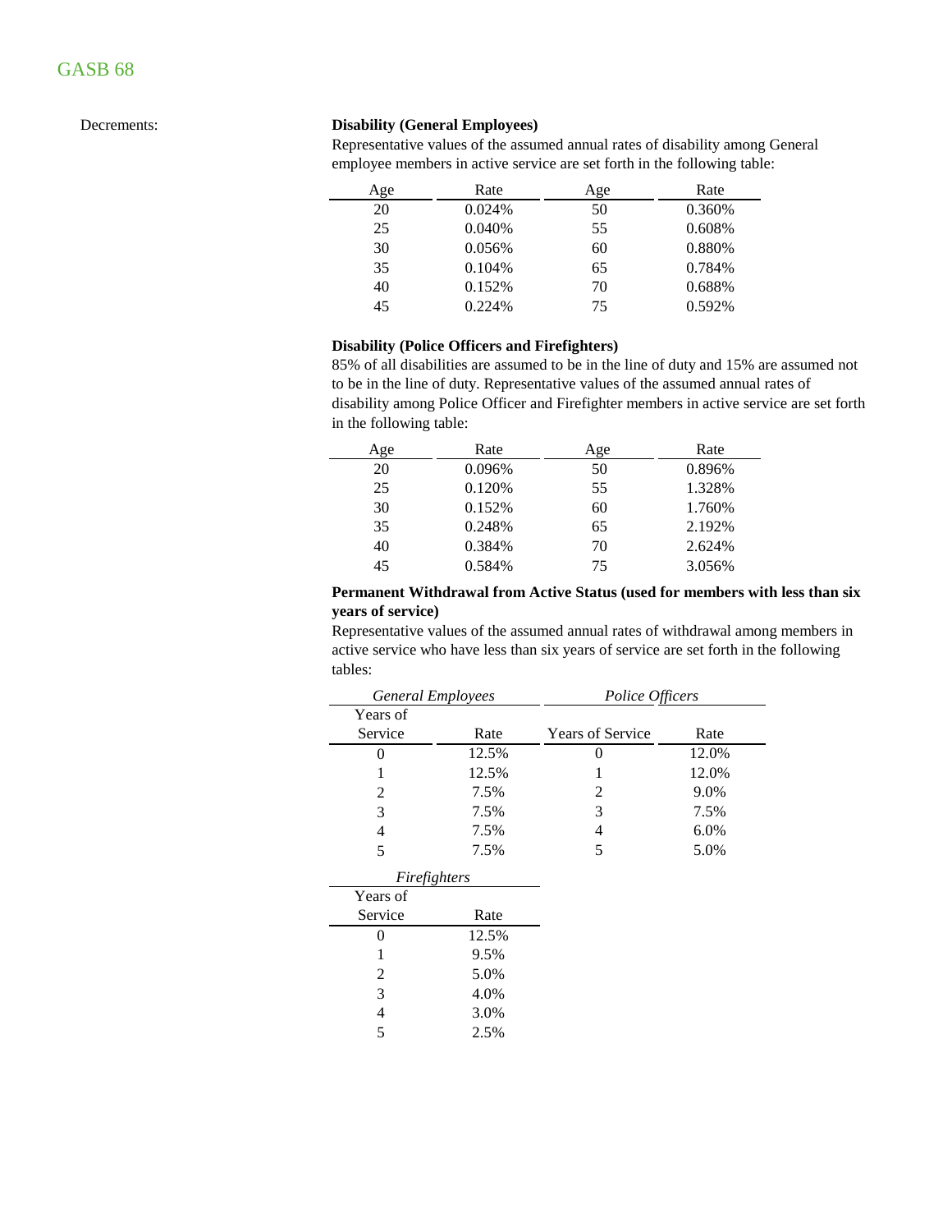Decrements:

**Disability (General Employees)**

Representative values of the assumed annual rates of disability among General employee members in active service are set forth in the following table:

| Age | Rate | Age | Rate |
|---|---|---|---|
| 20 | 0.024% | 50 | 0.360% |
| 25 | 0.040% | 55 | 0.608% |
| 30 | 0.056% | 60 | 0.880% |
| 35 | 0.104% | 65 | 0.784% |
| 40 | 0.152% | 70 | 0.688% |
| 45 | 0.224% | 75 | 0.592% |

**Disability (Police Officers and Firefighters)**

85% of all disabilities are assumed to be in the line of duty and 15% are assumed not to be in the line of duty. Representative values of the assumed annual rates of disability among Police Officer and Firefighter members in active service are set forth in the following table:

| Age | Rate | Age | Rate |
|---|---|---|---|
| 20 | 0.096% | 50 | 0.896% |
| 25 | 0.120% | 55 | 1.328% |
| 30 | 0.152% | 60 | 1.760% |
| 35 | 0.248% | 65 | 2.192% |
| 40 | 0.384% | 70 | 2.624% |
| 45 | 0.584% | 75 | 3.056% |

**Permanent Withdrawal from Active Status (used for members with less than six years of service)**

Representative values of the assumed annual rates of withdrawal among members in active service who have less than six years of service are set forth in the following tables:

| *General Employees* | | *Police Officers* | |
|---|---|---|---|
| Years of Service | Rate | Years of Service | Rate |
| 0 | 12.5% | 0 | 12.0% |
| 1 | 12.5% | 1 | 12.0% |
| 2 | 7.5% | 2 | 9.0% |
| 3 | 7.5% | 3 | 7.5% |
| 4 | 7.5% | 4 | 6.0% |
| 5 | 7.5% | 5 | 5.0% |

| *Firefighters* | |
|---|---|
| Years of Service | Rate |
| 0 | 12.5% |
| 1 | 9.5% |
| 2 | 5.0% |
| 3 | 4.0% |
| 4 | 3.0% |
| 5 | 2.5% |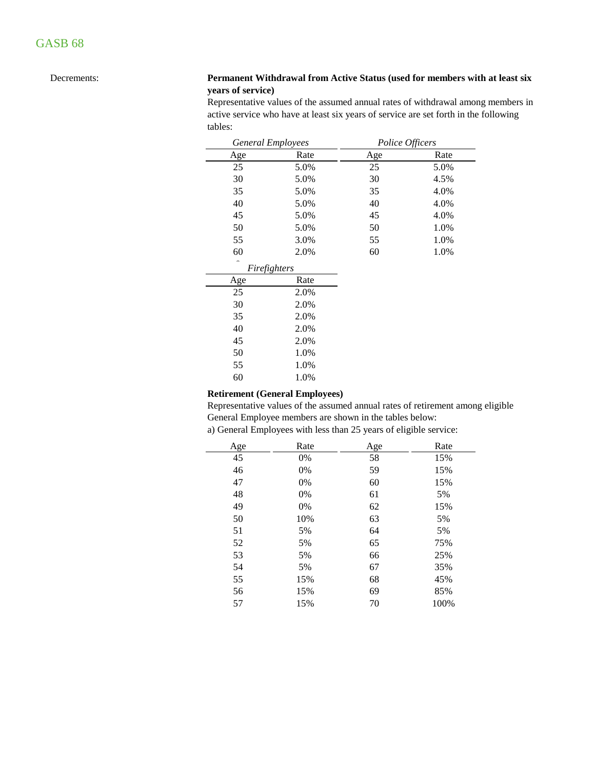Decrements:

**Permanent Withdrawal from Active Status (used for members with at least six years of service)**

Representative values of the assumed annual rates of withdrawal among members in active service who have at least six years of service are set forth in the following tables:

| *General Employees* | | *Police Officers* | |
|---|---|---|---|
| Age | Rate | Age | Rate |
| 25 | 5.0% | 25 | 5.0% |
| 30 | 5.0% | 30 | 4.5% |
| 35 | 5.0% | 35 | 4.0% |
| 40 | 5.0% | 40 | 4.0% |
| 45 | 5.0% | 45 | 4.0% |
| 50 | 5.0% | 50 | 1.0% |
| 55 | 3.0% | 55 | 1.0% |
| 60 | 2.0% | 60 | 1.0% |

| *Firefighters* | |
|---|---|
| Age | Rate |
| 25 | 2.0% |
| 30 | 2.0% |
| 35 | 2.0% |
| 40 | 2.0% |
| 45 | 2.0% |
| 50 | 1.0% |
| 55 | 1.0% |
| 60 | 1.0% |

**Retirement (General Employees)**

Representative values of the assumed annual rates of retirement among eligible General Employee members are shown in the tables below:

a) General Employees with less than 25 years of eligible service:

| Age | Rate | Age | Rate |
|---|---|---|---|
| 45 | 0% | 58 | 15% |
| 46 | 0% | 59 | 15% |
| 47 | 0% | 60 | 15% |
| 48 | 0% | 61 | 5% |
| 49 | 0% | 62 | 15% |
| 50 | 10% | 63 | 5% |
| 51 | 5% | 64 | 5% |
| 52 | 5% | 65 | 75% |
| 53 | 5% | 66 | 25% |
| 54 | 5% | 67 | 35% |
| 55 | 15% | 68 | 45% |
| 56 | 15% | 69 | 85% |
| 57 | 15% | 70 | 100% |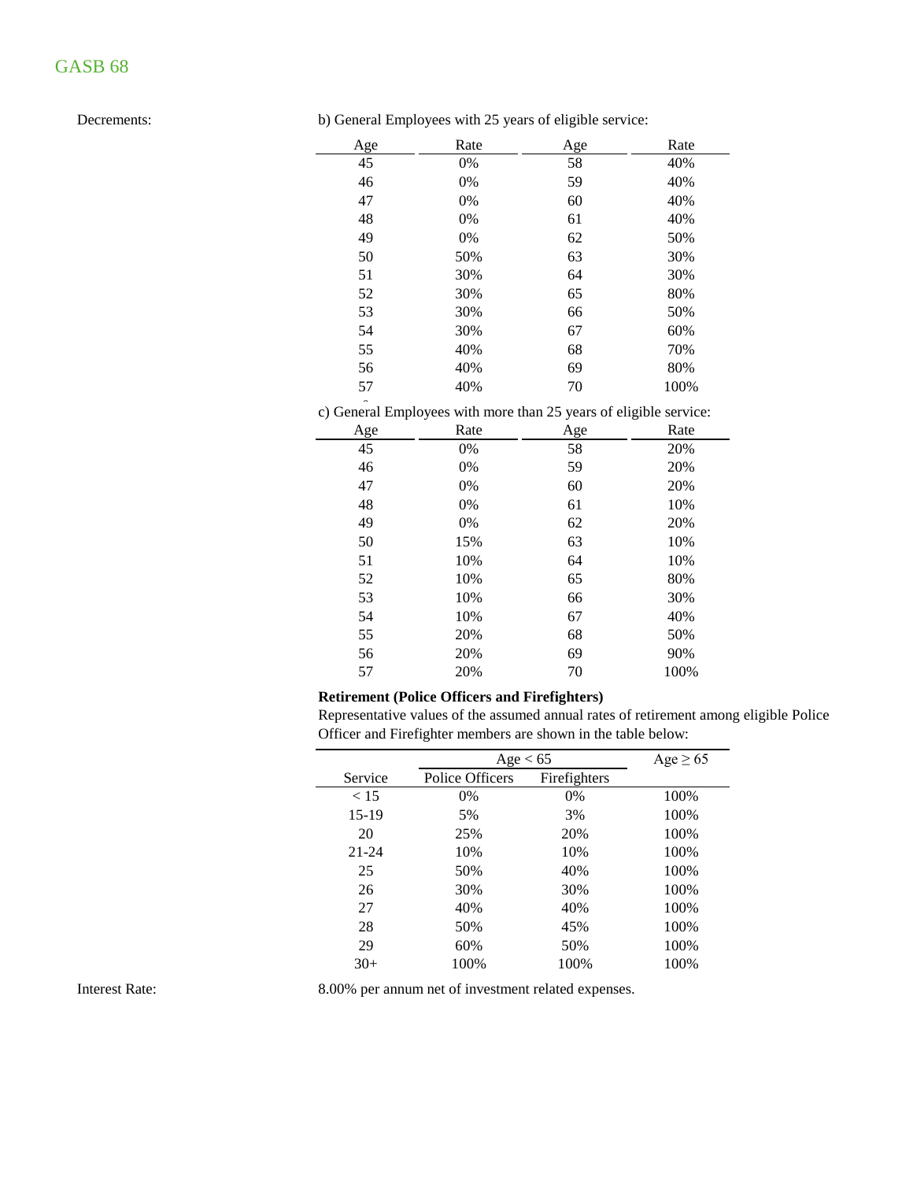Decrements:

b) General Employees with 25 years of eligible service:

| Age | Rate | Age | Rate |
|---|---|---|---|
| 45 | 0% | 58 | 40% |
| 46 | 0% | 59 | 40% |
| 47 | 0% | 60 | 40% |
| 48 | 0% | 61 | 40% |
| 49 | 0% | 62 | 50% |
| 50 | 50% | 63 | 30% |
| 51 | 30% | 64 | 30% |
| 52 | 30% | 65 | 80% |
| 53 | 30% | 66 | 50% |
| 54 | 30% | 67 | 60% |
| 55 | 40% | 68 | 70% |
| 56 | 40% | 69 | 80% |
| 57 | 40% | 70 | 100% |

c) General Employees with more than 25 years of eligible service:

| Age | Rate | Age | Rate |
|---|---|---|---|
| 45 | 0% | 58 | 20% |
| 46 | 0% | 59 | 20% |
| 47 | 0% | 60 | 20% |
| 48 | 0% | 61 | 10% |
| 49 | 0% | 62 | 20% |
| 50 | 15% | 63 | 10% |
| 51 | 10% | 64 | 10% |
| 52 | 10% | 65 | 80% |
| 53 | 10% | 66 | 30% |
| 54 | 10% | 67 | 40% |
| 55 | 20% | 68 | 50% |
| 56 | 20% | 69 | 90% |
| 57 | 20% | 70 | 100% |

**Retirement (Police Officers and Firefighters)**

Representative values of the assumed annual rates of retirement among eligible Police Officer and Firefighter members are shown in the table below:

| | Age < 65 | | Age ≥ 65 |
|---|---|---|---|
| Service | Police Officers | Firefighters | |
| < 15 | 0% | 0% | 100% |
| 15-19 | 5% | 3% | 100% |
| 20 | 25% | 20% | 100% |
| 21-24 | 10% | 10% | 100% |
| 25 | 50% | 40% | 100% |
| 26 | 30% | 30% | 100% |
| 27 | 40% | 40% | 100% |
| 28 | 50% | 45% | 100% |
| 29 | 60% | 50% | 100% |
| 30+ | 100% | 100% | 100% |

Interest Rate: 8.00% per annum net of investment related expenses.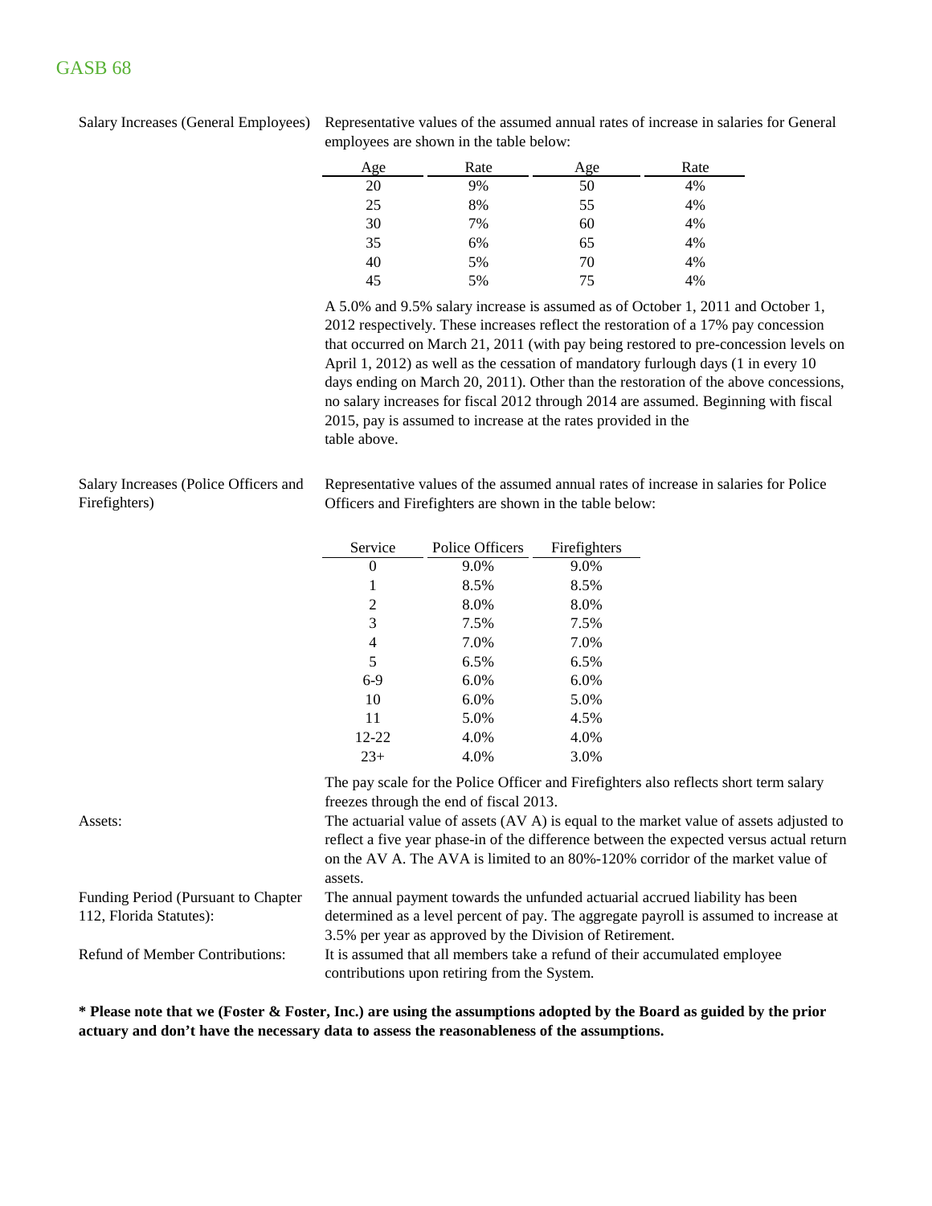GASB 68

Salary Increases (General Employees)

Representative values of the assumed annual rates of increase in salaries for General employees are shown in the table below:

| Age | Rate | Age | Rate |
|---|---|---|---|
| 20 | 9% | 50 | 4% |
| 25 | 8% | 55 | 4% |
| 30 | 7% | 60 | 4% |
| 35 | 6% | 65 | 4% |
| 40 | 5% | 70 | 4% |
| 45 | 5% | 75 | 4% |

A 5.0% and 9.5% salary increase is assumed as of October 1, 2011 and October 1, 2012 respectively. These increases reflect the restoration of a 17% pay concession that occurred on March 21, 2011 (with pay being restored to pre-concession levels on April 1, 2012) as well as the cessation of mandatory furlough days (1 in every 10 days ending on March 20, 2011). Other than the restoration of the above concessions, no salary increases for fiscal 2012 through 2014 are assumed. Beginning with fiscal 2015, pay is assumed to increase at the rates provided in the table above.

Salary Increases (Police Officers and Firefighters)

Representative values of the assumed annual rates of increase in salaries for Police Officers and Firefighters are shown in the table below:

| Service | Police Officers | Firefighters |
|---|---|---|
| 0 | 9.0% | 9.0% |
| 1 | 8.5% | 8.5% |
| 2 | 8.0% | 8.0% |
| 3 | 7.5% | 7.5% |
| 4 | 7.0% | 7.0% |
| 5 | 6.5% | 6.5% |
| 6-9 | 6.0% | 6.0% |
| 10 | 6.0% | 5.0% |
| 11 | 5.0% | 4.5% |
| 12-22 | 4.0% | 4.0% |
| 23+ | 4.0% | 3.0% |

The pay scale for the Police Officer and Firefighters also reflects short term salary freezes through the end of fiscal 2013.

Assets:

The actuarial value of assets (AV A) is equal to the market value of assets adjusted to reflect a five year phase-in of the difference between the expected versus actual return on the AV A. The AVA is limited to an 80%-120% corridor of the market value of assets.

Funding Period (Pursuant to Chapter 112, Florida Statutes):

The annual payment towards the unfunded actuarial accrued liability has been determined as a level percent of pay. The aggregate payroll is assumed to increase at 3.5% per year as approved by the Division of Retirement.

Refund of Member Contributions:

It is assumed that all members take a refund of their accumulated employee contributions upon retiring from the System.

**\* Please note that we (Foster & Foster, Inc.) are using the assumptions adopted by the Board as guided by the prior actuary and don't have the necessary data to assess the reasonableness of the assumptions.**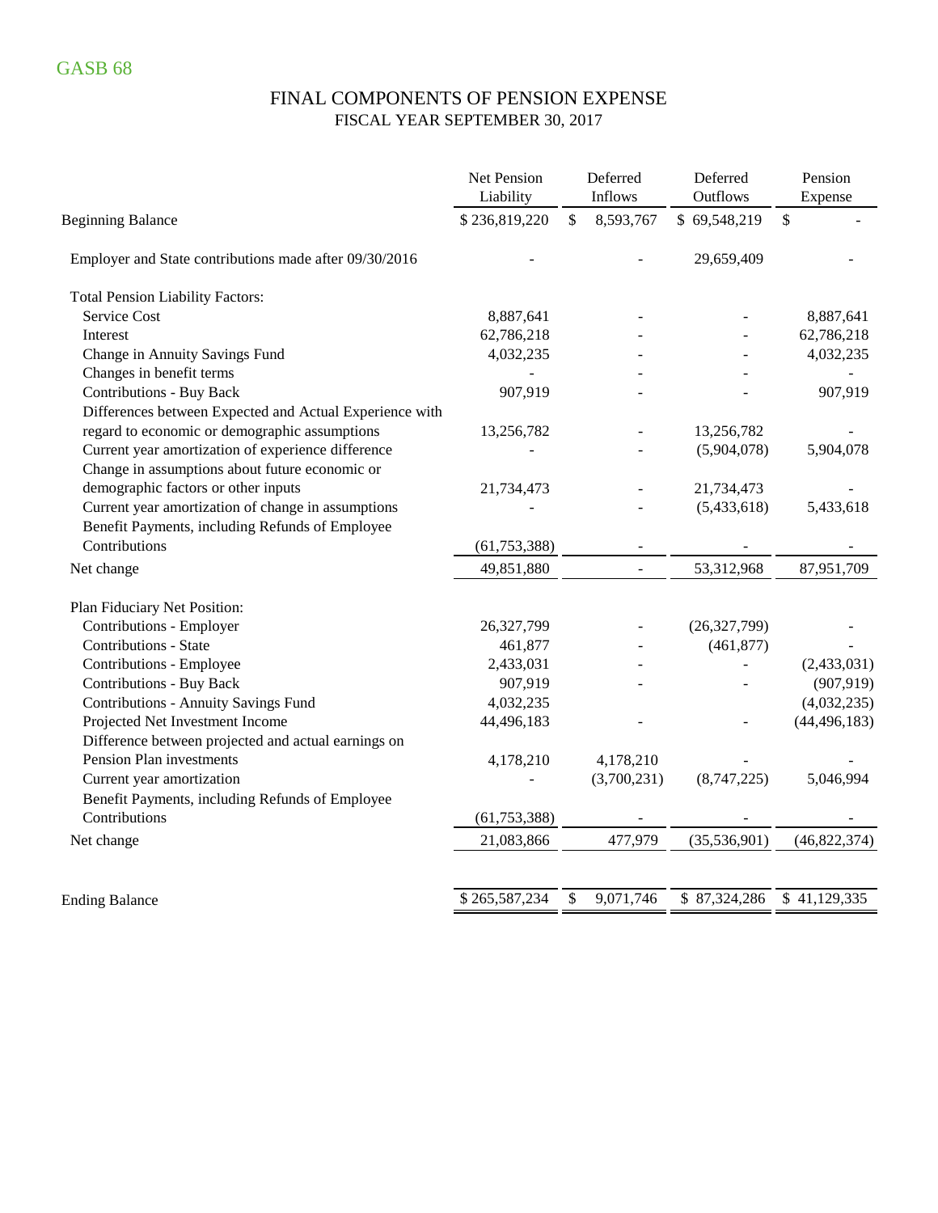GASB 68

# FINAL COMPONENTS OF PENSION EXPENSE

## FISCAL YEAR SEPTEMBER 30, 2017

| | Net Pension Liability | Deferred Inflows | Deferred Outflows | Pension Expense |
|---|---|---|---|---|
| Beginning Balance | $ 236,819,220 | $ 8,593,767 | $ 69,548,219 | $ - |
| Employer and State contributions made after 09/30/2016 | - | - | 29,659,409 | - |
| **Total Pension Liability Factors:** | | | | |
| Service Cost | 8,887,641 | - | - | 8,887,641 |
| Interest | 62,786,218 | - | - | 62,786,218 |
| Change in Annuity Savings Fund | 4,032,235 | - | - | 4,032,235 |
| Changes in benefit terms | - | - | - | - |
| Contributions - Buy Back | 907,919 | - | - | 907,919 |
| Differences between Expected and Actual Experience with regard to economic or demographic assumptions | 13,256,782 | - | 13,256,782 | - |
| Current year amortization of experience difference | - | - | (5,904,078) | 5,904,078 |
| Change in assumptions about future economic or demographic factors or other inputs | 21,734,473 | - | 21,734,473 | - |
| Current year amortization of change in assumptions | - | - | (5,433,618) | 5,433,618 |
| Benefit Payments, including Refunds of Employee Contributions | (61,753,388) | - | - | - |
| Net change | 49,851,880 | - | 53,312,968 | 87,951,709 |
| **Plan Fiduciary Net Position:** | | | | |
| Contributions - Employer | 26,327,799 | - | (26,327,799) | - |
| Contributions - State | 461,877 | - | (461,877) | - |
| Contributions - Employee | 2,433,031 | - | - | (2,433,031) |
| Contributions - Buy Back | 907,919 | - | - | (907,919) |
| Contributions - Annuity Savings Fund | 4,032,235 | | | (4,032,235) |
| Projected Net Investment Income | 44,496,183 | - | - | (44,496,183) |
| Difference between projected and actual earnings on Pension Plan investments | 4,178,210 | 4,178,210 | - | - |
| Current year amortization | - | (3,700,231) | (8,747,225) | 5,046,994 |
| Benefit Payments, including Refunds of Employee Contributions | (61,753,388) | - | - | - |
| Net change | 21,083,866 | 477,979 | (35,536,901) | (46,822,374) |
| Ending Balance | $ 265,587,234 | $ 9,071,746 | $ 87,324,286 | $ 41,129,335 |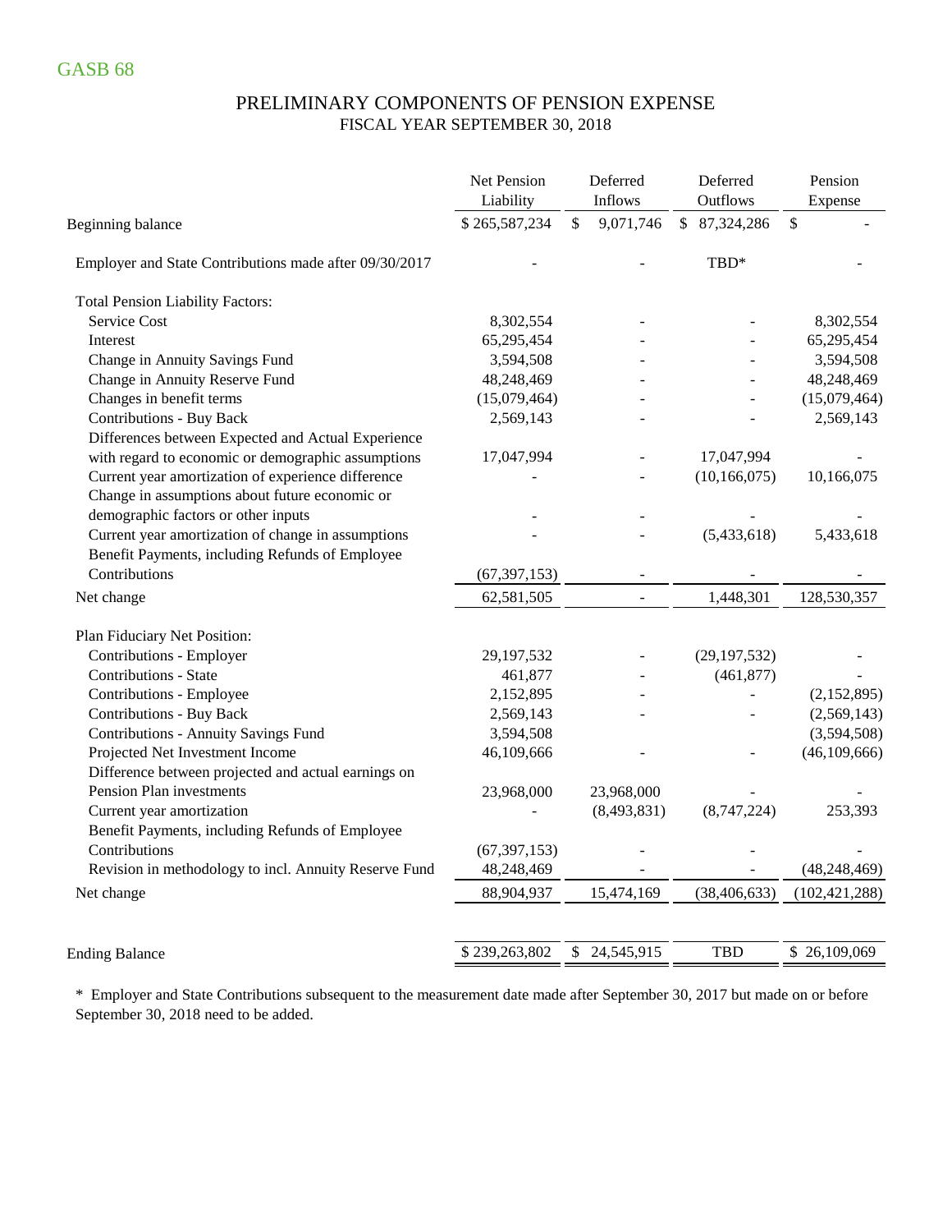GASB 68

## PRELIMINARY COMPONENTS OF PENSION EXPENSE
### FISCAL YEAR SEPTEMBER 30, 2018

| | Net Pension Liability | Deferred Inflows | Deferred Outflows | Pension Expense |
|---|---|---|---|---|
| Beginning balance | $ 265,587,234 | $ 9,071,746 | $ 87,324,286 | $ - |
| Employer and State Contributions made after 09/30/2017 | - | - | TBD* | - |
| Total Pension Liability Factors: | | | | |
| Service Cost | 8,302,554 | - | - | 8,302,554 |
| Interest | 65,295,454 | - | - | 65,295,454 |
| Change in Annuity Savings Fund | 3,594,508 | - | - | 3,594,508 |
| Change in Annuity Reserve Fund | 48,248,469 | - | - | 48,248,469 |
| Changes in benefit terms | (15,079,464) | - | - | (15,079,464) |
| Contributions - Buy Back | 2,569,143 | - | - | 2,569,143 |
| Differences between Expected and Actual Experience with regard to economic or demographic assumptions | 17,047,994 | - | 17,047,994 | - |
| Current year amortization of experience difference | - | - | (10,166,075) | 10,166,075 |
| Change in assumptions about future economic or demographic factors or other inputs | - | - | - | - |
| Current year amortization of change in assumptions | - | - | (5,433,618) | 5,433,618 |
| Benefit Payments, including Refunds of Employee Contributions | (67,397,153) | - | - | - |
| Net change | 62,581,505 | - | 1,448,301 | 128,530,357 |
| Plan Fiduciary Net Position: | | | | |
| Contributions - Employer | 29,197,532 | - | (29,197,532) | - |
| Contributions - State | 461,877 | - | (461,877) | - |
| Contributions - Employee | 2,152,895 | - | - | (2,152,895) |
| Contributions - Buy Back | 2,569,143 | - | - | (2,569,143) |
| Contributions - Annuity Savings Fund | 3,594,508 | | | (3,594,508) |
| Projected Net Investment Income | 46,109,666 | - | - | (46,109,666) |
| Difference between projected and actual earnings on Pension Plan investments | 23,968,000 | 23,968,000 | - | - |
| Current year amortization | - | (8,493,831) | (8,747,224) | 253,393 |
| Benefit Payments, including Refunds of Employee Contributions | (67,397,153) | - | - | - |
| Revision in methodology to incl. Annuity Reserve Fund | 48,248,469 | - | - | (48,248,469) |
| Net change | 88,904,937 | 15,474,169 | (38,406,633) | (102,421,288) |
| Ending Balance | $ 239,263,802 | $ 24,545,915 | TBD | $ 26,109,069 |

\* Employer and State Contributions subsequent to the measurement date made after September 30, 2017 but made on or before September 30, 2018 need to be added.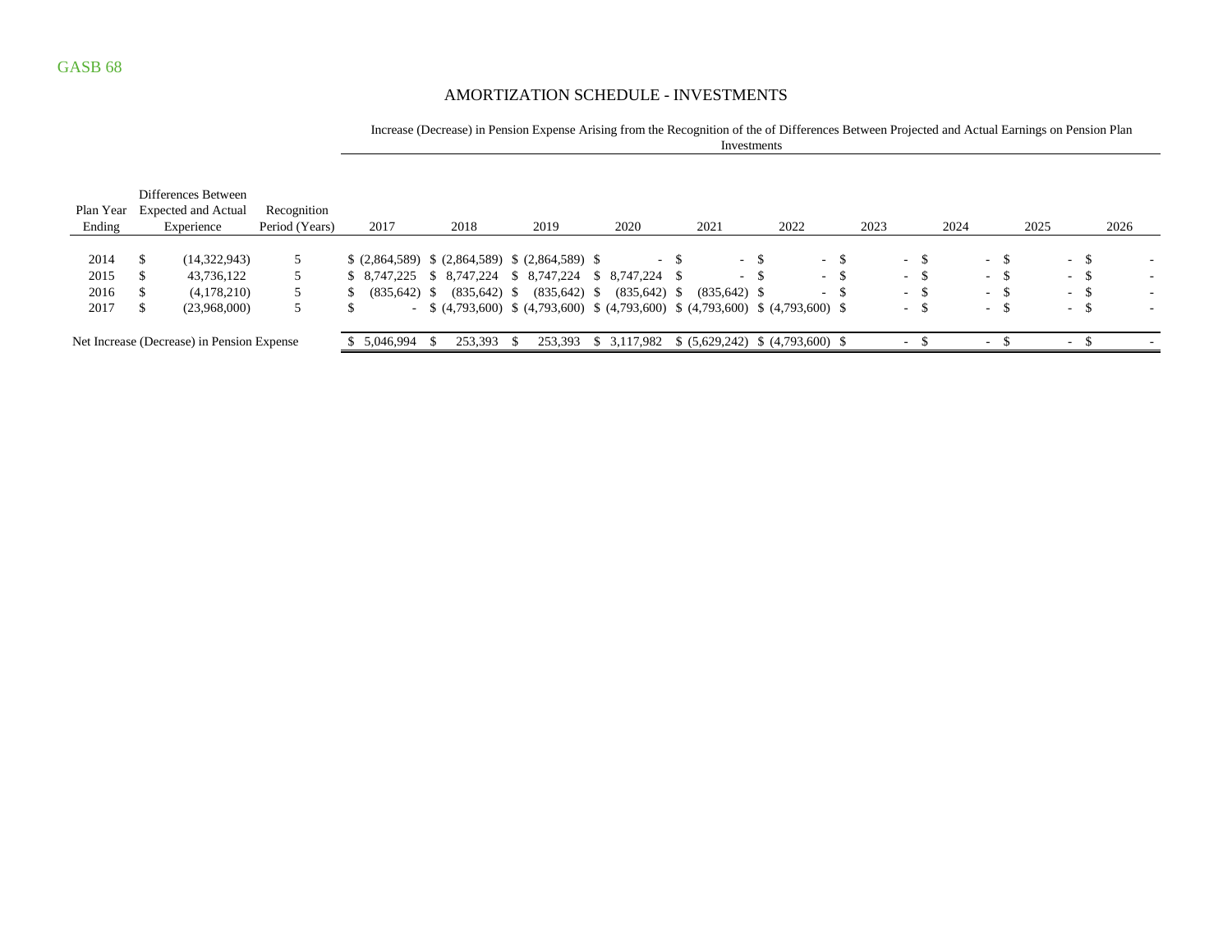GASB 68

## AMORTIZATION SCHEDULE - INVESTMENTS

| Plan Year Ending | Differences Between Expected and Actual Experience | Recognition Period (Years) | 2017 | 2018 | 2019 | 2020 | 2021 | 2022 | 2023 | 2024 | 2025 | 2026 |
|---|---|---|---|---|---|---|---|---|---|---|---|---|
| | | | Increase (Decrease) in Pension Expense Arising from the Recognition of the of Differences Between Projected and Actual Earnings on Pension Plan Investments | | | | | | | | | |
| 2014 | $ (14,322,943) | 5 | $ (2,864,589) | $ (2,864,589) | $ (2,864,589) | $ - | $ - | $ - | $ - | $ - | $ - | $ - |
| 2015 | $ 43,736,122 | 5 | $ 8,747,225 | $ 8,747,224 | $ 8,747,224 | $ 8,747,224 | $ - | $ - | $ - | $ - | $ - | $ - |
| 2016 | $ (4,178,210) | 5 | $ (835,642) | $ (835,642) | $ (835,642) | $ (835,642) | $ (835,642) | $ - | $ - | $ - | $ - | $ - |
| 2017 | $ (23,968,000) | 5 | $ - | $ (4,793,600) | $ (4,793,600) | $ (4,793,600) | $ (4,793,600) | $ (4,793,600) | $ - | $ - | $ - | $ - |
| Net Increase (Decrease) in Pension Expense | | | $ 5,046,994 | $ 253,393 | $ 253,393 | $ 3,117,982 | $ (5,629,242) | $ (4,793,600) | $ - | $ - | $ - | $ - |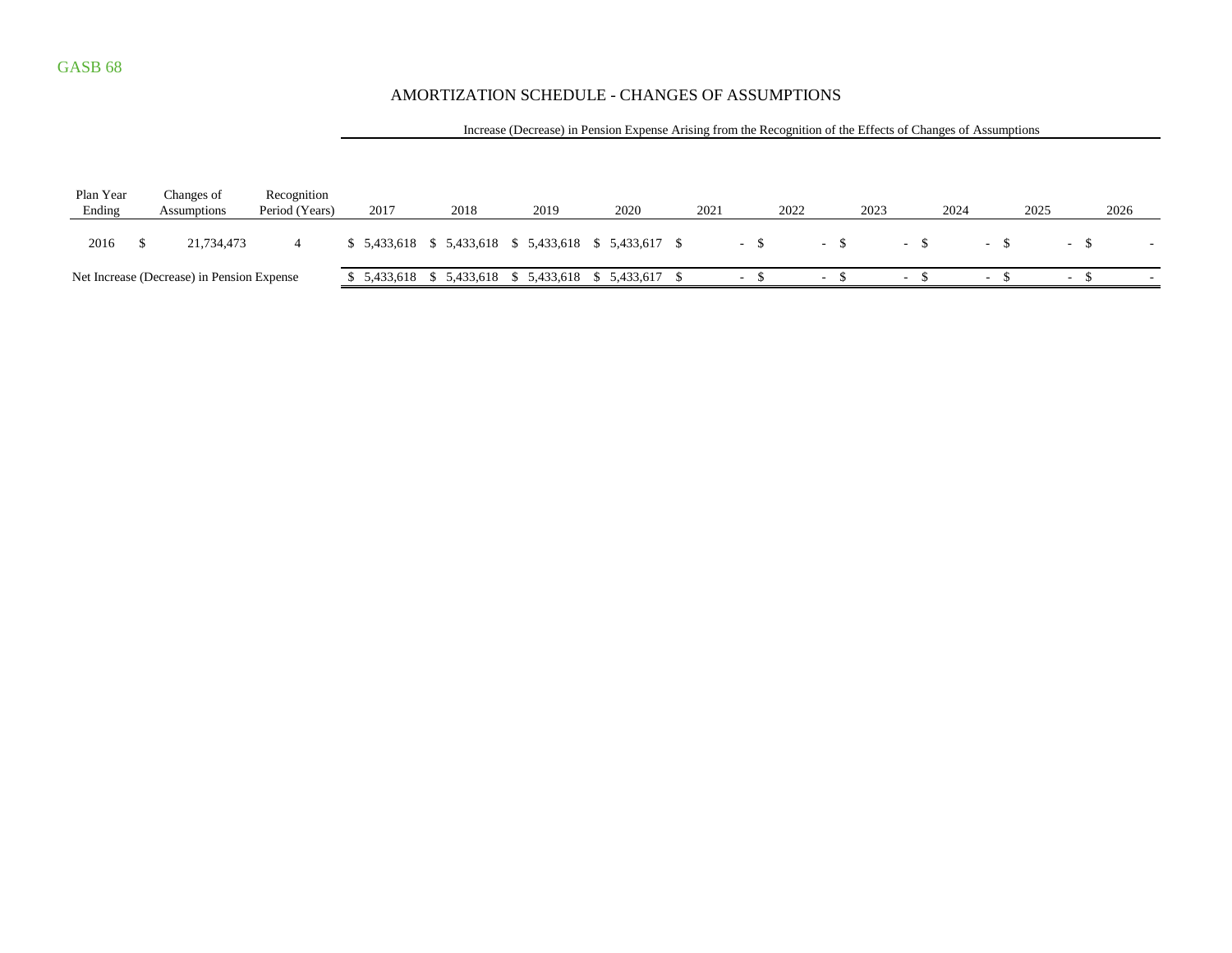GASB 68

# AMORTIZATION SCHEDULE - CHANGES OF ASSUMPTIONS

| | | | Increase (Decrease) in Pension Expense Arising from the Recognition of the Effects of Changes of Assumptions | | | | | | | | | |
|---|---|---|---|---|---|---|---|---|---|---|---|---|
| Plan Year Ending | Changes of Assumptions | Recognition Period (Years) | 2017 | 2018 | 2019 | 2020 | 2021 | 2022 | 2023 | 2024 | 2025 | 2026 |
| 2016 | $ 21,734,473 | 4 | $ 5,433,618 | $ 5,433,618 | $ 5,433,618 | $ 5,433,617 | $ - | $ - | $ - | $ - | $ - | $ - |
| Net Increase (Decrease) in Pension Expense | | | $ 5,433,618 | $ 5,433,618 | $ 5,433,618 | $ 5,433,617 | $ - | $ - | $ - | $ - | $ - | $ - |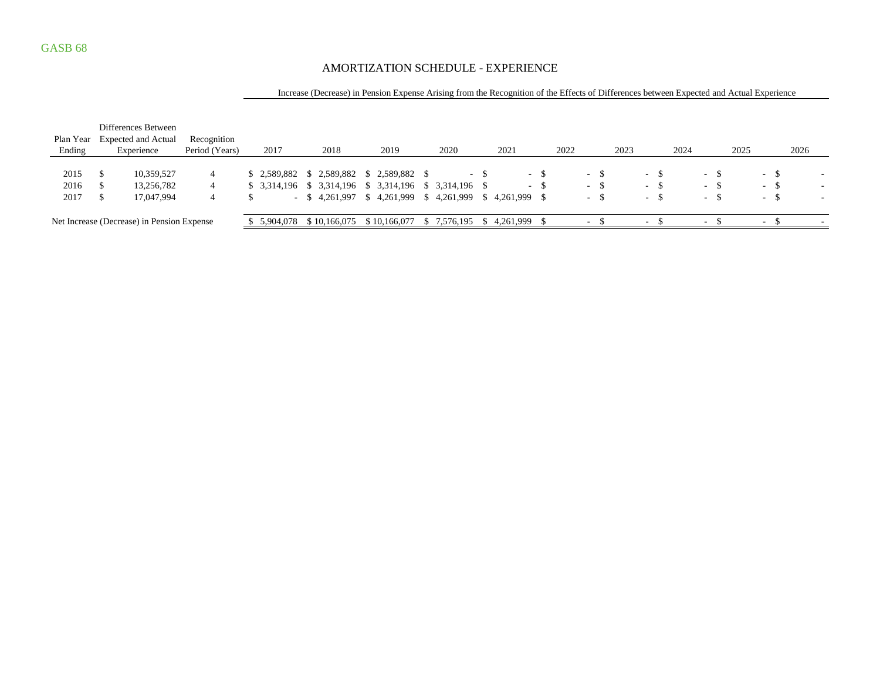GASB 68

## AMORTIZATION SCHEDULE - EXPERIENCE

| Plan Year Ending | Differences Between Expected and Actual Experience | Recognition Period (Years) | Increase (Decrease) in Pension Expense Arising from the Recognition of the Effects of Differences between Expected and Actual Experience | | | | | | | | | |
|---|---|---|---|---|---|---|---|---|---|---|---|---|
| | | | 2017 | 2018 | 2019 | 2020 | 2021 | 2022 | 2023 | 2024 | 2025 | 2026 |
| 2015 | $ 10,359,527 | 4 | $ 2,589,882 | $ 2,589,882 | $ 2,589,882 | $ - | $ - | $ - | $ - | $ - | $ - | $ - |
| 2016 | $ 13,256,782 | 4 | $ 3,314,196 | $ 3,314,196 | $ 3,314,196 | $ 3,314,196 | $ - | $ - | $ - | $ - | $ - | $ - |
| 2017 | $ 17,047,994 | 4 | $ - | $ 4,261,997 | $ 4,261,999 | $ 4,261,999 | $ 4,261,999 | $ - | $ - | $ - | $ - | $ - |
| Net Increase (Decrease) in Pension Expense | | | $ 5,904,078 | $ 10,166,075 | $ 10,166,077 | $ 7,576,195 | $ 4,261,999 | $ - | $ - | $ - | $ - | $ - |